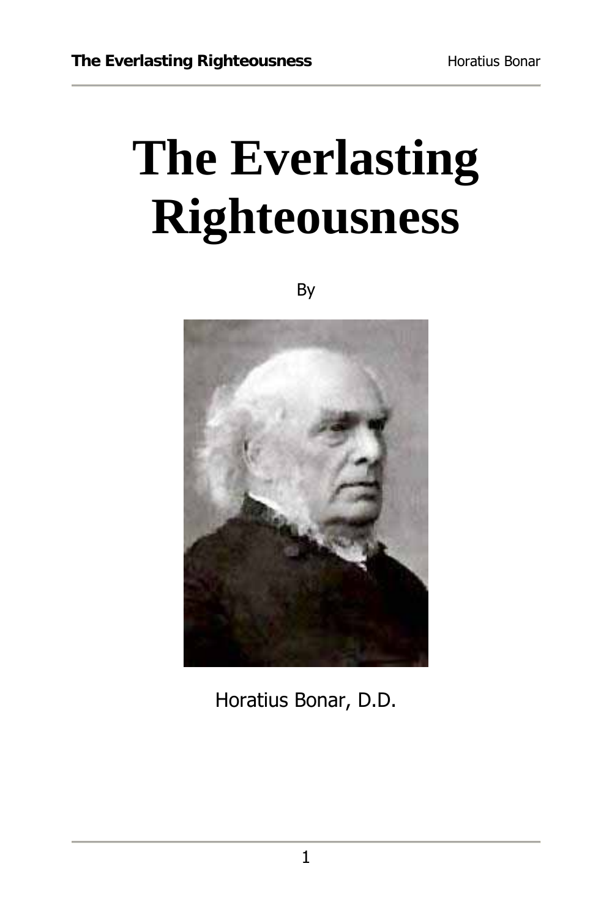# The Everlasting Righteousness

By

Horatius Bonar, D.D.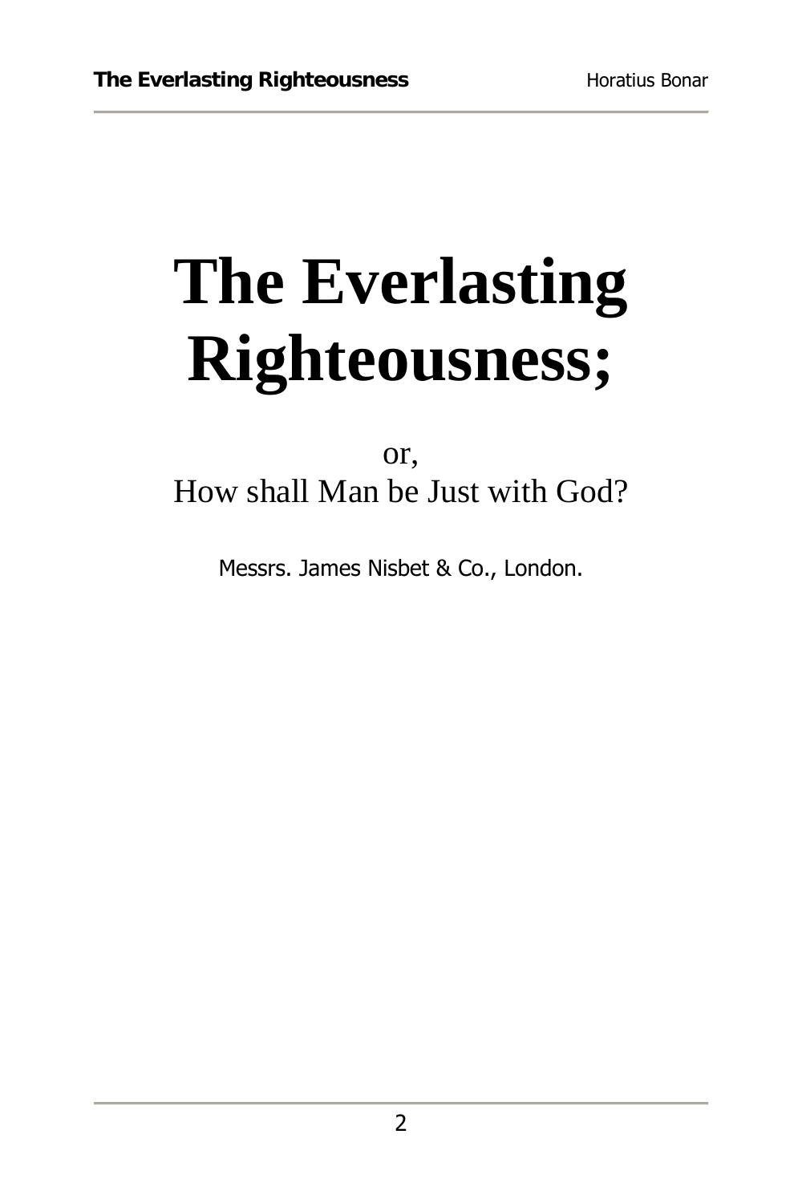# The Everlasting Righteousness;

or,
How shall Man be Just with God?

Messrs. James Nisbet & Co., London.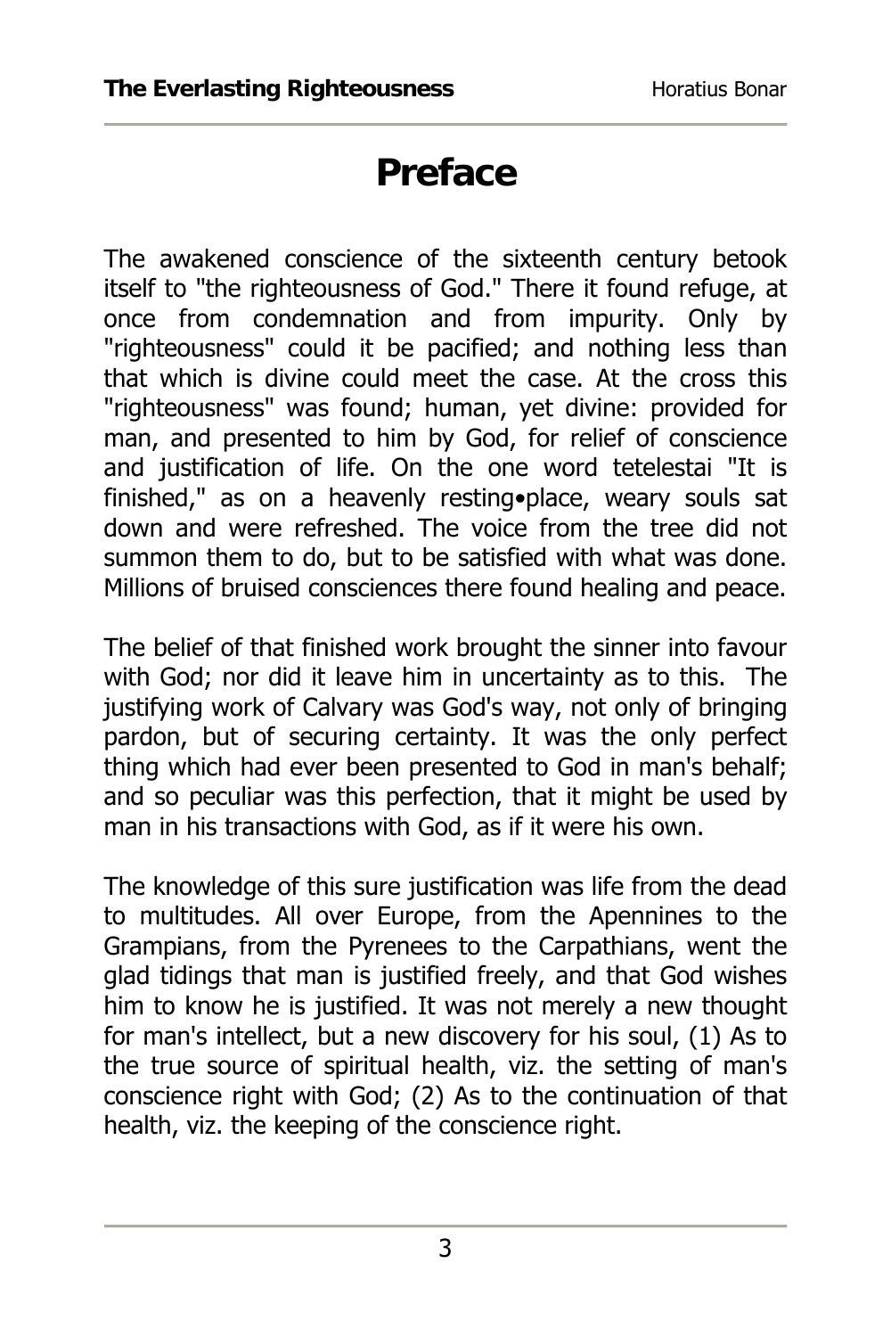# Preface

The awakened conscience of the sixteenth century betook itself to "the righteousness of God." There it found refuge, at once from condemnation and from impurity. Only by "righteousness" could it be pacified; and nothing less than that which is divine could meet the case. At the cross this "righteousness" was found; human, yet divine: provided for man, and presented to him by God, for relief of conscience and justification of life. On the one word tetelestai "It is finished," as on a heavenly resting•place, weary souls sat down and were refreshed. The voice from the tree did not summon them to do, but to be satisfied with what was done. Millions of bruised consciences there found healing and peace.

The belief of that finished work brought the sinner into favour with God; nor did it leave him in uncertainty as to this. The justifying work of Calvary was God's way, not only of bringing pardon, but of securing certainty. It was the only perfect thing which had ever been presented to God in man's behalf; and so peculiar was this perfection, that it might be used by man in his transactions with God, as if it were his own.

The knowledge of this sure justification was life from the dead to multitudes. All over Europe, from the Apennines to the Grampians, from the Pyrenees to the Carpathians, went the glad tidings that man is justified freely, and that God wishes him to know he is justified. It was not merely a new thought for man's intellect, but a new discovery for his soul, (1) As to the true source of spiritual health, viz. the setting of man's conscience right with God; (2) As to the continuation of that health, viz. the keeping of the conscience right.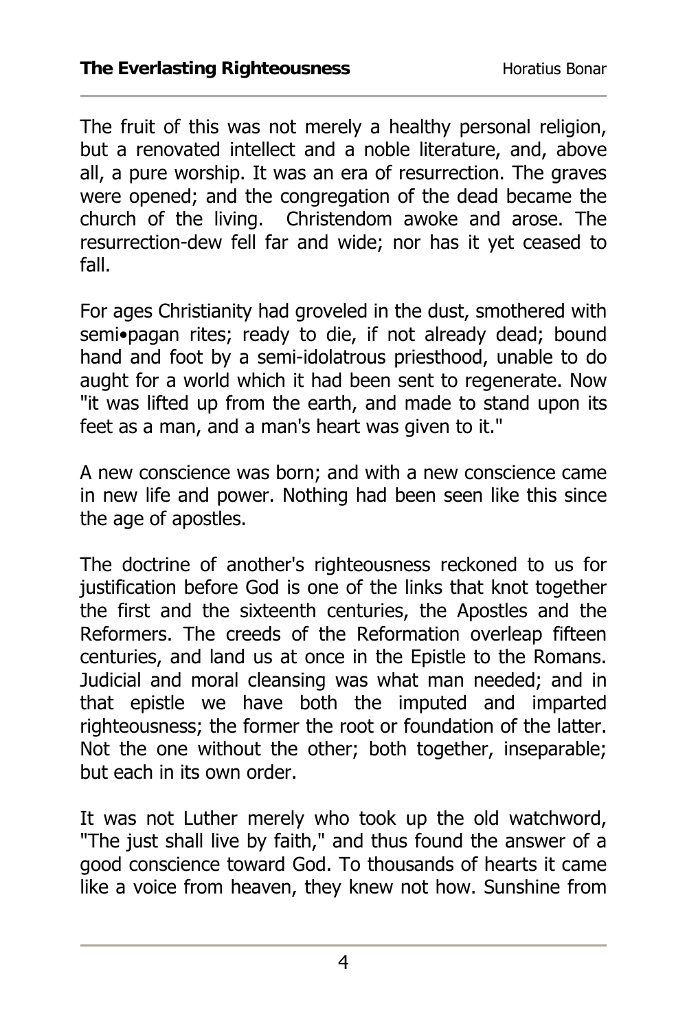The fruit of this was not merely a healthy personal religion, but a renovated intellect and a noble literature, and, above all, a pure worship. It was an era of resurrection. The graves were opened; and the congregation of the dead became the church of the living. Christendom awoke and arose. The resurrection-dew fell far and wide; nor has it yet ceased to fall.

For ages Christianity had groveled in the dust, smothered with semi•pagan rites; ready to die, if not already dead; bound hand and foot by a semi-idolatrous priesthood, unable to do aught for a world which it had been sent to regenerate. Now "it was lifted up from the earth, and made to stand upon its feet as a man, and a man's heart was given to it."

A new conscience was born; and with a new conscience came in new life and power. Nothing had been seen like this since the age of apostles.

The doctrine of another's righteousness reckoned to us for justification before God is one of the links that knot together the first and the sixteenth centuries, the Apostles and the Reformers. The creeds of the Reformation overleap fifteen centuries, and land us at once in the Epistle to the Romans. Judicial and moral cleansing was what man needed; and in that epistle we have both the imputed and imparted righteousness; the former the root or foundation of the latter. Not the one without the other; both together, inseparable; but each in its own order.

It was not Luther merely who took up the old watchword, "The just shall live by faith," and thus found the answer of a good conscience toward God. To thousands of hearts it came like a voice from heaven, they knew not how. Sunshine from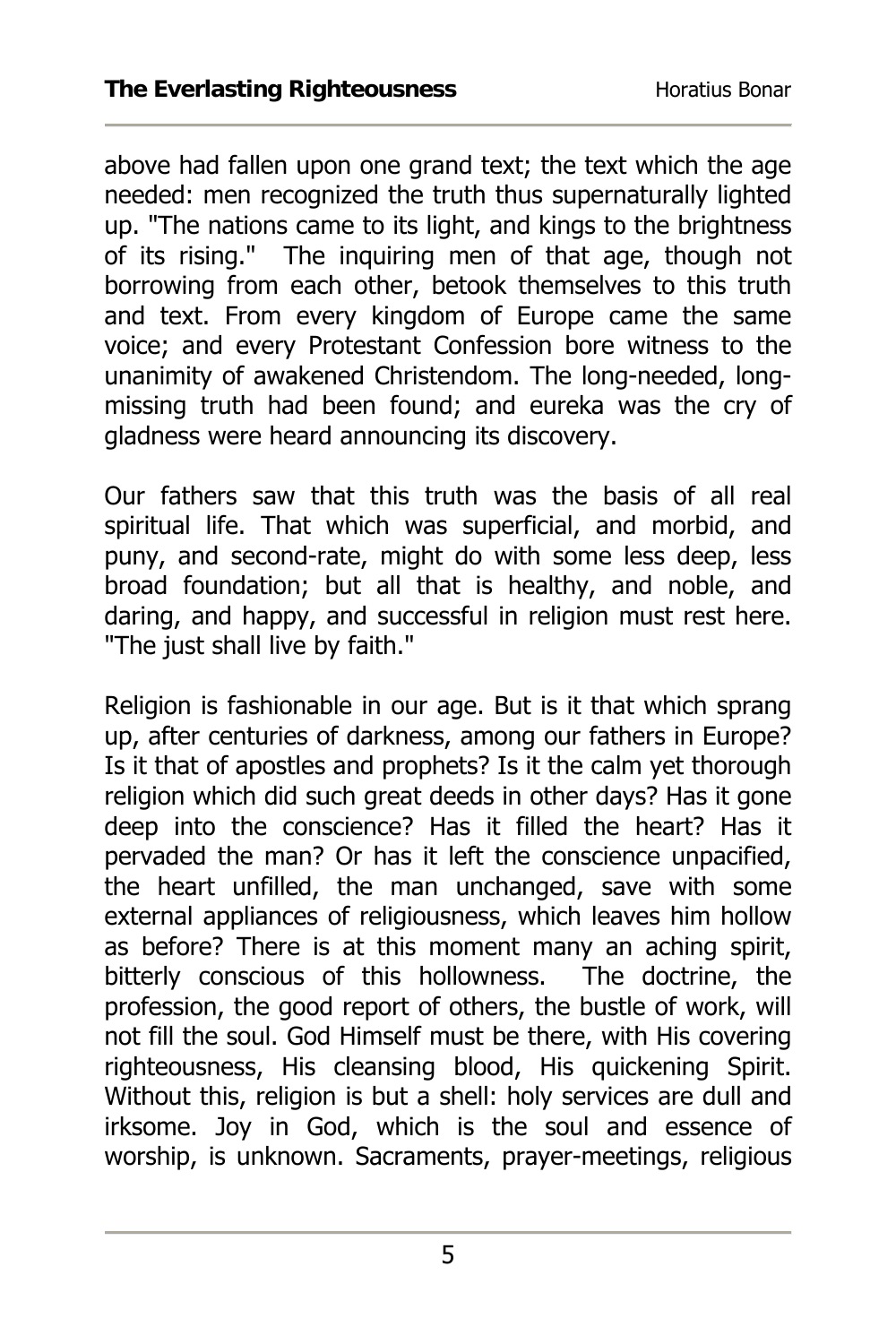above had fallen upon one grand text; the text which the age needed: men recognized the truth thus supernaturally lighted up. "The nations came to its light, and kings to the brightness of its rising." The inquiring men of that age, though not borrowing from each other, betook themselves to this truth and text. From every kingdom of Europe came the same voice; and every Protestant Confession bore witness to the unanimity of awakened Christendom. The long-needed, long-missing truth had been found; and eureka was the cry of gladness were heard announcing its discovery.

Our fathers saw that this truth was the basis of all real spiritual life. That which was superficial, and morbid, and puny, and second-rate, might do with some less deep, less broad foundation; but all that is healthy, and noble, and daring, and happy, and successful in religion must rest here. "The just shall live by faith."

Religion is fashionable in our age. But is it that which sprang up, after centuries of darkness, among our fathers in Europe? Is it that of apostles and prophets? Is it the calm yet thorough religion which did such great deeds in other days? Has it gone deep into the conscience? Has it filled the heart? Has it pervaded the man? Or has it left the conscience unpacified, the heart unfilled, the man unchanged, save with some external appliances of religiousness, which leaves him hollow as before? There is at this moment many an aching spirit, bitterly conscious of this hollowness. The doctrine, the profession, the good report of others, the bustle of work, will not fill the soul. God Himself must be there, with His covering righteousness, His cleansing blood, His quickening Spirit. Without this, religion is but a shell: holy services are dull and irksome. Joy in God, which is the soul and essence of worship, is unknown. Sacraments, prayer-meetings, religious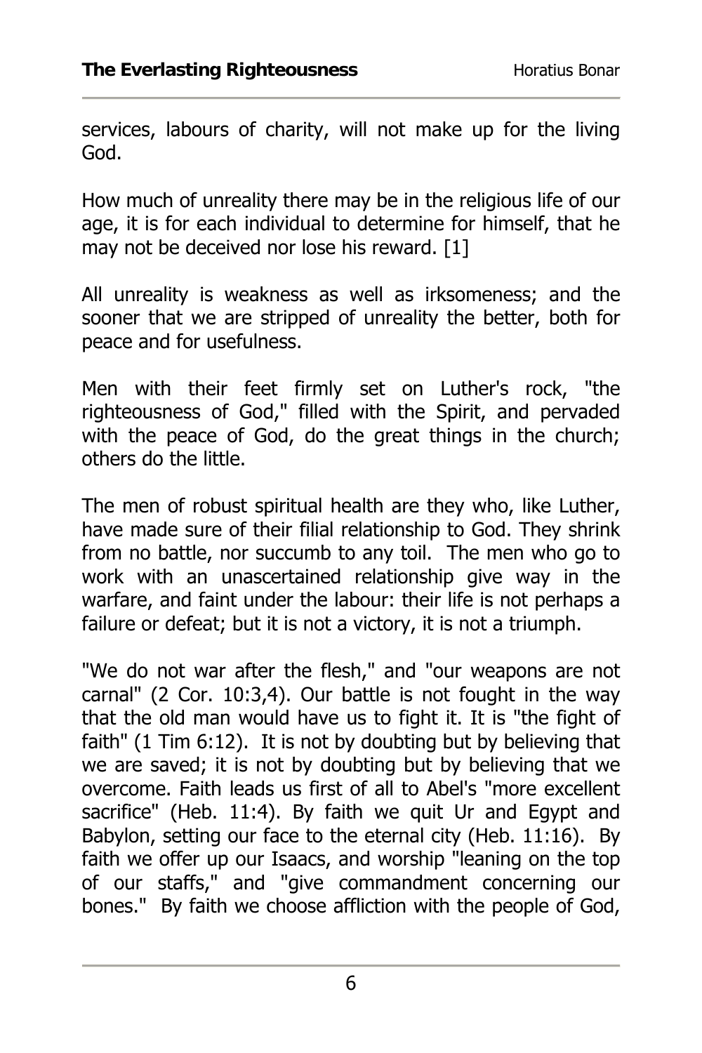services, labours of charity, will not make up for the living God.

How much of unreality there may be in the religious life of our age, it is for each individual to determine for himself, that he may not be deceived nor lose his reward. [1]

All unreality is weakness as well as irksomeness; and the sooner that we are stripped of unreality the better, both for peace and for usefulness.

Men with their feet firmly set on Luther's rock, "the righteousness of God," filled with the Spirit, and pervaded with the peace of God, do the great things in the church; others do the little.

The men of robust spiritual health are they who, like Luther, have made sure of their filial relationship to God. They shrink from no battle, nor succumb to any toil. The men who go to work with an unascertained relationship give way in the warfare, and faint under the labour: their life is not perhaps a failure or defeat; but it is not a victory, it is not a triumph.

"We do not war after the flesh," and "our weapons are not carnal" (2 Cor. 10:3,4). Our battle is not fought in the way that the old man would have us to fight it. It is "the fight of faith" (1 Tim 6:12). It is not by doubting but by believing that we are saved; it is not by doubting but by believing that we overcome. Faith leads us first of all to Abel's "more excellent sacrifice" (Heb. 11:4). By faith we quit Ur and Egypt and Babylon, setting our face to the eternal city (Heb. 11:16). By faith we offer up our Isaacs, and worship "leaning on the top of our staffs," and "give commandment concerning our bones." By faith we choose affliction with the people of God,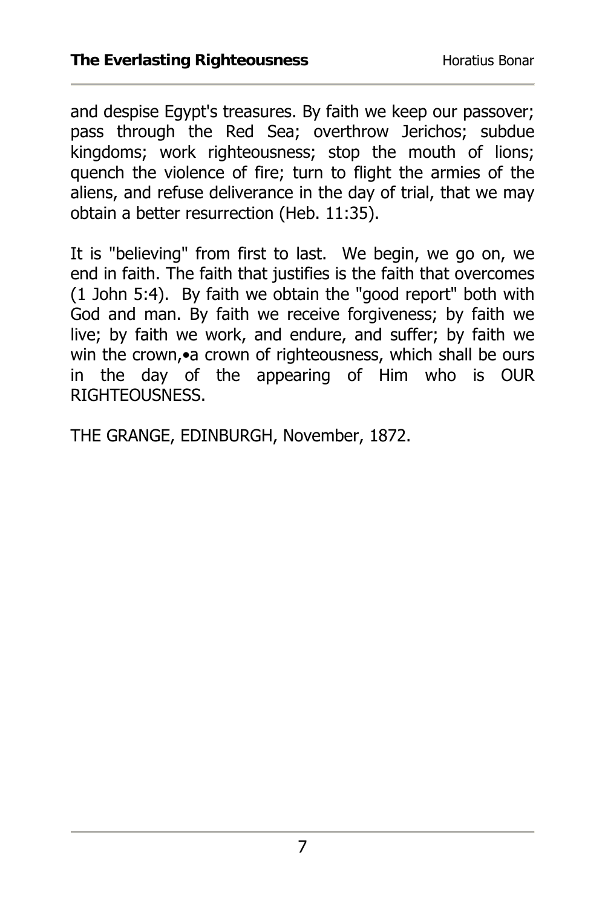and despise Egypt's treasures. By faith we keep our passover; pass through the Red Sea; overthrow Jerichos; subdue kingdoms; work righteousness; stop the mouth of lions; quench the violence of fire; turn to flight the armies of the aliens, and refuse deliverance in the day of trial, that we may obtain a better resurrection (Heb. 11:35).

It is "believing" from first to last. We begin, we go on, we end in faith. The faith that justifies is the faith that overcomes (1 John 5:4). By faith we obtain the "good report" both with God and man. By faith we receive forgiveness; by faith we live; by faith we work, and endure, and suffer; by faith we win the crown,•a crown of righteousness, which shall be ours in the day of the appearing of Him who is OUR RIGHTEOUSNESS.

THE GRANGE, EDINBURGH, November, 1872.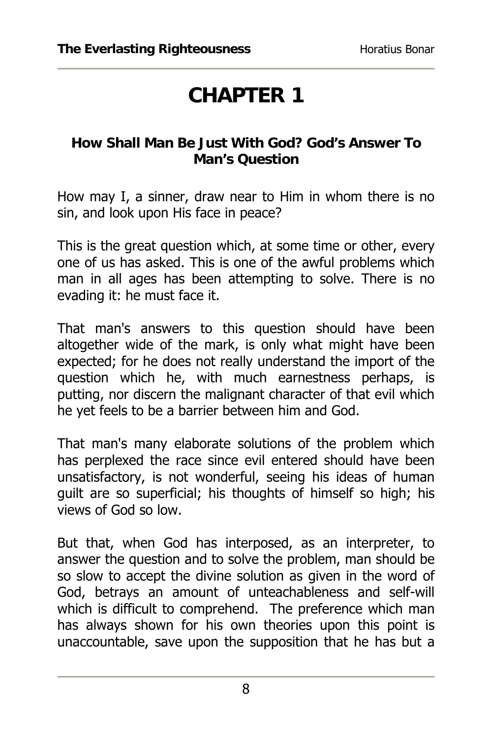# CHAPTER 1

### How Shall Man Be Just With God? God's Answer To Man's Question

How may I, a sinner, draw near to Him in whom there is no sin, and look upon His face in peace?

This is the great question which, at some time or other, every one of us has asked. This is one of the awful problems which man in all ages has been attempting to solve. There is no evading it: he must face it.

That man's answers to this question should have been altogether wide of the mark, is only what might have been expected; for he does not really understand the import of the question which he, with much earnestness perhaps, is putting, nor discern the malignant character of that evil which he yet feels to be a barrier between him and God.

That man's many elaborate solutions of the problem which has perplexed the race since evil entered should have been unsatisfactory, is not wonderful, seeing his ideas of human guilt are so superficial; his thoughts of himself so high; his views of God so low.

But that, when God has interposed, as an interpreter, to answer the question and to solve the problem, man should be so slow to accept the divine solution as given in the word of God, betrays an amount of unteachableness and self-will which is difficult to comprehend. The preference which man has always shown for his own theories upon this point is unaccountable, save upon the supposition that he has but a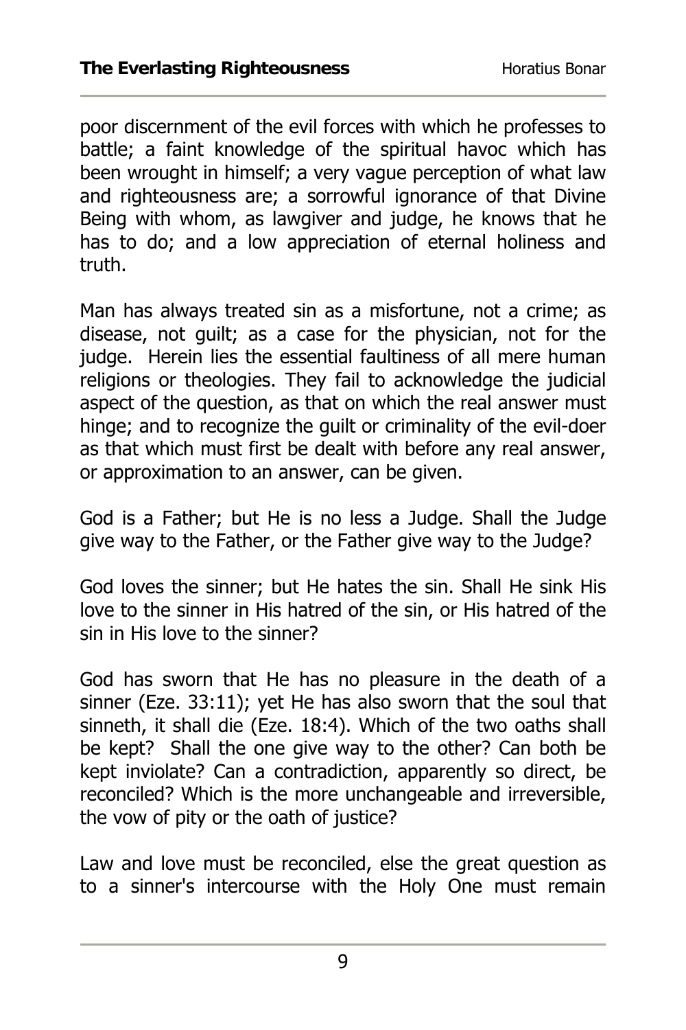poor discernment of the evil forces with which he professes to battle; a faint knowledge of the spiritual havoc which has been wrought in himself; a very vague perception of what law and righteousness are; a sorrowful ignorance of that Divine Being with whom, as lawgiver and judge, he knows that he has to do; and a low appreciation of eternal holiness and truth.

Man has always treated sin as a misfortune, not a crime; as disease, not guilt; as a case for the physician, not for the judge. Herein lies the essential faultiness of all mere human religions or theologies. They fail to acknowledge the judicial aspect of the question, as that on which the real answer must hinge; and to recognize the guilt or criminality of the evil-doer as that which must first be dealt with before any real answer, or approximation to an answer, can be given.

God is a Father; but He is no less a Judge. Shall the Judge give way to the Father, or the Father give way to the Judge?

God loves the sinner; but He hates the sin. Shall He sink His love to the sinner in His hatred of the sin, or His hatred of the sin in His love to the sinner?

God has sworn that He has no pleasure in the death of a sinner (Eze. 33:11); yet He has also sworn that the soul that sinneth, it shall die (Eze. 18:4). Which of the two oaths shall be kept? Shall the one give way to the other? Can both be kept inviolate? Can a contradiction, apparently so direct, be reconciled? Which is the more unchangeable and irreversible, the vow of pity or the oath of justice?

Law and love must be reconciled, else the great question as to a sinner's intercourse with the Holy One must remain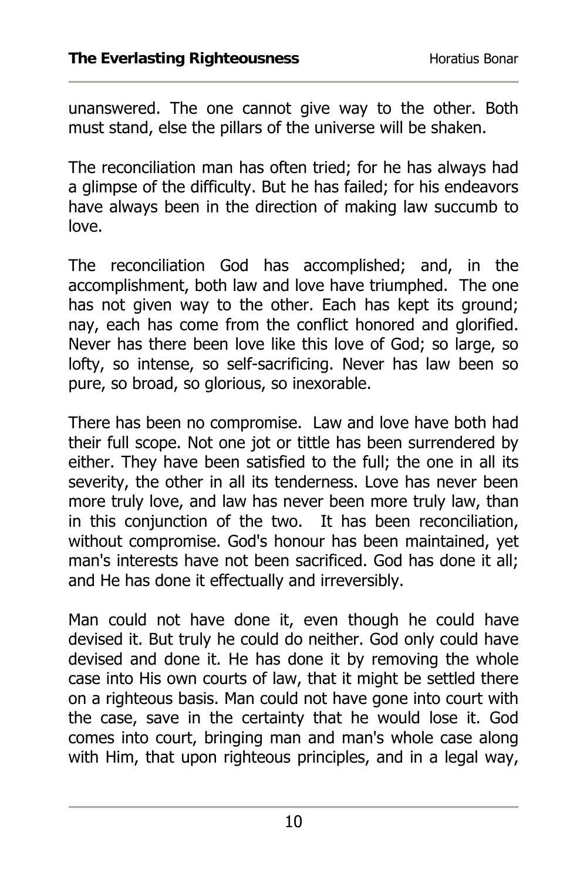unanswered. The one cannot give way to the other. Both must stand, else the pillars of the universe will be shaken.

The reconciliation man has often tried; for he has always had a glimpse of the difficulty. But he has failed; for his endeavors have always been in the direction of making law succumb to love.

The reconciliation God has accomplished; and, in the accomplishment, both law and love have triumphed. The one has not given way to the other. Each has kept its ground; nay, each has come from the conflict honored and glorified. Never has there been love like this love of God; so large, so lofty, so intense, so self-sacrificing. Never has law been so pure, so broad, so glorious, so inexorable.

There has been no compromise. Law and love have both had their full scope. Not one jot or tittle has been surrendered by either. They have been satisfied to the full; the one in all its severity, the other in all its tenderness. Love has never been more truly love, and law has never been more truly law, than in this conjunction of the two. It has been reconciliation, without compromise. God's honour has been maintained, yet man's interests have not been sacrificed. God has done it all; and He has done it effectually and irreversibly.

Man could not have done it, even though he could have devised it. But truly he could do neither. God only could have devised and done it. He has done it by removing the whole case into His own courts of law, that it might be settled there on a righteous basis. Man could not have gone into court with the case, save in the certainty that he would lose it. God comes into court, bringing man and man's whole case along with Him, that upon righteous principles, and in a legal way,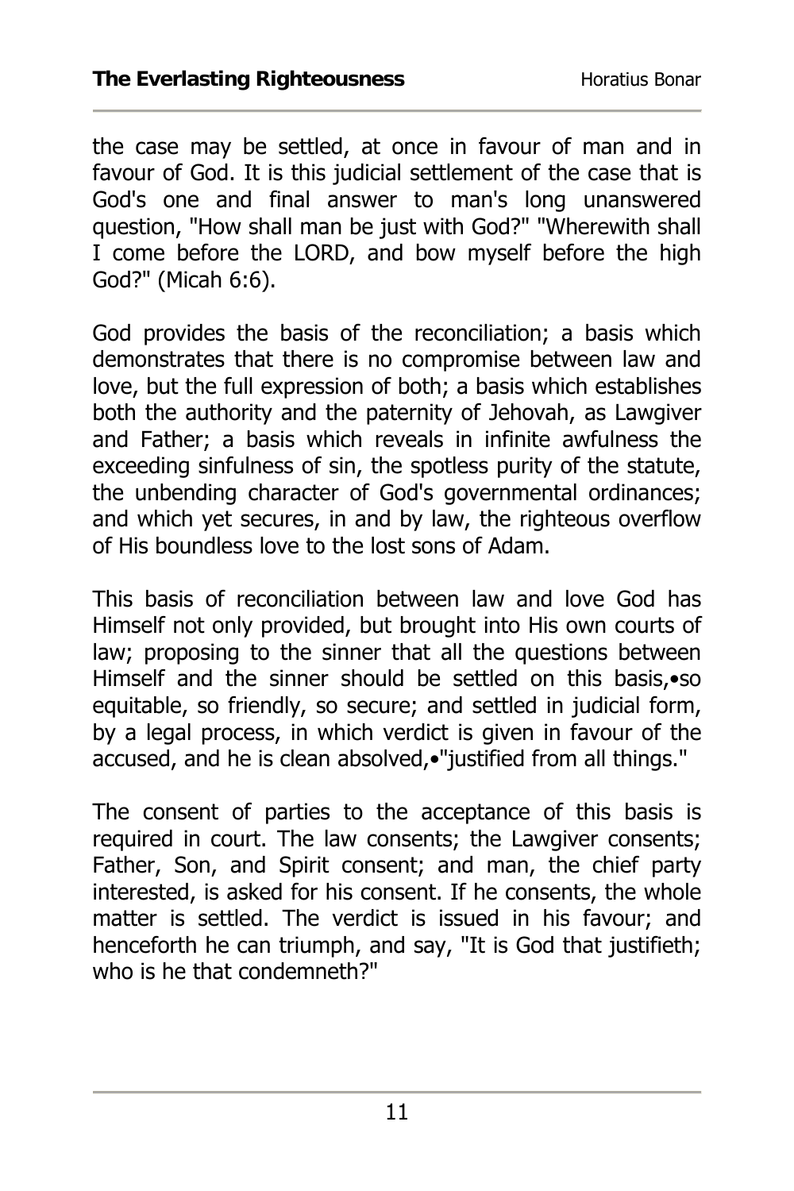the case may be settled, at once in favour of man and in favour of God. It is this judicial settlement of the case that is God's one and final answer to man's long unanswered question, "How shall man be just with God?" "Wherewith shall I come before the LORD, and bow myself before the high God?" (Micah 6:6).

God provides the basis of the reconciliation; a basis which demonstrates that there is no compromise between law and love, but the full expression of both; a basis which establishes both the authority and the paternity of Jehovah, as Lawgiver and Father; a basis which reveals in infinite awfulness the exceeding sinfulness of sin, the spotless purity of the statute, the unbending character of God's governmental ordinances; and which yet secures, in and by law, the righteous overflow of His boundless love to the lost sons of Adam.

This basis of reconciliation between law and love God has Himself not only provided, but brought into His own courts of law; proposing to the sinner that all the questions between Himself and the sinner should be settled on this basis,•so equitable, so friendly, so secure; and settled in judicial form, by a legal process, in which verdict is given in favour of the accused, and he is clean absolved,•"justified from all things."

The consent of parties to the acceptance of this basis is required in court. The law consents; the Lawgiver consents; Father, Son, and Spirit consent; and man, the chief party interested, is asked for his consent. If he consents, the whole matter is settled. The verdict is issued in his favour; and henceforth he can triumph, and say, "It is God that justifieth; who is he that condemneth?"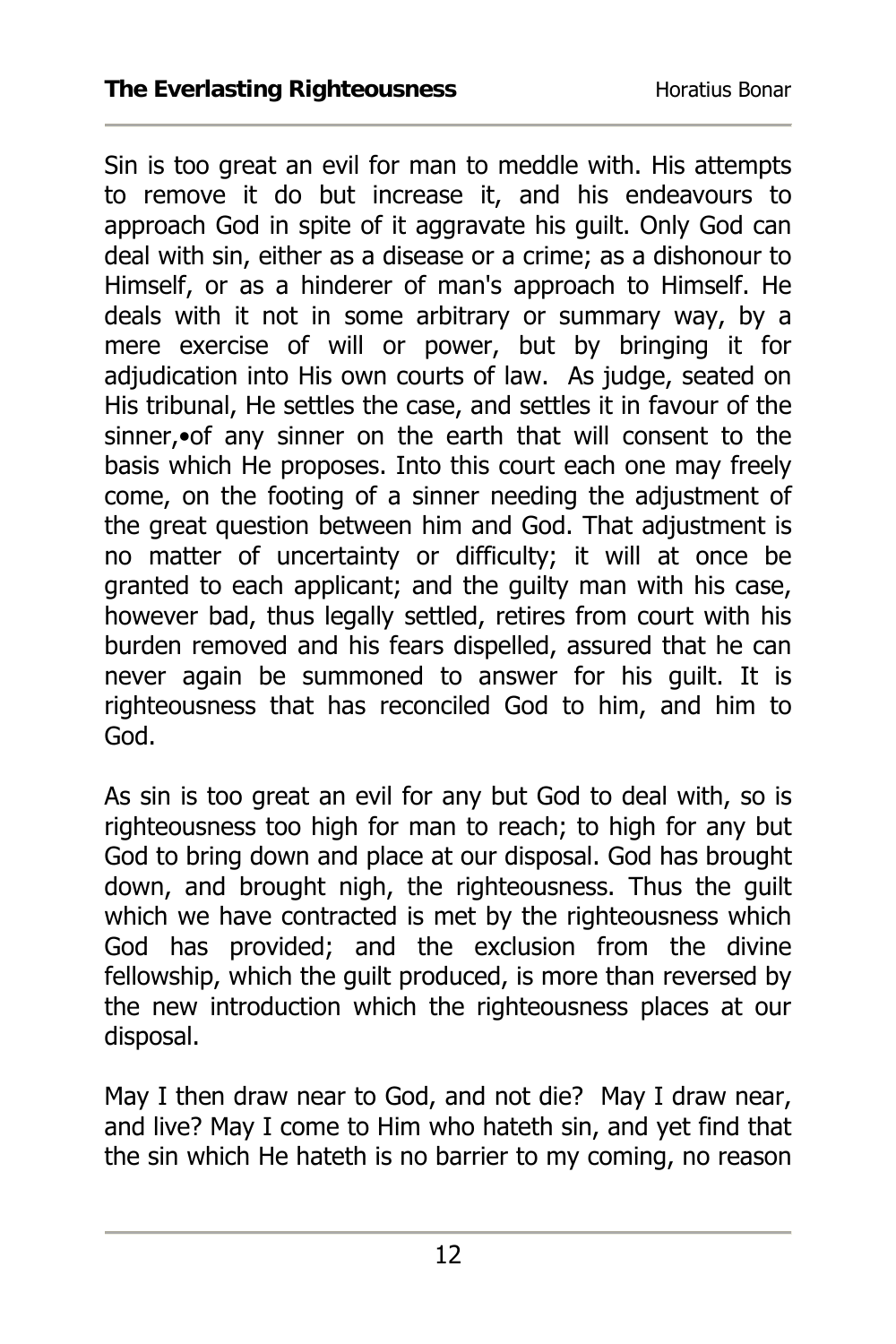Sin is too great an evil for man to meddle with. His attempts to remove it do but increase it, and his endeavours to approach God in spite of it aggravate his guilt. Only God can deal with sin, either as a disease or a crime; as a dishonour to Himself, or as a hinderer of man's approach to Himself. He deals with it not in some arbitrary or summary way, by a mere exercise of will or power, but by bringing it for adjudication into His own courts of law. As judge, seated on His tribunal, He settles the case, and settles it in favour of the sinner,•of any sinner on the earth that will consent to the basis which He proposes. Into this court each one may freely come, on the footing of a sinner needing the adjustment of the great question between him and God. That adjustment is no matter of uncertainty or difficulty; it will at once be granted to each applicant; and the guilty man with his case, however bad, thus legally settled, retires from court with his burden removed and his fears dispelled, assured that he can never again be summoned to answer for his guilt. It is righteousness that has reconciled God to him, and him to God.

As sin is too great an evil for any but God to deal with, so is righteousness too high for man to reach; to high for any but God to bring down and place at our disposal. God has brought down, and brought nigh, the righteousness. Thus the guilt which we have contracted is met by the righteousness which God has provided; and the exclusion from the divine fellowship, which the guilt produced, is more than reversed by the new introduction which the righteousness places at our disposal.

May I then draw near to God, and not die? May I draw near, and live? May I come to Him who hateth sin, and yet find that the sin which He hateth is no barrier to my coming, no reason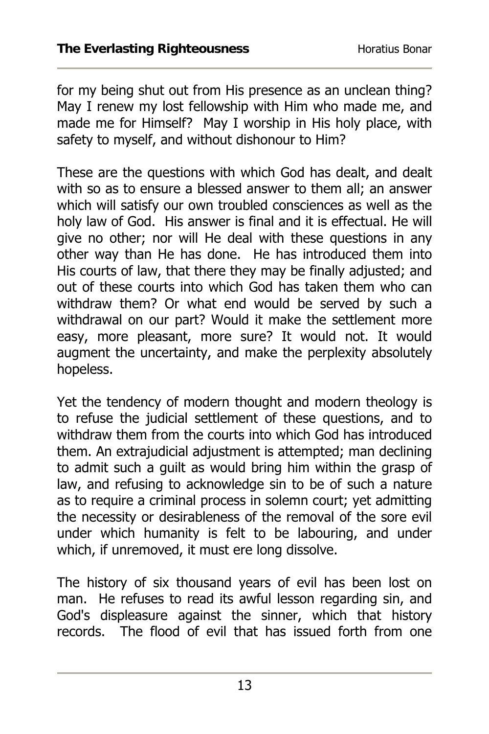for my being shut out from His presence as an unclean thing? May I renew my lost fellowship with Him who made me, and made me for Himself? May I worship in His holy place, with safety to myself, and without dishonour to Him?

These are the questions with which God has dealt, and dealt with so as to ensure a blessed answer to them all; an answer which will satisfy our own troubled consciences as well as the holy law of God. His answer is final and it is effectual. He will give no other; nor will He deal with these questions in any other way than He has done. He has introduced them into His courts of law, that there they may be finally adjusted; and out of these courts into which God has taken them who can withdraw them? Or what end would be served by such a withdrawal on our part? Would it make the settlement more easy, more pleasant, more sure? It would not. It would augment the uncertainty, and make the perplexity absolutely hopeless.

Yet the tendency of modern thought and modern theology is to refuse the judicial settlement of these questions, and to withdraw them from the courts into which God has introduced them. An extrajudicial adjustment is attempted; man declining to admit such a guilt as would bring him within the grasp of law, and refusing to acknowledge sin to be of such a nature as to require a criminal process in solemn court; yet admitting the necessity or desirableness of the removal of the sore evil under which humanity is felt to be labouring, and under which, if unremoved, it must ere long dissolve.

The history of six thousand years of evil has been lost on man. He refuses to read its awful lesson regarding sin, and God's displeasure against the sinner, which that history records. The flood of evil that has issued forth from one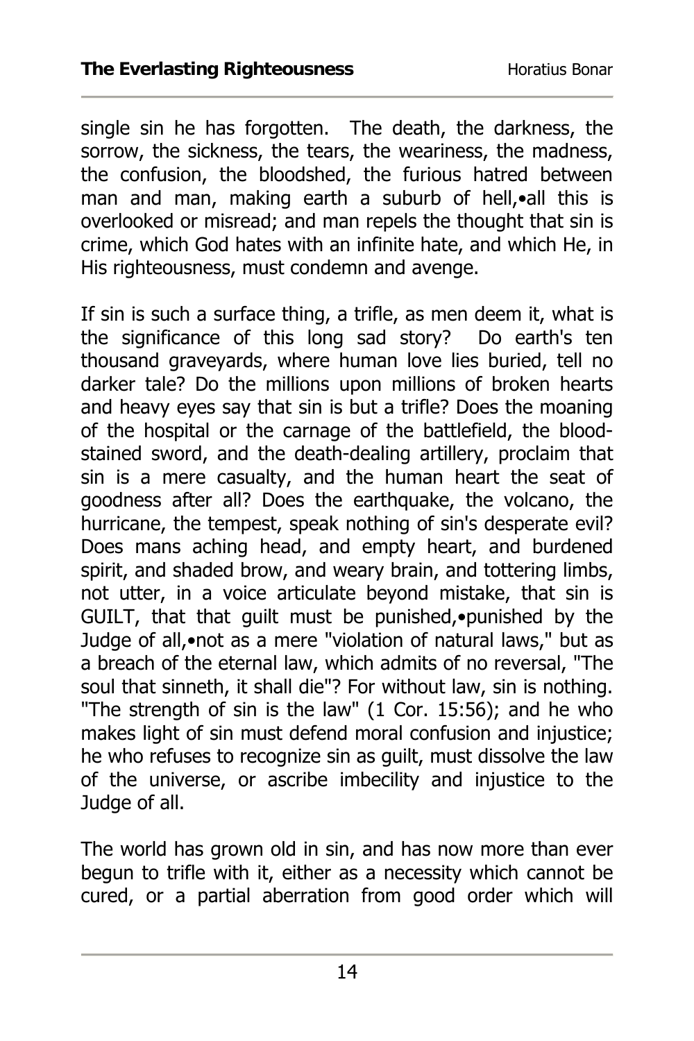single sin he has forgotten. The death, the darkness, the sorrow, the sickness, the tears, the weariness, the madness, the confusion, the bloodshed, the furious hatred between man and man, making earth a suburb of hell,•all this is overlooked or misread; and man repels the thought that sin is crime, which God hates with an infinite hate, and which He, in His righteousness, must condemn and avenge.

If sin is such a surface thing, a trifle, as men deem it, what is the significance of this long sad story? Do earth's ten thousand graveyards, where human love lies buried, tell no darker tale? Do the millions upon millions of broken hearts and heavy eyes say that sin is but a trifle? Does the moaning of the hospital or the carnage of the battlefield, the blood-stained sword, and the death-dealing artillery, proclaim that sin is a mere casualty, and the human heart the seat of goodness after all? Does the earthquake, the volcano, the hurricane, the tempest, speak nothing of sin's desperate evil? Does mans aching head, and empty heart, and burdened spirit, and shaded brow, and weary brain, and tottering limbs, not utter, in a voice articulate beyond mistake, that sin is GUILT, that that guilt must be punished,•punished by the Judge of all,•not as a mere "violation of natural laws," but as a breach of the eternal law, which admits of no reversal, "The soul that sinneth, it shall die"? For without law, sin is nothing. "The strength of sin is the law" (1 Cor. 15:56); and he who makes light of sin must defend moral confusion and injustice; he who refuses to recognize sin as guilt, must dissolve the law of the universe, or ascribe imbecility and injustice to the Judge of all.

The world has grown old in sin, and has now more than ever begun to trifle with it, either as a necessity which cannot be cured, or a partial aberration from good order which will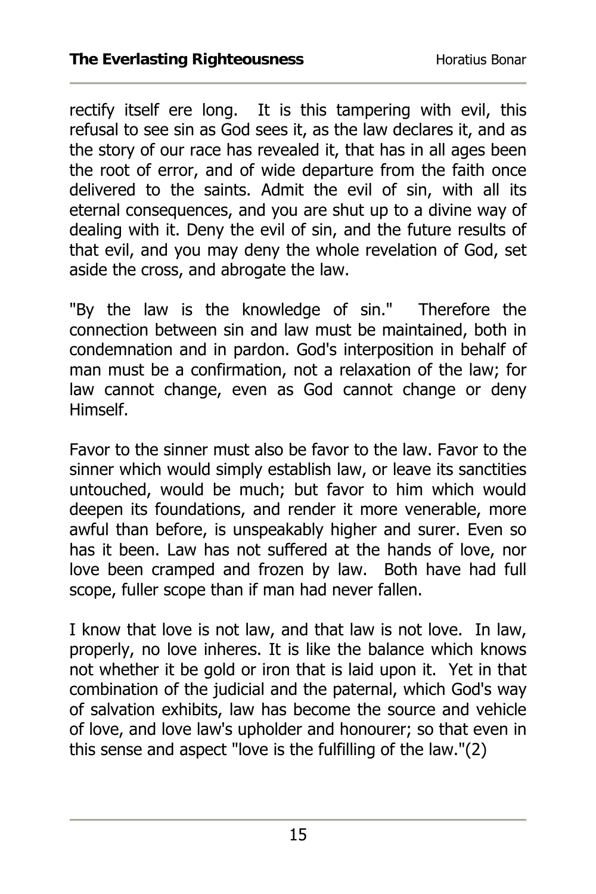rectify itself ere long. It is this tampering with evil, this refusal to see sin as God sees it, as the law declares it, and as the story of our race has revealed it, that has in all ages been the root of error, and of wide departure from the faith once delivered to the saints. Admit the evil of sin, with all its eternal consequences, and you are shut up to a divine way of dealing with it. Deny the evil of sin, and the future results of that evil, and you may deny the whole revelation of God, set aside the cross, and abrogate the law.

"By the law is the knowledge of sin." Therefore the connection between sin and law must be maintained, both in condemnation and in pardon. God's interposition in behalf of man must be a confirmation, not a relaxation of the law; for law cannot change, even as God cannot change or deny Himself.

Favor to the sinner must also be favor to the law. Favor to the sinner which would simply establish law, or leave its sanctities untouched, would be much; but favor to him which would deepen its foundations, and render it more venerable, more awful than before, is unspeakably higher and surer. Even so has it been. Law has not suffered at the hands of love, nor love been cramped and frozen by law. Both have had full scope, fuller scope than if man had never fallen.

I know that love is not law, and that law is not love. In law, properly, no love inheres. It is like the balance which knows not whether it be gold or iron that is laid upon it. Yet in that combination of the judicial and the paternal, which God's way of salvation exhibits, law has become the source and vehicle of love, and love law's upholder and honourer; so that even in this sense and aspect "love is the fulfilling of the law."(2)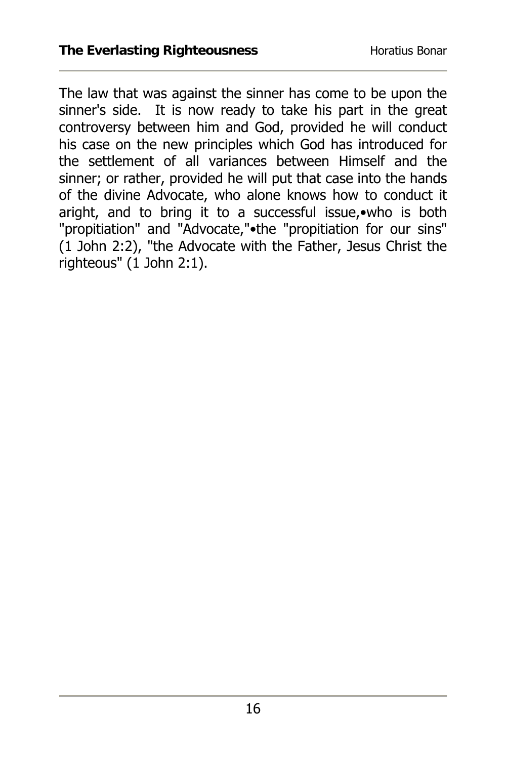The law that was against the sinner has come to be upon the sinner's side. It is now ready to take his part in the great controversy between him and God, provided he will conduct his case on the new principles which God has introduced for the settlement of all variances between Himself and the sinner; or rather, provided he will put that case into the hands of the divine Advocate, who alone knows how to conduct it aright, and to bring it to a successful issue,•who is both "propitiation" and "Advocate,"•the "propitiation for our sins" (1 John 2:2), "the Advocate with the Father, Jesus Christ the righteous" (1 John 2:1).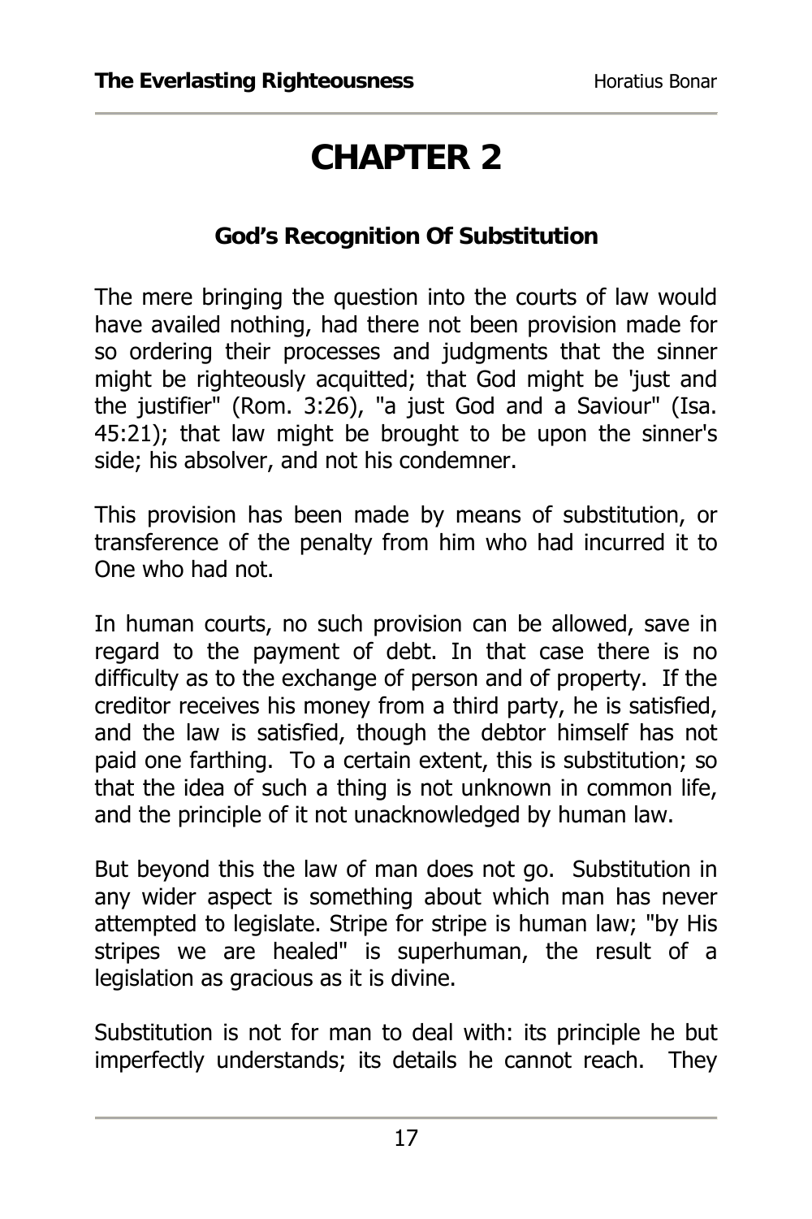# CHAPTER 2

### God's Recognition Of Substitution

The mere bringing the question into the courts of law would have availed nothing, had there not been provision made for so ordering their processes and judgments that the sinner might be righteously acquitted; that God might be 'just and the justifier" (Rom. 3:26), "a just God and a Saviour" (Isa. 45:21); that law might be brought to be upon the sinner's side; his absolver, and not his condemner.

This provision has been made by means of substitution, or transference of the penalty from him who had incurred it to One who had not.

In human courts, no such provision can be allowed, save in regard to the payment of debt. In that case there is no difficulty as to the exchange of person and of property. If the creditor receives his money from a third party, he is satisfied, and the law is satisfied, though the debtor himself has not paid one farthing. To a certain extent, this is substitution; so that the idea of such a thing is not unknown in common life, and the principle of it not unacknowledged by human law.

But beyond this the law of man does not go. Substitution in any wider aspect is something about which man has never attempted to legislate. Stripe for stripe is human law; "by His stripes we are healed" is superhuman, the result of a legislation as gracious as it is divine.

Substitution is not for man to deal with: its principle he but imperfectly understands; its details he cannot reach. They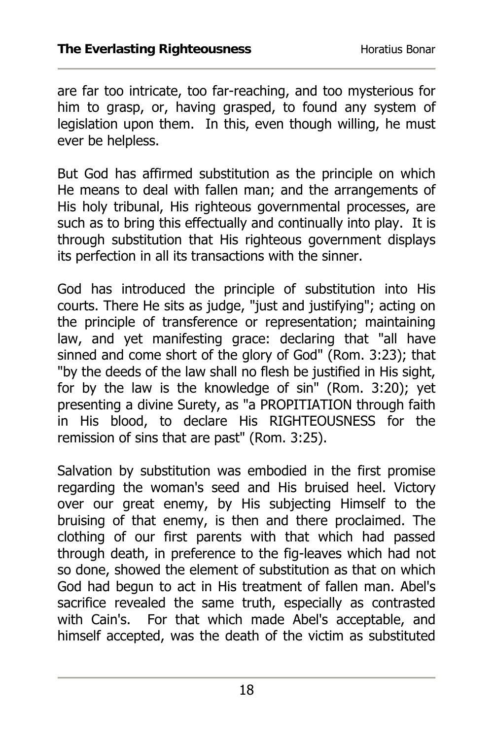are far too intricate, too far-reaching, and too mysterious for him to grasp, or, having grasped, to found any system of legislation upon them. In this, even though willing, he must ever be helpless.

But God has affirmed substitution as the principle on which He means to deal with fallen man; and the arrangements of His holy tribunal, His righteous governmental processes, are such as to bring this effectually and continually into play. It is through substitution that His righteous government displays its perfection in all its transactions with the sinner.

God has introduced the principle of substitution into His courts. There He sits as judge, "just and justifying"; acting on the principle of transference or representation; maintaining law, and yet manifesting grace: declaring that "all have sinned and come short of the glory of God" (Rom. 3:23); that "by the deeds of the law shall no flesh be justified in His sight, for by the law is the knowledge of sin" (Rom. 3:20); yet presenting a divine Surety, as "a PROPITIATION through faith in His blood, to declare His RIGHTEOUSNESS for the remission of sins that are past" (Rom. 3:25).

Salvation by substitution was embodied in the first promise regarding the woman's seed and His bruised heel. Victory over our great enemy, by His subjecting Himself to the bruising of that enemy, is then and there proclaimed. The clothing of our first parents with that which had passed through death, in preference to the fig-leaves which had not so done, showed the element of substitution as that on which God had begun to act in His treatment of fallen man. Abel's sacrifice revealed the same truth, especially as contrasted with Cain's. For that which made Abel's acceptable, and himself accepted, was the death of the victim as substituted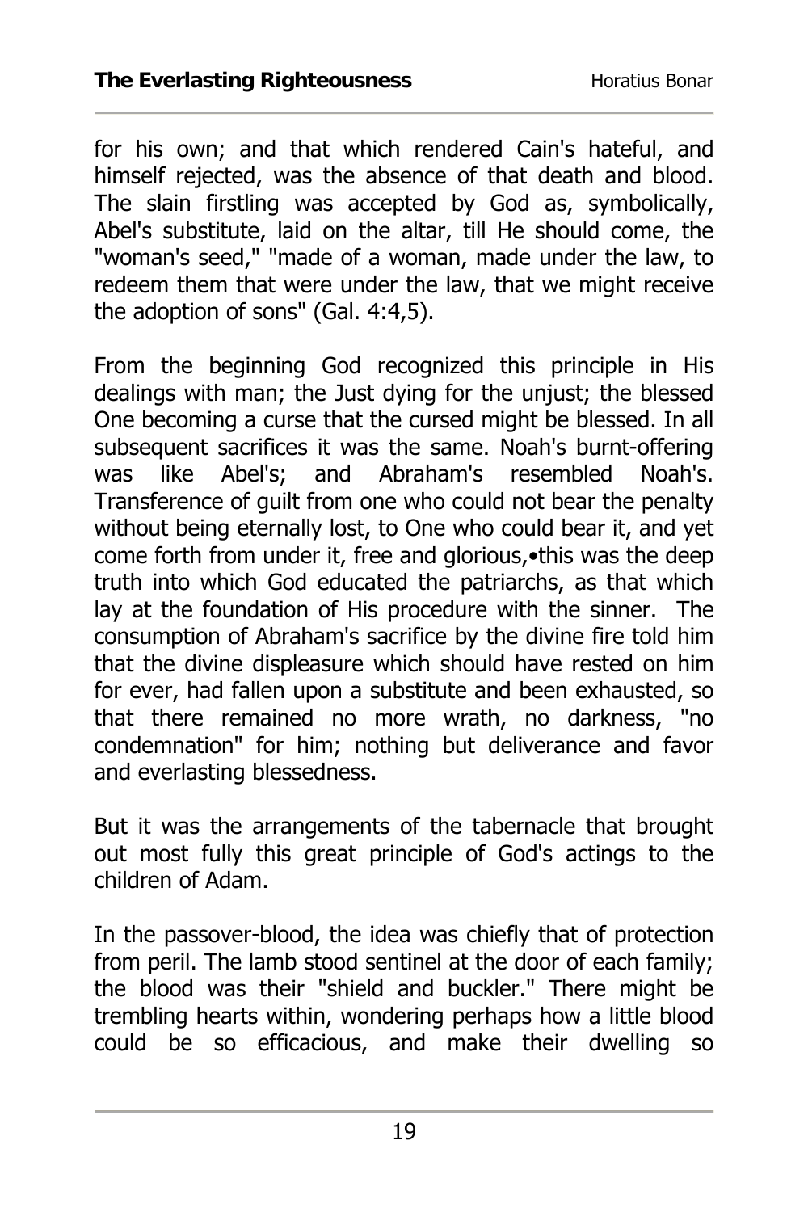for his own; and that which rendered Cain's hateful, and himself rejected, was the absence of that death and blood. The slain firstling was accepted by God as, symbolically, Abel's substitute, laid on the altar, till He should come, the "woman's seed," "made of a woman, made under the law, to redeem them that were under the law, that we might receive the adoption of sons" (Gal. 4:4,5).

From the beginning God recognized this principle in His dealings with man; the Just dying for the unjust; the blessed One becoming a curse that the cursed might be blessed. In all subsequent sacrifices it was the same. Noah's burnt-offering was like Abel's; and Abraham's resembled Noah's. Transference of guilt from one who could not bear the penalty without being eternally lost, to One who could bear it, and yet come forth from under it, free and glorious,•this was the deep truth into which God educated the patriarchs, as that which lay at the foundation of His procedure with the sinner. The consumption of Abraham's sacrifice by the divine fire told him that the divine displeasure which should have rested on him for ever, had fallen upon a substitute and been exhausted, so that there remained no more wrath, no darkness, "no condemnation" for him; nothing but deliverance and favor and everlasting blessedness.

But it was the arrangements of the tabernacle that brought out most fully this great principle of God's actings to the children of Adam.

In the passover-blood, the idea was chiefly that of protection from peril. The lamb stood sentinel at the door of each family; the blood was their "shield and buckler." There might be trembling hearts within, wondering perhaps how a little blood could be so efficacious, and make their dwelling so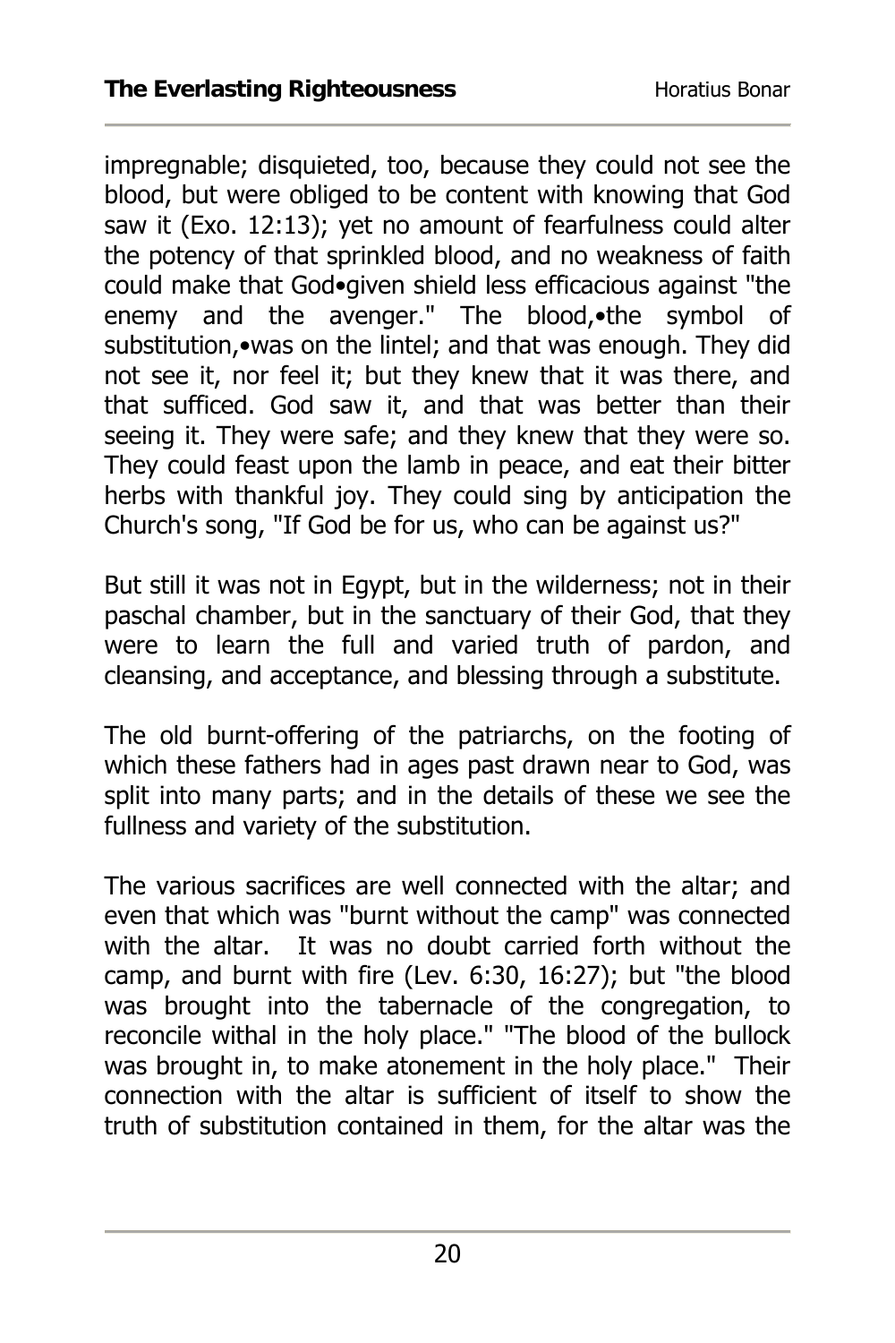impregnable; disquieted, too, because they could not see the blood, but were obliged to be content with knowing that God saw it (Exo. 12:13); yet no amount of fearfulness could alter the potency of that sprinkled blood, and no weakness of faith could make that God•given shield less efficacious against "the enemy and the avenger." The blood,•the symbol of substitution,•was on the lintel; and that was enough. They did not see it, nor feel it; but they knew that it was there, and that sufficed. God saw it, and that was better than their seeing it. They were safe; and they knew that they were so. They could feast upon the lamb in peace, and eat their bitter herbs with thankful joy. They could sing by anticipation the Church's song, "If God be for us, who can be against us?"

But still it was not in Egypt, but in the wilderness; not in their paschal chamber, but in the sanctuary of their God, that they were to learn the full and varied truth of pardon, and cleansing, and acceptance, and blessing through a substitute.

The old burnt-offering of the patriarchs, on the footing of which these fathers had in ages past drawn near to God, was split into many parts; and in the details of these we see the fullness and variety of the substitution.

The various sacrifices are well connected with the altar; and even that which was "burnt without the camp" was connected with the altar. It was no doubt carried forth without the camp, and burnt with fire (Lev. 6:30, 16:27); but "the blood was brought into the tabernacle of the congregation, to reconcile withal in the holy place." "The blood of the bullock was brought in, to make atonement in the holy place." Their connection with the altar is sufficient of itself to show the truth of substitution contained in them, for the altar was the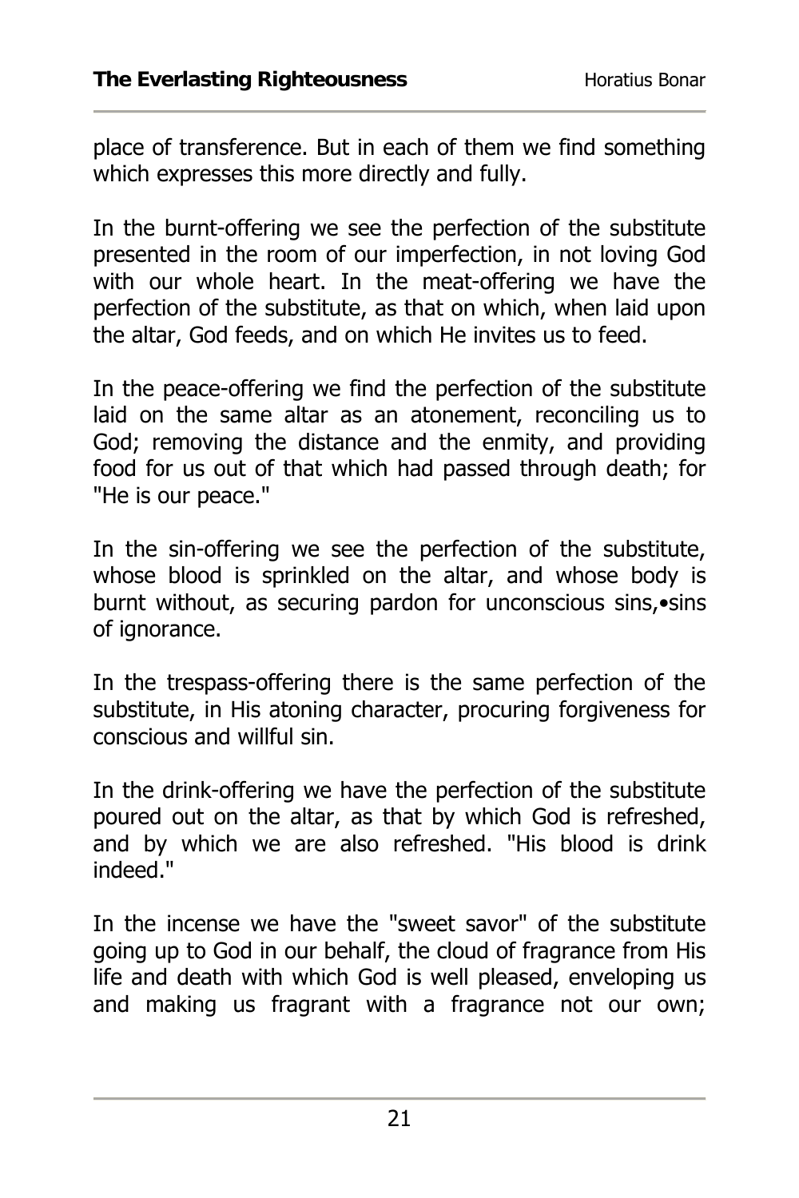place of transference. But in each of them we find something which expresses this more directly and fully.

In the burnt-offering we see the perfection of the substitute presented in the room of our imperfection, in not loving God with our whole heart. In the meat-offering we have the perfection of the substitute, as that on which, when laid upon the altar, God feeds, and on which He invites us to feed.

In the peace-offering we find the perfection of the substitute laid on the same altar as an atonement, reconciling us to God; removing the distance and the enmity, and providing food for us out of that which had passed through death; for "He is our peace."

In the sin-offering we see the perfection of the substitute, whose blood is sprinkled on the altar, and whose body is burnt without, as securing pardon for unconscious sins,•sins of ignorance.

In the trespass-offering there is the same perfection of the substitute, in His atoning character, procuring forgiveness for conscious and willful sin.

In the drink-offering we have the perfection of the substitute poured out on the altar, as that by which God is refreshed, and by which we are also refreshed. "His blood is drink indeed."

In the incense we have the "sweet savor" of the substitute going up to God in our behalf, the cloud of fragrance from His life and death with which God is well pleased, enveloping us and making us fragrant with a fragrance not our own;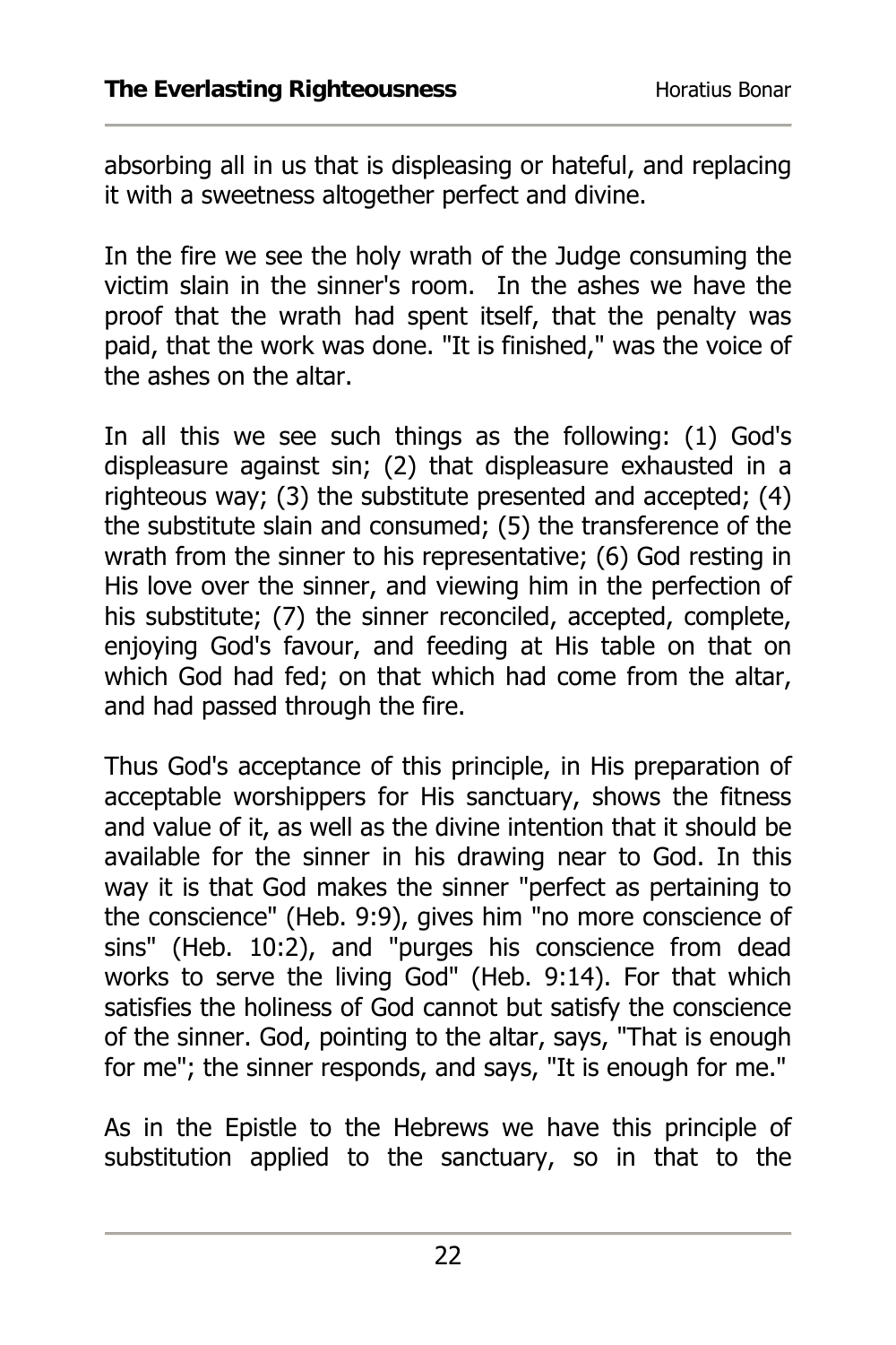absorbing all in us that is displeasing or hateful, and replacing it with a sweetness altogether perfect and divine.

In the fire we see the holy wrath of the Judge consuming the victim slain in the sinner's room. In the ashes we have the proof that the wrath had spent itself, that the penalty was paid, that the work was done. "It is finished," was the voice of the ashes on the altar.

In all this we see such things as the following: (1) God's displeasure against sin; (2) that displeasure exhausted in a righteous way; (3) the substitute presented and accepted; (4) the substitute slain and consumed; (5) the transference of the wrath from the sinner to his representative; (6) God resting in His love over the sinner, and viewing him in the perfection of his substitute; (7) the sinner reconciled, accepted, complete, enjoying God's favour, and feeding at His table on that on which God had fed; on that which had come from the altar, and had passed through the fire.

Thus God's acceptance of this principle, in His preparation of acceptable worshippers for His sanctuary, shows the fitness and value of it, as well as the divine intention that it should be available for the sinner in his drawing near to God. In this way it is that God makes the sinner "perfect as pertaining to the conscience" (Heb. 9:9), gives him "no more conscience of sins" (Heb. 10:2), and "purges his conscience from dead works to serve the living God" (Heb. 9:14). For that which satisfies the holiness of God cannot but satisfy the conscience of the sinner. God, pointing to the altar, says, "That is enough for me"; the sinner responds, and says, "It is enough for me."

As in the Epistle to the Hebrews we have this principle of substitution applied to the sanctuary, so in that to the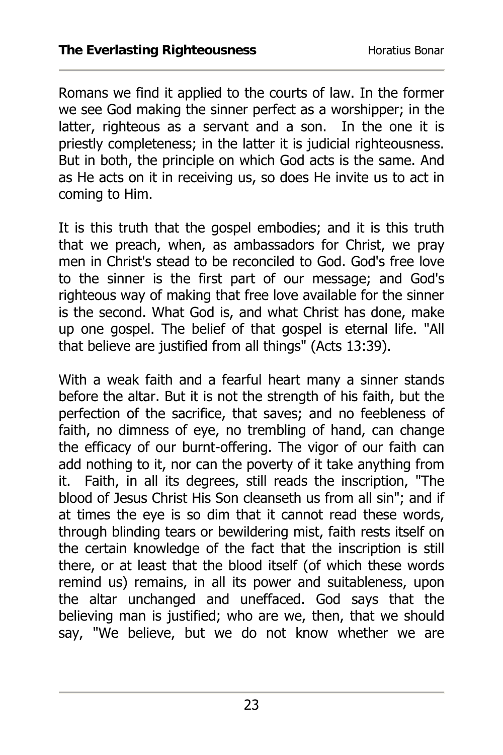Romans we find it applied to the courts of law. In the former we see God making the sinner perfect as a worshipper; in the latter, righteous as a servant and a son. In the one it is priestly completeness; in the latter it is judicial righteousness. But in both, the principle on which God acts is the same. And as He acts on it in receiving us, so does He invite us to act in coming to Him.

It is this truth that the gospel embodies; and it is this truth that we preach, when, as ambassadors for Christ, we pray men in Christ's stead to be reconciled to God. God's free love to the sinner is the first part of our message; and God's righteous way of making that free love available for the sinner is the second. What God is, and what Christ has done, make up one gospel. The belief of that gospel is eternal life. "All that believe are justified from all things" (Acts 13:39).

With a weak faith and a fearful heart many a sinner stands before the altar. But it is not the strength of his faith, but the perfection of the sacrifice, that saves; and no feebleness of faith, no dimness of eye, no trembling of hand, can change the efficacy of our burnt-offering. The vigor of our faith can add nothing to it, nor can the poverty of it take anything from it. Faith, in all its degrees, still reads the inscription, "The blood of Jesus Christ His Son cleanseth us from all sin"; and if at times the eye is so dim that it cannot read these words, through blinding tears or bewildering mist, faith rests itself on the certain knowledge of the fact that the inscription is still there, or at least that the blood itself (of which these words remind us) remains, in all its power and suitableness, upon the altar unchanged and uneffaced. God says that the believing man is justified; who are we, then, that we should say, "We believe, but we do not know whether we are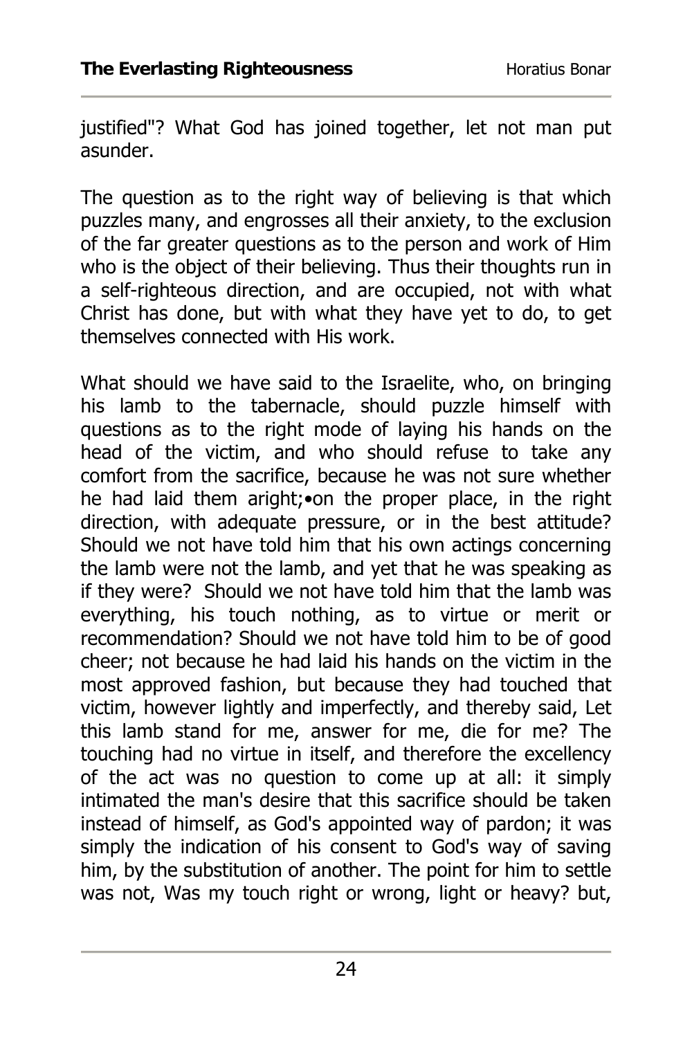justified"? What God has joined together, let not man put asunder.

The question as to the right way of believing is that which puzzles many, and engrosses all their anxiety, to the exclusion of the far greater questions as to the person and work of Him who is the object of their believing. Thus their thoughts run in a self-righteous direction, and are occupied, not with what Christ has done, but with what they have yet to do, to get themselves connected with His work.

What should we have said to the Israelite, who, on bringing his lamb to the tabernacle, should puzzle himself with questions as to the right mode of laying his hands on the head of the victim, and who should refuse to take any comfort from the sacrifice, because he was not sure whether he had laid them aright;•on the proper place, in the right direction, with adequate pressure, or in the best attitude? Should we not have told him that his own actings concerning the lamb were not the lamb, and yet that he was speaking as if they were? Should we not have told him that the lamb was everything, his touch nothing, as to virtue or merit or recommendation? Should we not have told him to be of good cheer; not because he had laid his hands on the victim in the most approved fashion, but because they had touched that victim, however lightly and imperfectly, and thereby said, Let this lamb stand for me, answer for me, die for me? The touching had no virtue in itself, and therefore the excellency of the act was no question to come up at all: it simply intimated the man's desire that this sacrifice should be taken instead of himself, as God's appointed way of pardon; it was simply the indication of his consent to God's way of saving him, by the substitution of another. The point for him to settle was not, Was my touch right or wrong, light or heavy? but,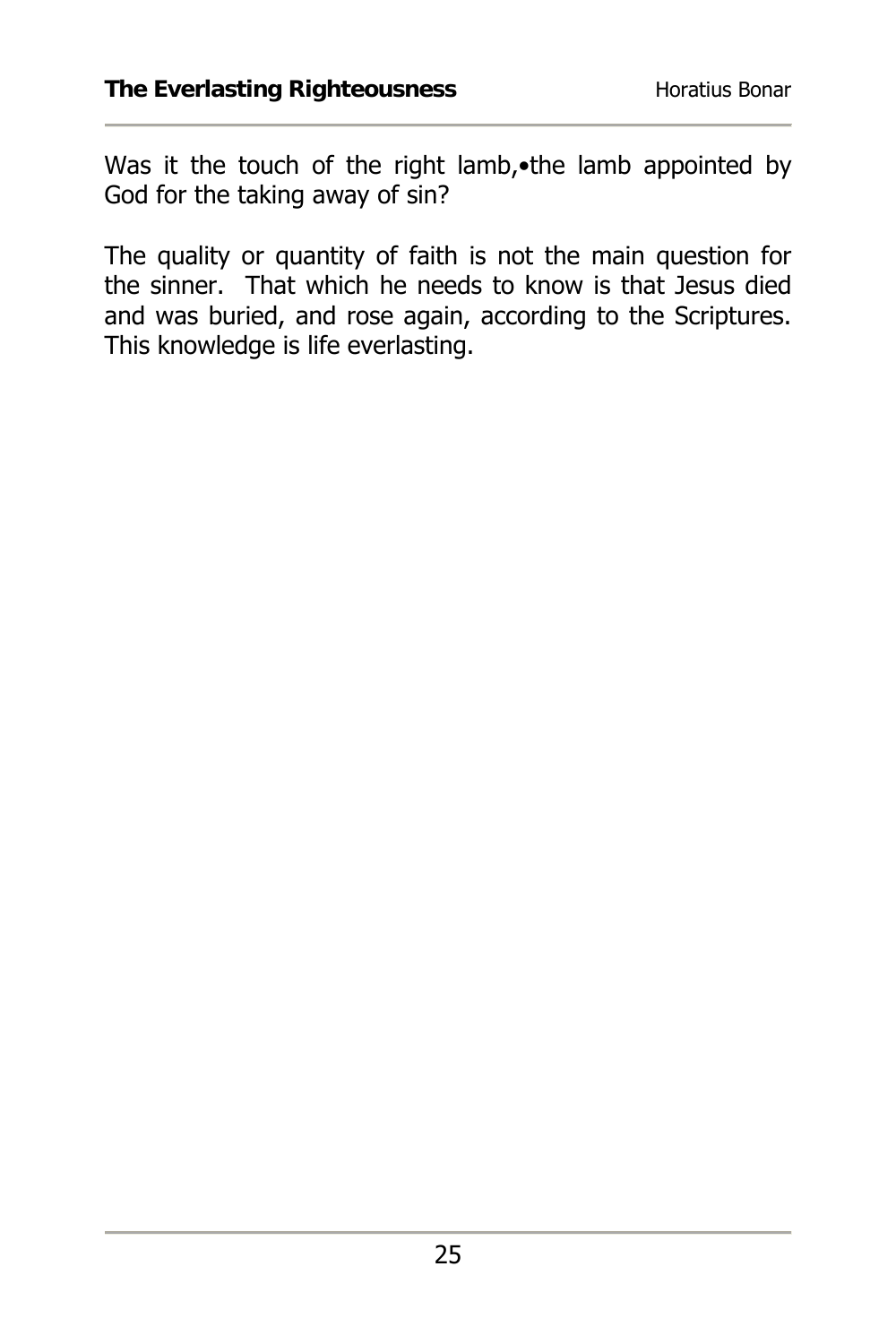Was it the touch of the right lamb,•the lamb appointed by God for the taking away of sin?

The quality or quantity of faith is not the main question for the sinner. That which he needs to know is that Jesus died and was buried, and rose again, according to the Scriptures. This knowledge is life everlasting.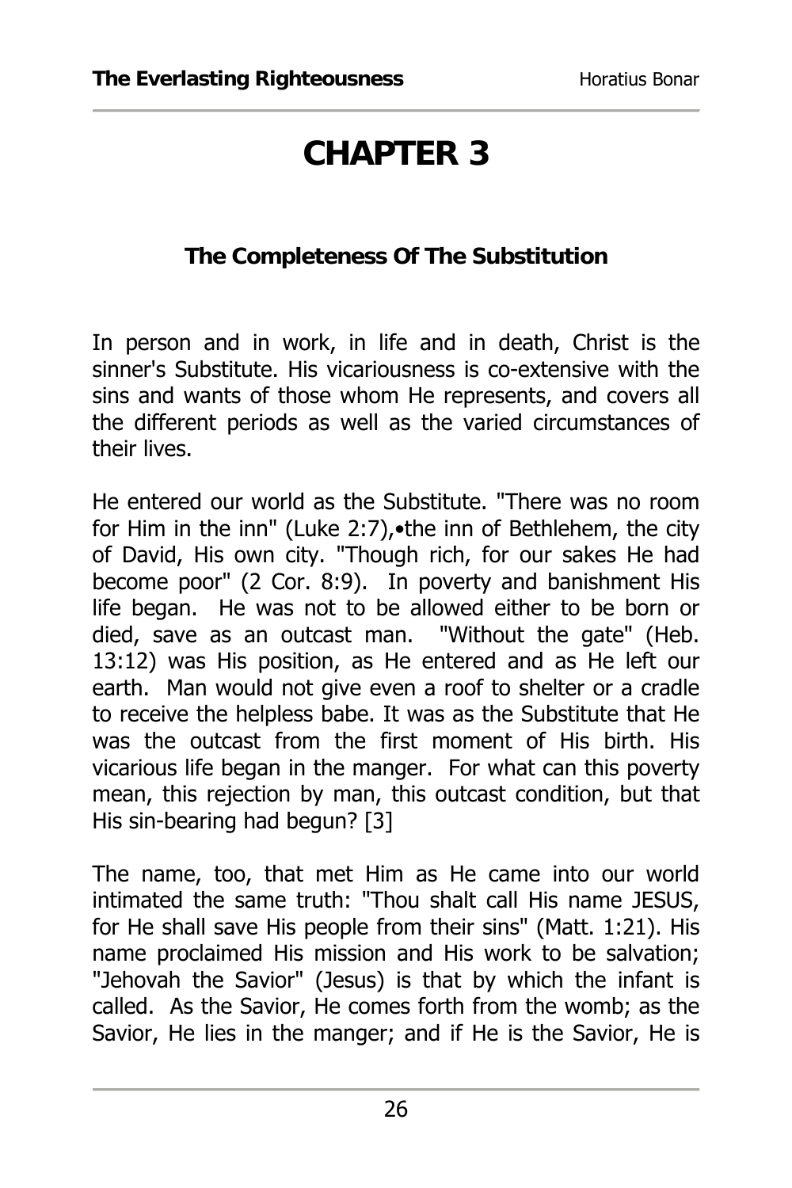# CHAPTER 3

### The Completeness Of The Substitution

In person and in work, in life and in death, Christ is the sinner's Substitute. His vicariousness is co-extensive with the sins and wants of those whom He represents, and covers all the different periods as well as the varied circumstances of their lives.

He entered our world as the Substitute. "There was no room for Him in the inn" (Luke 2:7),•the inn of Bethlehem, the city of David, His own city. "Though rich, for our sakes He had become poor" (2 Cor. 8:9). In poverty and banishment His life began. He was not to be allowed either to be born or died, save as an outcast man. "Without the gate" (Heb. 13:12) was His position, as He entered and as He left our earth. Man would not give even a roof to shelter or a cradle to receive the helpless babe. It was as the Substitute that He was the outcast from the first moment of His birth. His vicarious life began in the manger. For what can this poverty mean, this rejection by man, this outcast condition, but that His sin-bearing had begun? [3]

The name, too, that met Him as He came into our world intimated the same truth: "Thou shalt call His name JESUS, for He shall save His people from their sins" (Matt. 1:21). His name proclaimed His mission and His work to be salvation; "Jehovah the Savior" (Jesus) is that by which the infant is called. As the Savior, He comes forth from the womb; as the Savior, He lies in the manger; and if He is the Savior, He is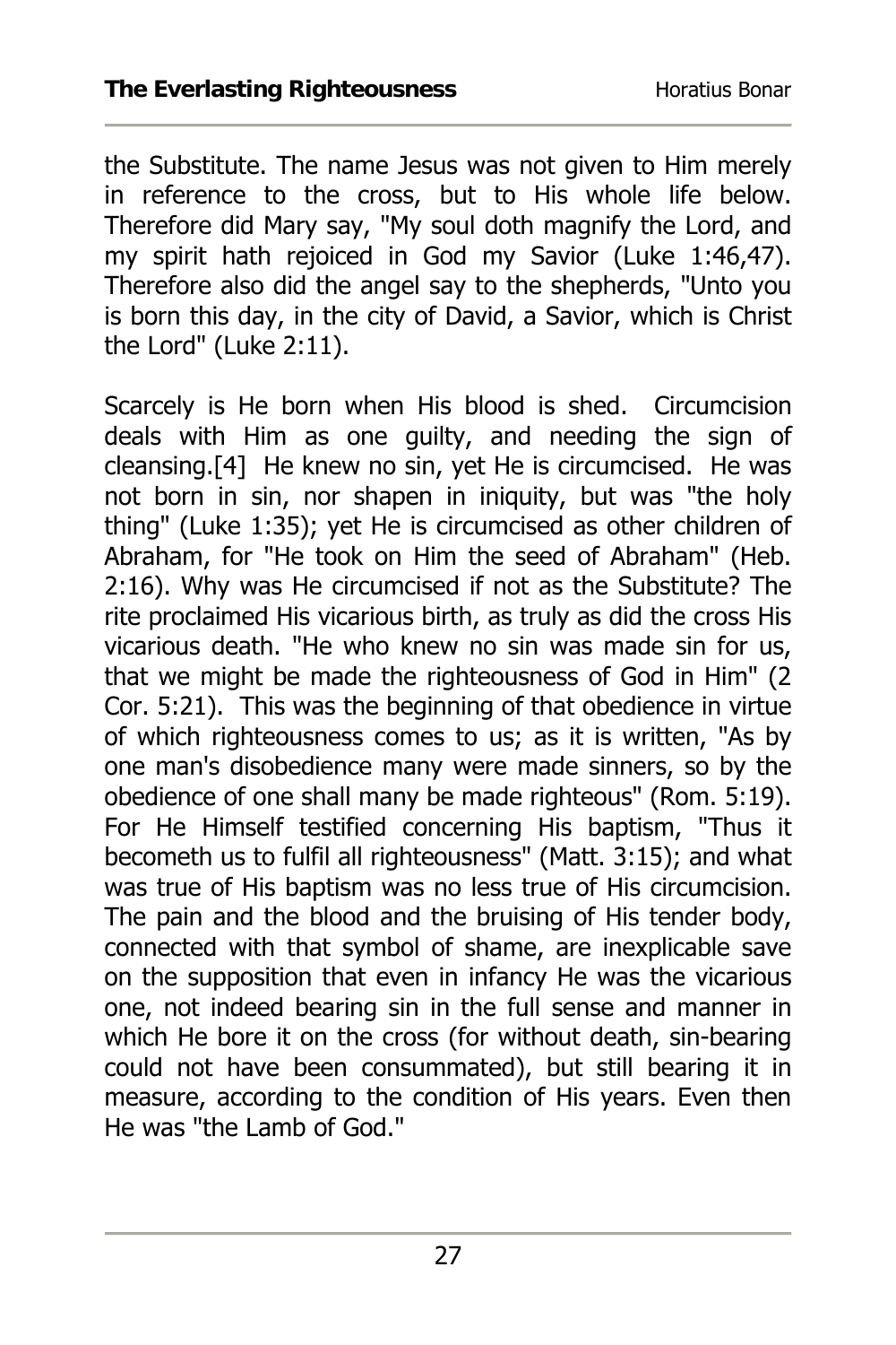the Substitute. The name Jesus was not given to Him merely in reference to the cross, but to His whole life below. Therefore did Mary say, "My soul doth magnify the Lord, and my spirit hath rejoiced in God my Savior (Luke 1:46,47). Therefore also did the angel say to the shepherds, "Unto you is born this day, in the city of David, a Savior, which is Christ the Lord" (Luke 2:11).

Scarcely is He born when His blood is shed. Circumcision deals with Him as one guilty, and needing the sign of cleansing.[4] He knew no sin, yet He is circumcised. He was not born in sin, nor shapen in iniquity, but was "the holy thing" (Luke 1:35); yet He is circumcised as other children of Abraham, for "He took on Him the seed of Abraham" (Heb. 2:16). Why was He circumcised if not as the Substitute? The rite proclaimed His vicarious birth, as truly as did the cross His vicarious death. "He who knew no sin was made sin for us, that we might be made the righteousness of God in Him" (2 Cor. 5:21). This was the beginning of that obedience in virtue of which righteousness comes to us; as it is written, "As by one man's disobedience many were made sinners, so by the obedience of one shall many be made righteous" (Rom. 5:19). For He Himself testified concerning His baptism, "Thus it becometh us to fulfil all righteousness" (Matt. 3:15); and what was true of His baptism was no less true of His circumcision. The pain and the blood and the bruising of His tender body, connected with that symbol of shame, are inexplicable save on the supposition that even in infancy He was the vicarious one, not indeed bearing sin in the full sense and manner in which He bore it on the cross (for without death, sin-bearing could not have been consummated), but still bearing it in measure, according to the condition of His years. Even then He was "the Lamb of God."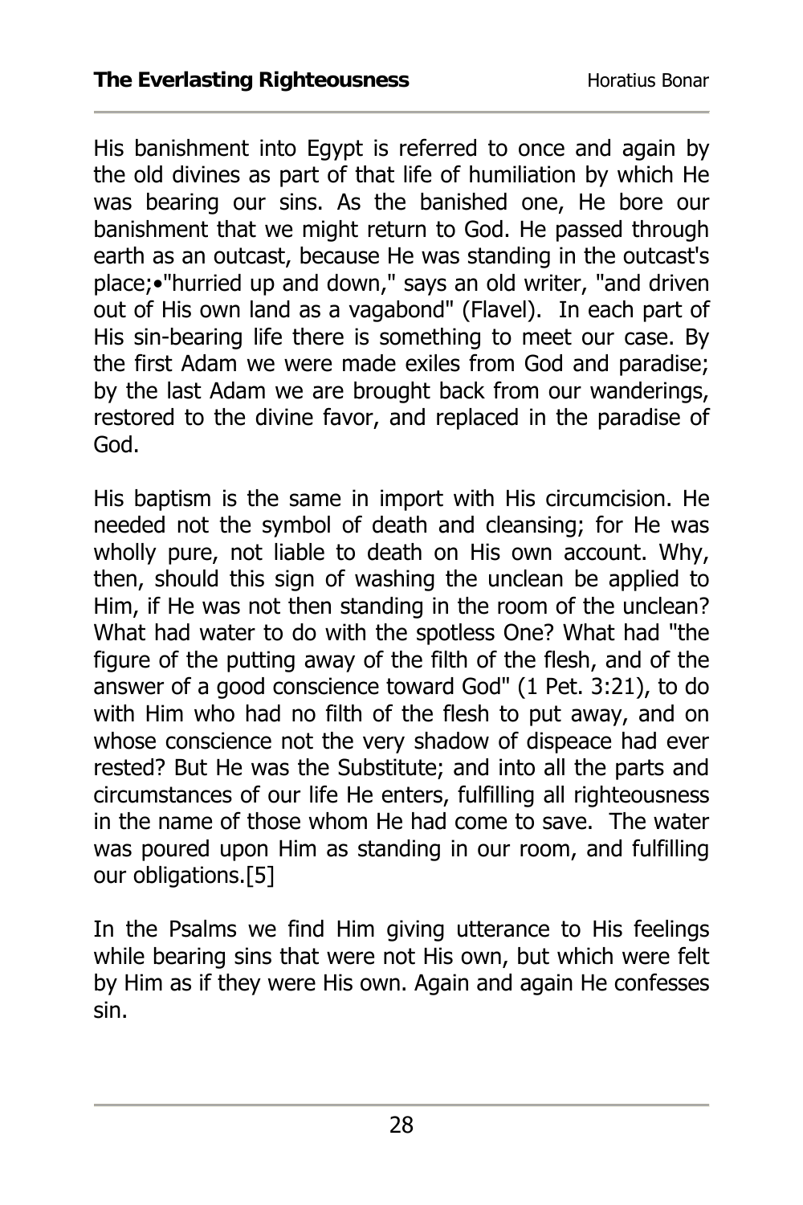His banishment into Egypt is referred to once and again by the old divines as part of that life of humiliation by which He was bearing our sins. As the banished one, He bore our banishment that we might return to God. He passed through earth as an outcast, because He was standing in the outcast's place;•"hurried up and down," says an old writer, "and driven out of His own land as a vagabond" (Flavel). In each part of His sin-bearing life there is something to meet our case. By the first Adam we were made exiles from God and paradise; by the last Adam we are brought back from our wanderings, restored to the divine favor, and replaced in the paradise of God.

His baptism is the same in import with His circumcision. He needed not the symbol of death and cleansing; for He was wholly pure, not liable to death on His own account. Why, then, should this sign of washing the unclean be applied to Him, if He was not then standing in the room of the unclean? What had water to do with the spotless One? What had "the figure of the putting away of the filth of the flesh, and of the answer of a good conscience toward God" (1 Pet. 3:21), to do with Him who had no filth of the flesh to put away, and on whose conscience not the very shadow of dispeace had ever rested? But He was the Substitute; and into all the parts and circumstances of our life He enters, fulfilling all righteousness in the name of those whom He had come to save. The water was poured upon Him as standing in our room, and fulfilling our obligations.[5]

In the Psalms we find Him giving utterance to His feelings while bearing sins that were not His own, but which were felt by Him as if they were His own. Again and again He confesses sin.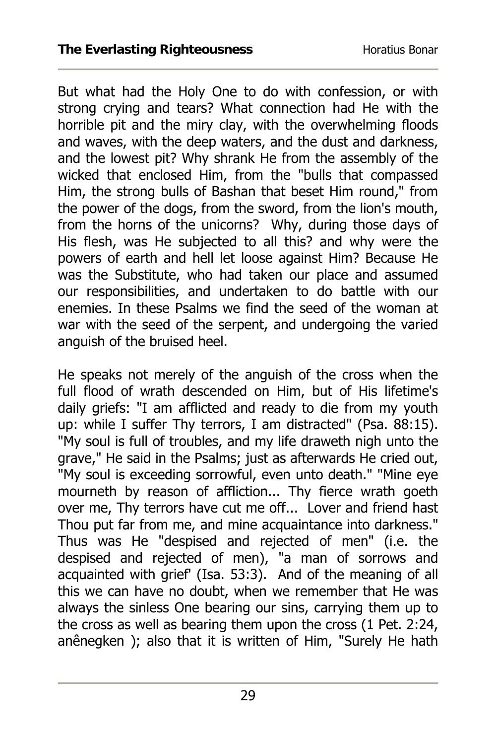But what had the Holy One to do with confession, or with strong crying and tears? What connection had He with the horrible pit and the miry clay, with the overwhelming floods and waves, with the deep waters, and the dust and darkness, and the lowest pit? Why shrank He from the assembly of the wicked that enclosed Him, from the "bulls that compassed Him, the strong bulls of Bashan that beset Him round," from the power of the dogs, from the sword, from the lion's mouth, from the horns of the unicorns? Why, during those days of His flesh, was He subjected to all this? and why were the powers of earth and hell let loose against Him? Because He was the Substitute, who had taken our place and assumed our responsibilities, and undertaken to do battle with our enemies. In these Psalms we find the seed of the woman at war with the seed of the serpent, and undergoing the varied anguish of the bruised heel.

He speaks not merely of the anguish of the cross when the full flood of wrath descended on Him, but of His lifetime's daily griefs: "I am afflicted and ready to die from my youth up: while I suffer Thy terrors, I am distracted" (Psa. 88:15). "My soul is full of troubles, and my life draweth nigh unto the grave," He said in the Psalms; just as afterwards He cried out, "My soul is exceeding sorrowful, even unto death." "Mine eye mourneth by reason of affliction... Thy fierce wrath goeth over me, Thy terrors have cut me off... Lover and friend hast Thou put far from me, and mine acquaintance into darkness." Thus was He "despised and rejected of men" (i.e. the despised and rejected of men), "a man of sorrows and acquainted with grief' (Isa. 53:3). And of the meaning of all this we can have no doubt, when we remember that He was always the sinless One bearing our sins, carrying them up to the cross as well as bearing them upon the cross (1 Pet. 2:24, anênegken ); also that it is written of Him, "Surely He hath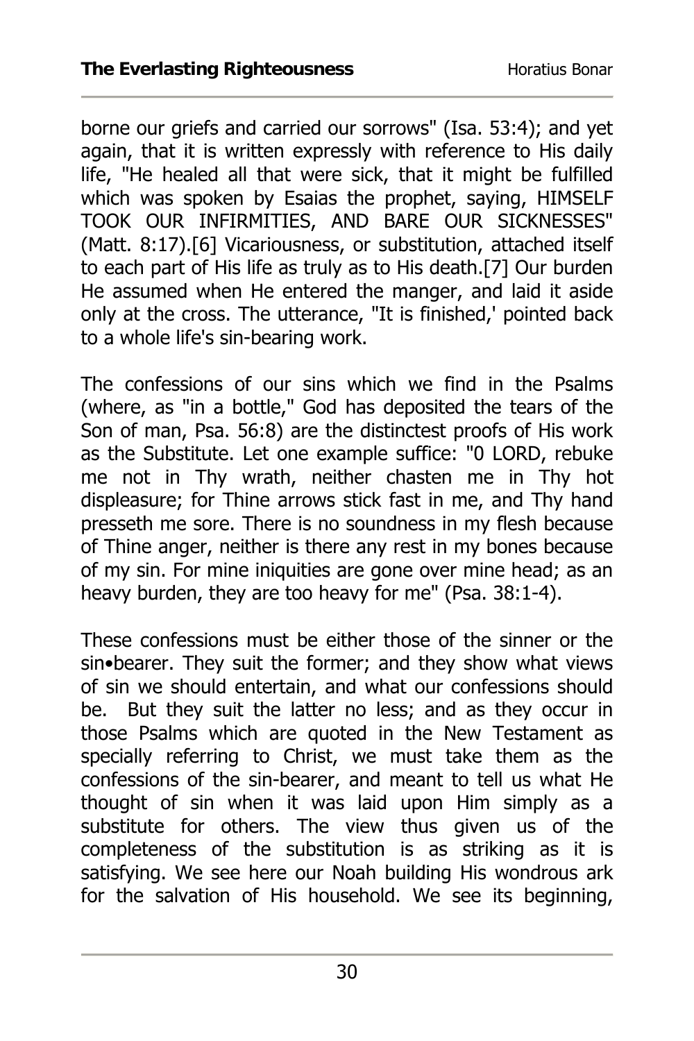borne our griefs and carried our sorrows" (Isa. 53:4); and yet again, that it is written expressly with reference to His daily life, "He healed all that were sick, that it might be fulfilled which was spoken by Esaias the prophet, saying, HIMSELF TOOK OUR INFIRMITIES, AND BARE OUR SICKNESSES" (Matt. 8:17).[6] Vicariousness, or substitution, attached itself to each part of His life as truly as to His death.[7] Our burden He assumed when He entered the manger, and laid it aside only at the cross. The utterance, "It is finished,' pointed back to a whole life's sin-bearing work.

The confessions of our sins which we find in the Psalms (where, as "in a bottle," God has deposited the tears of the Son of man, Psa. 56:8) are the distinctest proofs of His work as the Substitute. Let one example suffice: "0 LORD, rebuke me not in Thy wrath, neither chasten me in Thy hot displeasure; for Thine arrows stick fast in me, and Thy hand presseth me sore. There is no soundness in my flesh because of Thine anger, neither is there any rest in my bones because of my sin. For mine iniquities are gone over mine head; as an heavy burden, they are too heavy for me" (Psa. 38:1-4).

These confessions must be either those of the sinner or the sin•bearer. They suit the former; and they show what views of sin we should entertain, and what our confessions should be. But they suit the latter no less; and as they occur in those Psalms which are quoted in the New Testament as specially referring to Christ, we must take them as the confessions of the sin-bearer, and meant to tell us what He thought of sin when it was laid upon Him simply as a substitute for others. The view thus given us of the completeness of the substitution is as striking as it is satisfying. We see here our Noah building His wondrous ark for the salvation of His household. We see its beginning,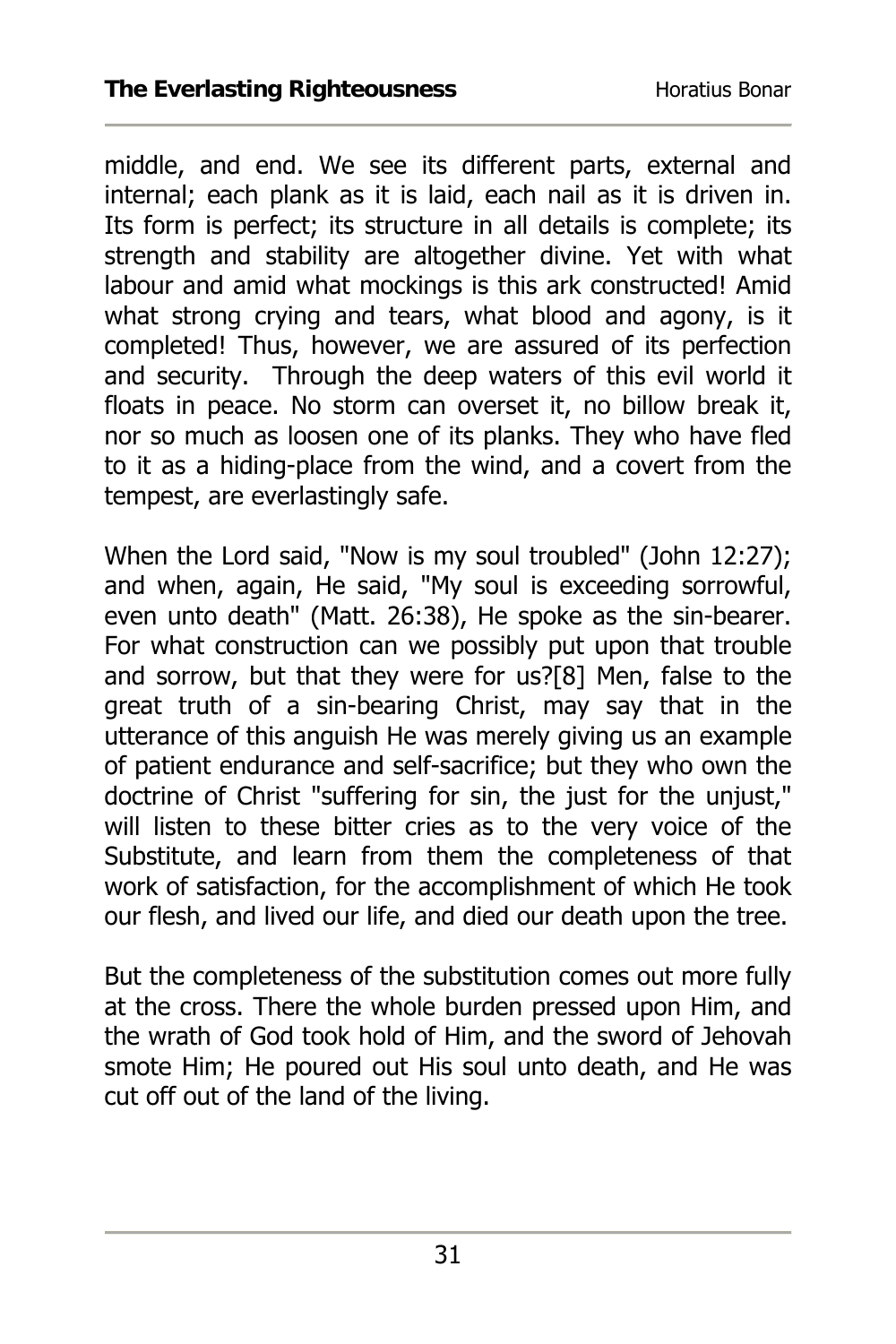middle, and end. We see its different parts, external and internal; each plank as it is laid, each nail as it is driven in. Its form is perfect; its structure in all details is complete; its strength and stability are altogether divine. Yet with what labour and amid what mockings is this ark constructed! Amid what strong crying and tears, what blood and agony, is it completed! Thus, however, we are assured of its perfection and security. Through the deep waters of this evil world it floats in peace. No storm can overset it, no billow break it, nor so much as loosen one of its planks. They who have fled to it as a hiding-place from the wind, and a covert from the tempest, are everlastingly safe.

When the Lord said, "Now is my soul troubled" (John 12:27); and when, again, He said, "My soul is exceeding sorrowful, even unto death" (Matt. 26:38), He spoke as the sin-bearer. For what construction can we possibly put upon that trouble and sorrow, but that they were for us?[8] Men, false to the great truth of a sin-bearing Christ, may say that in the utterance of this anguish He was merely giving us an example of patient endurance and self-sacrifice; but they who own the doctrine of Christ "suffering for sin, the just for the unjust," will listen to these bitter cries as to the very voice of the Substitute, and learn from them the completeness of that work of satisfaction, for the accomplishment of which He took our flesh, and lived our life, and died our death upon the tree.

But the completeness of the substitution comes out more fully at the cross. There the whole burden pressed upon Him, and the wrath of God took hold of Him, and the sword of Jehovah smote Him; He poured out His soul unto death, and He was cut off out of the land of the living.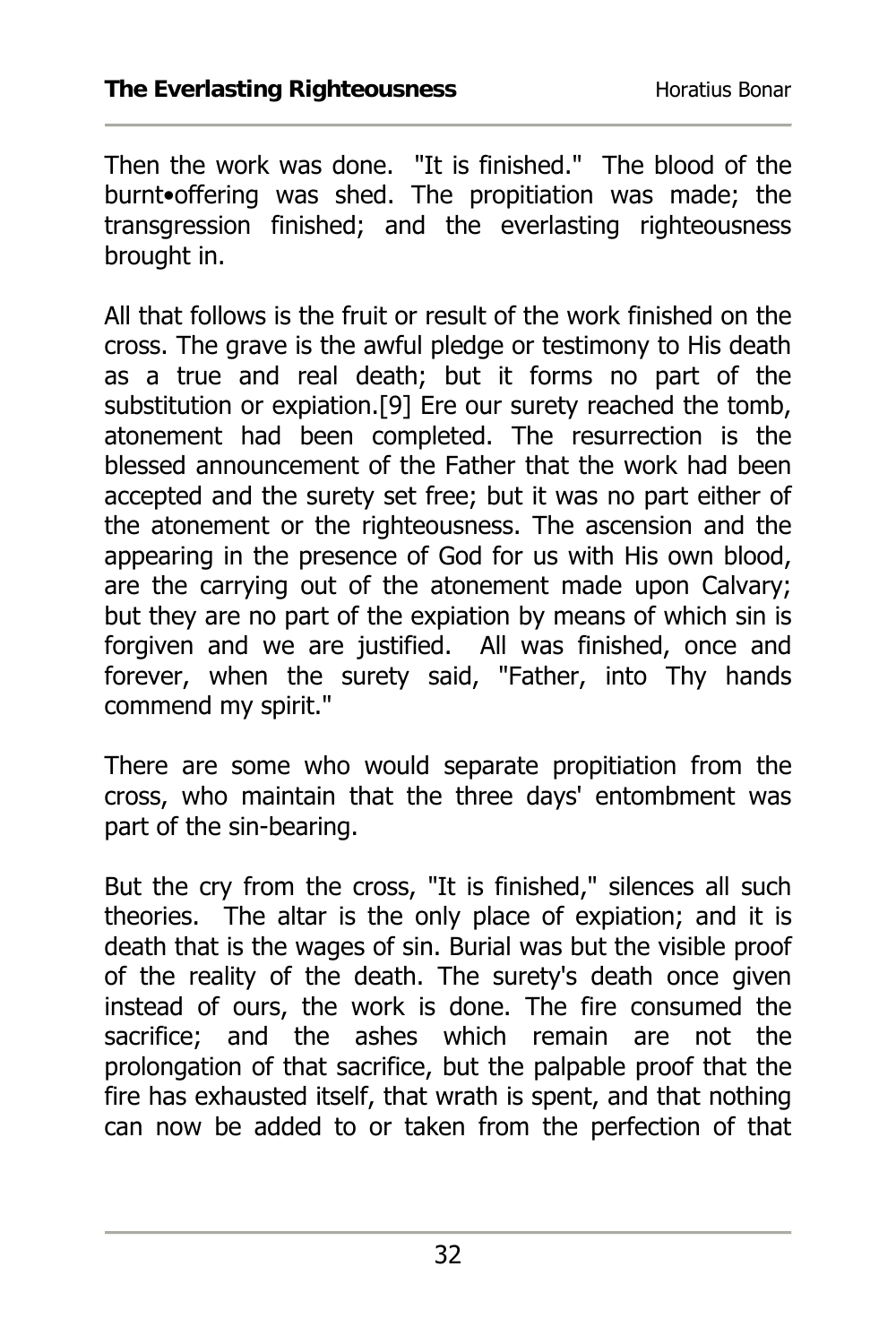Then the work was done. "It is finished." The blood of the burnt•offering was shed. The propitiation was made; the transgression finished; and the everlasting righteousness brought in.

All that follows is the fruit or result of the work finished on the cross. The grave is the awful pledge or testimony to His death as a true and real death; but it forms no part of the substitution or expiation.[9] Ere our surety reached the tomb, atonement had been completed. The resurrection is the blessed announcement of the Father that the work had been accepted and the surety set free; but it was no part either of the atonement or the righteousness. The ascension and the appearing in the presence of God for us with His own blood, are the carrying out of the atonement made upon Calvary; but they are no part of the expiation by means of which sin is forgiven and we are justified. All was finished, once and forever, when the surety said, "Father, into Thy hands commend my spirit."

There are some who would separate propitiation from the cross, who maintain that the three days' entombment was part of the sin-bearing.

But the cry from the cross, "It is finished," silences all such theories. The altar is the only place of expiation; and it is death that is the wages of sin. Burial was but the visible proof of the reality of the death. The surety's death once given instead of ours, the work is done. The fire consumed the sacrifice; and the ashes which remain are not the prolongation of that sacrifice, but the palpable proof that the fire has exhausted itself, that wrath is spent, and that nothing can now be added to or taken from the perfection of that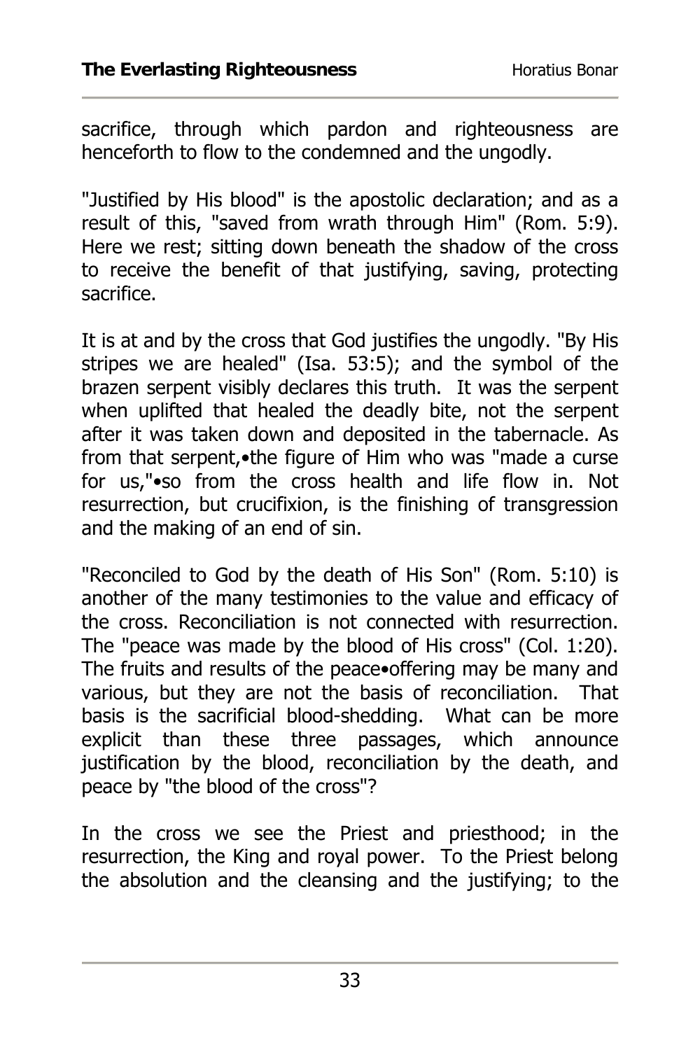sacrifice, through which pardon and righteousness are henceforth to flow to the condemned and the ungodly.

"Justified by His blood" is the apostolic declaration; and as a result of this, "saved from wrath through Him" (Rom. 5:9). Here we rest; sitting down beneath the shadow of the cross to receive the benefit of that justifying, saving, protecting sacrifice.

It is at and by the cross that God justifies the ungodly. "By His stripes we are healed" (Isa. 53:5); and the symbol of the brazen serpent visibly declares this truth. It was the serpent when uplifted that healed the deadly bite, not the serpent after it was taken down and deposited in the tabernacle. As from that serpent,•the figure of Him who was "made a curse for us,"•so from the cross health and life flow in. Not resurrection, but crucifixion, is the finishing of transgression and the making of an end of sin.

"Reconciled to God by the death of His Son" (Rom. 5:10) is another of the many testimonies to the value and efficacy of the cross. Reconciliation is not connected with resurrection. The "peace was made by the blood of His cross" (Col. 1:20). The fruits and results of the peace•offering may be many and various, but they are not the basis of reconciliation. That basis is the sacrificial blood-shedding. What can be more explicit than these three passages, which announce justification by the blood, reconciliation by the death, and peace by "the blood of the cross"?

In the cross we see the Priest and priesthood; in the resurrection, the King and royal power. To the Priest belong the absolution and the cleansing and the justifying; to the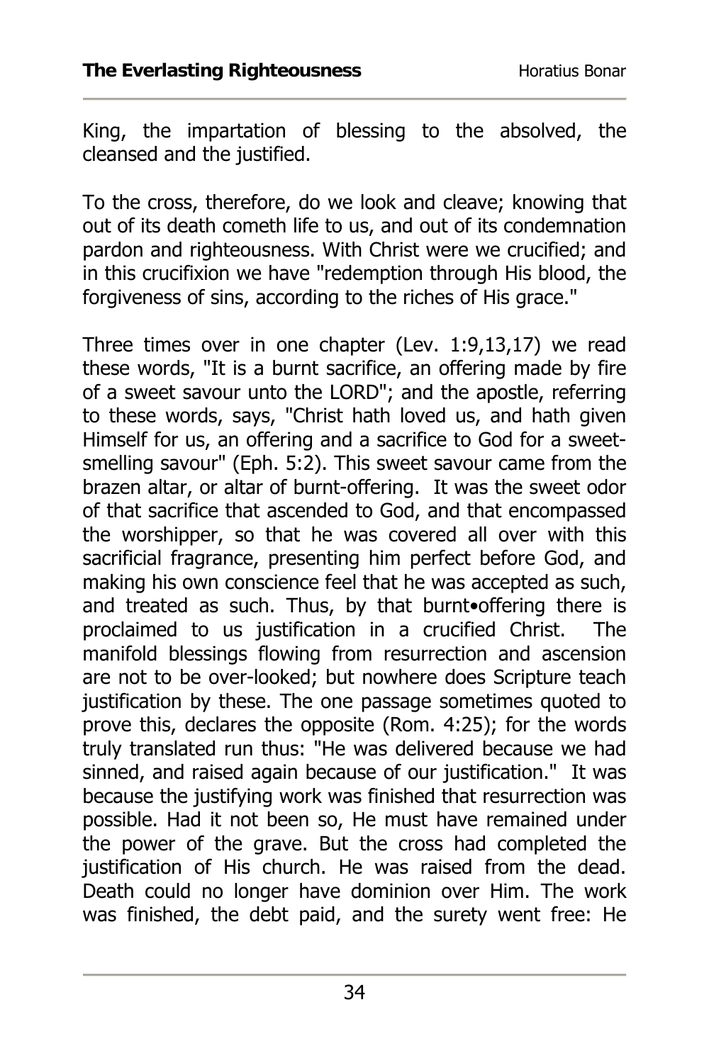King, the impartation of blessing to the absolved, the cleansed and the justified.

To the cross, therefore, do we look and cleave; knowing that out of its death cometh life to us, and out of its condemnation pardon and righteousness. With Christ were we crucified; and in this crucifixion we have "redemption through His blood, the forgiveness of sins, according to the riches of His grace."

Three times over in one chapter (Lev. 1:9,13,17) we read these words, "It is a burnt sacrifice, an offering made by fire of a sweet savour unto the LORD"; and the apostle, referring to these words, says, "Christ hath loved us, and hath given Himself for us, an offering and a sacrifice to God for a sweet-smelling savour" (Eph. 5:2). This sweet savour came from the brazen altar, or altar of burnt-offering. It was the sweet odor of that sacrifice that ascended to God, and that encompassed the worshipper, so that he was covered all over with this sacrificial fragrance, presenting him perfect before God, and making his own conscience feel that he was accepted as such, and treated as such. Thus, by that burnt•offering there is proclaimed to us justification in a crucified Christ. The manifold blessings flowing from resurrection and ascension are not to be over-looked; but nowhere does Scripture teach justification by these. The one passage sometimes quoted to prove this, declares the opposite (Rom. 4:25); for the words truly translated run thus: "He was delivered because we had sinned, and raised again because of our justification." It was because the justifying work was finished that resurrection was possible. Had it not been so, He must have remained under the power of the grave. But the cross had completed the justification of His church. He was raised from the dead. Death could no longer have dominion over Him. The work was finished, the debt paid, and the surety went free: He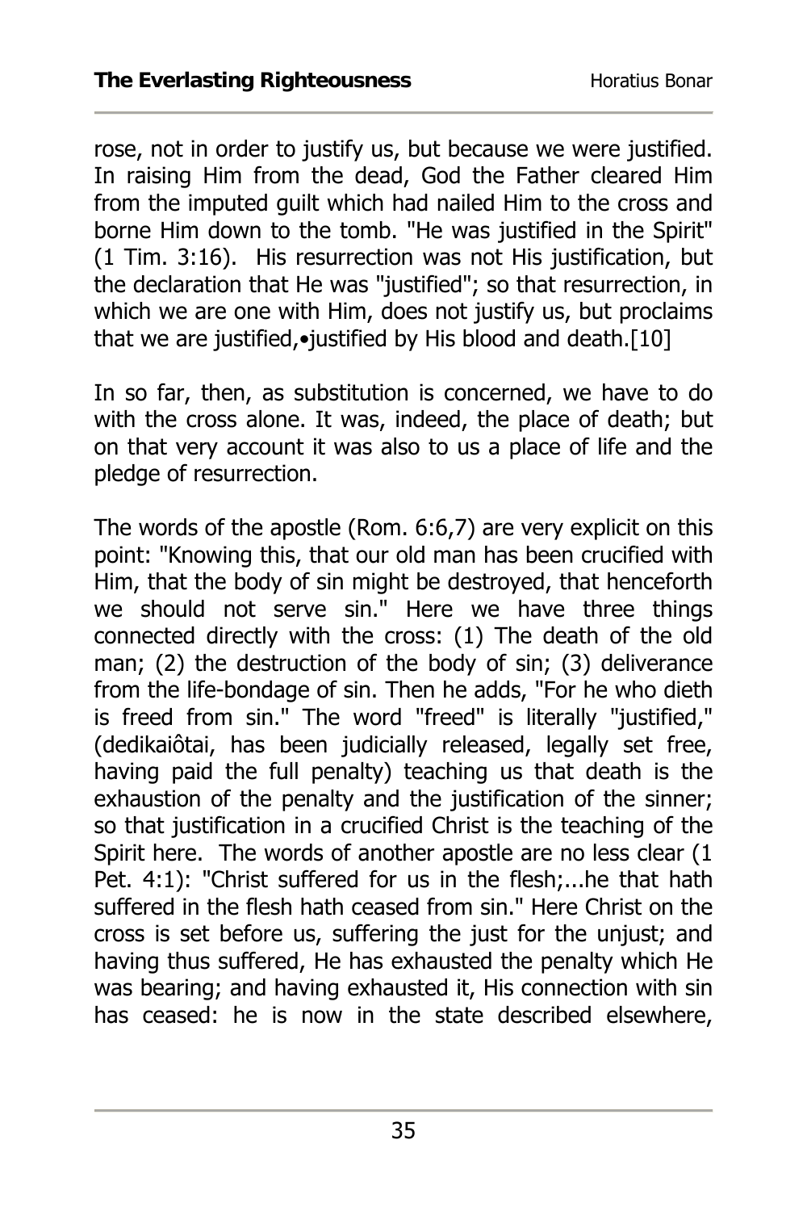rose, not in order to justify us, but because we were justified. In raising Him from the dead, God the Father cleared Him from the imputed guilt which had nailed Him to the cross and borne Him down to the tomb. "He was justified in the Spirit" (1 Tim. 3:16). His resurrection was not His justification, but the declaration that He was "justified"; so that resurrection, in which we are one with Him, does not justify us, but proclaims that we are justified,•justified by His blood and death.[10]

In so far, then, as substitution is concerned, we have to do with the cross alone. It was, indeed, the place of death; but on that very account it was also to us a place of life and the pledge of resurrection.

The words of the apostle (Rom. 6:6,7) are very explicit on this point: "Knowing this, that our old man has been crucified with Him, that the body of sin might be destroyed, that henceforth we should not serve sin." Here we have three things connected directly with the cross: (1) The death of the old man; (2) the destruction of the body of sin; (3) deliverance from the life-bondage of sin. Then he adds, "For he who dieth is freed from sin." The word "freed" is literally "justified," (dedikaiôtai, has been judicially released, legally set free, having paid the full penalty) teaching us that death is the exhaustion of the penalty and the justification of the sinner; so that justification in a crucified Christ is the teaching of the Spirit here. The words of another apostle are no less clear (1 Pet. 4:1): "Christ suffered for us in the flesh;...he that hath suffered in the flesh hath ceased from sin." Here Christ on the cross is set before us, suffering the just for the unjust; and having thus suffered, He has exhausted the penalty which He was bearing; and having exhausted it, His connection with sin has ceased: he is now in the state described elsewhere,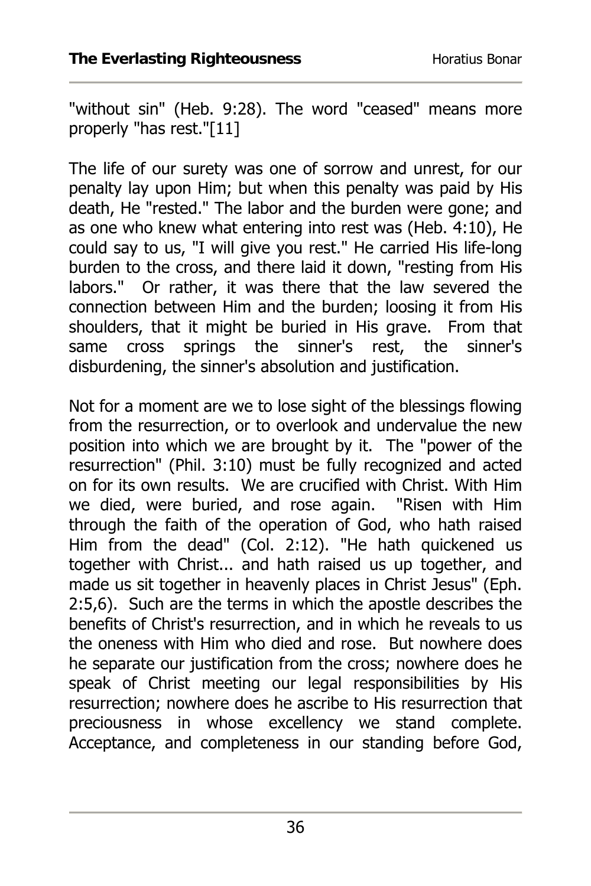"without sin" (Heb. 9:28). The word "ceased" means more properly "has rest."[11]

The life of our surety was one of sorrow and unrest, for our penalty lay upon Him; but when this penalty was paid by His death, He "rested." The labor and the burden were gone; and as one who knew what entering into rest was (Heb. 4:10), He could say to us, "I will give you rest." He carried His life-long burden to the cross, and there laid it down, "resting from His labors." Or rather, it was there that the law severed the connection between Him and the burden; loosing it from His shoulders, that it might be buried in His grave. From that same cross springs the sinner's rest, the sinner's disburdening, the sinner's absolution and justification.

Not for a moment are we to lose sight of the blessings flowing from the resurrection, or to overlook and undervalue the new position into which we are brought by it. The "power of the resurrection" (Phil. 3:10) must be fully recognized and acted on for its own results. We are crucified with Christ. With Him we died, were buried, and rose again. "Risen with Him through the faith of the operation of God, who hath raised Him from the dead" (Col. 2:12). "He hath quickened us together with Christ... and hath raised us up together, and made us sit together in heavenly places in Christ Jesus" (Eph. 2:5,6). Such are the terms in which the apostle describes the benefits of Christ's resurrection, and in which he reveals to us the oneness with Him who died and rose. But nowhere does he separate our justification from the cross; nowhere does he speak of Christ meeting our legal responsibilities by His resurrection; nowhere does he ascribe to His resurrection that preciousness in whose excellency we stand complete. Acceptance, and completeness in our standing before God,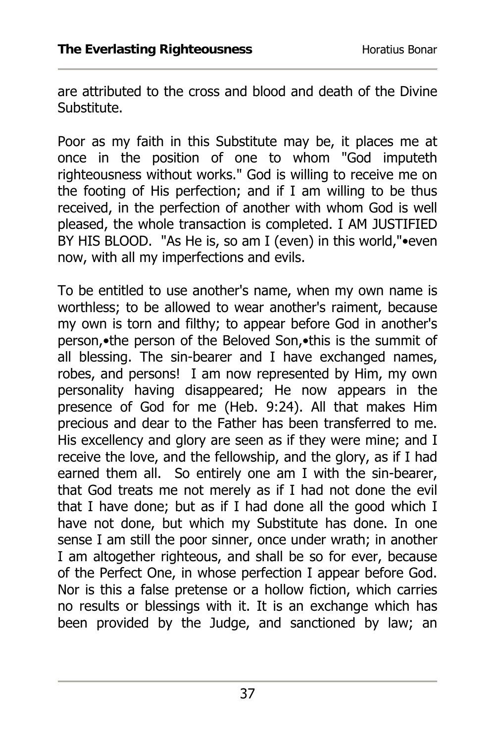are attributed to the cross and blood and death of the Divine Substitute.

Poor as my faith in this Substitute may be, it places me at once in the position of one to whom "God imputeth righteousness without works." God is willing to receive me on the footing of His perfection; and if I am willing to be thus received, in the perfection of another with whom God is well pleased, the whole transaction is completed. I AM JUSTIFIED BY HIS BLOOD. "As He is, so am I (even) in this world,"•even now, with all my imperfections and evils.

To be entitled to use another's name, when my own name is worthless; to be allowed to wear another's raiment, because my own is torn and filthy; to appear before God in another's person,•the person of the Beloved Son,•this is the summit of all blessing. The sin-bearer and I have exchanged names, robes, and persons! I am now represented by Him, my own personality having disappeared; He now appears in the presence of God for me (Heb. 9:24). All that makes Him precious and dear to the Father has been transferred to me. His excellency and glory are seen as if they were mine; and I receive the love, and the fellowship, and the glory, as if I had earned them all. So entirely one am I with the sin-bearer, that God treats me not merely as if I had not done the evil that I have done; but as if I had done all the good which I have not done, but which my Substitute has done. In one sense I am still the poor sinner, once under wrath; in another I am altogether righteous, and shall be so for ever, because of the Perfect One, in whose perfection I appear before God. Nor is this a false pretense or a hollow fiction, which carries no results or blessings with it. It is an exchange which has been provided by the Judge, and sanctioned by law; an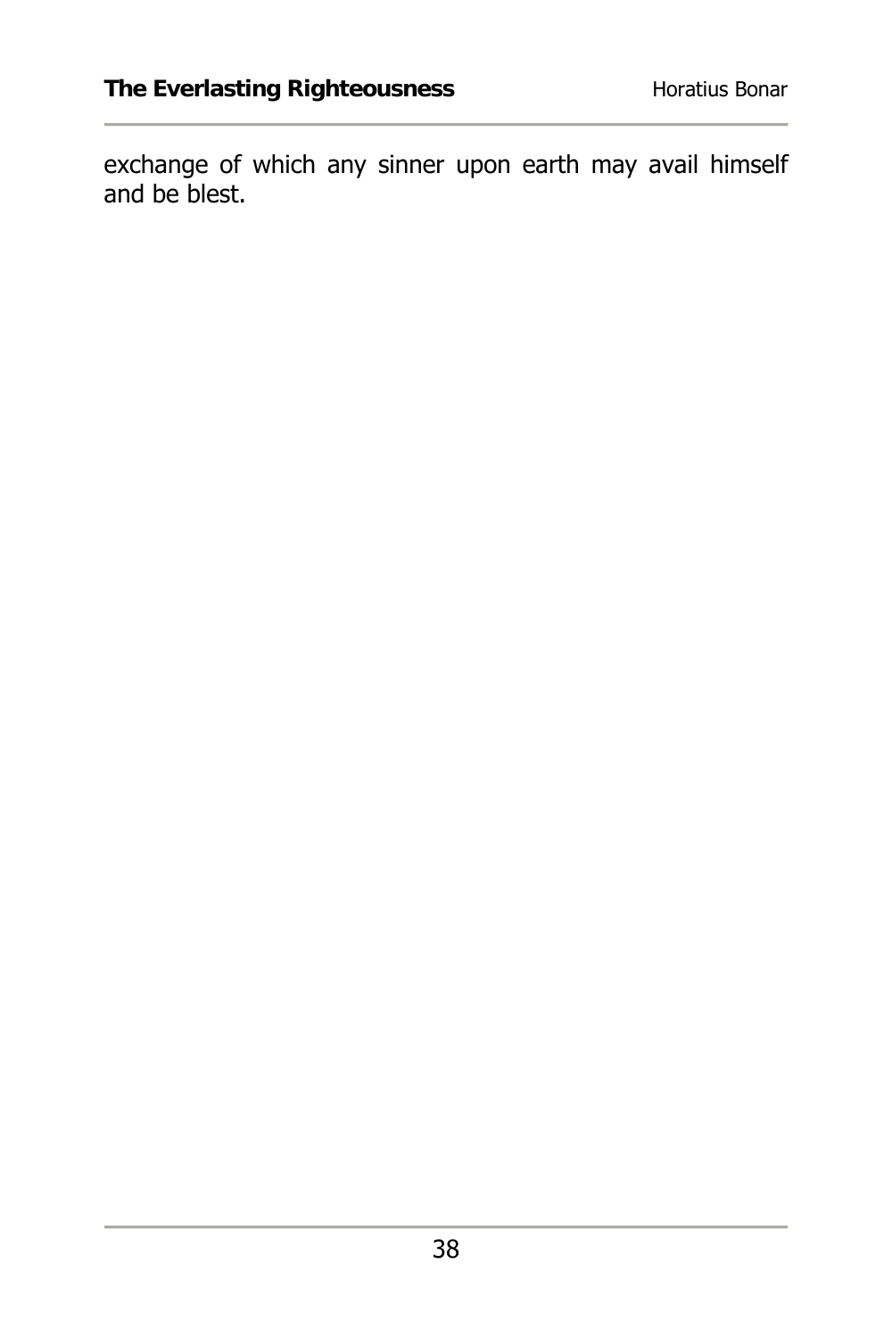exchange of which any sinner upon earth may avail himself and be blest.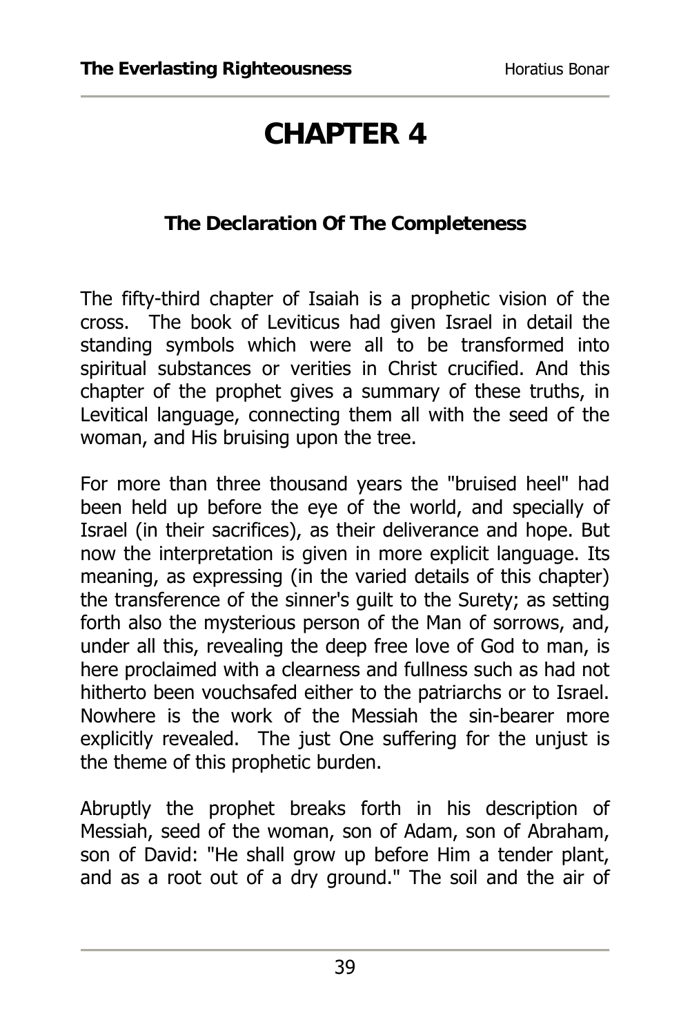# CHAPTER 4

### The Declaration Of The Completeness

The fifty-third chapter of Isaiah is a prophetic vision of the cross. The book of Leviticus had given Israel in detail the standing symbols which were all to be transformed into spiritual substances or verities in Christ crucified. And this chapter of the prophet gives a summary of these truths, in Levitical language, connecting them all with the seed of the woman, and His bruising upon the tree.

For more than three thousand years the "bruised heel" had been held up before the eye of the world, and specially of Israel (in their sacrifices), as their deliverance and hope. But now the interpretation is given in more explicit language. Its meaning, as expressing (in the varied details of this chapter) the transference of the sinner's guilt to the Surety; as setting forth also the mysterious person of the Man of sorrows, and, under all this, revealing the deep free love of God to man, is here proclaimed with a clearness and fullness such as had not hitherto been vouchsafed either to the patriarchs or to Israel. Nowhere is the work of the Messiah the sin-bearer more explicitly revealed. The just One suffering for the unjust is the theme of this prophetic burden.

Abruptly the prophet breaks forth in his description of Messiah, seed of the woman, son of Adam, son of Abraham, son of David: "He shall grow up before Him a tender plant, and as a root out of a dry ground." The soil and the air of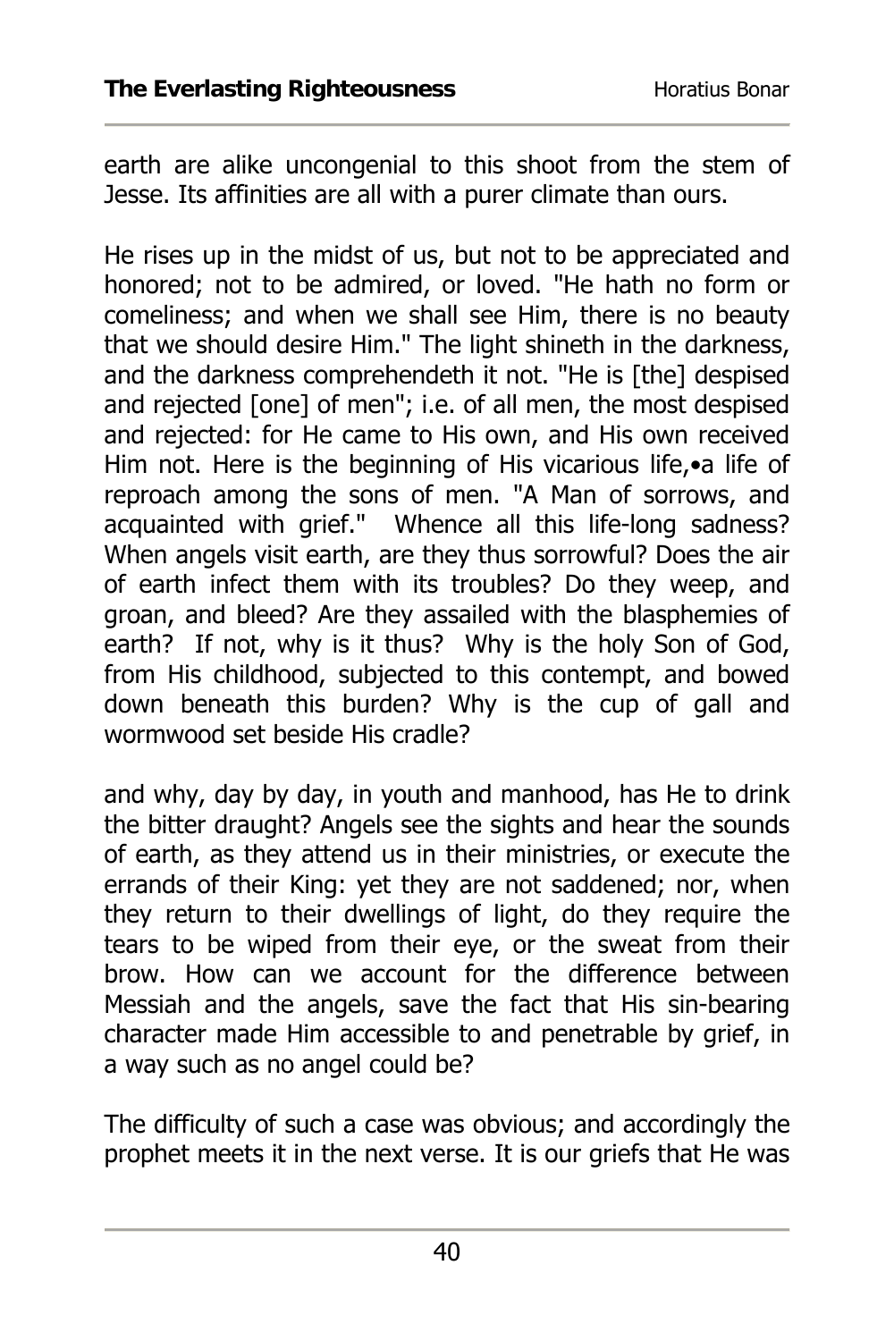earth are alike uncongenial to this shoot from the stem of Jesse. Its affinities are all with a purer climate than ours.

He rises up in the midst of us, but not to be appreciated and honored; not to be admired, or loved. "He hath no form or comeliness; and when we shall see Him, there is no beauty that we should desire Him." The light shineth in the darkness, and the darkness comprehendeth it not. "He is [the] despised and rejected [one] of men"; i.e. of all men, the most despised and rejected: for He came to His own, and His own received Him not. Here is the beginning of His vicarious life,•a life of reproach among the sons of men. "A Man of sorrows, and acquainted with grief." Whence all this life-long sadness? When angels visit earth, are they thus sorrowful? Does the air of earth infect them with its troubles? Do they weep, and groan, and bleed? Are they assailed with the blasphemies of earth? If not, why is it thus? Why is the holy Son of God, from His childhood, subjected to this contempt, and bowed down beneath this burden? Why is the cup of gall and wormwood set beside His cradle?

and why, day by day, in youth and manhood, has He to drink the bitter draught? Angels see the sights and hear the sounds of earth, as they attend us in their ministries, or execute the errands of their King: yet they are not saddened; nor, when they return to their dwellings of light, do they require the tears to be wiped from their eye, or the sweat from their brow. How can we account for the difference between Messiah and the angels, save the fact that His sin-bearing character made Him accessible to and penetrable by grief, in a way such as no angel could be?

The difficulty of such a case was obvious; and accordingly the prophet meets it in the next verse. It is our griefs that He was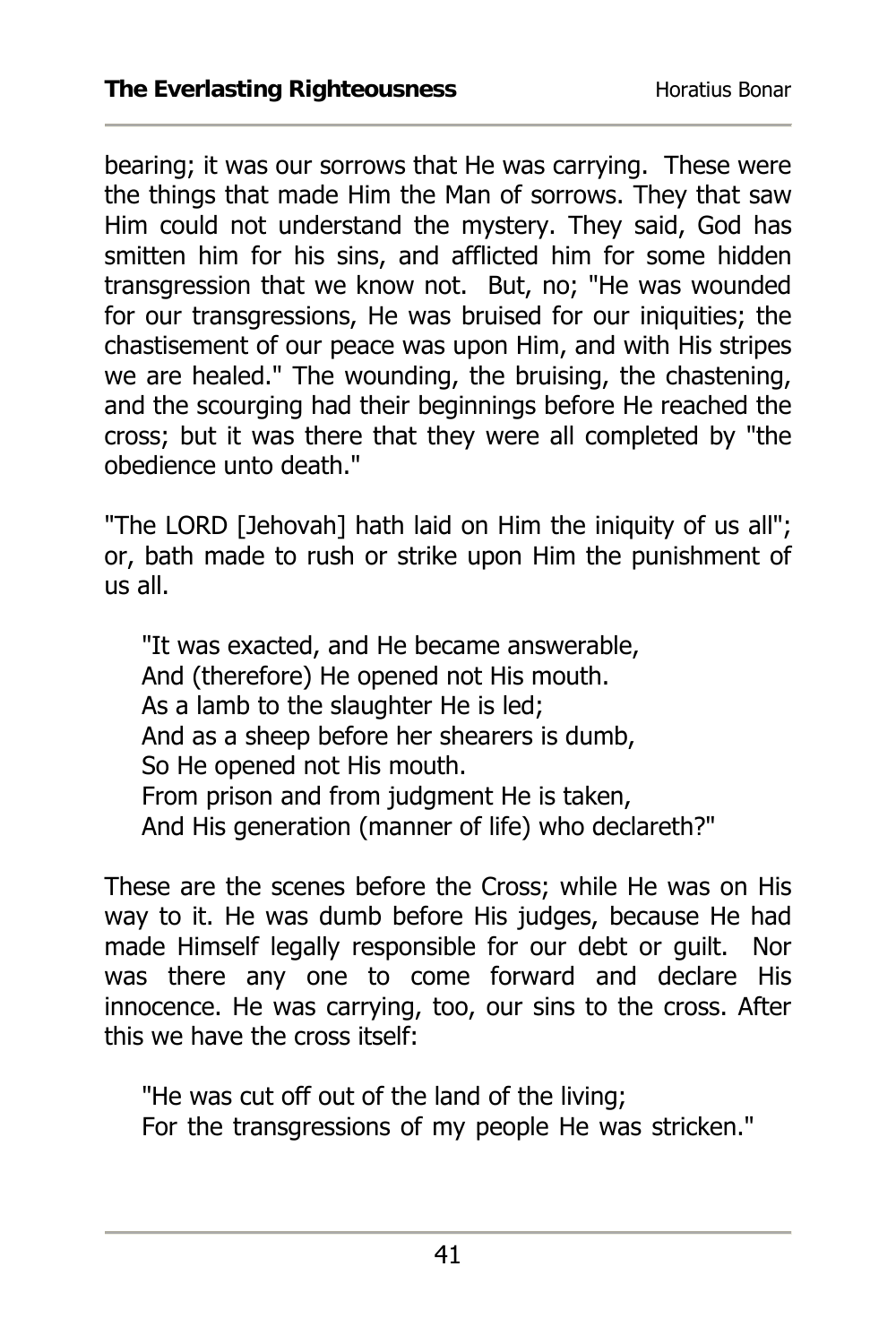bearing; it was our sorrows that He was carrying. These were the things that made Him the Man of sorrows. They that saw Him could not understand the mystery. They said, God has smitten him for his sins, and afflicted him for some hidden transgression that we know not. But, no; "He was wounded for our transgressions, He was bruised for our iniquities; the chastisement of our peace was upon Him, and with His stripes we are healed." The wounding, the bruising, the chastening, and the scourging had their beginnings before He reached the cross; but it was there that they were all completed by "the obedience unto death."

"The LORD [Jehovah] hath laid on Him the iniquity of us all"; or, bath made to rush or strike upon Him the punishment of us all.

> "It was exacted, and He became answerable,
> And (therefore) He opened not His mouth.
> As a lamb to the slaughter He is led;
> And as a sheep before her shearers is dumb,
> So He opened not His mouth.
> From prison and from judgment He is taken,
> And His generation (manner of life) who declareth?"

These are the scenes before the Cross; while He was on His way to it. He was dumb before His judges, because He had made Himself legally responsible for our debt or guilt. Nor was there any one to come forward and declare His innocence. He was carrying, too, our sins to the cross. After this we have the cross itself:

> "He was cut off out of the land of the living;
> For the transgressions of my people He was stricken."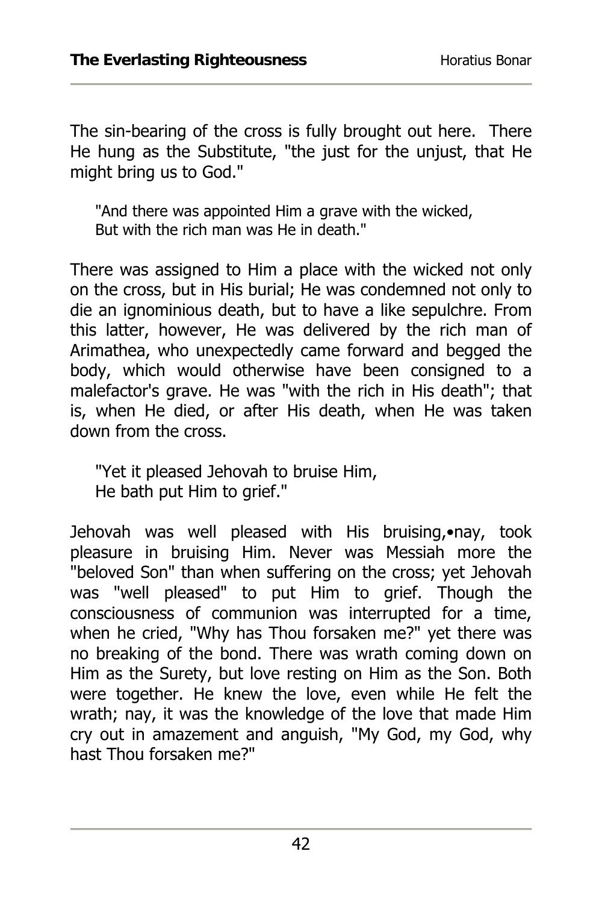The sin-bearing of the cross is fully brought out here. There He hung as the Substitute, "the just for the unjust, that He might bring us to God."

> "And there was appointed Him a grave with the wicked,
> But with the rich man was He in death."

There was assigned to Him a place with the wicked not only on the cross, but in His burial; He was condemned not only to die an ignominious death, but to have a like sepulchre. From this latter, however, He was delivered by the rich man of Arimathea, who unexpectedly came forward and begged the body, which would otherwise have been consigned to a malefactor's grave. He was "with the rich in His death"; that is, when He died, or after His death, when He was taken down from the cross.

> "Yet it pleased Jehovah to bruise Him,
> He bath put Him to grief."

Jehovah was well pleased with His bruising,•nay, took pleasure in bruising Him. Never was Messiah more the "beloved Son" than when suffering on the cross; yet Jehovah was "well pleased" to put Him to grief. Though the consciousness of communion was interrupted for a time, when he cried, "Why has Thou forsaken me?" yet there was no breaking of the bond. There was wrath coming down on Him as the Surety, but love resting on Him as the Son. Both were together. He knew the love, even while He felt the wrath; nay, it was the knowledge of the love that made Him cry out in amazement and anguish, "My God, my God, why hast Thou forsaken me?"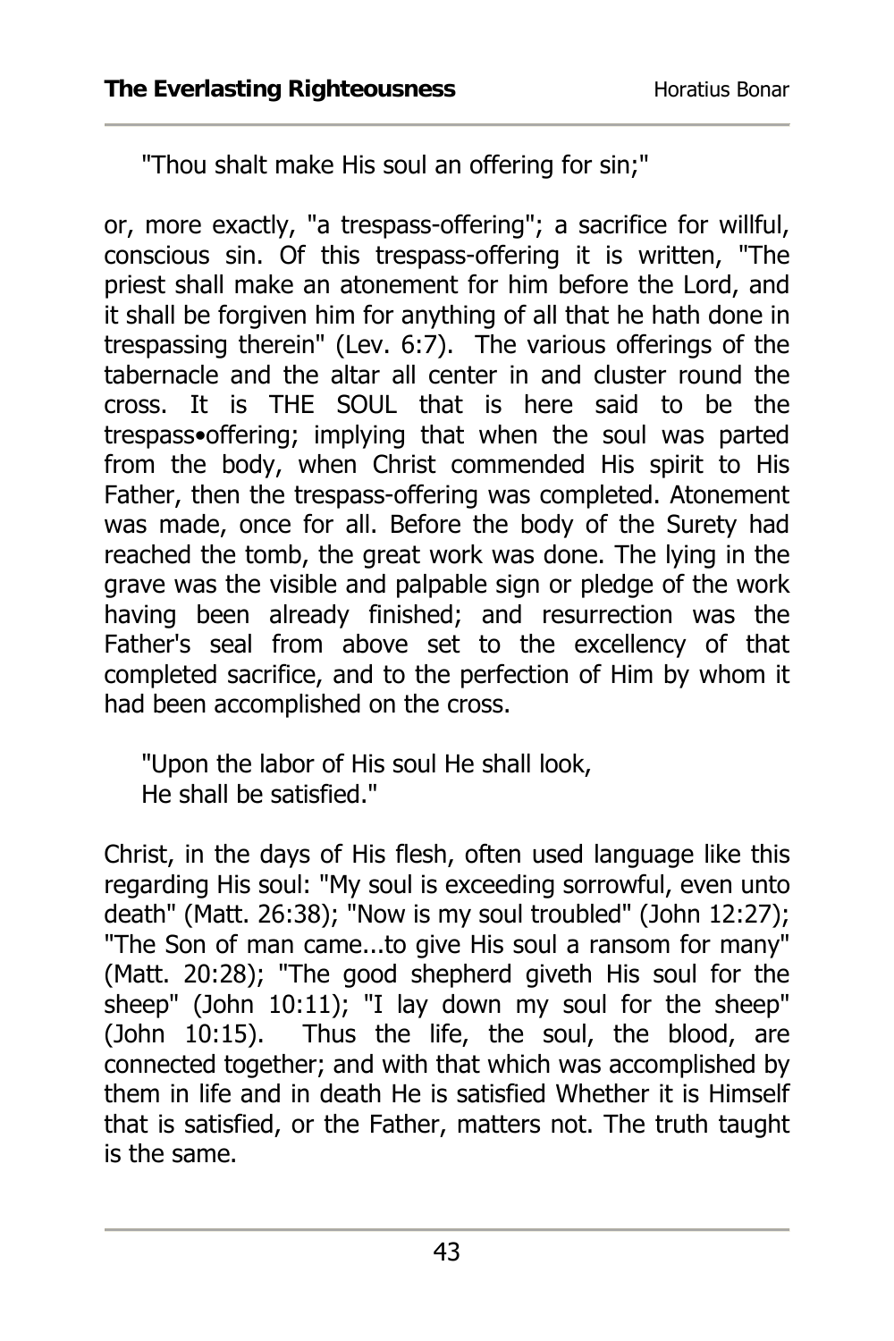"Thou shalt make His soul an offering for sin;"

or, more exactly, "a trespass-offering"; a sacrifice for willful, conscious sin. Of this trespass-offering it is written, "The priest shall make an atonement for him before the Lord, and it shall be forgiven him for anything of all that he hath done in trespassing therein" (Lev. 6:7). The various offerings of the tabernacle and the altar all center in and cluster round the cross. It is THE SOUL that is here said to be the trespass•offering; implying that when the soul was parted from the body, when Christ commended His spirit to His Father, then the trespass-offering was completed. Atonement was made, once for all. Before the body of the Surety had reached the tomb, the great work was done. The lying in the grave was the visible and palpable sign or pledge of the work having been already finished; and resurrection was the Father's seal from above set to the excellency of that completed sacrifice, and to the perfection of Him by whom it had been accomplished on the cross.

"Upon the labor of His soul He shall look,
He shall be satisfied."

Christ, in the days of His flesh, often used language like this regarding His soul: "My soul is exceeding sorrowful, even unto death" (Matt. 26:38); "Now is my soul troubled" (John 12:27); "The Son of man came...to give His soul a ransom for many" (Matt. 20:28); "The good shepherd giveth His soul for the sheep" (John 10:11); "I lay down my soul for the sheep" (John 10:15). Thus the life, the soul, the blood, are connected together; and with that which was accomplished by them in life and in death He is satisfied Whether it is Himself that is satisfied, or the Father, matters not. The truth taught is the same.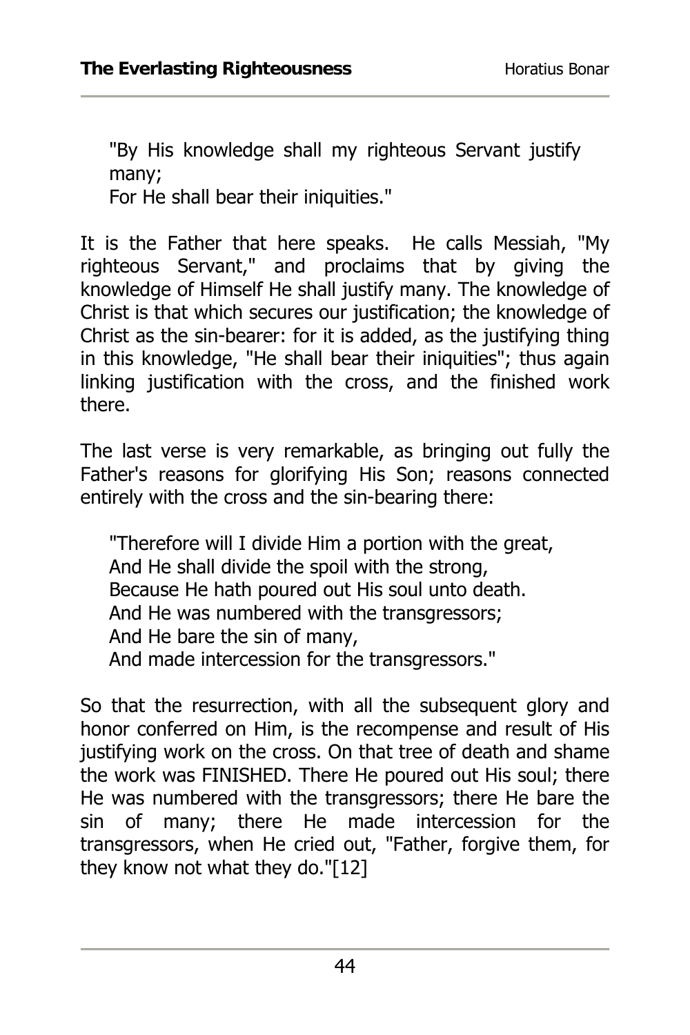> "By His knowledge shall my righteous Servant justify many;
> For He shall bear their iniquities."

It is the Father that here speaks. He calls Messiah, "My righteous Servant," and proclaims that by giving the knowledge of Himself He shall justify many. The knowledge of Christ is that which secures our justification; the knowledge of Christ as the sin-bearer: for it is added, as the justifying thing in this knowledge, "He shall bear their iniquities"; thus again linking justification with the cross, and the finished work there.

The last verse is very remarkable, as bringing out fully the Father's reasons for glorifying His Son; reasons connected entirely with the cross and the sin-bearing there:

> "Therefore will I divide Him a portion with the great,
> And He shall divide the spoil with the strong,
> Because He hath poured out His soul unto death.
> And He was numbered with the transgressors;
> And He bare the sin of many,
> And made intercession for the transgressors."

So that the resurrection, with all the subsequent glory and honor conferred on Him, is the recompense and result of His justifying work on the cross. On that tree of death and shame the work was FINISHED. There He poured out His soul; there He was numbered with the transgressors; there He bare the sin of many; there He made intercession for the transgressors, when He cried out, "Father, forgive them, for they know not what they do."[12]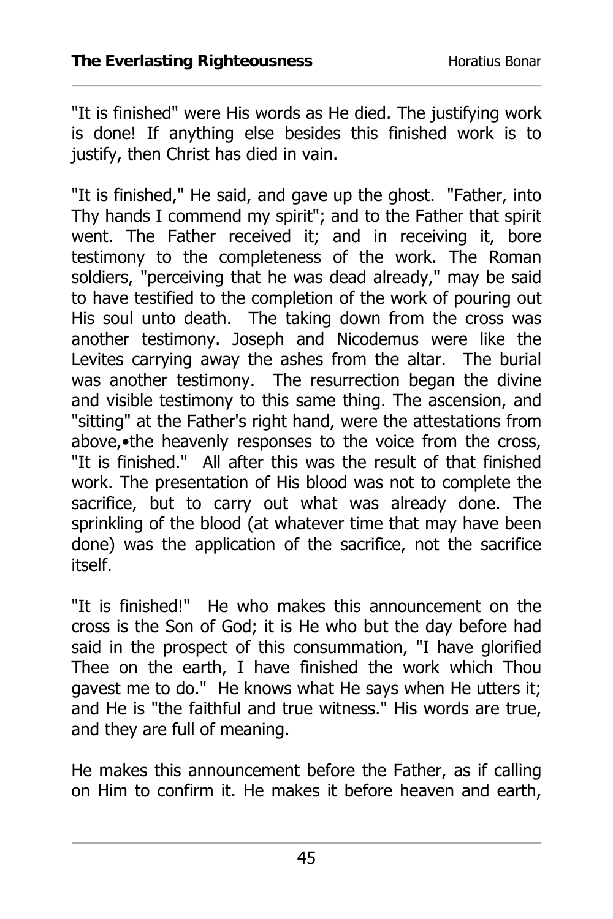"It is finished" were His words as He died. The justifying work is done! If anything else besides this finished work is to justify, then Christ has died in vain.

"It is finished," He said, and gave up the ghost. "Father, into Thy hands I commend my spirit"; and to the Father that spirit went. The Father received it; and in receiving it, bore testimony to the completeness of the work. The Roman soldiers, "perceiving that he was dead already," may be said to have testified to the completion of the work of pouring out His soul unto death. The taking down from the cross was another testimony. Joseph and Nicodemus were like the Levites carrying away the ashes from the altar. The burial was another testimony. The resurrection began the divine and visible testimony to this same thing. The ascension, and "sitting" at the Father's right hand, were the attestations from above,•the heavenly responses to the voice from the cross, "It is finished." All after this was the result of that finished work. The presentation of His blood was not to complete the sacrifice, but to carry out what was already done. The sprinkling of the blood (at whatever time that may have been done) was the application of the sacrifice, not the sacrifice itself.

"It is finished!" He who makes this announcement on the cross is the Son of God; it is He who but the day before had said in the prospect of this consummation, "I have glorified Thee on the earth, I have finished the work which Thou gavest me to do." He knows what He says when He utters it; and He is "the faithful and true witness." His words are true, and they are full of meaning.

He makes this announcement before the Father, as if calling on Him to confirm it. He makes it before heaven and earth,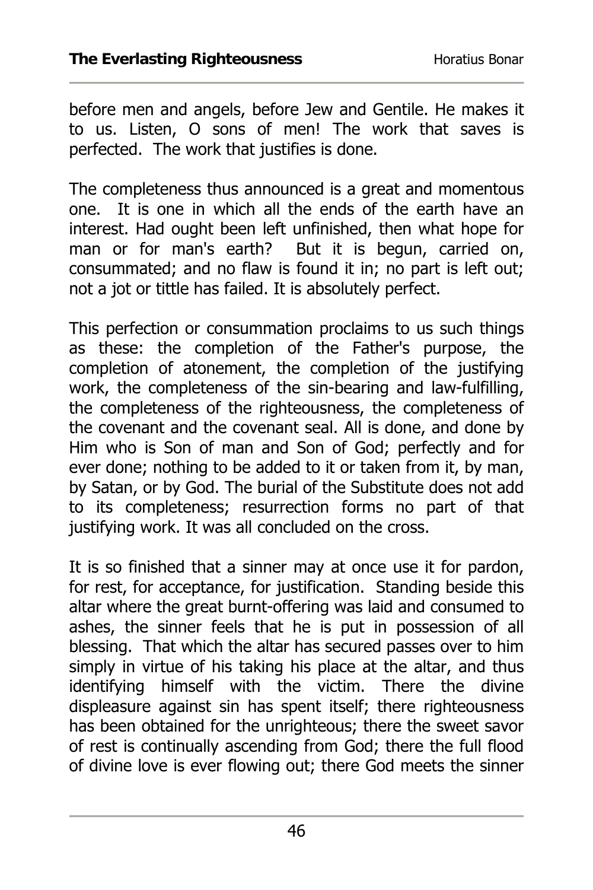before men and angels, before Jew and Gentile. He makes it to us. Listen, O sons of men! The work that saves is perfected. The work that justifies is done.

The completeness thus announced is a great and momentous one. It is one in which all the ends of the earth have an interest. Had ought been left unfinished, then what hope for man or for man's earth? But it is begun, carried on, consummated; and no flaw is found it in; no part is left out; not a jot or tittle has failed. It is absolutely perfect.

This perfection or consummation proclaims to us such things as these: the completion of the Father's purpose, the completion of atonement, the completion of the justifying work, the completeness of the sin-bearing and law-fulfilling, the completeness of the righteousness, the completeness of the covenant and the covenant seal. All is done, and done by Him who is Son of man and Son of God; perfectly and for ever done; nothing to be added to it or taken from it, by man, by Satan, or by God. The burial of the Substitute does not add to its completeness; resurrection forms no part of that justifying work. It was all concluded on the cross.

It is so finished that a sinner may at once use it for pardon, for rest, for acceptance, for justification. Standing beside this altar where the great burnt-offering was laid and consumed to ashes, the sinner feels that he is put in possession of all blessing. That which the altar has secured passes over to him simply in virtue of his taking his place at the altar, and thus identifying himself with the victim. There the divine displeasure against sin has spent itself; there righteousness has been obtained for the unrighteous; there the sweet savor of rest is continually ascending from God; there the full flood of divine love is ever flowing out; there God meets the sinner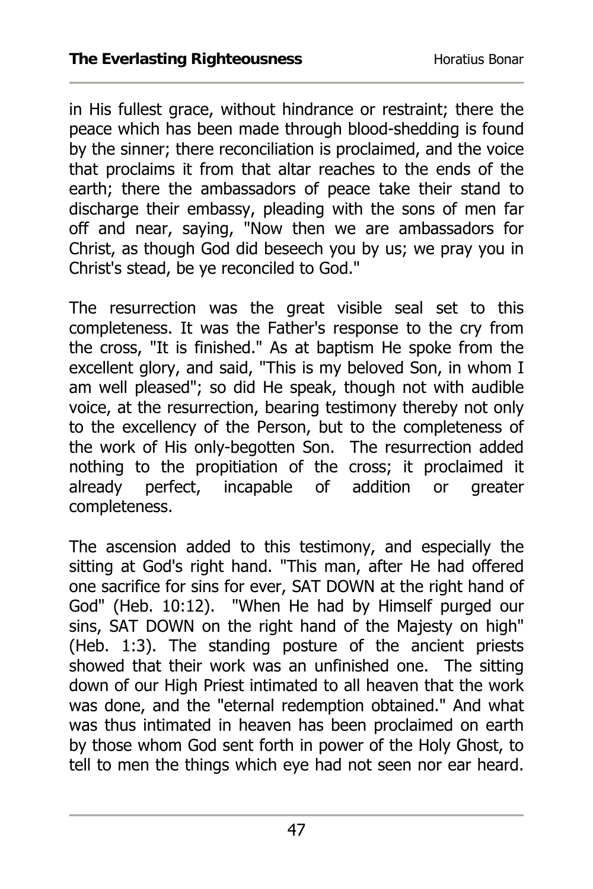in His fullest grace, without hindrance or restraint; there the peace which has been made through blood-shedding is found by the sinner; there reconciliation is proclaimed, and the voice that proclaims it from that altar reaches to the ends of the earth; there the ambassadors of peace take their stand to discharge their embassy, pleading with the sons of men far off and near, saying, "Now then we are ambassadors for Christ, as though God did beseech you by us; we pray you in Christ's stead, be ye reconciled to God."

The resurrection was the great visible seal set to this completeness. It was the Father's response to the cry from the cross, "It is finished." As at baptism He spoke from the excellent glory, and said, "This is my beloved Son, in whom I am well pleased"; so did He speak, though not with audible voice, at the resurrection, bearing testimony thereby not only to the excellency of the Person, but to the completeness of the work of His only-begotten Son. The resurrection added nothing to the propitiation of the cross; it proclaimed it already perfect, incapable of addition or greater completeness.

The ascension added to this testimony, and especially the sitting at God's right hand. "This man, after He had offered one sacrifice for sins for ever, SAT DOWN at the right hand of God" (Heb. 10:12). "When He had by Himself purged our sins, SAT DOWN on the right hand of the Majesty on high" (Heb. 1:3). The standing posture of the ancient priests showed that their work was an unfinished one. The sitting down of our High Priest intimated to all heaven that the work was done, and the "eternal redemption obtained." And what was thus intimated in heaven has been proclaimed on earth by those whom God sent forth in power of the Holy Ghost, to tell to men the things which eye had not seen nor ear heard.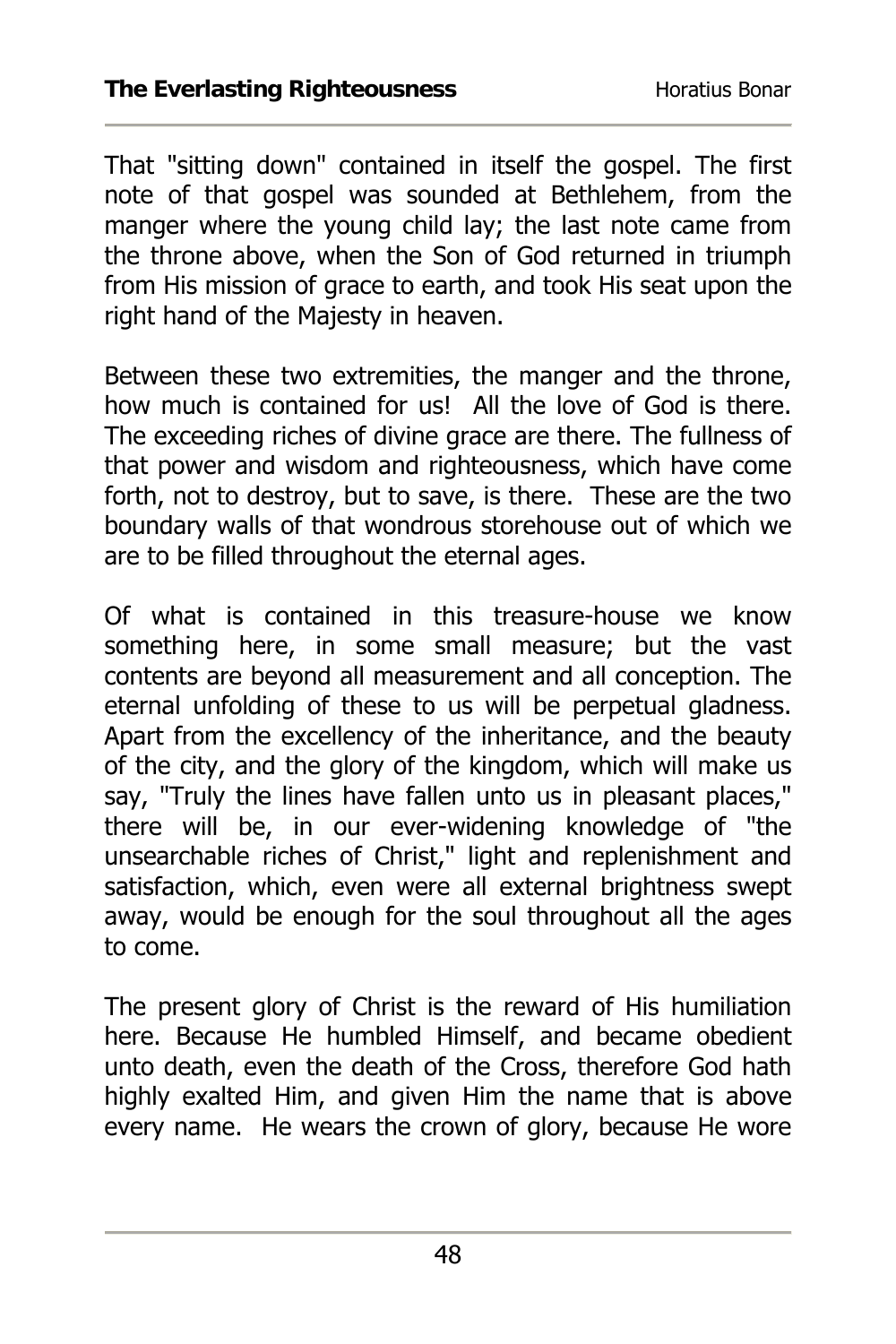That "sitting down" contained in itself the gospel. The first note of that gospel was sounded at Bethlehem, from the manger where the young child lay; the last note came from the throne above, when the Son of God returned in triumph from His mission of grace to earth, and took His seat upon the right hand of the Majesty in heaven.

Between these two extremities, the manger and the throne, how much is contained for us! All the love of God is there. The exceeding riches of divine grace are there. The fullness of that power and wisdom and righteousness, which have come forth, not to destroy, but to save, is there. These are the two boundary walls of that wondrous storehouse out of which we are to be filled throughout the eternal ages.

Of what is contained in this treasure-house we know something here, in some small measure; but the vast contents are beyond all measurement and all conception. The eternal unfolding of these to us will be perpetual gladness. Apart from the excellency of the inheritance, and the beauty of the city, and the glory of the kingdom, which will make us say, "Truly the lines have fallen unto us in pleasant places," there will be, in our ever-widening knowledge of "the unsearchable riches of Christ," light and replenishment and satisfaction, which, even were all external brightness swept away, would be enough for the soul throughout all the ages to come.

The present glory of Christ is the reward of His humiliation here. Because He humbled Himself, and became obedient unto death, even the death of the Cross, therefore God hath highly exalted Him, and given Him the name that is above every name. He wears the crown of glory, because He wore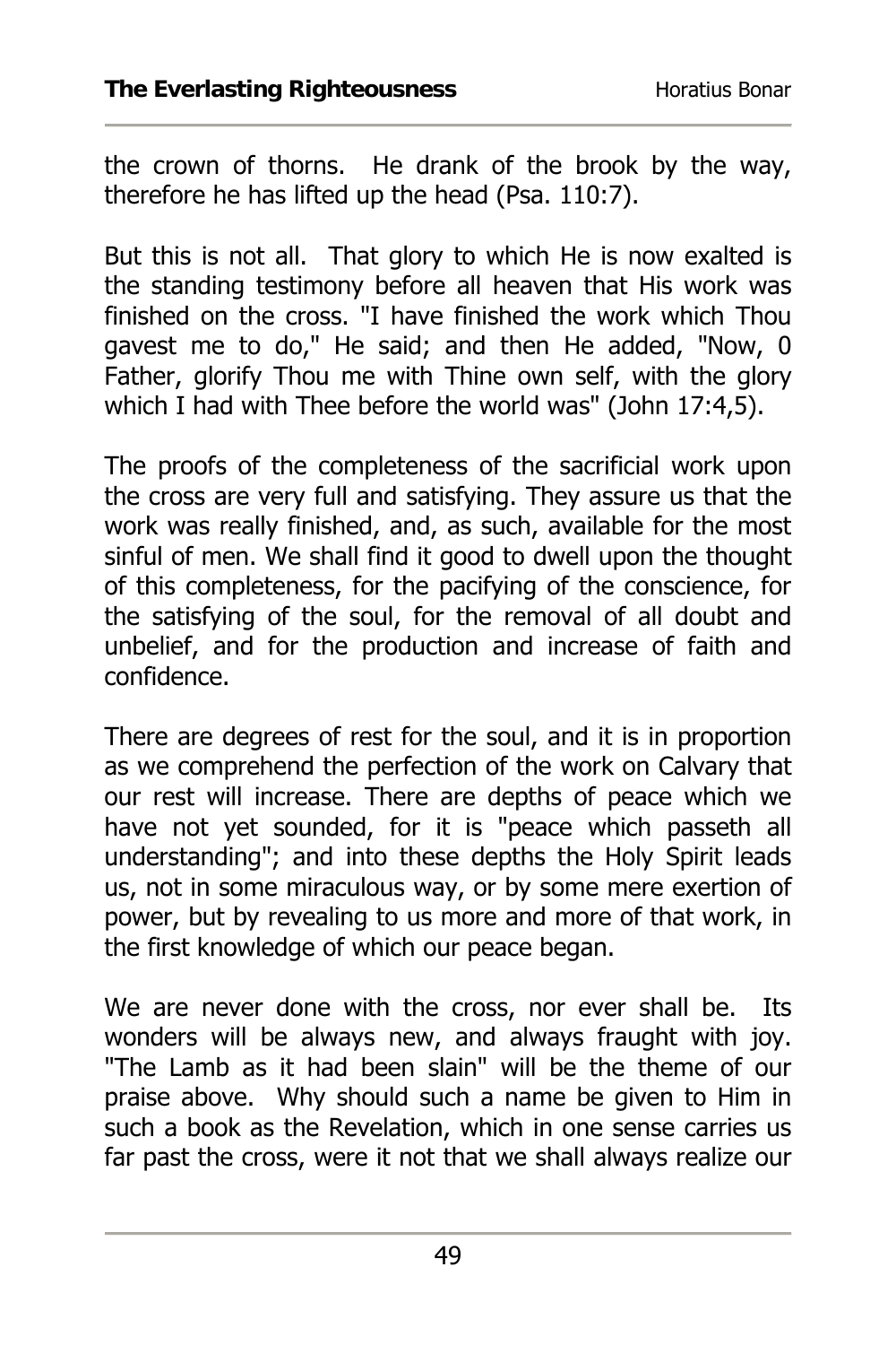the crown of thorns. He drank of the brook by the way, therefore he has lifted up the head (Psa. 110:7).

But this is not all. That glory to which He is now exalted is the standing testimony before all heaven that His work was finished on the cross. "I have finished the work which Thou gavest me to do," He said; and then He added, "Now, 0 Father, glorify Thou me with Thine own self, with the glory which I had with Thee before the world was" (John 17:4,5).

The proofs of the completeness of the sacrificial work upon the cross are very full and satisfying. They assure us that the work was really finished, and, as such, available for the most sinful of men. We shall find it good to dwell upon the thought of this completeness, for the pacifying of the conscience, for the satisfying of the soul, for the removal of all doubt and unbelief, and for the production and increase of faith and confidence.

There are degrees of rest for the soul, and it is in proportion as we comprehend the perfection of the work on Calvary that our rest will increase. There are depths of peace which we have not yet sounded, for it is "peace which passeth all understanding"; and into these depths the Holy Spirit leads us, not in some miraculous way, or by some mere exertion of power, but by revealing to us more and more of that work, in the first knowledge of which our peace began.

We are never done with the cross, nor ever shall be. Its wonders will be always new, and always fraught with joy. "The Lamb as it had been slain" will be the theme of our praise above. Why should such a name be given to Him in such a book as the Revelation, which in one sense carries us far past the cross, were it not that we shall always realize our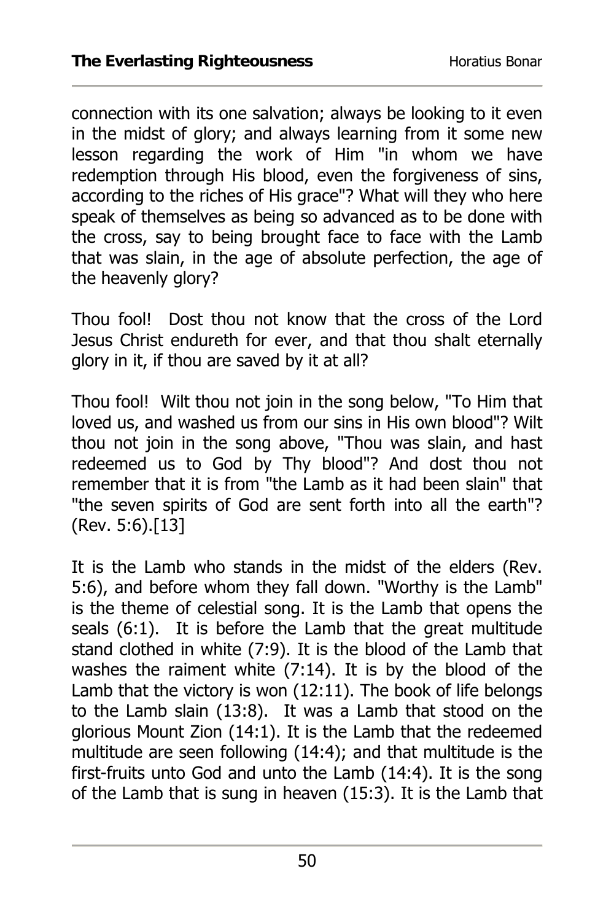connection with its one salvation; always be looking to it even in the midst of glory; and always learning from it some new lesson regarding the work of Him "in whom we have redemption through His blood, even the forgiveness of sins, according to the riches of His grace"? What will they who here speak of themselves as being so advanced as to be done with the cross, say to being brought face to face with the Lamb that was slain, in the age of absolute perfection, the age of the heavenly glory?

Thou fool! Dost thou not know that the cross of the Lord Jesus Christ endureth for ever, and that thou shalt eternally glory in it, if thou are saved by it at all?

Thou fool! Wilt thou not join in the song below, "To Him that loved us, and washed us from our sins in His own blood"? Wilt thou not join in the song above, "Thou was slain, and hast redeemed us to God by Thy blood"? And dost thou not remember that it is from "the Lamb as it had been slain" that "the seven spirits of God are sent forth into all the earth"? (Rev. 5:6).[13]

It is the Lamb who stands in the midst of the elders (Rev. 5:6), and before whom they fall down. "Worthy is the Lamb" is the theme of celestial song. It is the Lamb that opens the seals (6:1). It is before the Lamb that the great multitude stand clothed in white (7:9). It is the blood of the Lamb that washes the raiment white (7:14). It is by the blood of the Lamb that the victory is won (12:11). The book of life belongs to the Lamb slain (13:8). It was a Lamb that stood on the glorious Mount Zion (14:1). It is the Lamb that the redeemed multitude are seen following (14:4); and that multitude is the first-fruits unto God and unto the Lamb (14:4). It is the song of the Lamb that is sung in heaven (15:3). It is the Lamb that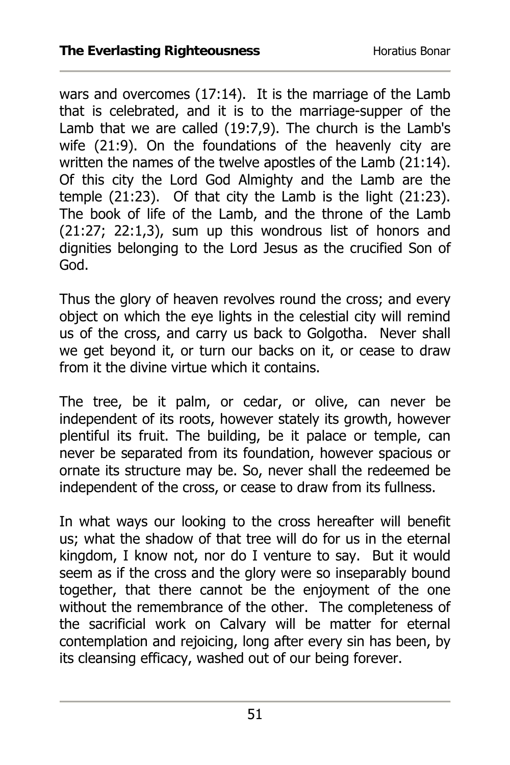wars and overcomes (17:14). It is the marriage of the Lamb that is celebrated, and it is to the marriage-supper of the Lamb that we are called (19:7,9). The church is the Lamb's wife (21:9). On the foundations of the heavenly city are written the names of the twelve apostles of the Lamb (21:14). Of this city the Lord God Almighty and the Lamb are the temple (21:23). Of that city the Lamb is the light (21:23). The book of life of the Lamb, and the throne of the Lamb (21:27; 22:1,3), sum up this wondrous list of honors and dignities belonging to the Lord Jesus as the crucified Son of God.

Thus the glory of heaven revolves round the cross; and every object on which the eye lights in the celestial city will remind us of the cross, and carry us back to Golgotha. Never shall we get beyond it, or turn our backs on it, or cease to draw from it the divine virtue which it contains.

The tree, be it palm, or cedar, or olive, can never be independent of its roots, however stately its growth, however plentiful its fruit. The building, be it palace or temple, can never be separated from its foundation, however spacious or ornate its structure may be. So, never shall the redeemed be independent of the cross, or cease to draw from its fullness.

In what ways our looking to the cross hereafter will benefit us; what the shadow of that tree will do for us in the eternal kingdom, I know not, nor do I venture to say. But it would seem as if the cross and the glory were so inseparably bound together, that there cannot be the enjoyment of the one without the remembrance of the other. The completeness of the sacrificial work on Calvary will be matter for eternal contemplation and rejoicing, long after every sin has been, by its cleansing efficacy, washed out of our being forever.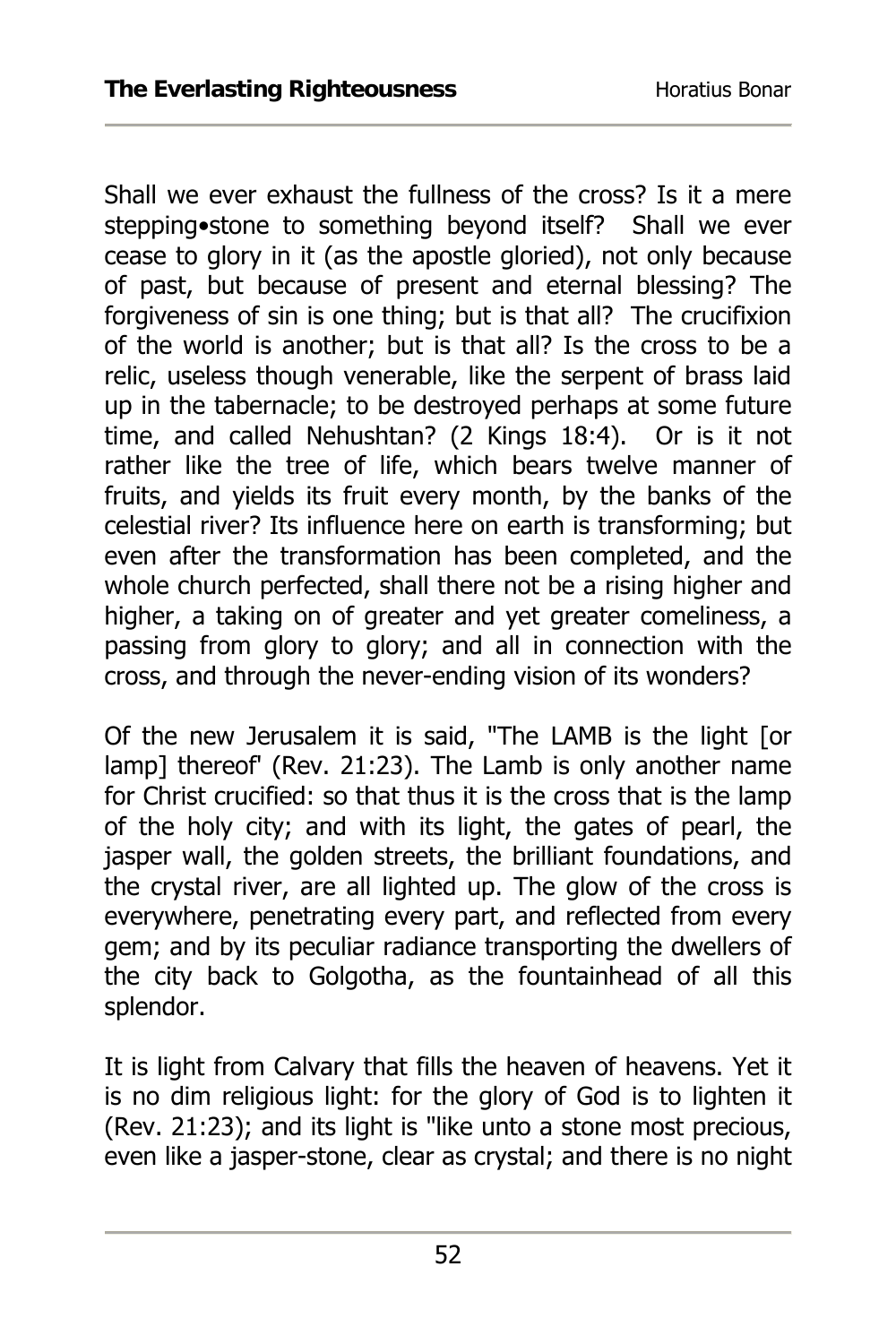Shall we ever exhaust the fullness of the cross? Is it a mere stepping•stone to something beyond itself? Shall we ever cease to glory in it (as the apostle gloried), not only because of past, but because of present and eternal blessing? The forgiveness of sin is one thing; but is that all? The crucifixion of the world is another; but is that all? Is the cross to be a relic, useless though venerable, like the serpent of brass laid up in the tabernacle; to be destroyed perhaps at some future time, and called Nehushtan? (2 Kings 18:4). Or is it not rather like the tree of life, which bears twelve manner of fruits, and yields its fruit every month, by the banks of the celestial river? Its influence here on earth is transforming; but even after the transformation has been completed, and the whole church perfected, shall there not be a rising higher and higher, a taking on of greater and yet greater comeliness, a passing from glory to glory; and all in connection with the cross, and through the never-ending vision of its wonders?

Of the new Jerusalem it is said, "The LAMB is the light [or lamp] thereof' (Rev. 21:23). The Lamb is only another name for Christ crucified: so that thus it is the cross that is the lamp of the holy city; and with its light, the gates of pearl, the jasper wall, the golden streets, the brilliant foundations, and the crystal river, are all lighted up. The glow of the cross is everywhere, penetrating every part, and reflected from every gem; and by its peculiar radiance transporting the dwellers of the city back to Golgotha, as the fountainhead of all this splendor.

It is light from Calvary that fills the heaven of heavens. Yet it is no dim religious light: for the glory of God is to lighten it (Rev. 21:23); and its light is "like unto a stone most precious, even like a jasper-stone, clear as crystal; and there is no night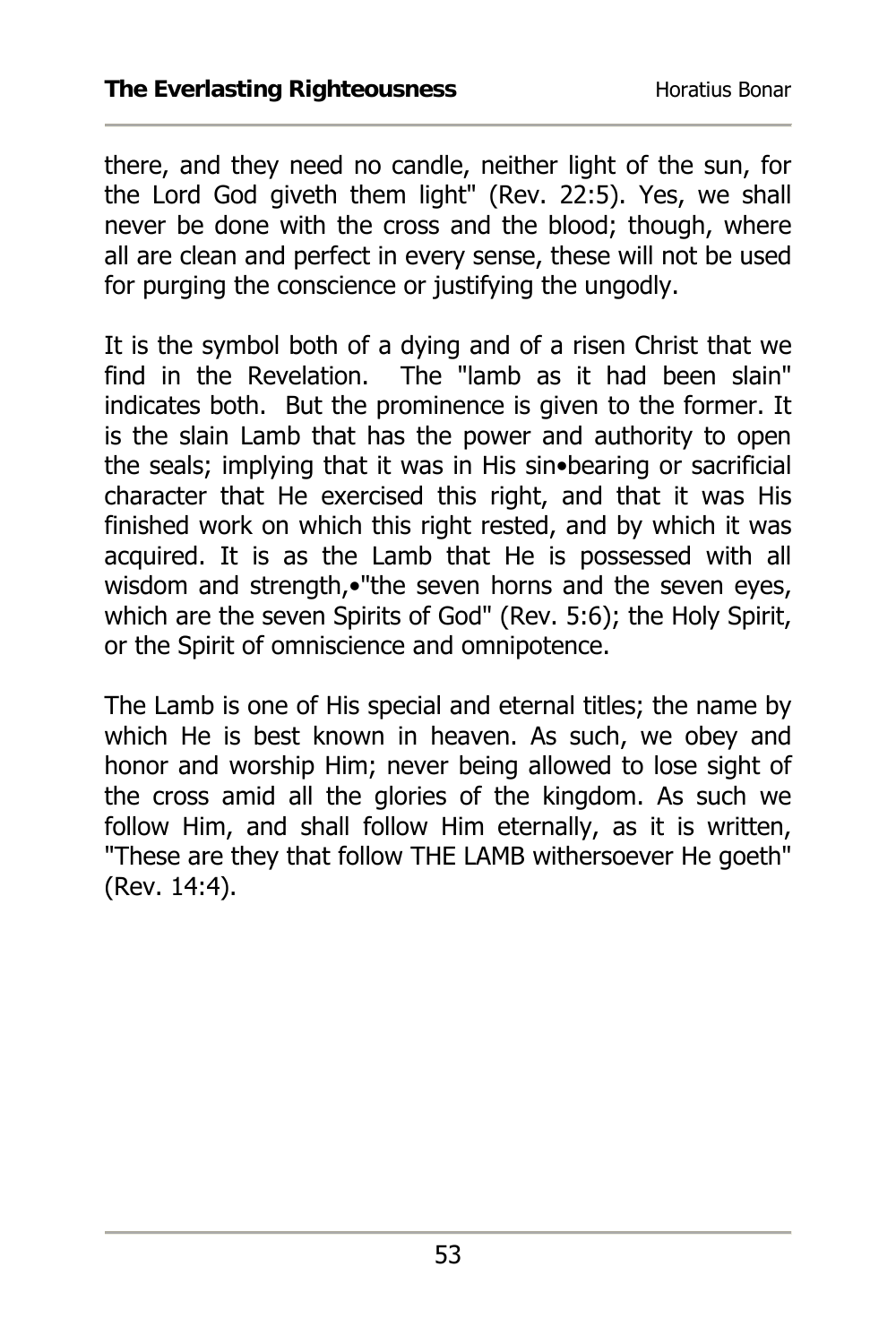there, and they need no candle, neither light of the sun, for the Lord God giveth them light" (Rev. 22:5). Yes, we shall never be done with the cross and the blood; though, where all are clean and perfect in every sense, these will not be used for purging the conscience or justifying the ungodly.

It is the symbol both of a dying and of a risen Christ that we find in the Revelation. The "lamb as it had been slain" indicates both. But the prominence is given to the former. It is the slain Lamb that has the power and authority to open the seals; implying that it was in His sin•bearing or sacrificial character that He exercised this right, and that it was His finished work on which this right rested, and by which it was acquired. It is as the Lamb that He is possessed with all wisdom and strength,•"the seven horns and the seven eyes, which are the seven Spirits of God" (Rev. 5:6); the Holy Spirit, or the Spirit of omniscience and omnipotence.

The Lamb is one of His special and eternal titles; the name by which He is best known in heaven. As such, we obey and honor and worship Him; never being allowed to lose sight of the cross amid all the glories of the kingdom. As such we follow Him, and shall follow Him eternally, as it is written, "These are they that follow THE LAMB withersoever He goeth" (Rev. 14:4).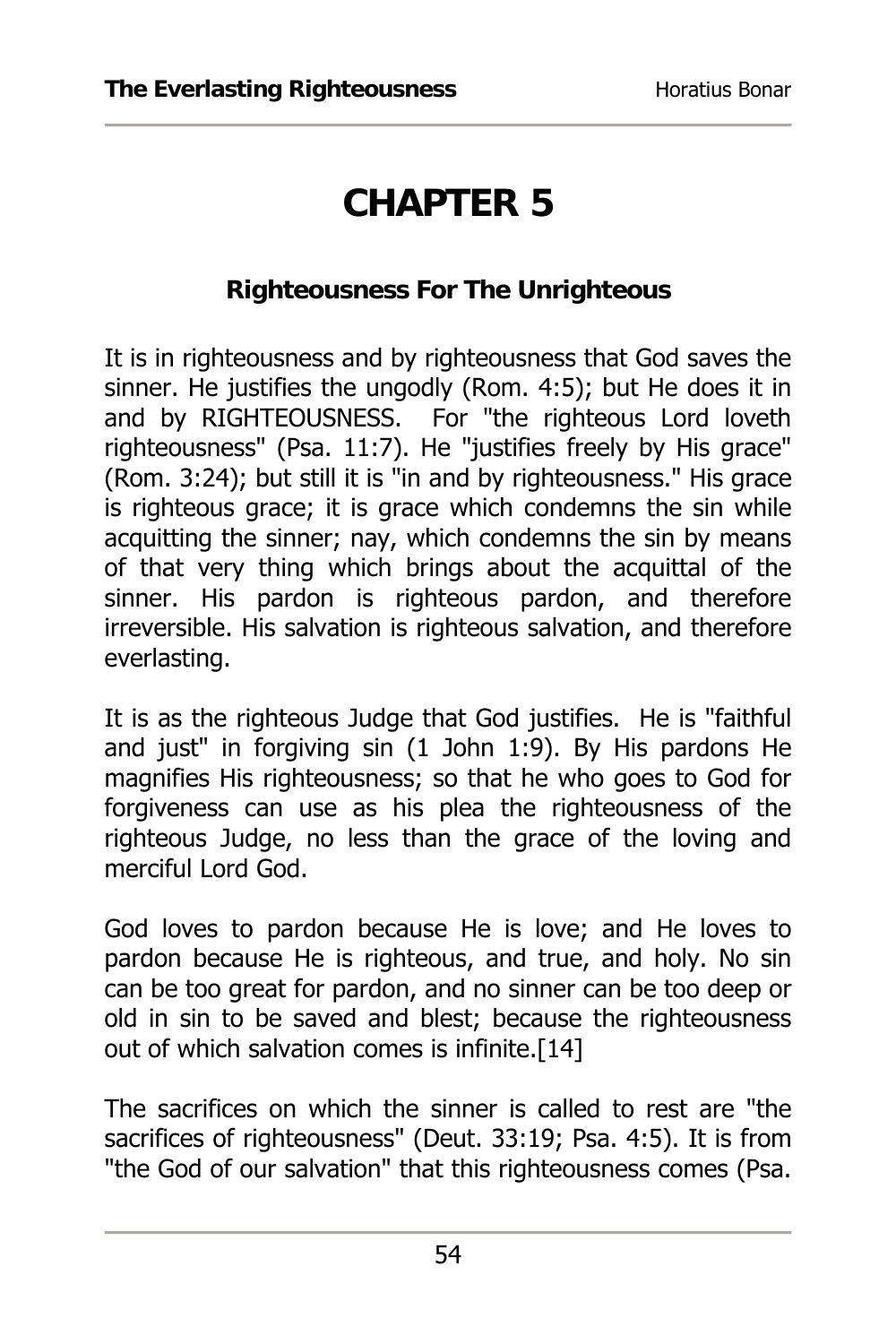# CHAPTER 5

### Righteousness For The Unrighteous

It is in righteousness and by righteousness that God saves the sinner. He justifies the ungodly (Rom. 4:5); but He does it in and by RIGHTEOUSNESS. For "the righteous Lord loveth righteousness" (Psa. 11:7). He "justifies freely by His grace" (Rom. 3:24); but still it is "in and by righteousness." His grace is righteous grace; it is grace which condemns the sin while acquitting the sinner; nay, which condemns the sin by means of that very thing which brings about the acquittal of the sinner. His pardon is righteous pardon, and therefore irreversible. His salvation is righteous salvation, and therefore everlasting.

It is as the righteous Judge that God justifies. He is "faithful and just" in forgiving sin (1 John 1:9). By His pardons He magnifies His righteousness; so that he who goes to God for forgiveness can use as his plea the righteousness of the righteous Judge, no less than the grace of the loving and merciful Lord God.

God loves to pardon because He is love; and He loves to pardon because He is righteous, and true, and holy. No sin can be too great for pardon, and no sinner can be too deep or old in sin to be saved and blest; because the righteousness out of which salvation comes is infinite.[14]

The sacrifices on which the sinner is called to rest are "the sacrifices of righteousness" (Deut. 33:19; Psa. 4:5). It is from "the God of our salvation" that this righteousness comes (Psa.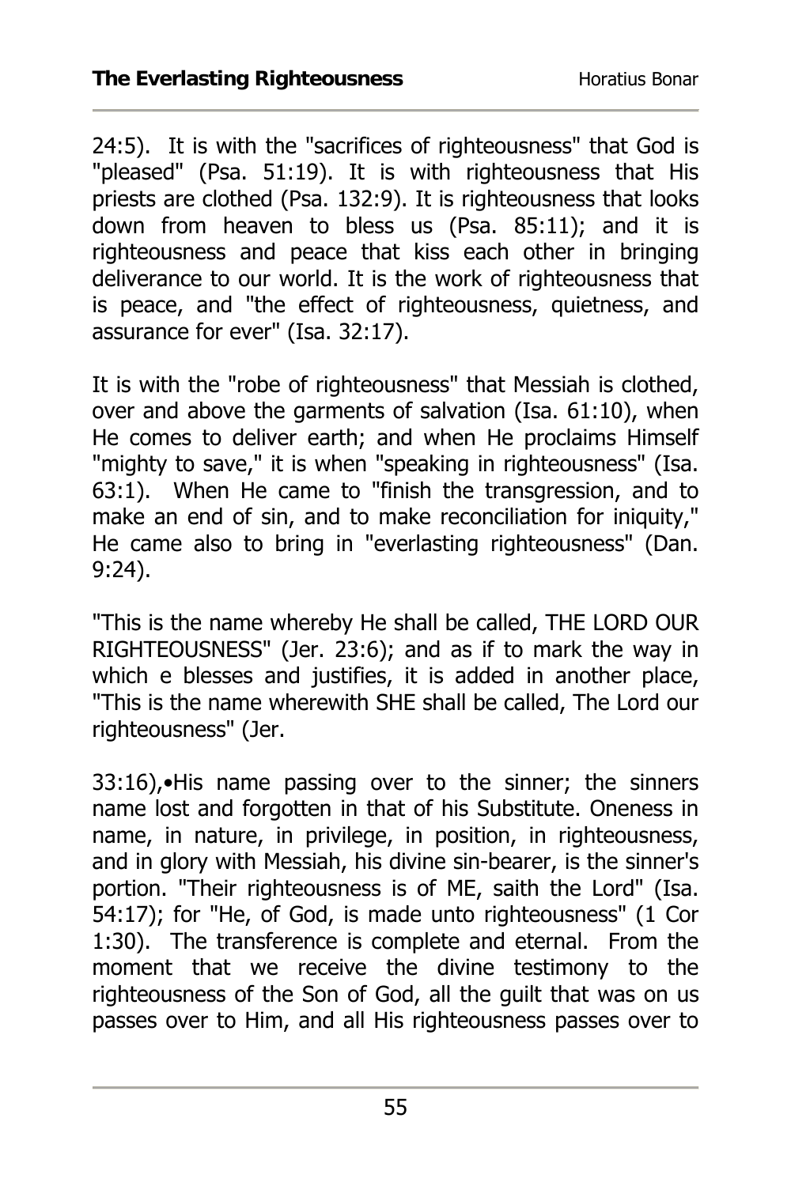24:5). It is with the "sacrifices of righteousness" that God is "pleased" (Psa. 51:19). It is with righteousness that His priests are clothed (Psa. 132:9). It is righteousness that looks down from heaven to bless us (Psa. 85:11); and it is righteousness and peace that kiss each other in bringing deliverance to our world. It is the work of righteousness that is peace, and "the effect of righteousness, quietness, and assurance for ever" (Isa. 32:17).

It is with the "robe of righteousness" that Messiah is clothed, over and above the garments of salvation (Isa. 61:10), when He comes to deliver earth; and when He proclaims Himself "mighty to save," it is when "speaking in righteousness" (Isa. 63:1). When He came to "finish the transgression, and to make an end of sin, and to make reconciliation for iniquity," He came also to bring in "everlasting righteousness" (Dan. 9:24).

"This is the name whereby He shall be called, THE LORD OUR RIGHTEOUSNESS" (Jer. 23:6); and as if to mark the way in which e blesses and justifies, it is added in another place, "This is the name wherewith SHE shall be called, The Lord our righteousness" (Jer.

33:16),•His name passing over to the sinner; the sinners name lost and forgotten in that of his Substitute. Oneness in name, in nature, in privilege, in position, in righteousness, and in glory with Messiah, his divine sin-bearer, is the sinner's portion. "Their righteousness is of ME, saith the Lord" (Isa. 54:17); for "He, of God, is made unto righteousness" (1 Cor 1:30). The transference is complete and eternal. From the moment that we receive the divine testimony to the righteousness of the Son of God, all the guilt that was on us passes over to Him, and all His righteousness passes over to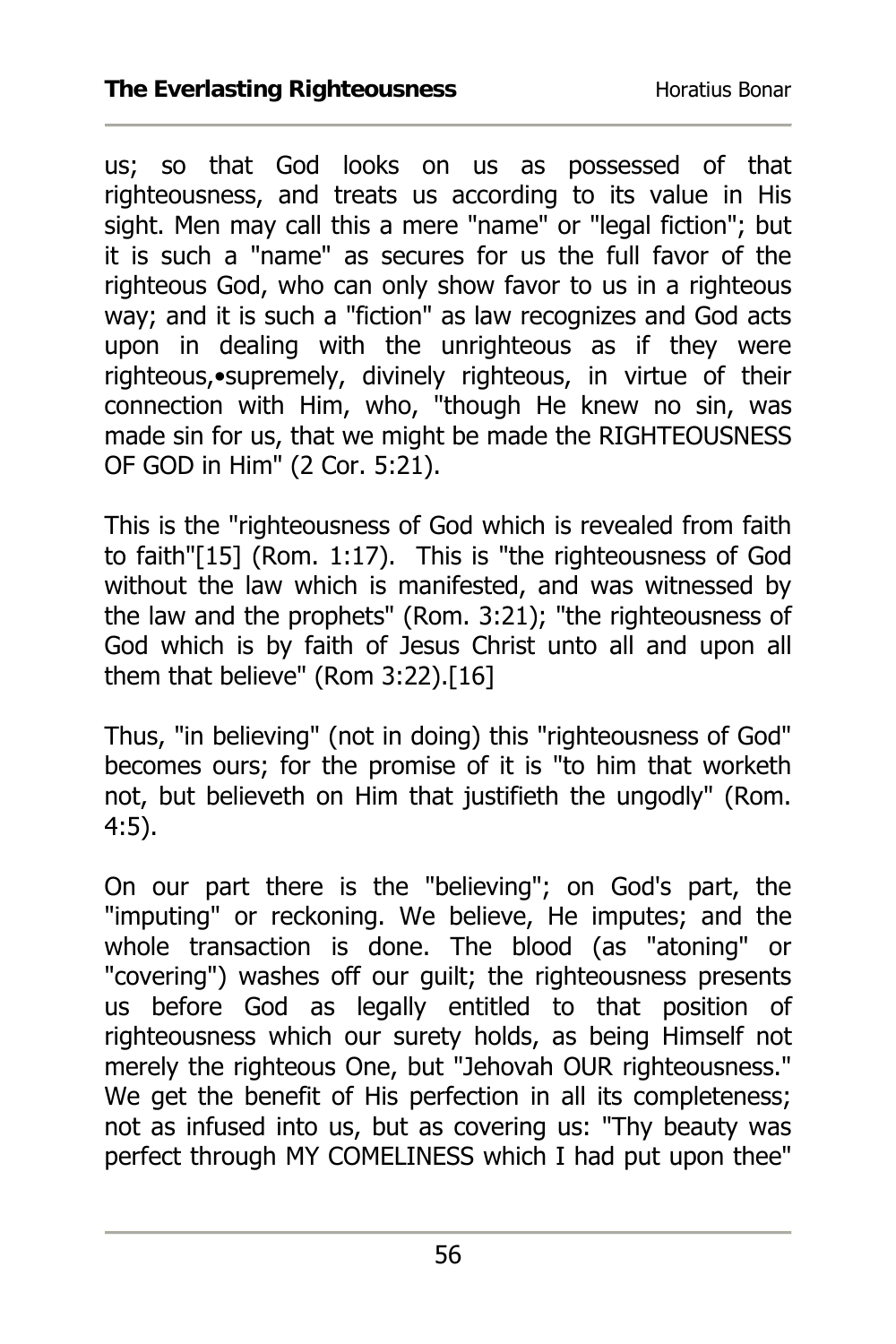us; so that God looks on us as possessed of that righteousness, and treats us according to its value in His sight. Men may call this a mere "name" or "legal fiction"; but it is such a "name" as secures for us the full favor of the righteous God, who can only show favor to us in a righteous way; and it is such a "fiction" as law recognizes and God acts upon in dealing with the unrighteous as if they were righteous,•supremely, divinely righteous, in virtue of their connection with Him, who, "though He knew no sin, was made sin for us, that we might be made the RIGHTEOUSNESS OF GOD in Him" (2 Cor. 5:21).

This is the "righteousness of God which is revealed from faith to faith"[15] (Rom. 1:17). This is "the righteousness of God without the law which is manifested, and was witnessed by the law and the prophets" (Rom. 3:21); "the righteousness of God which is by faith of Jesus Christ unto all and upon all them that believe" (Rom 3:22).[16]

Thus, "in believing" (not in doing) this "righteousness of God" becomes ours; for the promise of it is "to him that worketh not, but believeth on Him that justifieth the ungodly" (Rom. 4:5).

On our part there is the "believing"; on God's part, the "imputing" or reckoning. We believe, He imputes; and the whole transaction is done. The blood (as "atoning" or "covering") washes off our guilt; the righteousness presents us before God as legally entitled to that position of righteousness which our surety holds, as being Himself not merely the righteous One, but "Jehovah OUR righteousness." We get the benefit of His perfection in all its completeness; not as infused into us, but as covering us: "Thy beauty was perfect through MY COMELINESS which I had put upon thee"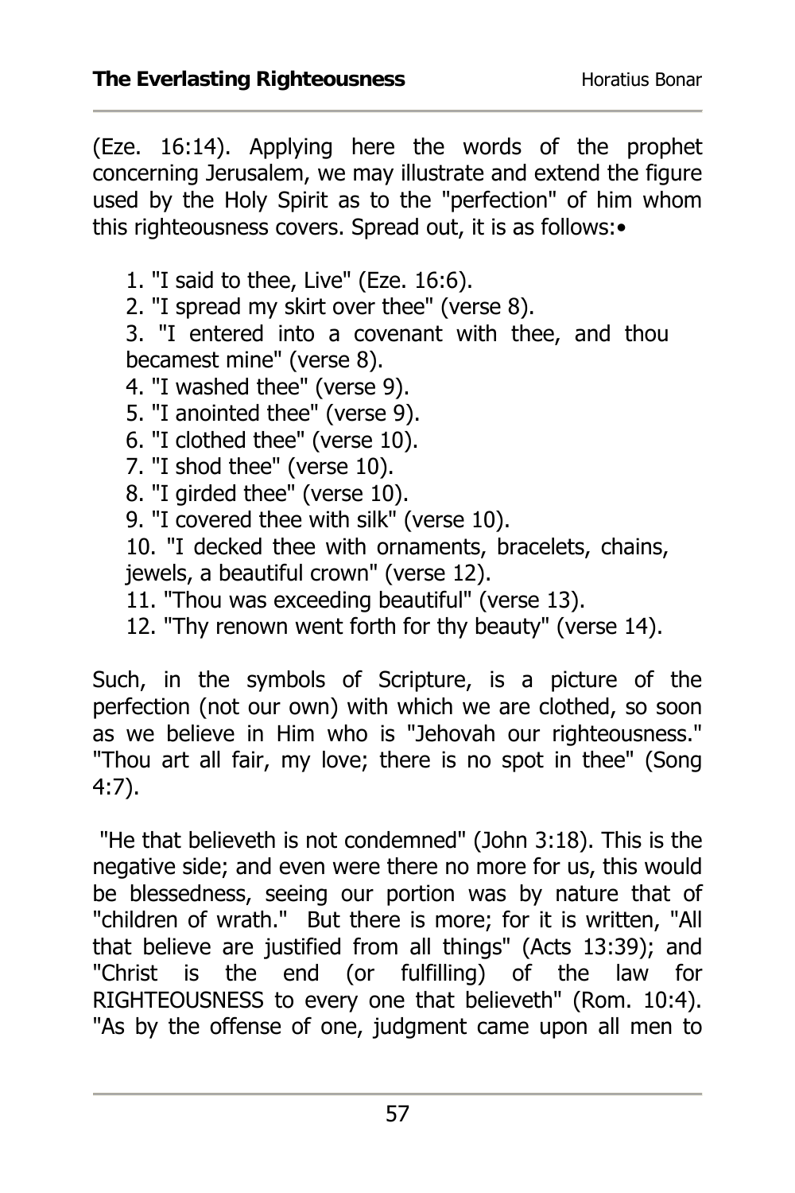(Eze. 16:14). Applying here the words of the prophet concerning Jerusalem, we may illustrate and extend the figure used by the Holy Spirit as to the "perfection" of him whom this righteousness covers. Spread out, it is as follows:•

1. "I said to thee, Live" (Eze. 16:6).
2. "I spread my skirt over thee" (verse 8).
3. "I entered into a covenant with thee, and thou becamest mine" (verse 8).
4. "I washed thee" (verse 9).
5. "I anointed thee" (verse 9).
6. "I clothed thee" (verse 10).
7. "I shod thee" (verse 10).
8. "I girded thee" (verse 10).
9. "I covered thee with silk" (verse 10).
10. "I decked thee with ornaments, bracelets, chains, jewels, a beautiful crown" (verse 12).
11. "Thou was exceeding beautiful" (verse 13).
12. "Thy renown went forth for thy beauty" (verse 14).

Such, in the symbols of Scripture, is a picture of the perfection (not our own) with which we are clothed, so soon as we believe in Him who is "Jehovah our righteousness." "Thou art all fair, my love; there is no spot in thee" (Song 4:7).

"He that believeth is not condemned" (John 3:18). This is the negative side; and even were there no more for us, this would be blessedness, seeing our portion was by nature that of "children of wrath." But there is more; for it is written, "All that believe are justified from all things" (Acts 13:39); and "Christ is the end (or fulfilling) of the law for RIGHTEOUSNESS to every one that believeth" (Rom. 10:4). "As by the offense of one, judgment came upon all men to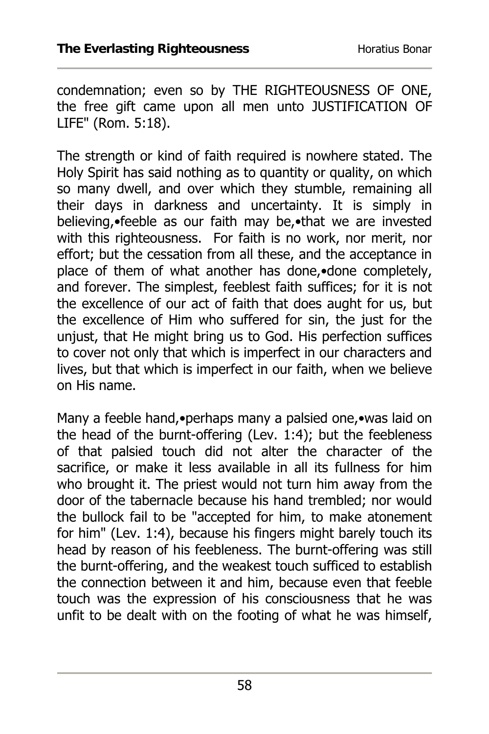condemnation; even so by THE RIGHTEOUSNESS OF ONE, the free gift came upon all men unto JUSTIFICATION OF LIFE" (Rom. 5:18).

The strength or kind of faith required is nowhere stated. The Holy Spirit has said nothing as to quantity or quality, on which so many dwell, and over which they stumble, remaining all their days in darkness and uncertainty. It is simply in believing,•feeble as our faith may be,•that we are invested with this righteousness. For faith is no work, nor merit, nor effort; but the cessation from all these, and the acceptance in place of them of what another has done,•done completely, and forever. The simplest, feeblest faith suffices; for it is not the excellence of our act of faith that does aught for us, but the excellence of Him who suffered for sin, the just for the unjust, that He might bring us to God. His perfection suffices to cover not only that which is imperfect in our characters and lives, but that which is imperfect in our faith, when we believe on His name.

Many a feeble hand,•perhaps many a palsied one,•was laid on the head of the burnt-offering (Lev. 1:4); but the feebleness of that palsied touch did not alter the character of the sacrifice, or make it less available in all its fullness for him who brought it. The priest would not turn him away from the door of the tabernacle because his hand trembled; nor would the bullock fail to be "accepted for him, to make atonement for him" (Lev. 1:4), because his fingers might barely touch its head by reason of his feebleness. The burnt-offering was still the burnt-offering, and the weakest touch sufficed to establish the connection between it and him, because even that feeble touch was the expression of his consciousness that he was unfit to be dealt with on the footing of what he was himself,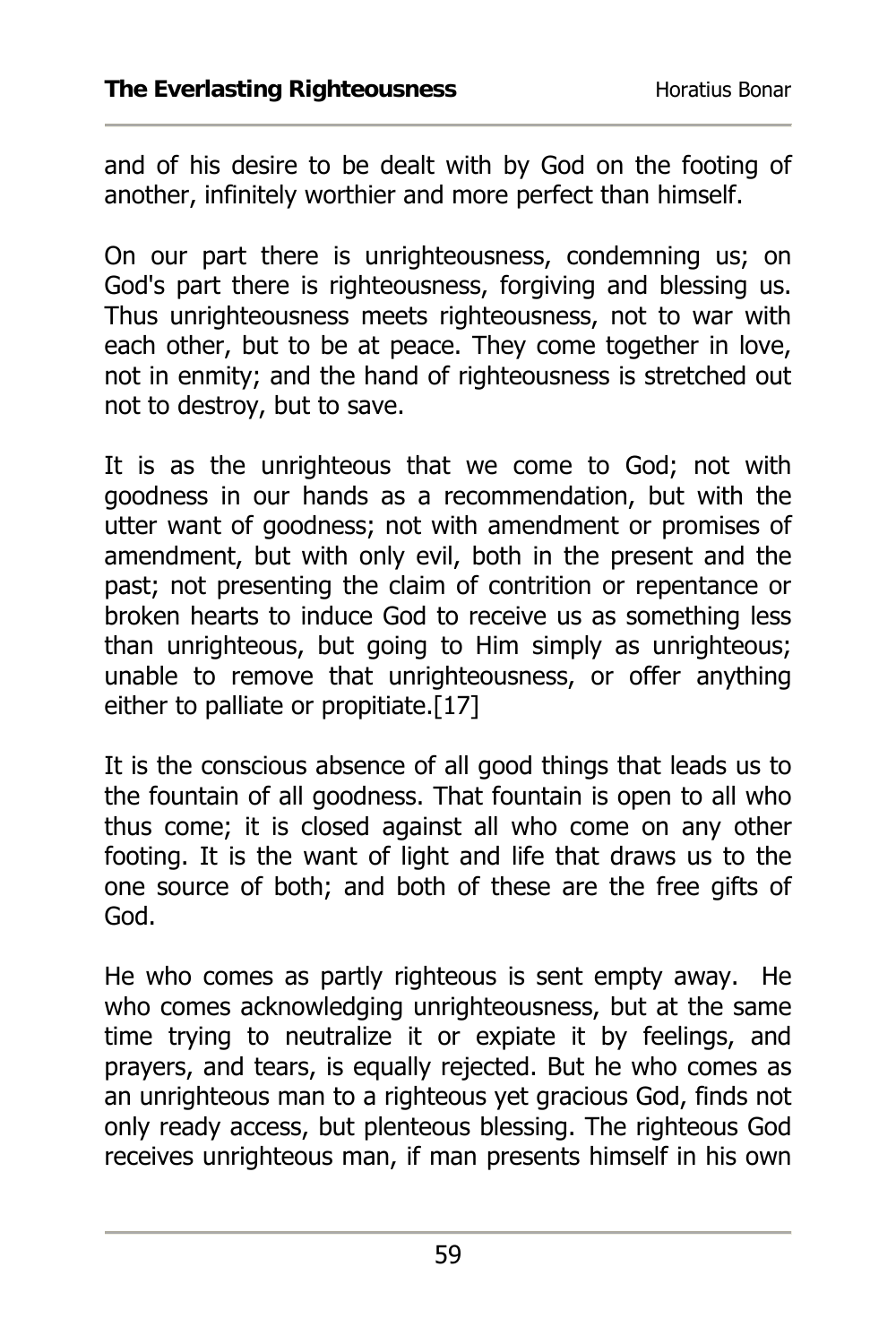and of his desire to be dealt with by God on the footing of another, infinitely worthier and more perfect than himself.

On our part there is unrighteousness, condemning us; on God's part there is righteousness, forgiving and blessing us. Thus unrighteousness meets righteousness, not to war with each other, but to be at peace. They come together in love, not in enmity; and the hand of righteousness is stretched out not to destroy, but to save.

It is as the unrighteous that we come to God; not with goodness in our hands as a recommendation, but with the utter want of goodness; not with amendment or promises of amendment, but with only evil, both in the present and the past; not presenting the claim of contrition or repentance or broken hearts to induce God to receive us as something less than unrighteous, but going to Him simply as unrighteous; unable to remove that unrighteousness, or offer anything either to palliate or propitiate.[17]

It is the conscious absence of all good things that leads us to the fountain of all goodness. That fountain is open to all who thus come; it is closed against all who come on any other footing. It is the want of light and life that draws us to the one source of both; and both of these are the free gifts of God.

He who comes as partly righteous is sent empty away. He who comes acknowledging unrighteousness, but at the same time trying to neutralize it or expiate it by feelings, and prayers, and tears, is equally rejected. But he who comes as an unrighteous man to a righteous yet gracious God, finds not only ready access, but plenteous blessing. The righteous God receives unrighteous man, if man presents himself in his own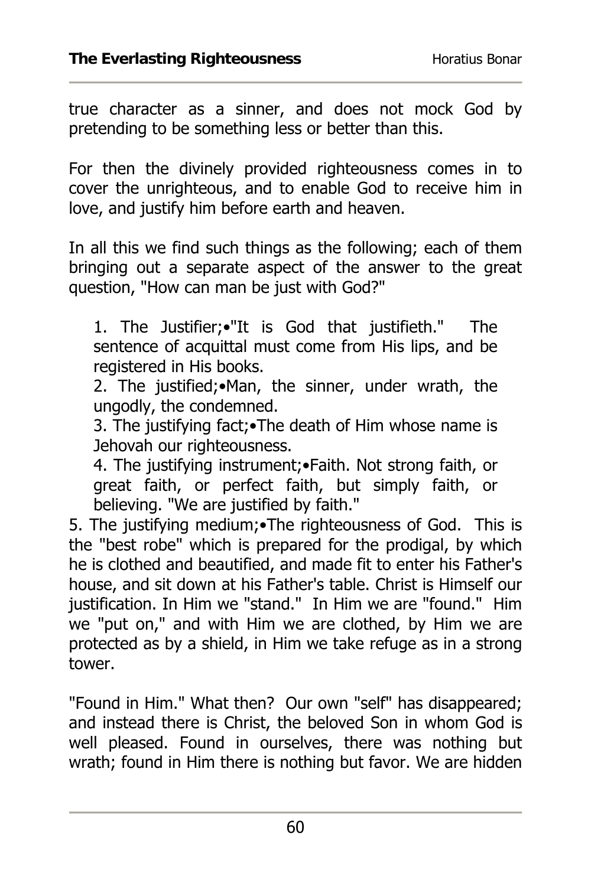true character as a sinner, and does not mock God by pretending to be something less or better than this.

For then the divinely provided righteousness comes in to cover the unrighteous, and to enable God to receive him in love, and justify him before earth and heaven.

In all this we find such things as the following; each of them bringing out a separate aspect of the answer to the great question, "How can man be just with God?"

1. The Justifier;•"It is God that justifieth." The sentence of acquittal must come from His lips, and be registered in His books.
2. The justified;•Man, the sinner, under wrath, the ungodly, the condemned.
3. The justifying fact;•The death of Him whose name is Jehovah our righteousness.
4. The justifying instrument;•Faith. Not strong faith, or great faith, or perfect faith, but simply faith, or believing. "We are justified by faith."
5. The justifying medium;•The righteousness of God. This is the "best robe" which is prepared for the prodigal, by which he is clothed and beautified, and made fit to enter his Father's house, and sit down at his Father's table. Christ is Himself our justification. In Him we "stand." In Him we are "found." Him we "put on," and with Him we are clothed, by Him we are protected as by a shield, in Him we take refuge as in a strong tower.

"Found in Him." What then? Our own "self" has disappeared; and instead there is Christ, the beloved Son in whom God is well pleased. Found in ourselves, there was nothing but wrath; found in Him there is nothing but favor. We are hidden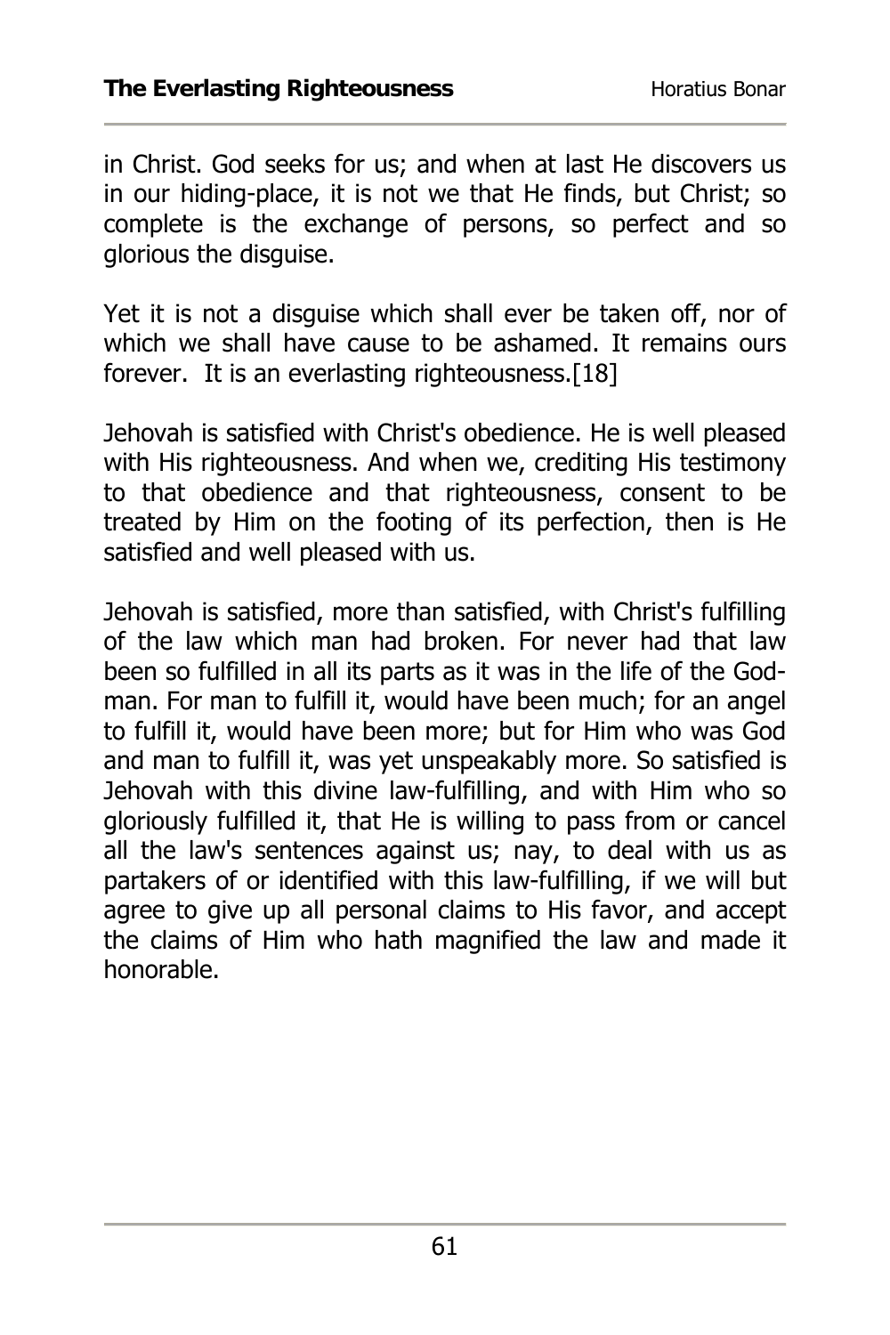in Christ. God seeks for us; and when at last He discovers us in our hiding-place, it is not we that He finds, but Christ; so complete is the exchange of persons, so perfect and so glorious the disguise.

Yet it is not a disguise which shall ever be taken off, nor of which we shall have cause to be ashamed. It remains ours forever. It is an everlasting righteousness.[18]

Jehovah is satisfied with Christ's obedience. He is well pleased with His righteousness. And when we, crediting His testimony to that obedience and that righteousness, consent to be treated by Him on the footing of its perfection, then is He satisfied and well pleased with us.

Jehovah is satisfied, more than satisfied, with Christ's fulfilling of the law which man had broken. For never had that law been so fulfilled in all its parts as it was in the life of the God-man. For man to fulfill it, would have been much; for an angel to fulfill it, would have been more; but for Him who was God and man to fulfill it, was yet unspeakably more. So satisfied is Jehovah with this divine law-fulfilling, and with Him who so gloriously fulfilled it, that He is willing to pass from or cancel all the law's sentences against us; nay, to deal with us as partakers of or identified with this law-fulfilling, if we will but agree to give up all personal claims to His favor, and accept the claims of Him who hath magnified the law and made it honorable.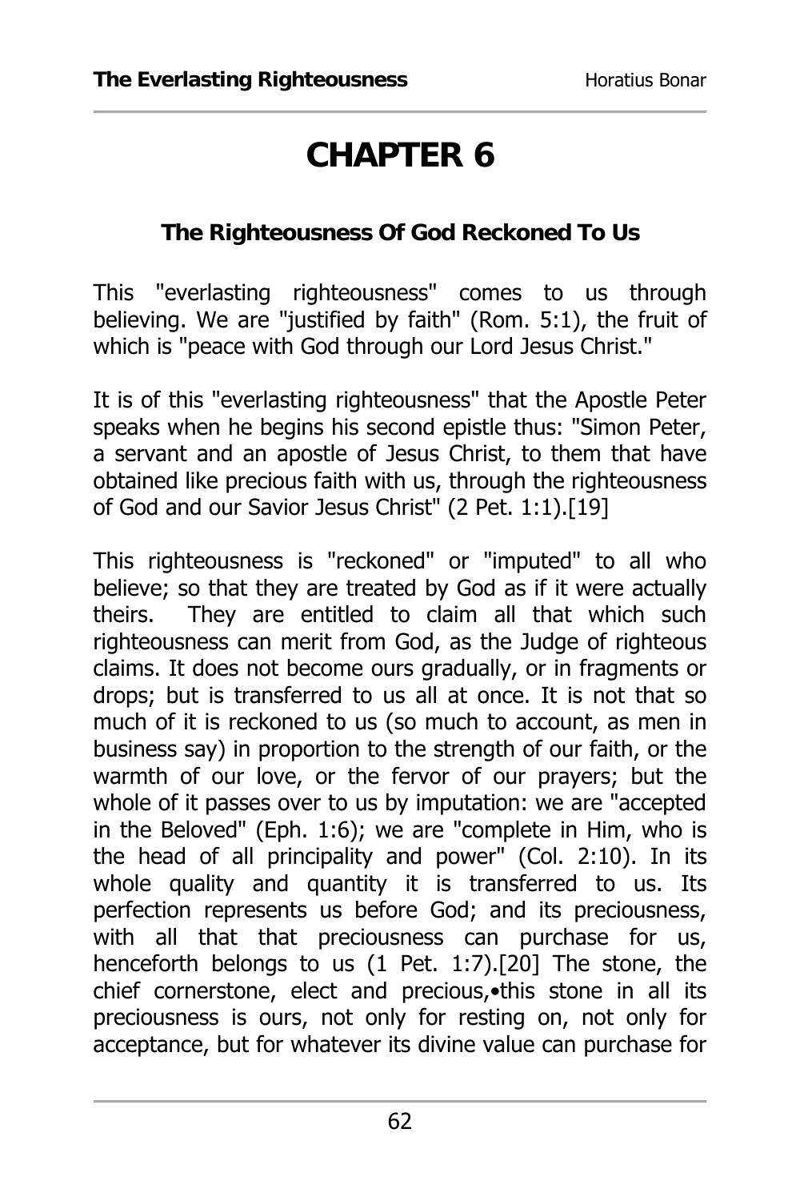# CHAPTER 6

### The Righteousness Of God Reckoned To Us

This "everlasting righteousness" comes to us through believing. We are "justified by faith" (Rom. 5:1), the fruit of which is "peace with God through our Lord Jesus Christ."

It is of this "everlasting righteousness" that the Apostle Peter speaks when he begins his second epistle thus: "Simon Peter, a servant and an apostle of Jesus Christ, to them that have obtained like precious faith with us, through the righteousness of God and our Savior Jesus Christ" (2 Pet. 1:1).[19]

This righteousness is "reckoned" or "imputed" to all who believe; so that they are treated by God as if it were actually theirs. They are entitled to claim all that which such righteousness can merit from God, as the Judge of righteous claims. It does not become ours gradually, or in fragments or drops; but is transferred to us all at once. It is not that so much of it is reckoned to us (so much to account, as men in business say) in proportion to the strength of our faith, or the warmth of our love, or the fervor of our prayers; but the whole of it passes over to us by imputation: we are "accepted in the Beloved" (Eph. 1:6); we are "complete in Him, who is the head of all principality and power" (Col. 2:10). In its whole quality and quantity it is transferred to us. Its perfection represents us before God; and its preciousness, with all that that preciousness can purchase for us, henceforth belongs to us (1 Pet. 1:7).[20] The stone, the chief cornerstone, elect and precious,•this stone in all its preciousness is ours, not only for resting on, not only for acceptance, but for whatever its divine value can purchase for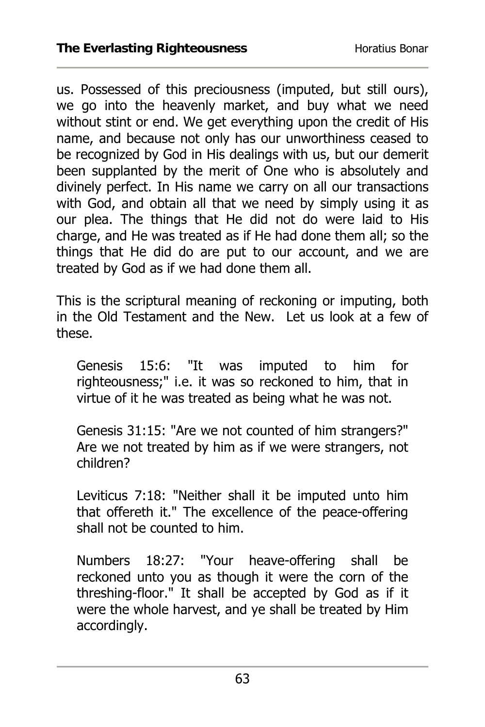us. Possessed of this preciousness (imputed, but still ours), we go into the heavenly market, and buy what we need without stint or end. We get everything upon the credit of His name, and because not only has our unworthiness ceased to be recognized by God in His dealings with us, but our demerit been supplanted by the merit of One who is absolutely and divinely perfect. In His name we carry on all our transactions with God, and obtain all that we need by simply using it as our plea. The things that He did not do were laid to His charge, and He was treated as if He had done them all; so the things that He did do are put to our account, and we are treated by God as if we had done them all.

This is the scriptural meaning of reckoning or imputing, both in the Old Testament and the New. Let us look at a few of these.

> Genesis 15:6: "It was imputed to him for righteousness;" i.e. it was so reckoned to him, that in virtue of it he was treated as being what he was not.
>
> Genesis 31:15: "Are we not counted of him strangers?" Are we not treated by him as if we were strangers, not children?
>
> Leviticus 7:18: "Neither shall it be imputed unto him that offereth it." The excellence of the peace-offering shall not be counted to him.
>
> Numbers 18:27: "Your heave-offering shall be reckoned unto you as though it were the corn of the threshing-floor." It shall be accepted by God as if it were the whole harvest, and ye shall be treated by Him accordingly.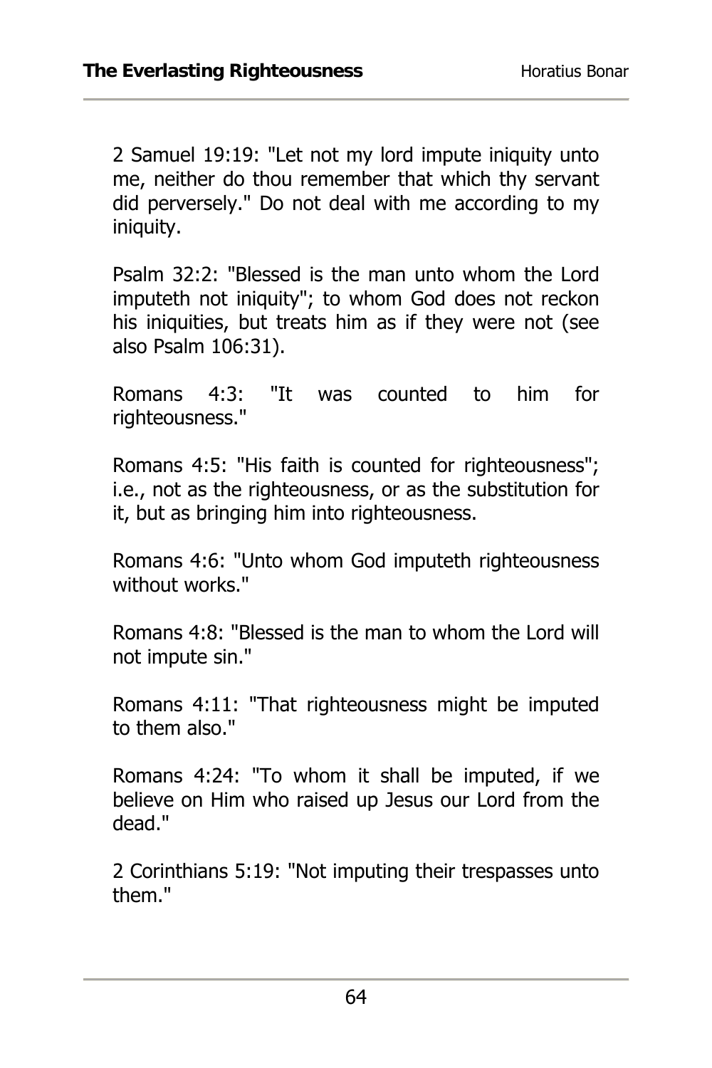2 Samuel 19:19: "Let not my lord impute iniquity unto me, neither do thou remember that which thy servant did perversely." Do not deal with me according to my iniquity.

Psalm 32:2: "Blessed is the man unto whom the Lord imputeth not iniquity"; to whom God does not reckon his iniquities, but treats him as if they were not (see also Psalm 106:31).

Romans 4:3: "It was counted to him for righteousness."

Romans 4:5: "His faith is counted for righteousness"; i.e., not as the righteousness, or as the substitution for it, but as bringing him into righteousness.

Romans 4:6: "Unto whom God imputeth righteousness without works."

Romans 4:8: "Blessed is the man to whom the Lord will not impute sin."

Romans 4:11: "That righteousness might be imputed to them also."

Romans 4:24: "To whom it shall be imputed, if we believe on Him who raised up Jesus our Lord from the dead."

2 Corinthians 5:19: "Not imputing their trespasses unto them."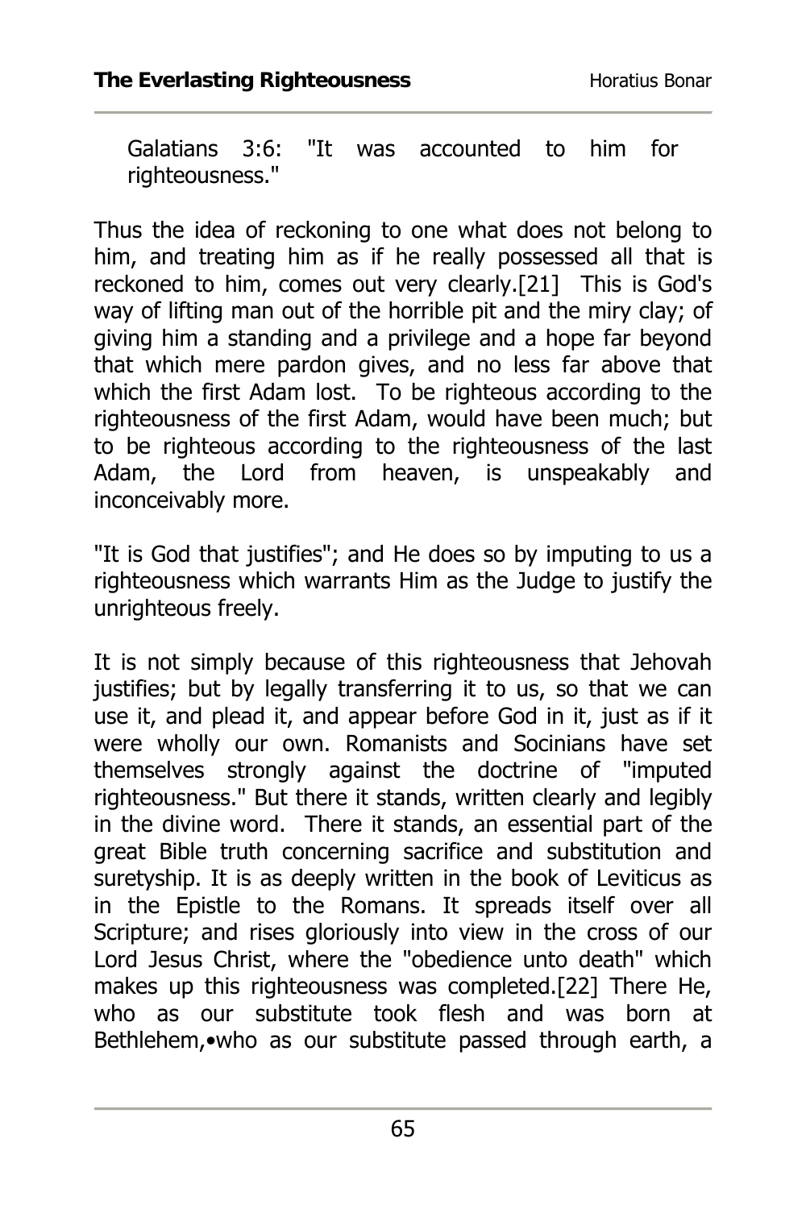Galatians 3:6: "It was accounted to him for righteousness."

Thus the idea of reckoning to one what does not belong to him, and treating him as if he really possessed all that is reckoned to him, comes out very clearly.[21] This is God's way of lifting man out of the horrible pit and the miry clay; of giving him a standing and a privilege and a hope far beyond that which mere pardon gives, and no less far above that which the first Adam lost. To be righteous according to the righteousness of the first Adam, would have been much; but to be righteous according to the righteousness of the last Adam, the Lord from heaven, is unspeakably and inconceivably more.

"It is God that justifies"; and He does so by imputing to us a righteousness which warrants Him as the Judge to justify the unrighteous freely.

It is not simply because of this righteousness that Jehovah justifies; but by legally transferring it to us, so that we can use it, and plead it, and appear before God in it, just as if it were wholly our own. Romanists and Socinians have set themselves strongly against the doctrine of "imputed righteousness." But there it stands, written clearly and legibly in the divine word. There it stands, an essential part of the great Bible truth concerning sacrifice and substitution and suretyship. It is as deeply written in the book of Leviticus as in the Epistle to the Romans. It spreads itself over all Scripture; and rises gloriously into view in the cross of our Lord Jesus Christ, where the "obedience unto death" which makes up this righteousness was completed.[22] There He, who as our substitute took flesh and was born at Bethlehem,•who as our substitute passed through earth, a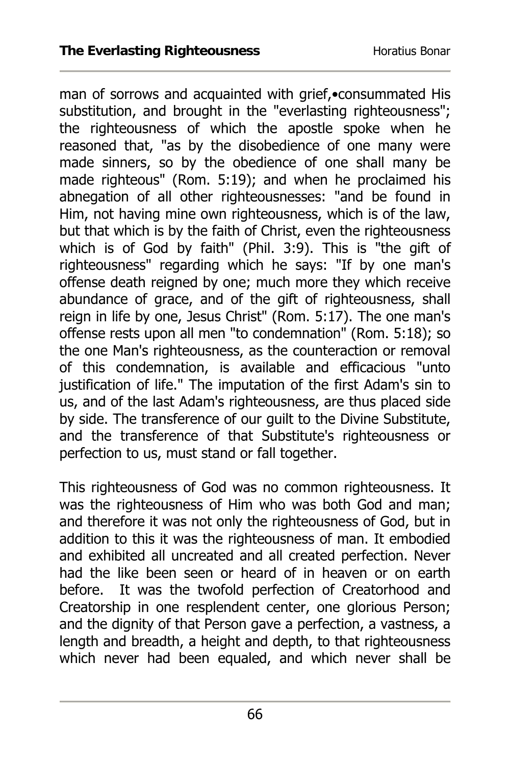man of sorrows and acquainted with grief,•consummated His substitution, and brought in the "everlasting righteousness"; the righteousness of which the apostle spoke when he reasoned that, "as by the disobedience of one many were made sinners, so by the obedience of one shall many be made righteous" (Rom. 5:19); and when he proclaimed his abnegation of all other righteousnesses: "and be found in Him, not having mine own righteousness, which is of the law, but that which is by the faith of Christ, even the righteousness which is of God by faith" (Phil. 3:9). This is "the gift of righteousness" regarding which he says: "If by one man's offense death reigned by one; much more they which receive abundance of grace, and of the gift of righteousness, shall reign in life by one, Jesus Christ" (Rom. 5:17). The one man's offense rests upon all men "to condemnation" (Rom. 5:18); so the one Man's righteousness, as the counteraction or removal of this condemnation, is available and efficacious "unto justification of life." The imputation of the first Adam's sin to us, and of the last Adam's righteousness, are thus placed side by side. The transference of our guilt to the Divine Substitute, and the transference of that Substitute's righteousness or perfection to us, must stand or fall together.

This righteousness of God was no common righteousness. It was the righteousness of Him who was both God and man; and therefore it was not only the righteousness of God, but in addition to this it was the righteousness of man. It embodied and exhibited all uncreated and all created perfection. Never had the like been seen or heard of in heaven or on earth before. It was the twofold perfection of Creatorhood and Creatorship in one resplendent center, one glorious Person; and the dignity of that Person gave a perfection, a vastness, a length and breadth, a height and depth, to that righteousness which never had been equaled, and which never shall be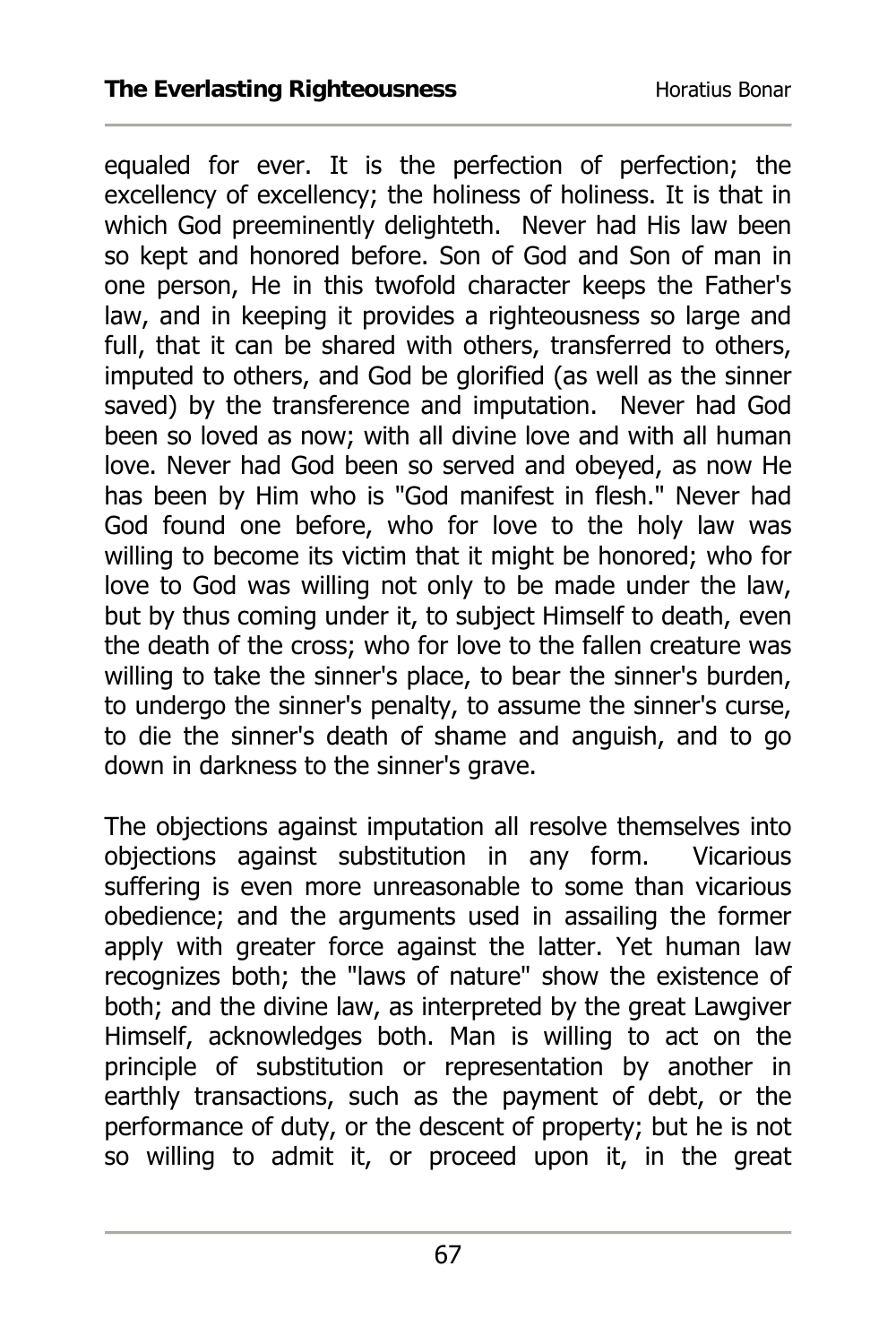equaled for ever. It is the perfection of perfection; the excellency of excellency; the holiness of holiness. It is that in which God preeminently delighteth. Never had His law been so kept and honored before. Son of God and Son of man in one person, He in this twofold character keeps the Father's law, and in keeping it provides a righteousness so large and full, that it can be shared with others, transferred to others, imputed to others, and God be glorified (as well as the sinner saved) by the transference and imputation. Never had God been so loved as now; with all divine love and with all human love. Never had God been so served and obeyed, as now He has been by Him who is "God manifest in flesh." Never had God found one before, who for love to the holy law was willing to become its victim that it might be honored; who for love to God was willing not only to be made under the law, but by thus coming under it, to subject Himself to death, even the death of the cross; who for love to the fallen creature was willing to take the sinner's place, to bear the sinner's burden, to undergo the sinner's penalty, to assume the sinner's curse, to die the sinner's death of shame and anguish, and to go down in darkness to the sinner's grave.

The objections against imputation all resolve themselves into objections against substitution in any form. Vicarious suffering is even more unreasonable to some than vicarious obedience; and the arguments used in assailing the former apply with greater force against the latter. Yet human law recognizes both; the "laws of nature" show the existence of both; and the divine law, as interpreted by the great Lawgiver Himself, acknowledges both. Man is willing to act on the principle of substitution or representation by another in earthly transactions, such as the payment of debt, or the performance of duty, or the descent of property; but he is not so willing to admit it, or proceed upon it, in the great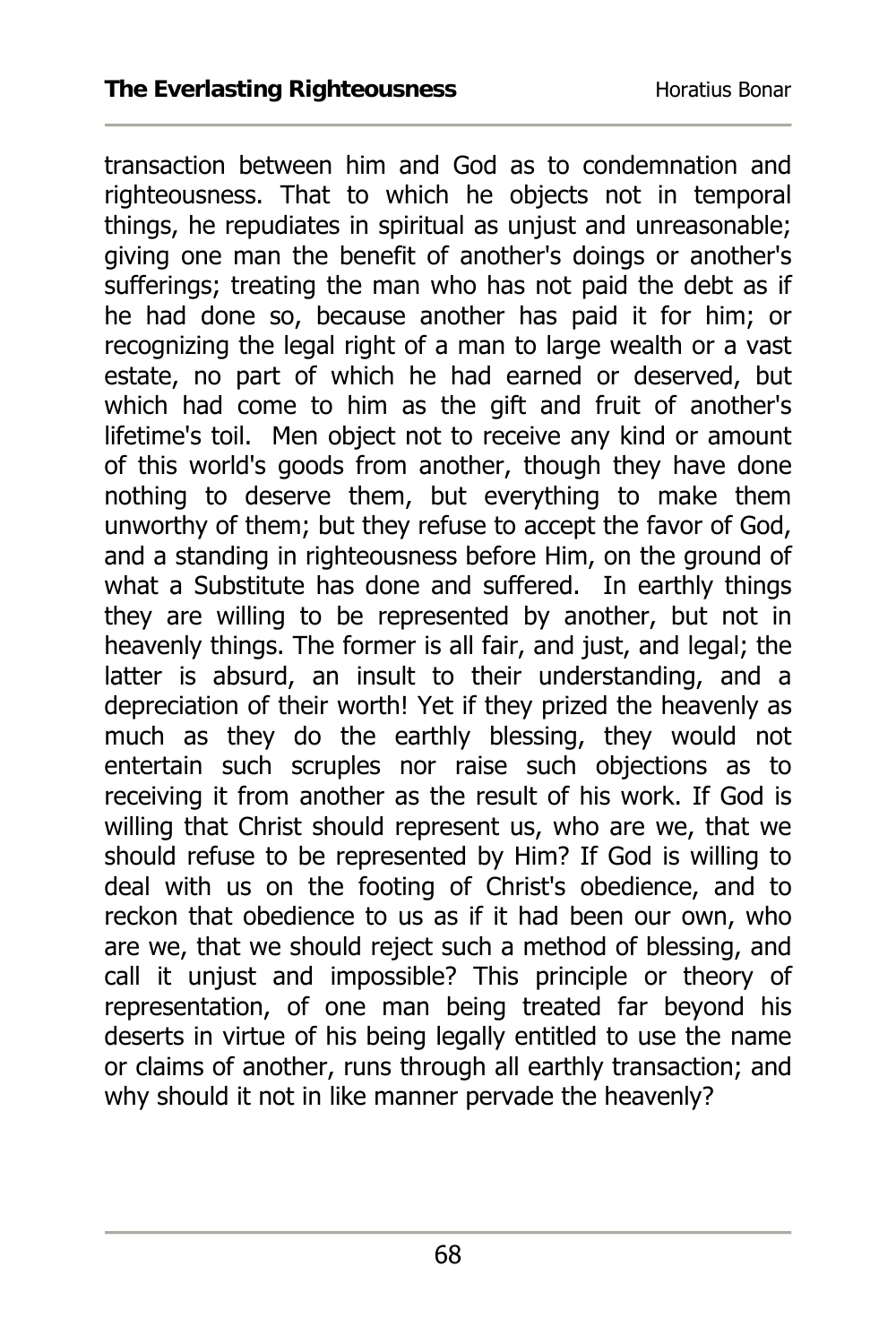transaction between him and God as to condemnation and righteousness. That to which he objects not in temporal things, he repudiates in spiritual as unjust and unreasonable; giving one man the benefit of another's doings or another's sufferings; treating the man who has not paid the debt as if he had done so, because another has paid it for him; or recognizing the legal right of a man to large wealth or a vast estate, no part of which he had earned or deserved, but which had come to him as the gift and fruit of another's lifetime's toil. Men object not to receive any kind or amount of this world's goods from another, though they have done nothing to deserve them, but everything to make them unworthy of them; but they refuse to accept the favor of God, and a standing in righteousness before Him, on the ground of what a Substitute has done and suffered. In earthly things they are willing to be represented by another, but not in heavenly things. The former is all fair, and just, and legal; the latter is absurd, an insult to their understanding, and a depreciation of their worth! Yet if they prized the heavenly as much as they do the earthly blessing, they would not entertain such scruples nor raise such objections as to receiving it from another as the result of his work. If God is willing that Christ should represent us, who are we, that we should refuse to be represented by Him? If God is willing to deal with us on the footing of Christ's obedience, and to reckon that obedience to us as if it had been our own, who are we, that we should reject such a method of blessing, and call it unjust and impossible? This principle or theory of representation, of one man being treated far beyond his deserts in virtue of his being legally entitled to use the name or claims of another, runs through all earthly transaction; and why should it not in like manner pervade the heavenly?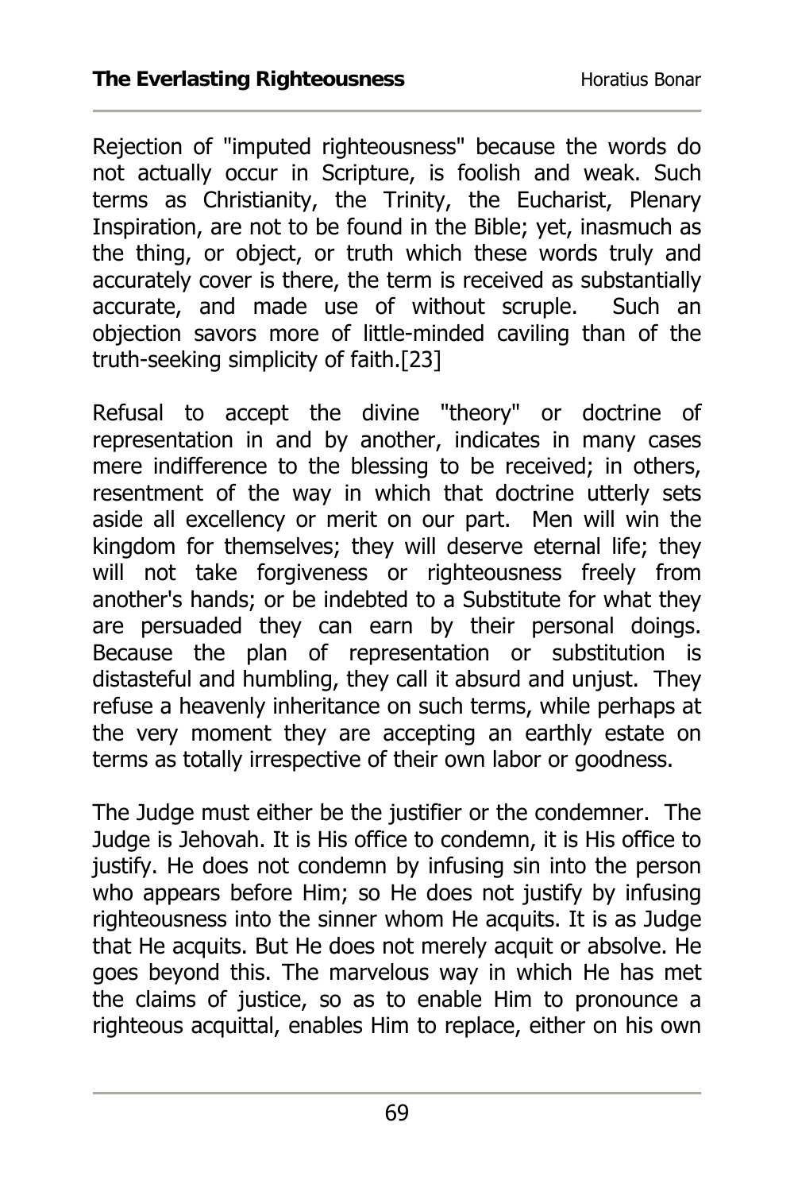Rejection of "imputed righteousness" because the words do not actually occur in Scripture, is foolish and weak. Such terms as Christianity, the Trinity, the Eucharist, Plenary Inspiration, are not to be found in the Bible; yet, inasmuch as the thing, or object, or truth which these words truly and accurately cover is there, the term is received as substantially accurate, and made use of without scruple. Such an objection savors more of little-minded caviling than of the truth-seeking simplicity of faith.[23]

Refusal to accept the divine "theory" or doctrine of representation in and by another, indicates in many cases mere indifference to the blessing to be received; in others, resentment of the way in which that doctrine utterly sets aside all excellency or merit on our part. Men will win the kingdom for themselves; they will deserve eternal life; they will not take forgiveness or righteousness freely from another's hands; or be indebted to a Substitute for what they are persuaded they can earn by their personal doings. Because the plan of representation or substitution is distasteful and humbling, they call it absurd and unjust. They refuse a heavenly inheritance on such terms, while perhaps at the very moment they are accepting an earthly estate on terms as totally irrespective of their own labor or goodness.

The Judge must either be the justifier or the condemner. The Judge is Jehovah. It is His office to condemn, it is His office to justify. He does not condemn by infusing sin into the person who appears before Him; so He does not justify by infusing righteousness into the sinner whom He acquits. It is as Judge that He acquits. But He does not merely acquit or absolve. He goes beyond this. The marvelous way in which He has met the claims of justice, so as to enable Him to pronounce a righteous acquittal, enables Him to replace, either on his own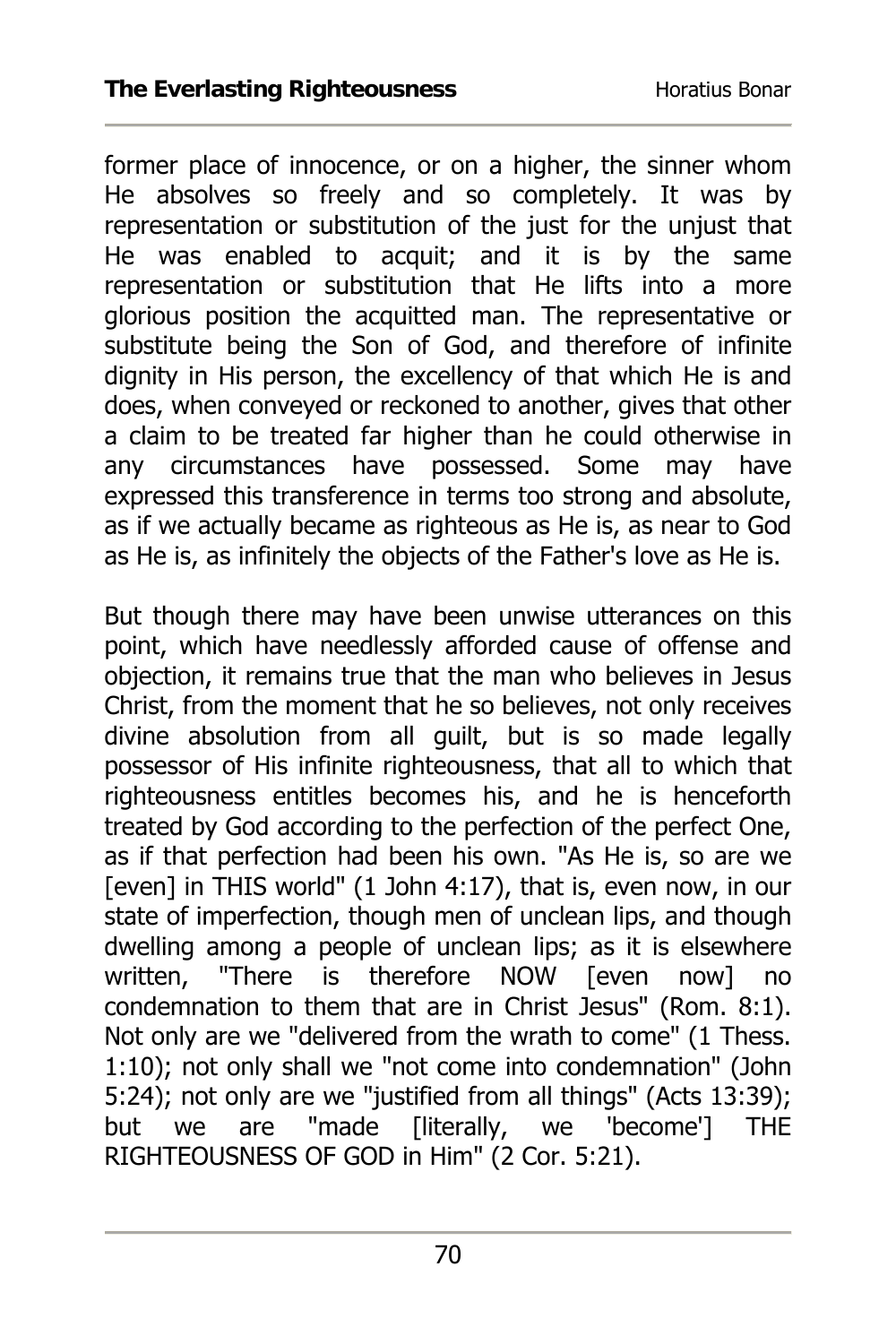former place of innocence, or on a higher, the sinner whom He absolves so freely and so completely. It was by representation or substitution of the just for the unjust that He was enabled to acquit; and it is by the same representation or substitution that He lifts into a more glorious position the acquitted man. The representative or substitute being the Son of God, and therefore of infinite dignity in His person, the excellency of that which He is and does, when conveyed or reckoned to another, gives that other a claim to be treated far higher than he could otherwise in any circumstances have possessed. Some may have expressed this transference in terms too strong and absolute, as if we actually became as righteous as He is, as near to God as He is, as infinitely the objects of the Father's love as He is.

But though there may have been unwise utterances on this point, which have needlessly afforded cause of offense and objection, it remains true that the man who believes in Jesus Christ, from the moment that he so believes, not only receives divine absolution from all guilt, but is so made legally possessor of His infinite righteousness, that all to which that righteousness entitles becomes his, and he is henceforth treated by God according to the perfection of the perfect One, as if that perfection had been his own. "As He is, so are we [even] in THIS world" (1 John 4:17), that is, even now, in our state of imperfection, though men of unclean lips, and though dwelling among a people of unclean lips; as it is elsewhere written, "There is therefore NOW [even now] no condemnation to them that are in Christ Jesus" (Rom. 8:1). Not only are we "delivered from the wrath to come" (1 Thess. 1:10); not only shall we "not come into condemnation" (John 5:24); not only are we "justified from all things" (Acts 13:39); but we are "made [literally, we 'become'] THE RIGHTEOUSNESS OF GOD in Him" (2 Cor. 5:21).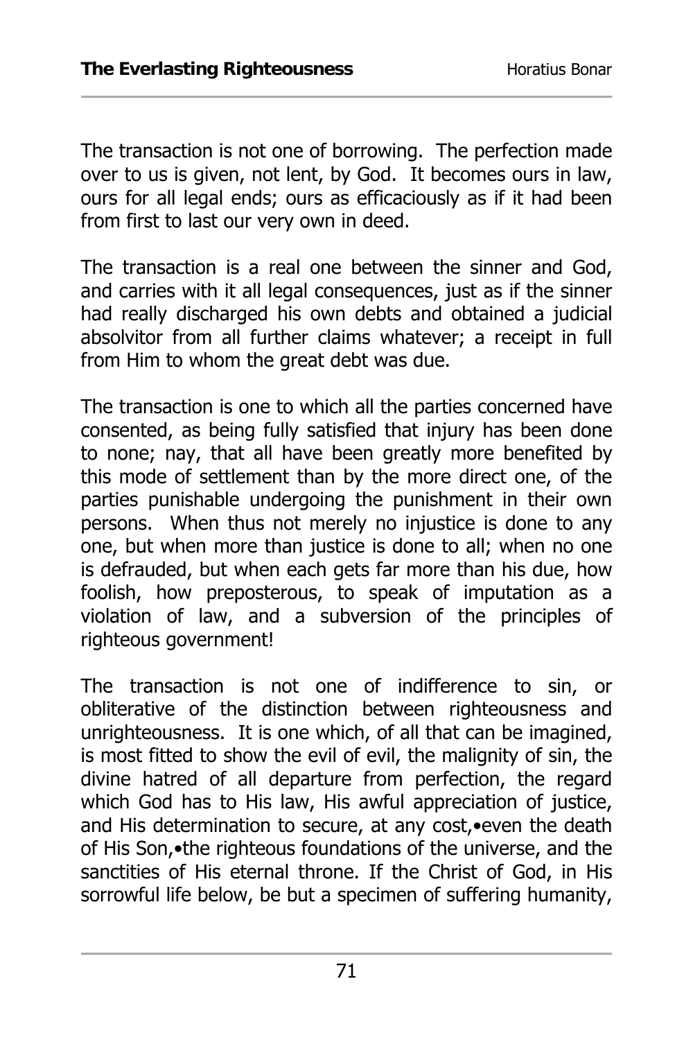The transaction is not one of borrowing. The perfection made over to us is given, not lent, by God. It becomes ours in law, ours for all legal ends; ours as efficaciously as if it had been from first to last our very own in deed.

The transaction is a real one between the sinner and God, and carries with it all legal consequences, just as if the sinner had really discharged his own debts and obtained a judicial absolvitor from all further claims whatever; a receipt in full from Him to whom the great debt was due.

The transaction is one to which all the parties concerned have consented, as being fully satisfied that injury has been done to none; nay, that all have been greatly more benefited by this mode of settlement than by the more direct one, of the parties punishable undergoing the punishment in their own persons. When thus not merely no injustice is done to any one, but when more than justice is done to all; when no one is defrauded, but when each gets far more than his due, how foolish, how preposterous, to speak of imputation as a violation of law, and a subversion of the principles of righteous government!

The transaction is not one of indifference to sin, or obliterative of the distinction between righteousness and unrighteousness. It is one which, of all that can be imagined, is most fitted to show the evil of evil, the malignity of sin, the divine hatred of all departure from perfection, the regard which God has to His law, His awful appreciation of justice, and His determination to secure, at any cost,•even the death of His Son,•the righteous foundations of the universe, and the sanctities of His eternal throne. If the Christ of God, in His sorrowful life below, be but a specimen of suffering humanity,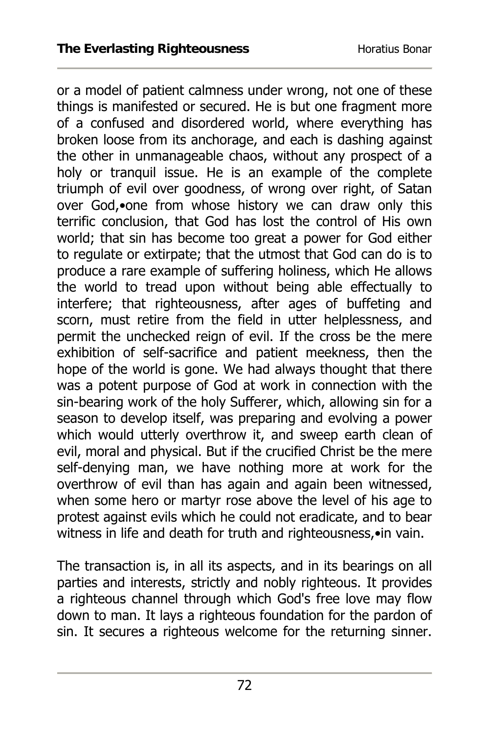or a model of patient calmness under wrong, not one of these things is manifested or secured. He is but one fragment more of a confused and disordered world, where everything has broken loose from its anchorage, and each is dashing against the other in unmanageable chaos, without any prospect of a holy or tranquil issue. He is an example of the complete triumph of evil over goodness, of wrong over right, of Satan over God,•one from whose history we can draw only this terrific conclusion, that God has lost the control of His own world; that sin has become too great a power for God either to regulate or extirpate; that the utmost that God can do is to produce a rare example of suffering holiness, which He allows the world to tread upon without being able effectually to interfere; that righteousness, after ages of buffeting and scorn, must retire from the field in utter helplessness, and permit the unchecked reign of evil. If the cross be the mere exhibition of self-sacrifice and patient meekness, then the hope of the world is gone. We had always thought that there was a potent purpose of God at work in connection with the sin-bearing work of the holy Sufferer, which, allowing sin for a season to develop itself, was preparing and evolving a power which would utterly overthrow it, and sweep earth clean of evil, moral and physical. But if the crucified Christ be the mere self-denying man, we have nothing more at work for the overthrow of evil than has again and again been witnessed, when some hero or martyr rose above the level of his age to protest against evils which he could not eradicate, and to bear witness in life and death for truth and righteousness,•in vain.

The transaction is, in all its aspects, and in its bearings on all parties and interests, strictly and nobly righteous. It provides a righteous channel through which God's free love may flow down to man. It lays a righteous foundation for the pardon of sin. It secures a righteous welcome for the returning sinner.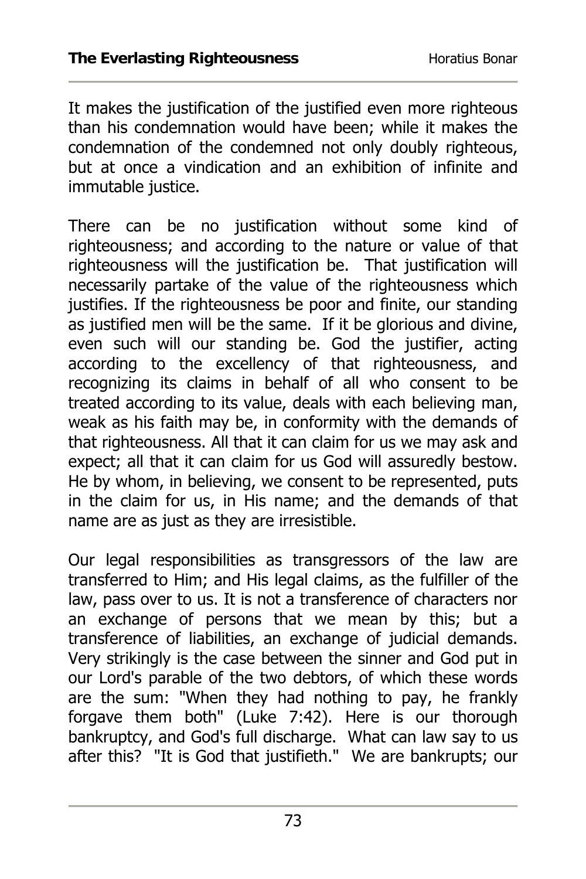It makes the justification of the justified even more righteous than his condemnation would have been; while it makes the condemnation of the condemned not only doubly righteous, but at once a vindication and an exhibition of infinite and immutable justice.

There can be no justification without some kind of righteousness; and according to the nature or value of that righteousness will the justification be. That justification will necessarily partake of the value of the righteousness which justifies. If the righteousness be poor and finite, our standing as justified men will be the same. If it be glorious and divine, even such will our standing be. God the justifier, acting according to the excellency of that righteousness, and recognizing its claims in behalf of all who consent to be treated according to its value, deals with each believing man, weak as his faith may be, in conformity with the demands of that righteousness. All that it can claim for us we may ask and expect; all that it can claim for us God will assuredly bestow. He by whom, in believing, we consent to be represented, puts in the claim for us, in His name; and the demands of that name are as just as they are irresistible.

Our legal responsibilities as transgressors of the law are transferred to Him; and His legal claims, as the fulfiller of the law, pass over to us. It is not a transference of characters nor an exchange of persons that we mean by this; but a transference of liabilities, an exchange of judicial demands. Very strikingly is the case between the sinner and God put in our Lord's parable of the two debtors, of which these words are the sum: "When they had nothing to pay, he frankly forgave them both" (Luke 7:42). Here is our thorough bankruptcy, and God's full discharge. What can law say to us after this? "It is God that justifieth." We are bankrupts; our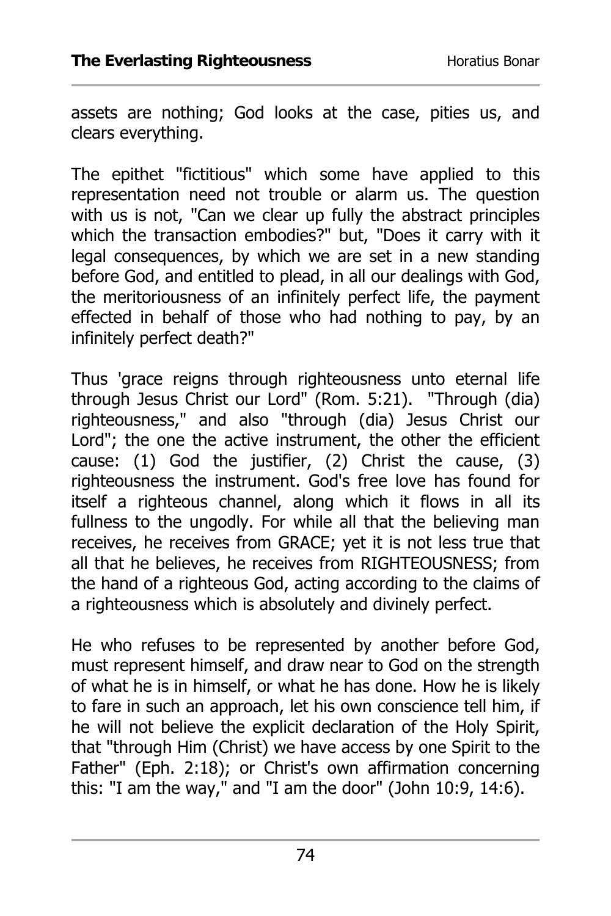assets are nothing; God looks at the case, pities us, and clears everything.

The epithet "fictitious" which some have applied to this representation need not trouble or alarm us. The question with us is not, "Can we clear up fully the abstract principles which the transaction embodies?" but, "Does it carry with it legal consequences, by which we are set in a new standing before God, and entitled to plead, in all our dealings with God, the meritoriousness of an infinitely perfect life, the payment effected in behalf of those who had nothing to pay, by an infinitely perfect death?"

Thus 'grace reigns through righteousness unto eternal life through Jesus Christ our Lord" (Rom. 5:21). "Through (dia) righteousness," and also "through (dia) Jesus Christ our Lord"; the one the active instrument, the other the efficient cause: (1) God the justifier, (2) Christ the cause, (3) righteousness the instrument. God's free love has found for itself a righteous channel, along which it flows in all its fullness to the ungodly. For while all that the believing man receives, he receives from GRACE; yet it is not less true that all that he believes, he receives from RIGHTEOUSNESS; from the hand of a righteous God, acting according to the claims of a righteousness which is absolutely and divinely perfect.

He who refuses to be represented by another before God, must represent himself, and draw near to God on the strength of what he is in himself, or what he has done. How he is likely to fare in such an approach, let his own conscience tell him, if he will not believe the explicit declaration of the Holy Spirit, that "through Him (Christ) we have access by one Spirit to the Father" (Eph. 2:18); or Christ's own affirmation concerning this: "I am the way," and "I am the door" (John 10:9, 14:6).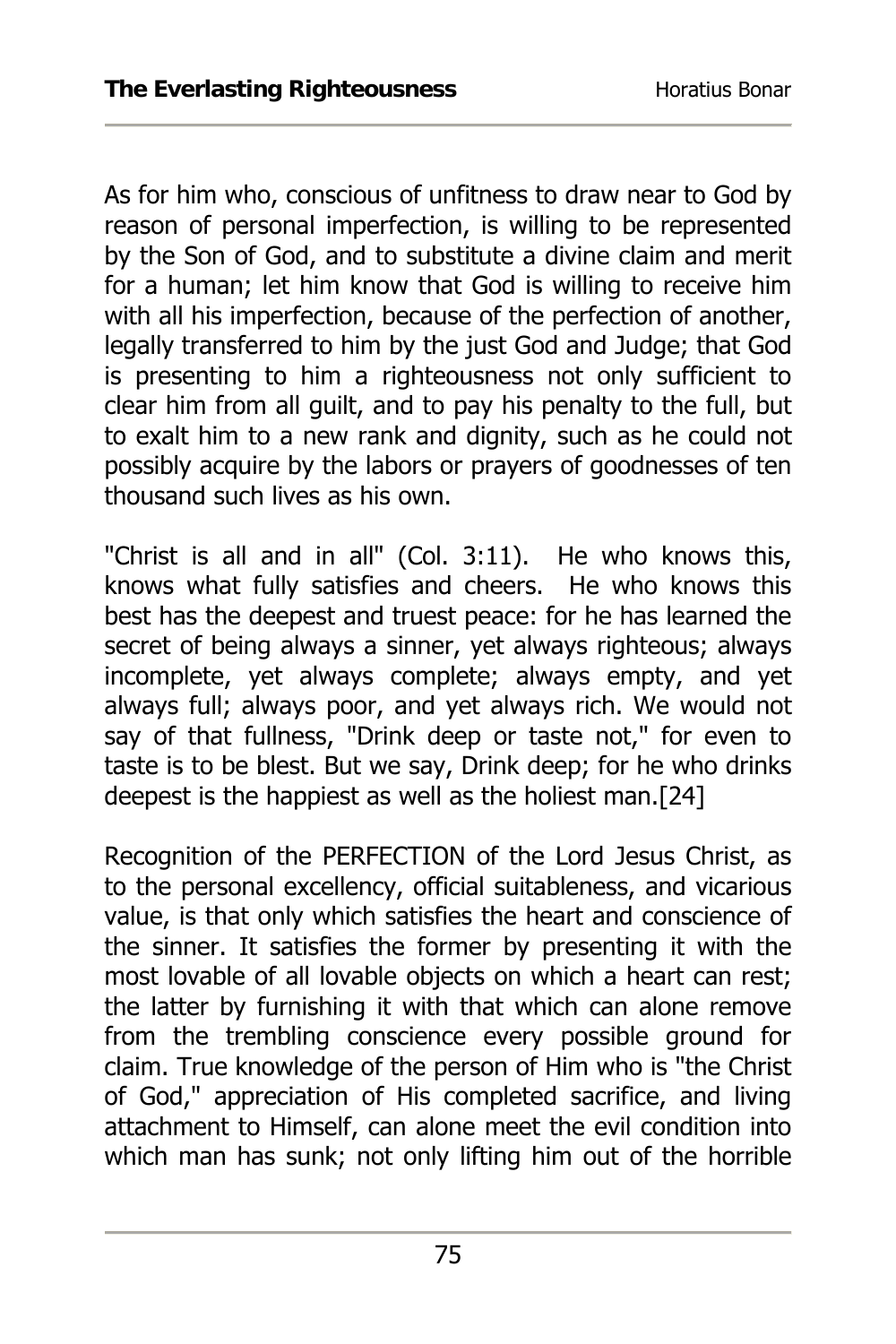As for him who, conscious of unfitness to draw near to God by reason of personal imperfection, is willing to be represented by the Son of God, and to substitute a divine claim and merit for a human; let him know that God is willing to receive him with all his imperfection, because of the perfection of another, legally transferred to him by the just God and Judge; that God is presenting to him a righteousness not only sufficient to clear him from all guilt, and to pay his penalty to the full, but to exalt him to a new rank and dignity, such as he could not possibly acquire by the labors or prayers of goodnesses of ten thousand such lives as his own.

"Christ is all and in all" (Col. 3:11). He who knows this, knows what fully satisfies and cheers. He who knows this best has the deepest and truest peace: for he has learned the secret of being always a sinner, yet always righteous; always incomplete, yet always complete; always empty, and yet always full; always poor, and yet always rich. We would not say of that fullness, "Drink deep or taste not," for even to taste is to be blest. But we say, Drink deep; for he who drinks deepest is the happiest as well as the holiest man.[24]

Recognition of the PERFECTION of the Lord Jesus Christ, as to the personal excellency, official suitableness, and vicarious value, is that only which satisfies the heart and conscience of the sinner. It satisfies the former by presenting it with the most lovable of all lovable objects on which a heart can rest; the latter by furnishing it with that which can alone remove from the trembling conscience every possible ground for claim. True knowledge of the person of Him who is "the Christ of God," appreciation of His completed sacrifice, and living attachment to Himself, can alone meet the evil condition into which man has sunk; not only lifting him out of the horrible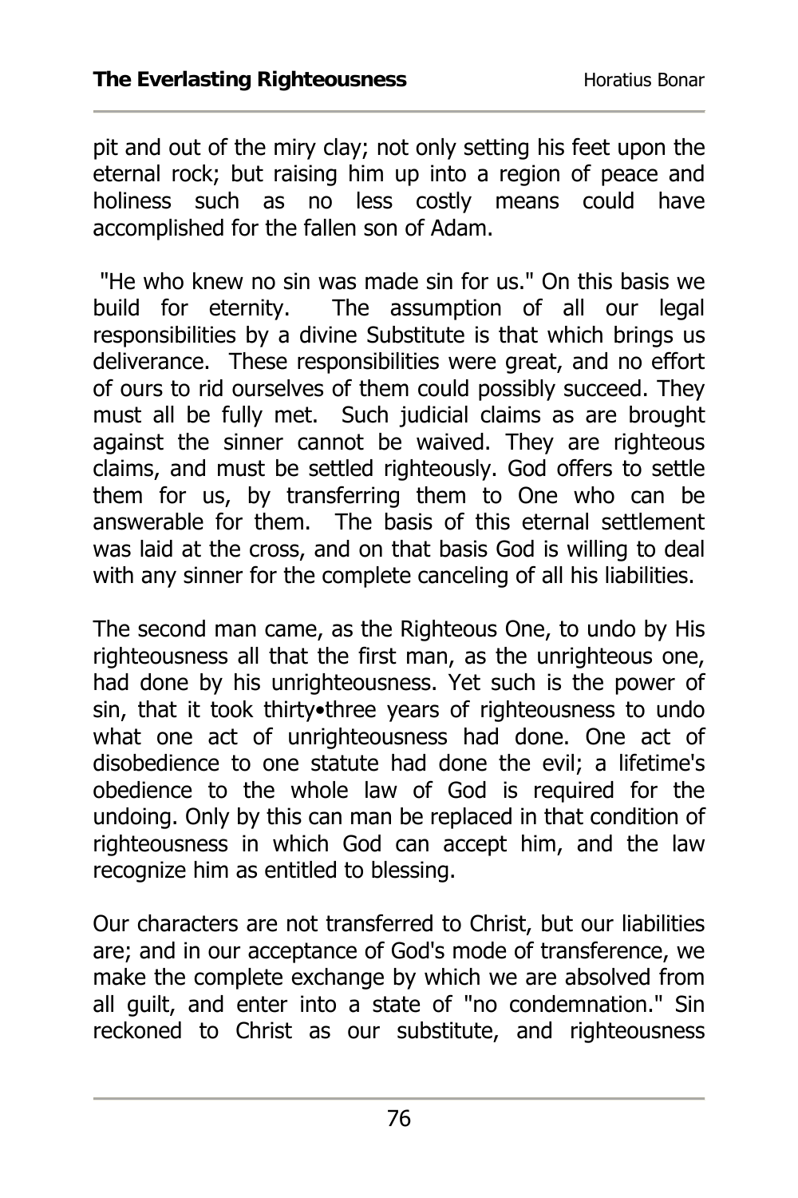pit and out of the miry clay; not only setting his feet upon the eternal rock; but raising him up into a region of peace and holiness such as no less costly means could have accomplished for the fallen son of Adam.

"He who knew no sin was made sin for us." On this basis we build for eternity. The assumption of all our legal responsibilities by a divine Substitute is that which brings us deliverance. These responsibilities were great, and no effort of ours to rid ourselves of them could possibly succeed. They must all be fully met. Such judicial claims as are brought against the sinner cannot be waived. They are righteous claims, and must be settled righteously. God offers to settle them for us, by transferring them to One who can be answerable for them. The basis of this eternal settlement was laid at the cross, and on that basis God is willing to deal with any sinner for the complete canceling of all his liabilities.

The second man came, as the Righteous One, to undo by His righteousness all that the first man, as the unrighteous one, had done by his unrighteousness. Yet such is the power of sin, that it took thirty•three years of righteousness to undo what one act of unrighteousness had done. One act of disobedience to one statute had done the evil; a lifetime's obedience to the whole law of God is required for the undoing. Only by this can man be replaced in that condition of righteousness in which God can accept him, and the law recognize him as entitled to blessing.

Our characters are not transferred to Christ, but our liabilities are; and in our acceptance of God's mode of transference, we make the complete exchange by which we are absolved from all guilt, and enter into a state of "no condemnation." Sin reckoned to Christ as our substitute, and righteousness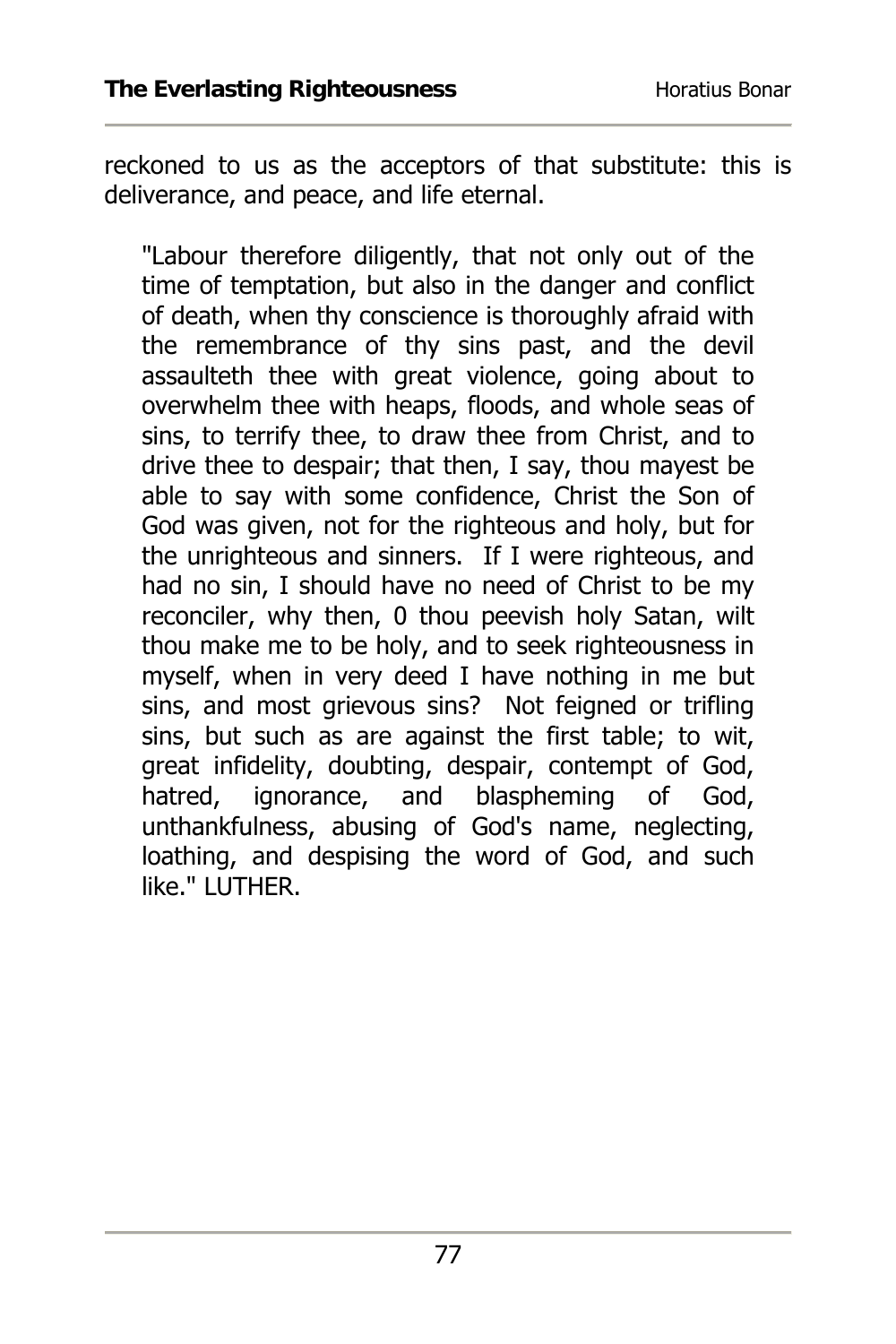reckoned to us as the acceptors of that substitute: this is deliverance, and peace, and life eternal.

> "Labour therefore diligently, that not only out of the time of temptation, but also in the danger and conflict of death, when thy conscience is thoroughly afraid with the remembrance of thy sins past, and the devil assaulteth thee with great violence, going about to overwhelm thee with heaps, floods, and whole seas of sins, to terrify thee, to draw thee from Christ, and to drive thee to despair; that then, I say, thou mayest be able to say with some confidence, Christ the Son of God was given, not for the righteous and holy, but for the unrighteous and sinners. If I were righteous, and had no sin, I should have no need of Christ to be my reconciler, why then, 0 thou peevish holy Satan, wilt thou make me to be holy, and to seek righteousness in myself, when in very deed I have nothing in me but sins, and most grievous sins? Not feigned or trifling sins, but such as are against the first table; to wit, great infidelity, doubting, despair, contempt of God, hatred, ignorance, and blaspheming of God, unthankfulness, abusing of God's name, neglecting, loathing, and despising the word of God, and such like." LUTHER.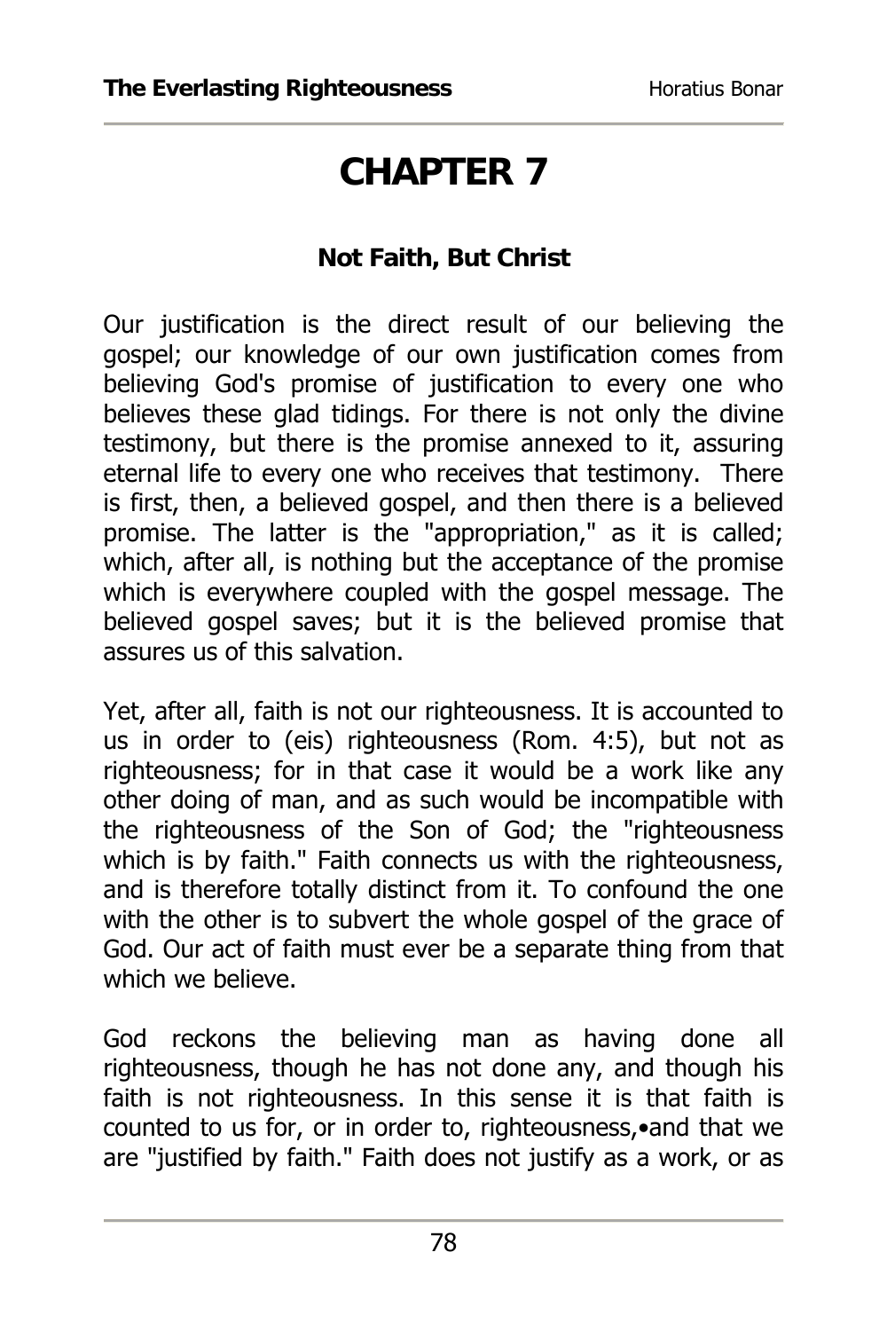# CHAPTER 7

### Not Faith, But Christ

Our justification is the direct result of our believing the gospel; our knowledge of our own justification comes from believing God's promise of justification to every one who believes these glad tidings. For there is not only the divine testimony, but there is the promise annexed to it, assuring eternal life to every one who receives that testimony. There is first, then, a believed gospel, and then there is a believed promise. The latter is the "appropriation," as it is called; which, after all, is nothing but the acceptance of the promise which is everywhere coupled with the gospel message. The believed gospel saves; but it is the believed promise that assures us of this salvation.

Yet, after all, faith is not our righteousness. It is accounted to us in order to (eis) righteousness (Rom. 4:5), but not as righteousness; for in that case it would be a work like any other doing of man, and as such would be incompatible with the righteousness of the Son of God; the "righteousness which is by faith." Faith connects us with the righteousness, and is therefore totally distinct from it. To confound the one with the other is to subvert the whole gospel of the grace of God. Our act of faith must ever be a separate thing from that which we believe.

God reckons the believing man as having done all righteousness, though he has not done any, and though his faith is not righteousness. In this sense it is that faith is counted to us for, or in order to, righteousness,•and that we are "justified by faith." Faith does not justify as a work, or as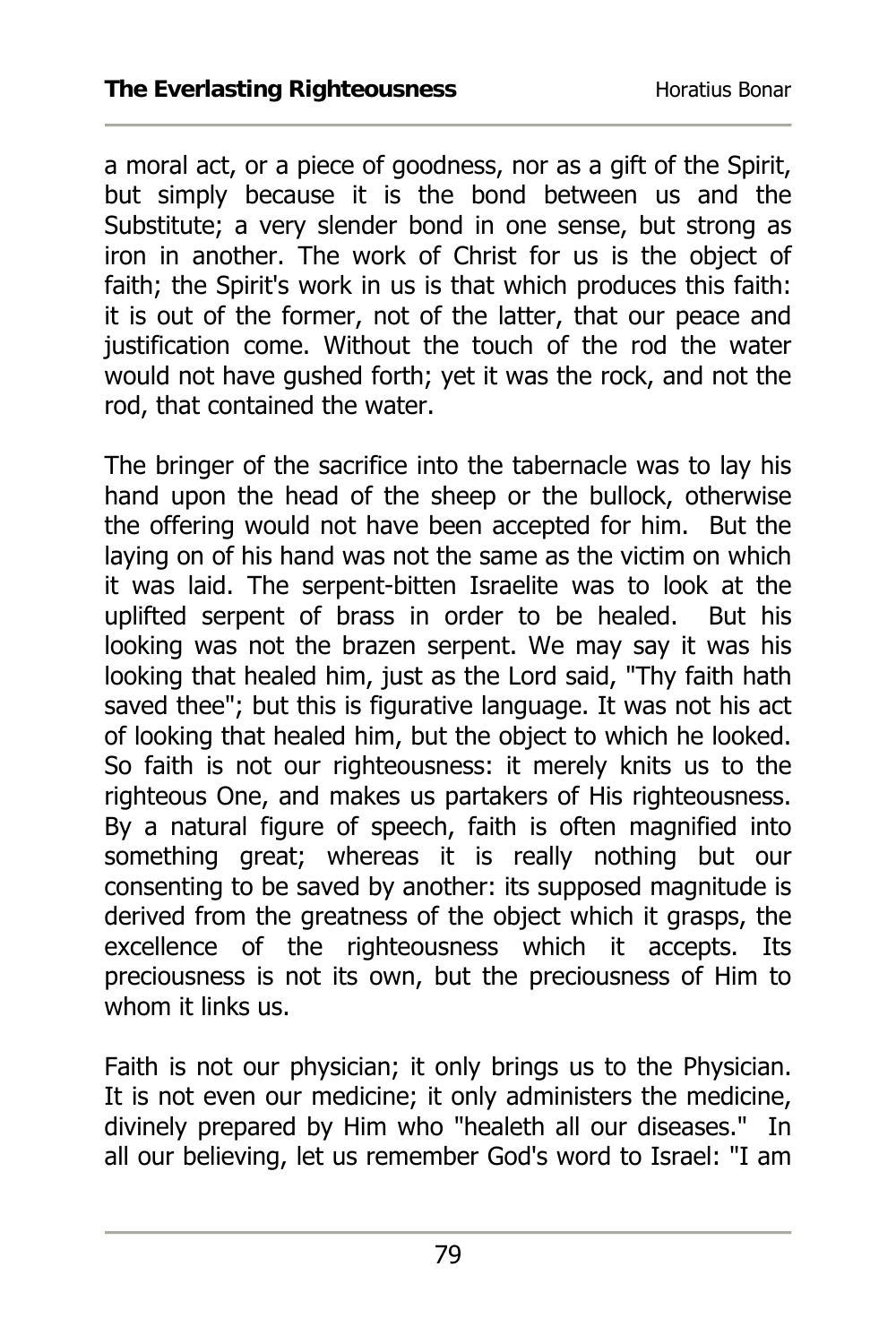a moral act, or a piece of goodness, nor as a gift of the Spirit, but simply because it is the bond between us and the Substitute; a very slender bond in one sense, but strong as iron in another. The work of Christ for us is the object of faith; the Spirit's work in us is that which produces this faith: it is out of the former, not of the latter, that our peace and justification come. Without the touch of the rod the water would not have gushed forth; yet it was the rock, and not the rod, that contained the water.

The bringer of the sacrifice into the tabernacle was to lay his hand upon the head of the sheep or the bullock, otherwise the offering would not have been accepted for him. But the laying on of his hand was not the same as the victim on which it was laid. The serpent-bitten Israelite was to look at the uplifted serpent of brass in order to be healed. But his looking was not the brazen serpent. We may say it was his looking that healed him, just as the Lord said, "Thy faith hath saved thee"; but this is figurative language. It was not his act of looking that healed him, but the object to which he looked. So faith is not our righteousness: it merely knits us to the righteous One, and makes us partakers of His righteousness. By a natural figure of speech, faith is often magnified into something great; whereas it is really nothing but our consenting to be saved by another: its supposed magnitude is derived from the greatness of the object which it grasps, the excellence of the righteousness which it accepts. Its preciousness is not its own, but the preciousness of Him to whom it links us.

Faith is not our physician; it only brings us to the Physician. It is not even our medicine; it only administers the medicine, divinely prepared by Him who "healeth all our diseases." In all our believing, let us remember God's word to Israel: "I am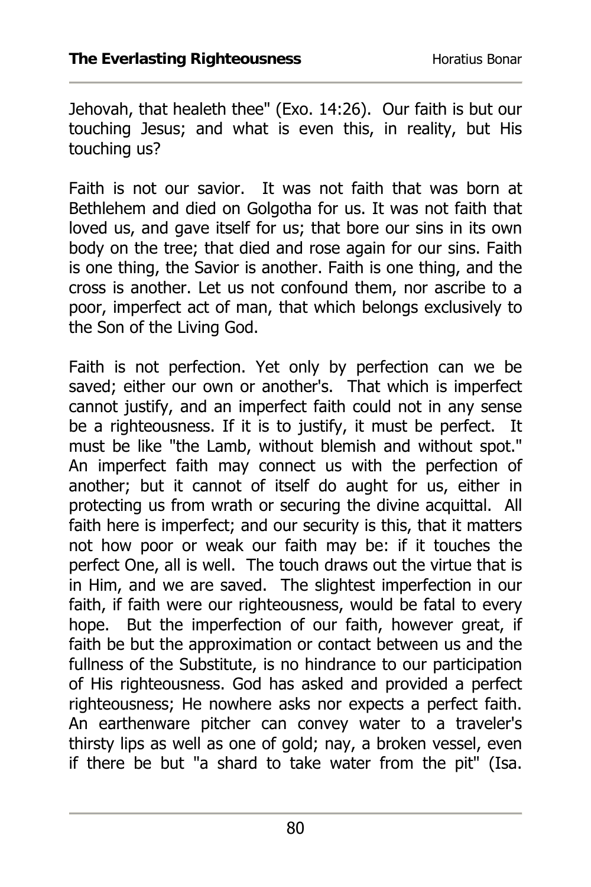Jehovah, that healeth thee" (Exo. 14:26). Our faith is but our touching Jesus; and what is even this, in reality, but His touching us?

Faith is not our savior. It was not faith that was born at Bethlehem and died on Golgotha for us. It was not faith that loved us, and gave itself for us; that bore our sins in its own body on the tree; that died and rose again for our sins. Faith is one thing, the Savior is another. Faith is one thing, and the cross is another. Let us not confound them, nor ascribe to a poor, imperfect act of man, that which belongs exclusively to the Son of the Living God.

Faith is not perfection. Yet only by perfection can we be saved; either our own or another's. That which is imperfect cannot justify, and an imperfect faith could not in any sense be a righteousness. If it is to justify, it must be perfect. It must be like "the Lamb, without blemish and without spot." An imperfect faith may connect us with the perfection of another; but it cannot of itself do aught for us, either in protecting us from wrath or securing the divine acquittal. All faith here is imperfect; and our security is this, that it matters not how poor or weak our faith may be: if it touches the perfect One, all is well. The touch draws out the virtue that is in Him, and we are saved. The slightest imperfection in our faith, if faith were our righteousness, would be fatal to every hope. But the imperfection of our faith, however great, if faith be but the approximation or contact between us and the fullness of the Substitute, is no hindrance to our participation of His righteousness. God has asked and provided a perfect righteousness; He nowhere asks nor expects a perfect faith. An earthenware pitcher can convey water to a traveler's thirsty lips as well as one of gold; nay, a broken vessel, even if there be but "a shard to take water from the pit" (Isa.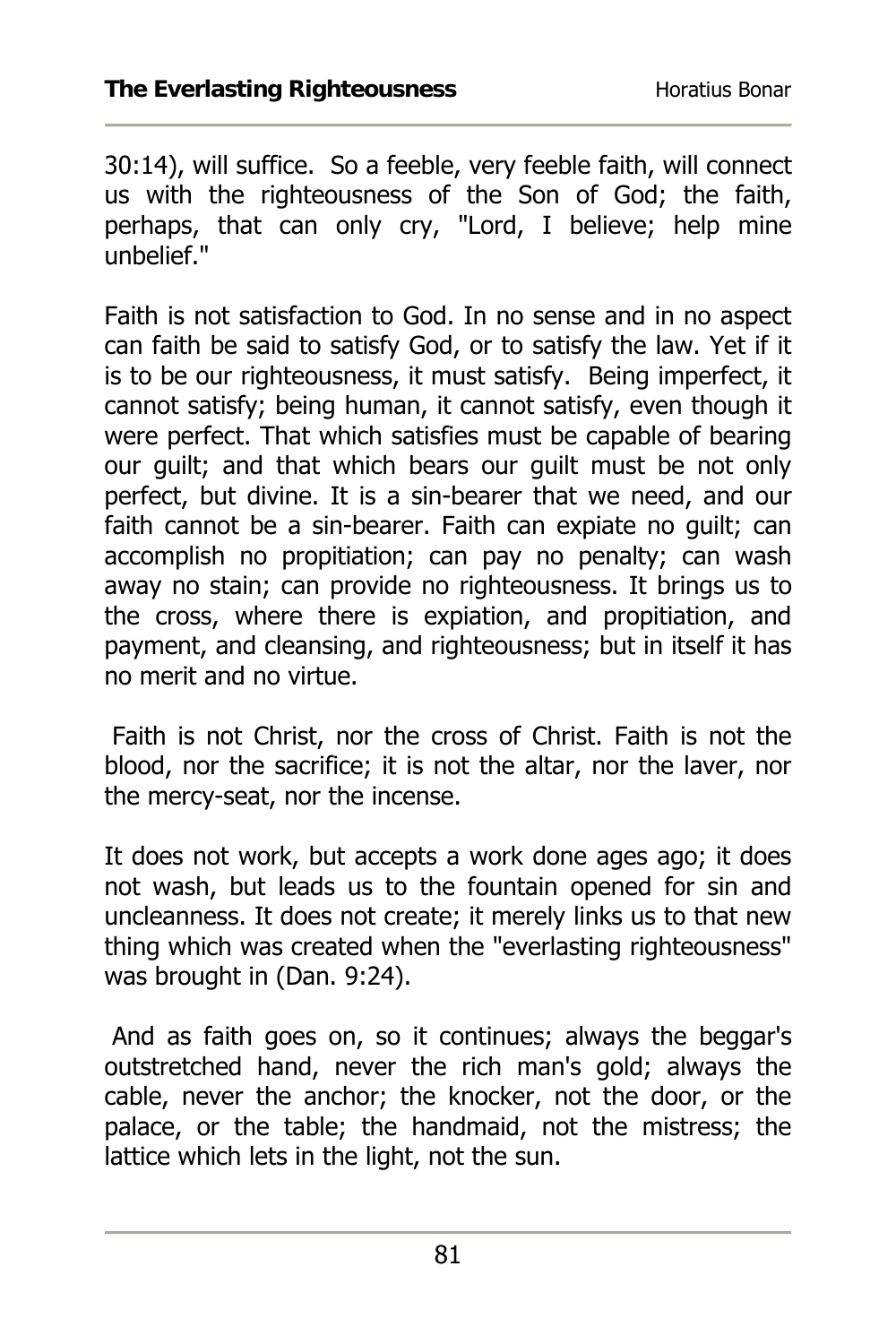30:14), will suffice. So a feeble, very feeble faith, will connect us with the righteousness of the Son of God; the faith, perhaps, that can only cry, "Lord, I believe; help mine unbelief."

Faith is not satisfaction to God. In no sense and in no aspect can faith be said to satisfy God, or to satisfy the law. Yet if it is to be our righteousness, it must satisfy. Being imperfect, it cannot satisfy; being human, it cannot satisfy, even though it were perfect. That which satisfies must be capable of bearing our guilt; and that which bears our guilt must be not only perfect, but divine. It is a sin-bearer that we need, and our faith cannot be a sin-bearer. Faith can expiate no guilt; can accomplish no propitiation; can pay no penalty; can wash away no stain; can provide no righteousness. It brings us to the cross, where there is expiation, and propitiation, and payment, and cleansing, and righteousness; but in itself it has no merit and no virtue.

Faith is not Christ, nor the cross of Christ. Faith is not the blood, nor the sacrifice; it is not the altar, nor the laver, nor the mercy-seat, nor the incense.

It does not work, but accepts a work done ages ago; it does not wash, but leads us to the fountain opened for sin and uncleanness. It does not create; it merely links us to that new thing which was created when the "everlasting righteousness" was brought in (Dan. 9:24).

And as faith goes on, so it continues; always the beggar's outstretched hand, never the rich man's gold; always the cable, never the anchor; the knocker, not the door, or the palace, or the table; the handmaid, not the mistress; the lattice which lets in the light, not the sun.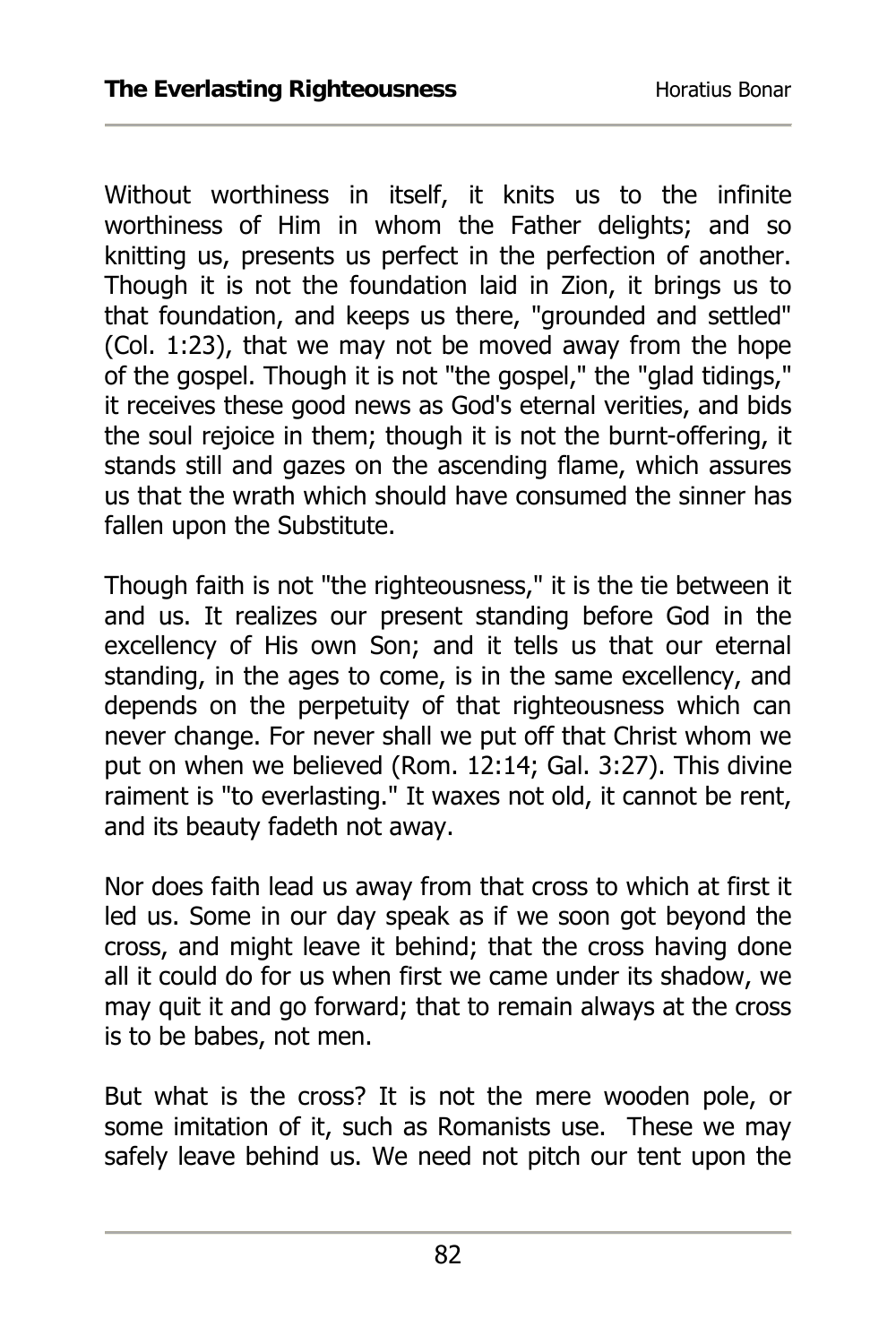Without worthiness in itself, it knits us to the infinite worthiness of Him in whom the Father delights; and so knitting us, presents us perfect in the perfection of another. Though it is not the foundation laid in Zion, it brings us to that foundation, and keeps us there, "grounded and settled" (Col. 1:23), that we may not be moved away from the hope of the gospel. Though it is not "the gospel," the "glad tidings," it receives these good news as God's eternal verities, and bids the soul rejoice in them; though it is not the burnt-offering, it stands still and gazes on the ascending flame, which assures us that the wrath which should have consumed the sinner has fallen upon the Substitute.

Though faith is not "the righteousness," it is the tie between it and us. It realizes our present standing before God in the excellency of His own Son; and it tells us that our eternal standing, in the ages to come, is in the same excellency, and depends on the perpetuity of that righteousness which can never change. For never shall we put off that Christ whom we put on when we believed (Rom. 12:14; Gal. 3:27). This divine raiment is "to everlasting." It waxes not old, it cannot be rent, and its beauty fadeth not away.

Nor does faith lead us away from that cross to which at first it led us. Some in our day speak as if we soon got beyond the cross, and might leave it behind; that the cross having done all it could do for us when first we came under its shadow, we may quit it and go forward; that to remain always at the cross is to be babes, not men.

But what is the cross? It is not the mere wooden pole, or some imitation of it, such as Romanists use. These we may safely leave behind us. We need not pitch our tent upon the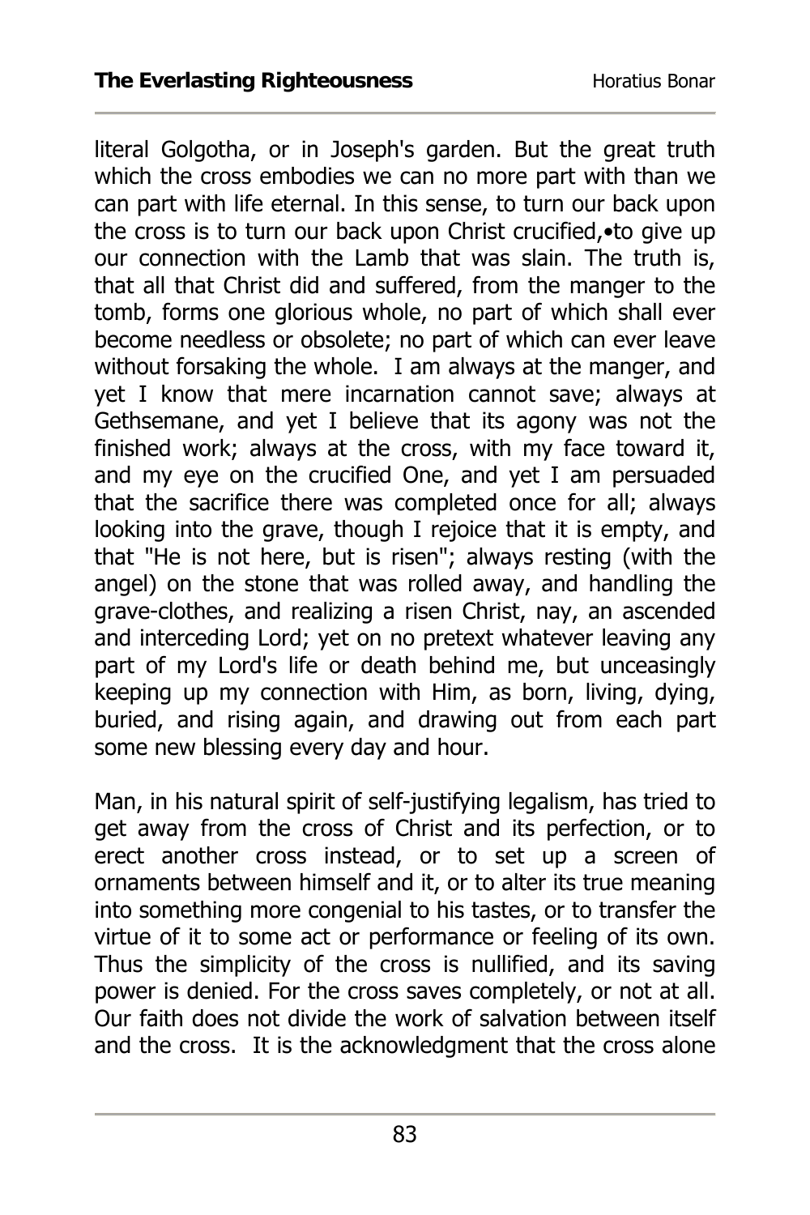literal Golgotha, or in Joseph's garden. But the great truth which the cross embodies we can no more part with than we can part with life eternal. In this sense, to turn our back upon the cross is to turn our back upon Christ crucified,•to give up our connection with the Lamb that was slain. The truth is, that all that Christ did and suffered, from the manger to the tomb, forms one glorious whole, no part of which shall ever become needless or obsolete; no part of which can ever leave without forsaking the whole. I am always at the manger, and yet I know that mere incarnation cannot save; always at Gethsemane, and yet I believe that its agony was not the finished work; always at the cross, with my face toward it, and my eye on the crucified One, and yet I am persuaded that the sacrifice there was completed once for all; always looking into the grave, though I rejoice that it is empty, and that "He is not here, but is risen"; always resting (with the angel) on the stone that was rolled away, and handling the grave-clothes, and realizing a risen Christ, nay, an ascended and interceding Lord; yet on no pretext whatever leaving any part of my Lord's life or death behind me, but unceasingly keeping up my connection with Him, as born, living, dying, buried, and rising again, and drawing out from each part some new blessing every day and hour.

Man, in his natural spirit of self-justifying legalism, has tried to get away from the cross of Christ and its perfection, or to erect another cross instead, or to set up a screen of ornaments between himself and it, or to alter its true meaning into something more congenial to his tastes, or to transfer the virtue of it to some act or performance or feeling of its own. Thus the simplicity of the cross is nullified, and its saving power is denied. For the cross saves completely, or not at all. Our faith does not divide the work of salvation between itself and the cross. It is the acknowledgment that the cross alone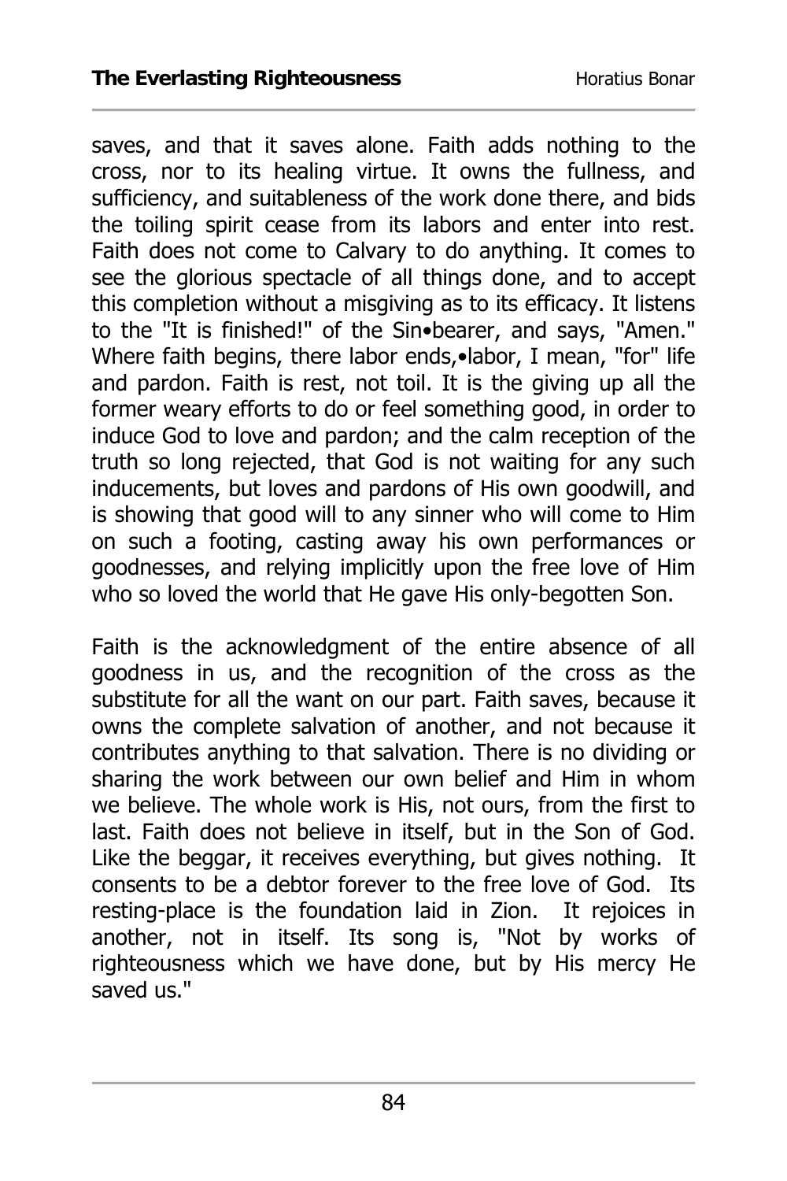saves, and that it saves alone. Faith adds nothing to the cross, nor to its healing virtue. It owns the fullness, and sufficiency, and suitableness of the work done there, and bids the toiling spirit cease from its labors and enter into rest. Faith does not come to Calvary to do anything. It comes to see the glorious spectacle of all things done, and to accept this completion without a misgiving as to its efficacy. It listens to the "It is finished!" of the Sin•bearer, and says, "Amen." Where faith begins, there labor ends,•labor, I mean, "for" life and pardon. Faith is rest, not toil. It is the giving up all the former weary efforts to do or feel something good, in order to induce God to love and pardon; and the calm reception of the truth so long rejected, that God is not waiting for any such inducements, but loves and pardons of His own goodwill, and is showing that good will to any sinner who will come to Him on such a footing, casting away his own performances or goodnesses, and relying implicitly upon the free love of Him who so loved the world that He gave His only-begotten Son.

Faith is the acknowledgment of the entire absence of all goodness in us, and the recognition of the cross as the substitute for all the want on our part. Faith saves, because it owns the complete salvation of another, and not because it contributes anything to that salvation. There is no dividing or sharing the work between our own belief and Him in whom we believe. The whole work is His, not ours, from the first to last. Faith does not believe in itself, but in the Son of God. Like the beggar, it receives everything, but gives nothing. It consents to be a debtor forever to the free love of God. Its resting-place is the foundation laid in Zion. It rejoices in another, not in itself. Its song is, "Not by works of righteousness which we have done, but by His mercy He saved us."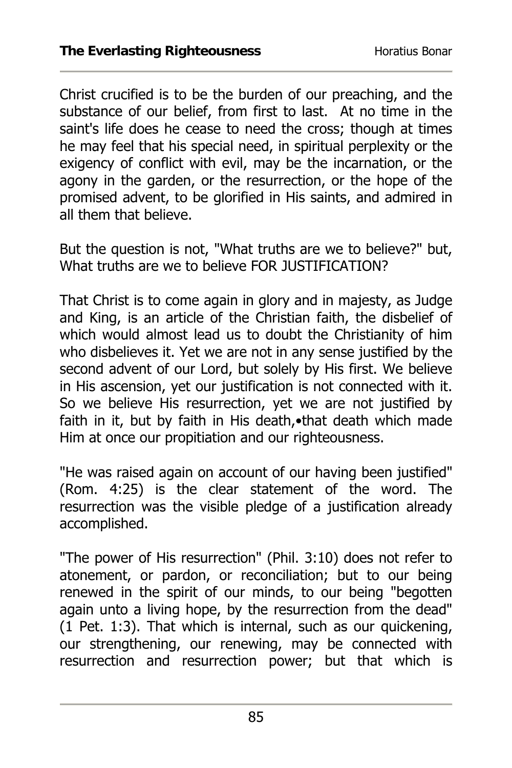Christ crucified is to be the burden of our preaching, and the substance of our belief, from first to last. At no time in the saint's life does he cease to need the cross; though at times he may feel that his special need, in spiritual perplexity or the exigency of conflict with evil, may be the incarnation, or the agony in the garden, or the resurrection, or the hope of the promised advent, to be glorified in His saints, and admired in all them that believe.

But the question is not, "What truths are we to believe?" but, What truths are we to believe FOR JUSTIFICATION?

That Christ is to come again in glory and in majesty, as Judge and King, is an article of the Christian faith, the disbelief of which would almost lead us to doubt the Christianity of him who disbelieves it. Yet we are not in any sense justified by the second advent of our Lord, but solely by His first. We believe in His ascension, yet our justification is not connected with it. So we believe His resurrection, yet we are not justified by faith in it, but by faith in His death,•that death which made Him at once our propitiation and our righteousness.

"He was raised again on account of our having been justified" (Rom. 4:25) is the clear statement of the word. The resurrection was the visible pledge of a justification already accomplished.

"The power of His resurrection" (Phil. 3:10) does not refer to atonement, or pardon, or reconciliation; but to our being renewed in the spirit of our minds, to our being "begotten again unto a living hope, by the resurrection from the dead" (1 Pet. 1:3). That which is internal, such as our quickening, our strengthening, our renewing, may be connected with resurrection and resurrection power; but that which is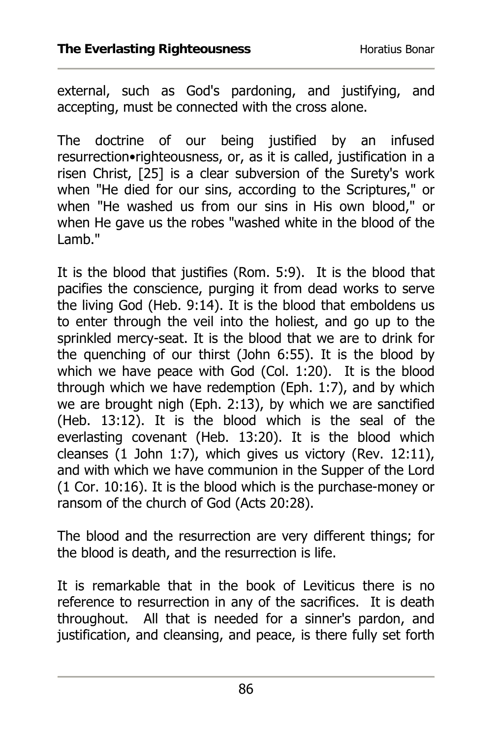external, such as God's pardoning, and justifying, and accepting, must be connected with the cross alone.

The doctrine of our being justified by an infused resurrection•righteousness, or, as it is called, justification in a risen Christ, [25] is a clear subversion of the Surety's work when "He died for our sins, according to the Scriptures," or when "He washed us from our sins in His own blood," or when He gave us the robes "washed white in the blood of the Lamb."

It is the blood that justifies (Rom. 5:9). It is the blood that pacifies the conscience, purging it from dead works to serve the living God (Heb. 9:14). It is the blood that emboldens us to enter through the veil into the holiest, and go up to the sprinkled mercy-seat. It is the blood that we are to drink for the quenching of our thirst (John 6:55). It is the blood by which we have peace with God (Col. 1:20). It is the blood through which we have redemption (Eph. 1:7), and by which we are brought nigh (Eph. 2:13), by which we are sanctified (Heb. 13:12). It is the blood which is the seal of the everlasting covenant (Heb. 13:20). It is the blood which cleanses (1 John 1:7), which gives us victory (Rev. 12:11), and with which we have communion in the Supper of the Lord (1 Cor. 10:16). It is the blood which is the purchase-money or ransom of the church of God (Acts 20:28).

The blood and the resurrection are very different things; for the blood is death, and the resurrection is life.

It is remarkable that in the book of Leviticus there is no reference to resurrection in any of the sacrifices. It is death throughout. All that is needed for a sinner's pardon, and justification, and cleansing, and peace, is there fully set forth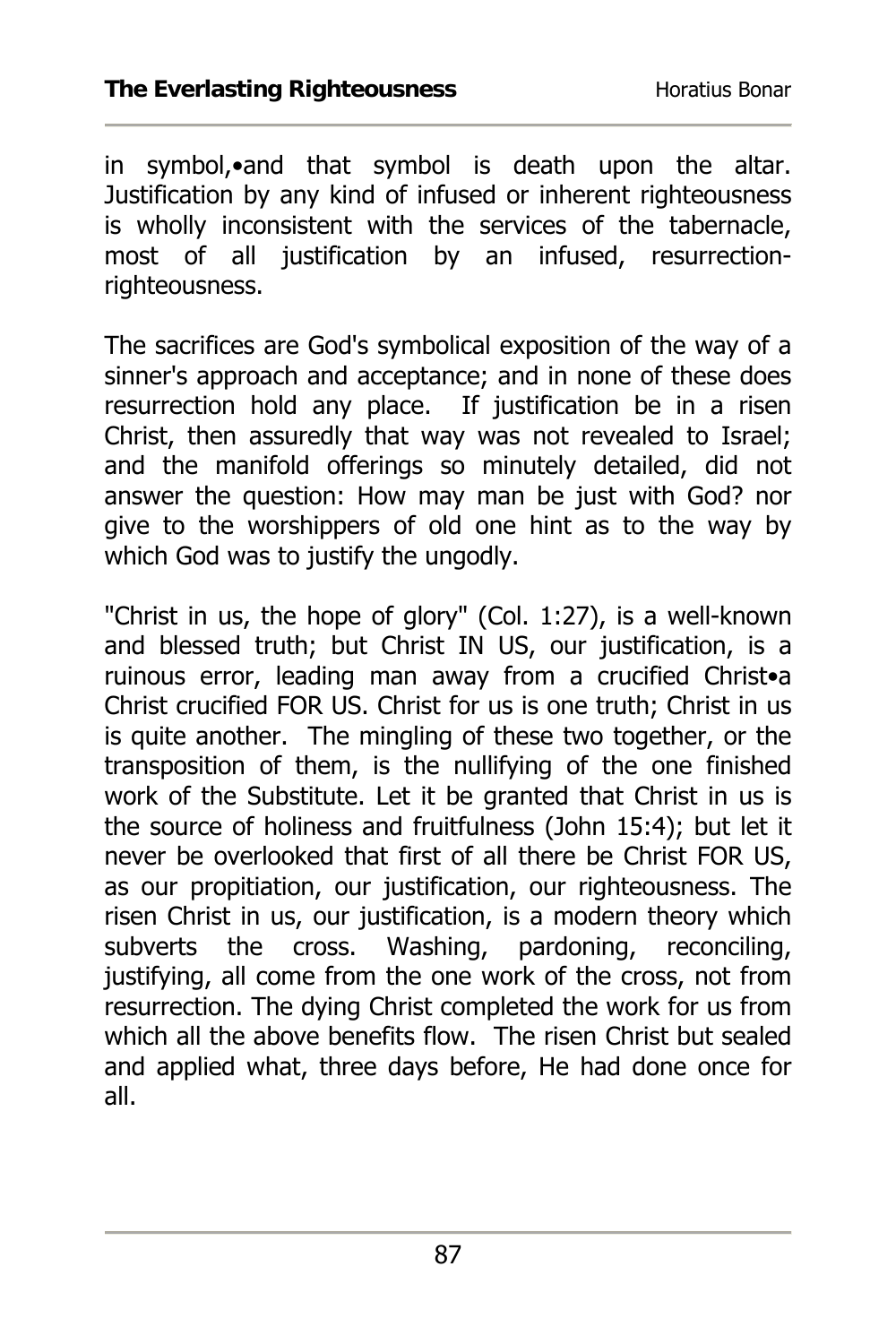in symbol,•and that symbol is death upon the altar. Justification by any kind of infused or inherent righteousness is wholly inconsistent with the services of the tabernacle, most of all justification by an infused, resurrection-righteousness.

The sacrifices are God's symbolical exposition of the way of a sinner's approach and acceptance; and in none of these does resurrection hold any place. If justification be in a risen Christ, then assuredly that way was not revealed to Israel; and the manifold offerings so minutely detailed, did not answer the question: How may man be just with God? nor give to the worshippers of old one hint as to the way by which God was to justify the ungodly.

"Christ in us, the hope of glory" (Col. 1:27), is a well-known and blessed truth; but Christ IN US, our justification, is a ruinous error, leading man away from a crucified Christ•a Christ crucified FOR US. Christ for us is one truth; Christ in us is quite another. The mingling of these two together, or the transposition of them, is the nullifying of the one finished work of the Substitute. Let it be granted that Christ in us is the source of holiness and fruitfulness (John 15:4); but let it never be overlooked that first of all there be Christ FOR US, as our propitiation, our justification, our righteousness. The risen Christ in us, our justification, is a modern theory which subverts the cross. Washing, pardoning, reconciling, justifying, all come from the one work of the cross, not from resurrection. The dying Christ completed the work for us from which all the above benefits flow. The risen Christ but sealed and applied what, three days before, He had done once for all.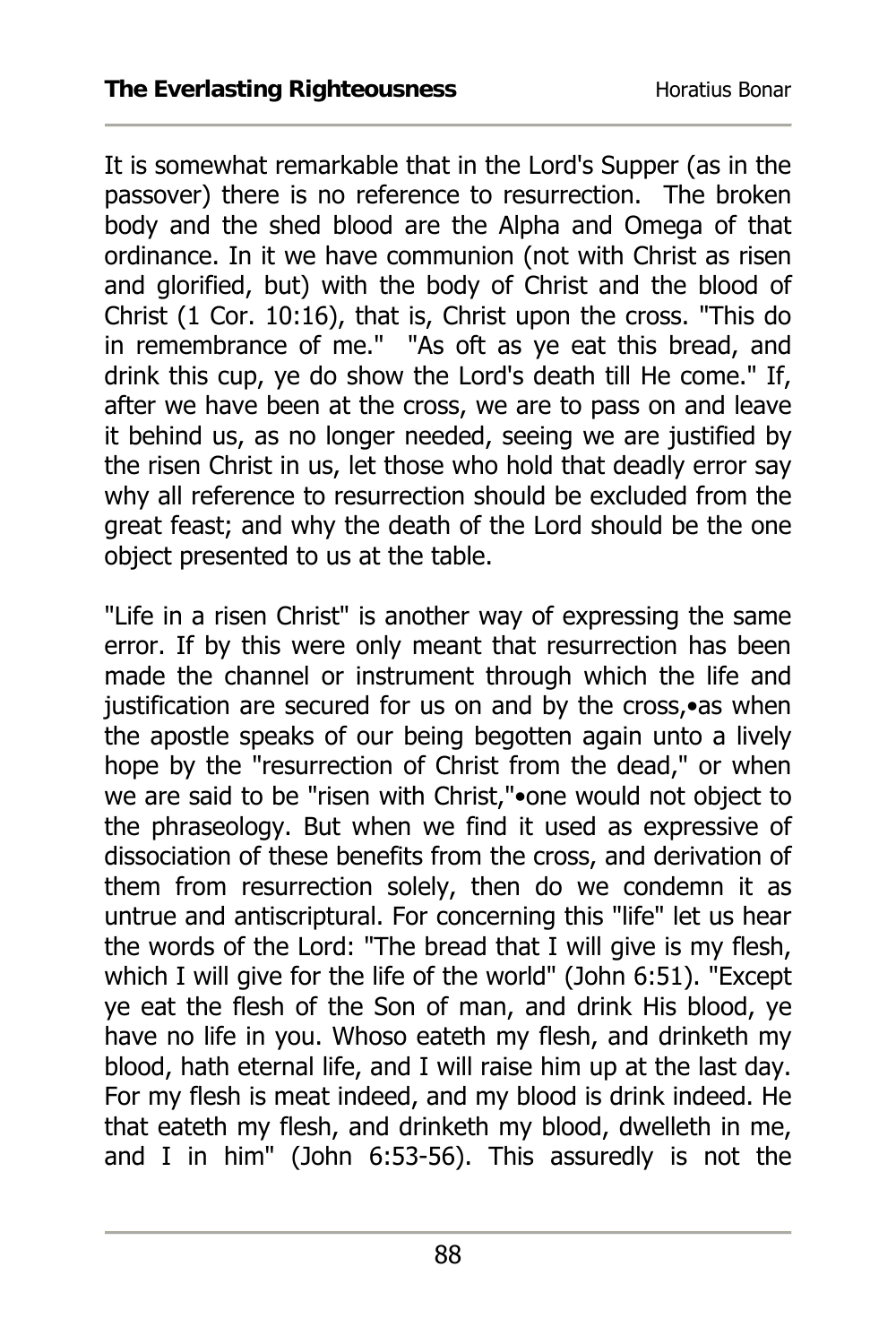It is somewhat remarkable that in the Lord's Supper (as in the passover) there is no reference to resurrection. The broken body and the shed blood are the Alpha and Omega of that ordinance. In it we have communion (not with Christ as risen and glorified, but) with the body of Christ and the blood of Christ (1 Cor. 10:16), that is, Christ upon the cross. "This do in remembrance of me." "As oft as ye eat this bread, and drink this cup, ye do show the Lord's death till He come." If, after we have been at the cross, we are to pass on and leave it behind us, as no longer needed, seeing we are justified by the risen Christ in us, let those who hold that deadly error say why all reference to resurrection should be excluded from the great feast; and why the death of the Lord should be the one object presented to us at the table.

"Life in a risen Christ" is another way of expressing the same error. If by this were only meant that resurrection has been made the channel or instrument through which the life and justification are secured for us on and by the cross,•as when the apostle speaks of our being begotten again unto a lively hope by the "resurrection of Christ from the dead," or when we are said to be "risen with Christ,"•one would not object to the phraseology. But when we find it used as expressive of dissociation of these benefits from the cross, and derivation of them from resurrection solely, then do we condemn it as untrue and antiscriptural. For concerning this "life" let us hear the words of the Lord: "The bread that I will give is my flesh, which I will give for the life of the world" (John 6:51). "Except ye eat the flesh of the Son of man, and drink His blood, ye have no life in you. Whoso eateth my flesh, and drinketh my blood, hath eternal life, and I will raise him up at the last day. For my flesh is meat indeed, and my blood is drink indeed. He that eateth my flesh, and drinketh my blood, dwelleth in me, and I in him" (John 6:53-56). This assuredly is not the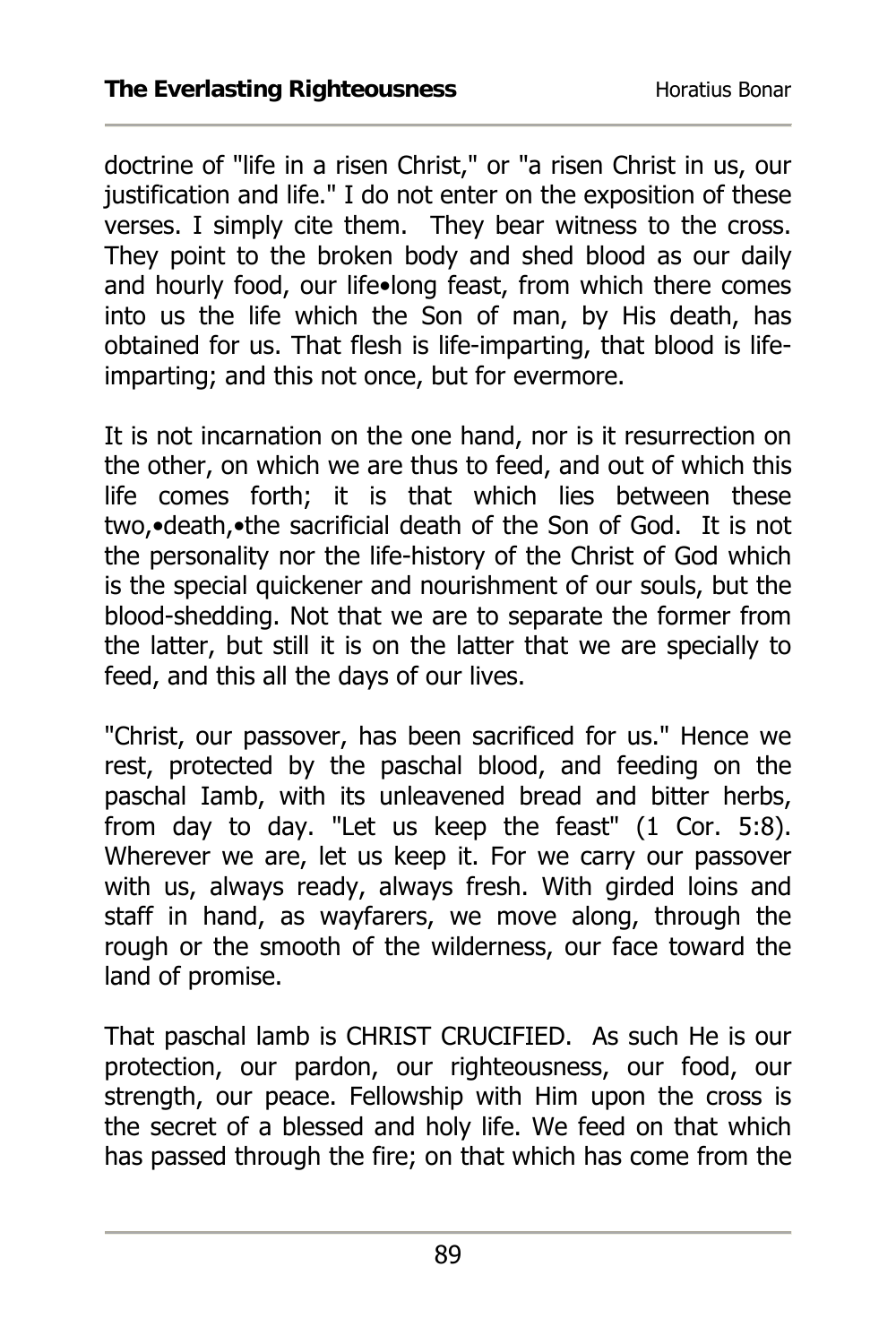doctrine of "life in a risen Christ," or "a risen Christ in us, our justification and life." I do not enter on the exposition of these verses. I simply cite them. They bear witness to the cross. They point to the broken body and shed blood as our daily and hourly food, our life•long feast, from which there comes into us the life which the Son of man, by His death, has obtained for us. That flesh is life-imparting, that blood is life-imparting; and this not once, but for evermore.

It is not incarnation on the one hand, nor is it resurrection on the other, on which we are thus to feed, and out of which this life comes forth; it is that which lies between these two,•death,•the sacrificial death of the Son of God. It is not the personality nor the life-history of the Christ of God which is the special quickener and nourishment of our souls, but the blood-shedding. Not that we are to separate the former from the latter, but still it is on the latter that we are specially to feed, and this all the days of our lives.

"Christ, our passover, has been sacrificed for us." Hence we rest, protected by the paschal blood, and feeding on the paschal Iamb, with its unleavened bread and bitter herbs, from day to day. "Let us keep the feast" (1 Cor. 5:8). Wherever we are, let us keep it. For we carry our passover with us, always ready, always fresh. With girded loins and staff in hand, as wayfarers, we move along, through the rough or the smooth of the wilderness, our face toward the land of promise.

That paschal lamb is CHRIST CRUCIFIED. As such He is our protection, our pardon, our righteousness, our food, our strength, our peace. Fellowship with Him upon the cross is the secret of a blessed and holy life. We feed on that which has passed through the fire; on that which has come from the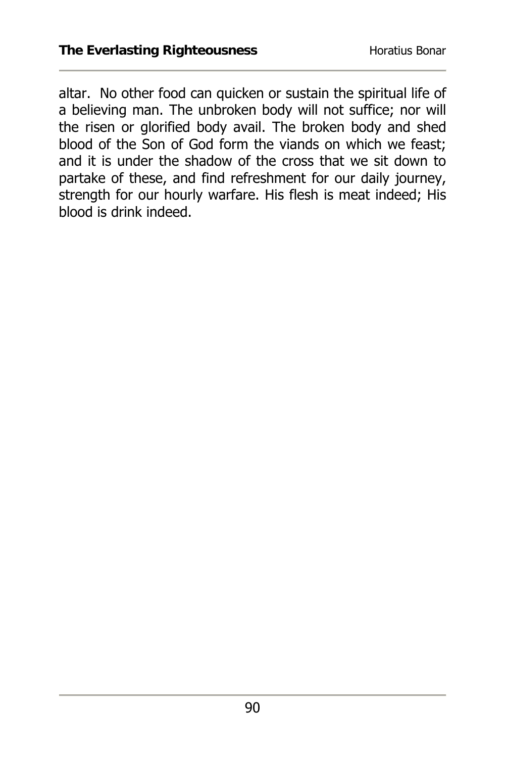altar. No other food can quicken or sustain the spiritual life of a believing man. The unbroken body will not suffice; nor will the risen or glorified body avail. The broken body and shed blood of the Son of God form the viands on which we feast; and it is under the shadow of the cross that we sit down to partake of these, and find refreshment for our daily journey, strength for our hourly warfare. His flesh is meat indeed; His blood is drink indeed.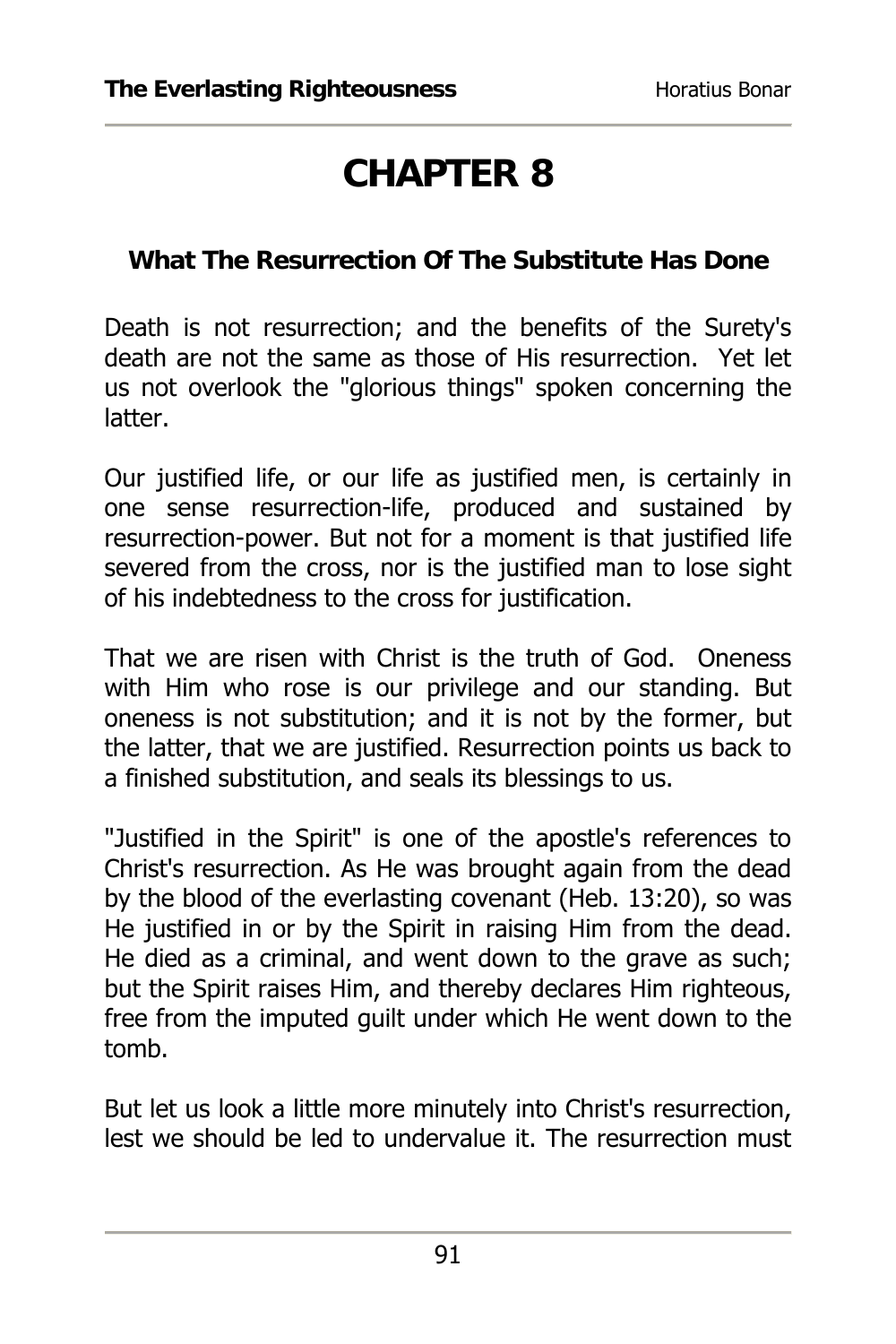# CHAPTER 8

### What The Resurrection Of The Substitute Has Done

Death is not resurrection; and the benefits of the Surety's death are not the same as those of His resurrection. Yet let us not overlook the "glorious things" spoken concerning the latter.

Our justified life, or our life as justified men, is certainly in one sense resurrection-life, produced and sustained by resurrection-power. But not for a moment is that justified life severed from the cross, nor is the justified man to lose sight of his indebtedness to the cross for justification.

That we are risen with Christ is the truth of God. Oneness with Him who rose is our privilege and our standing. But oneness is not substitution; and it is not by the former, but the latter, that we are justified. Resurrection points us back to a finished substitution, and seals its blessings to us.

"Justified in the Spirit" is one of the apostle's references to Christ's resurrection. As He was brought again from the dead by the blood of the everlasting covenant (Heb. 13:20), so was He justified in or by the Spirit in raising Him from the dead. He died as a criminal, and went down to the grave as such; but the Spirit raises Him, and thereby declares Him righteous, free from the imputed guilt under which He went down to the tomb.

But let us look a little more minutely into Christ's resurrection, lest we should be led to undervalue it. The resurrection must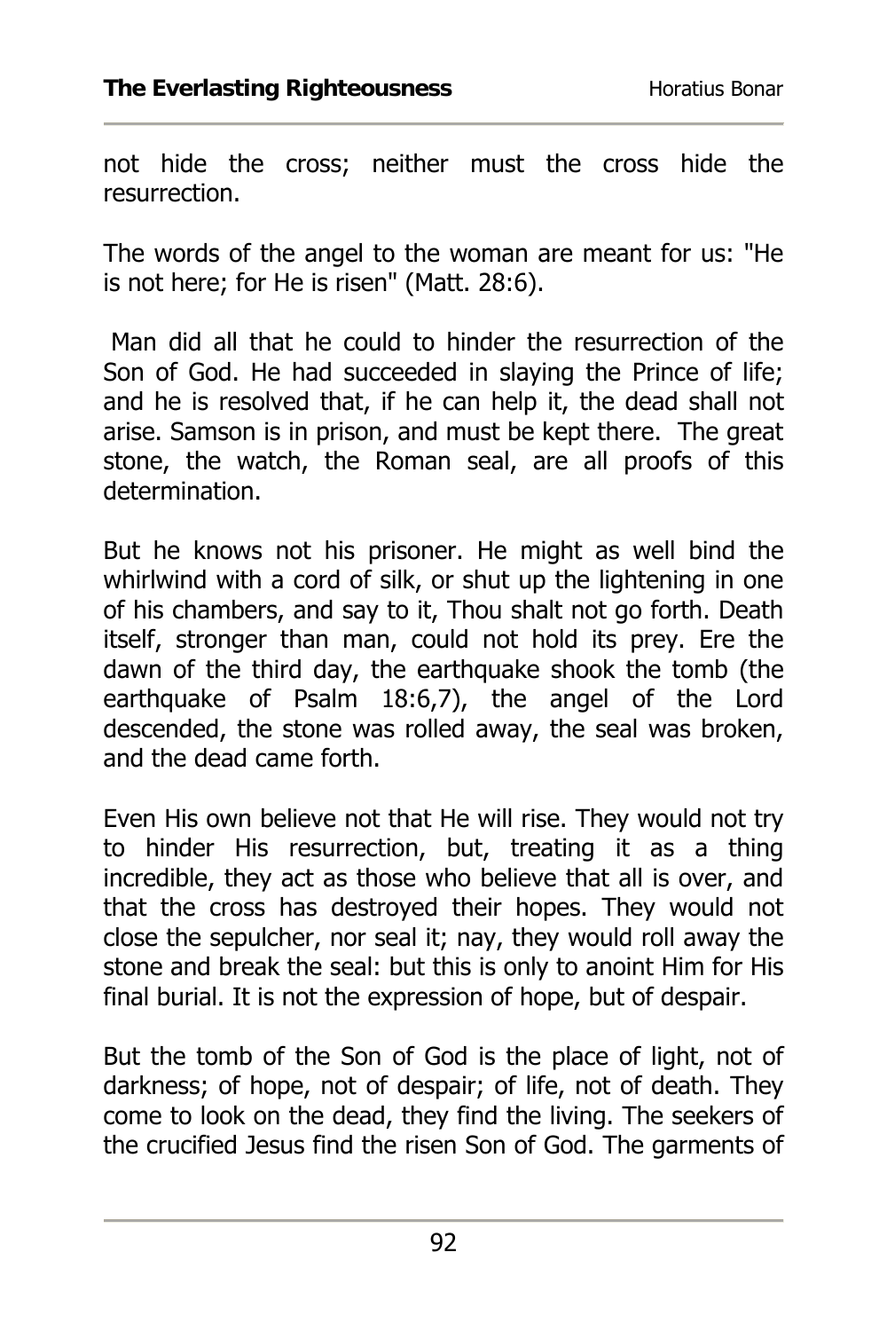not hide the cross; neither must the cross hide the resurrection.

The words of the angel to the woman are meant for us: "He is not here; for He is risen" (Matt. 28:6).

Man did all that he could to hinder the resurrection of the Son of God. He had succeeded in slaying the Prince of life; and he is resolved that, if he can help it, the dead shall not arise. Samson is in prison, and must be kept there. The great stone, the watch, the Roman seal, are all proofs of this determination.

But he knows not his prisoner. He might as well bind the whirlwind with a cord of silk, or shut up the lightening in one of his chambers, and say to it, Thou shalt not go forth. Death itself, stronger than man, could not hold its prey. Ere the dawn of the third day, the earthquake shook the tomb (the earthquake of Psalm 18:6,7), the angel of the Lord descended, the stone was rolled away, the seal was broken, and the dead came forth.

Even His own believe not that He will rise. They would not try to hinder His resurrection, but, treating it as a thing incredible, they act as those who believe that all is over, and that the cross has destroyed their hopes. They would not close the sepulcher, nor seal it; nay, they would roll away the stone and break the seal: but this is only to anoint Him for His final burial. It is not the expression of hope, but of despair.

But the tomb of the Son of God is the place of light, not of darkness; of hope, not of despair; of life, not of death. They come to look on the dead, they find the living. The seekers of the crucified Jesus find the risen Son of God. The garments of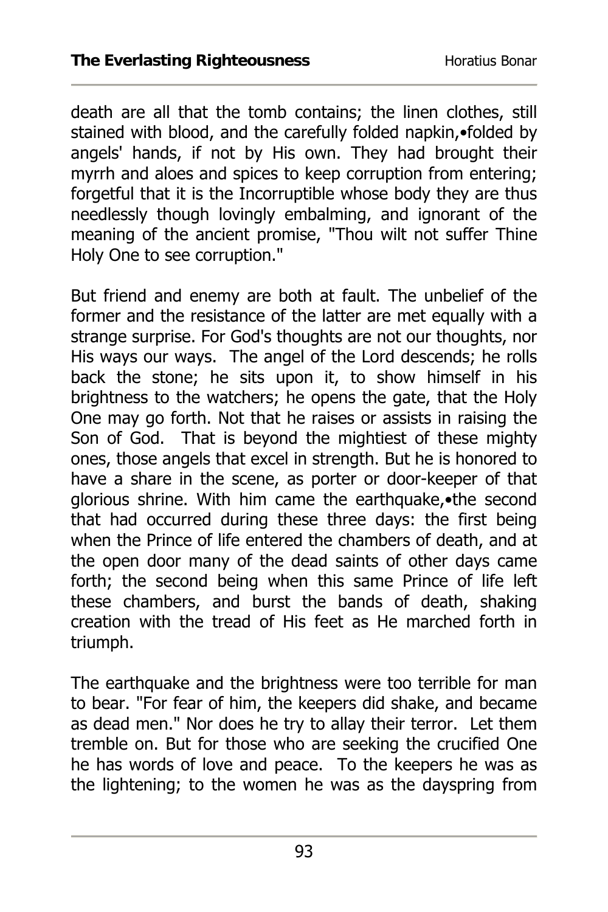death are all that the tomb contains; the linen clothes, still stained with blood, and the carefully folded napkin,•folded by angels' hands, if not by His own. They had brought their myrrh and aloes and spices to keep corruption from entering; forgetful that it is the Incorruptible whose body they are thus needlessly though lovingly embalming, and ignorant of the meaning of the ancient promise, "Thou wilt not suffer Thine Holy One to see corruption."

But friend and enemy are both at fault. The unbelief of the former and the resistance of the latter are met equally with a strange surprise. For God's thoughts are not our thoughts, nor His ways our ways. The angel of the Lord descends; he rolls back the stone; he sits upon it, to show himself in his brightness to the watchers; he opens the gate, that the Holy One may go forth. Not that he raises or assists in raising the Son of God. That is beyond the mightiest of these mighty ones, those angels that excel in strength. But he is honored to have a share in the scene, as porter or door-keeper of that glorious shrine. With him came the earthquake,•the second that had occurred during these three days: the first being when the Prince of life entered the chambers of death, and at the open door many of the dead saints of other days came forth; the second being when this same Prince of life left these chambers, and burst the bands of death, shaking creation with the tread of His feet as He marched forth in triumph.

The earthquake and the brightness were too terrible for man to bear. "For fear of him, the keepers did shake, and became as dead men." Nor does he try to allay their terror. Let them tremble on. But for those who are seeking the crucified One he has words of love and peace. To the keepers he was as the lightening; to the women he was as the dayspring from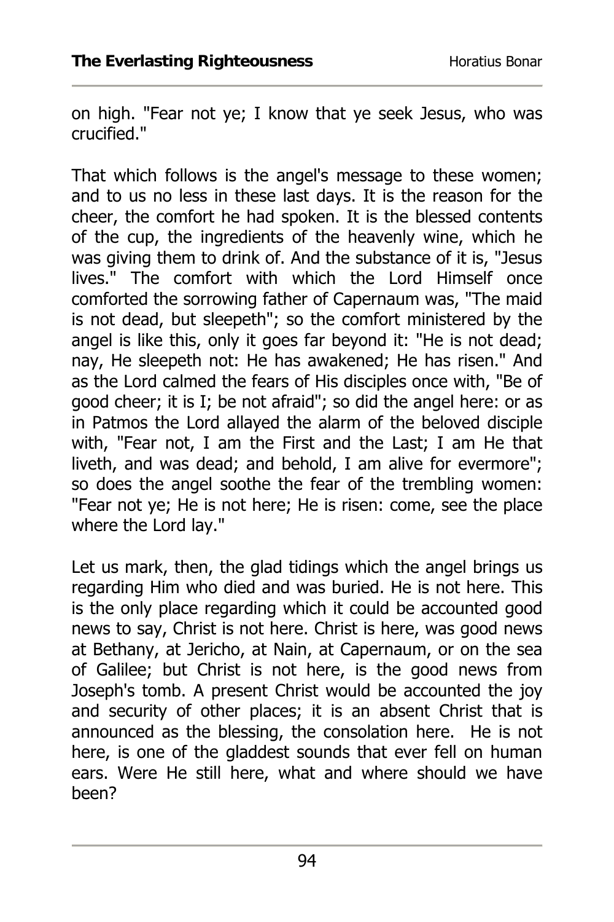on high. "Fear not ye; I know that ye seek Jesus, who was crucified."

That which follows is the angel's message to these women; and to us no less in these last days. It is the reason for the cheer, the comfort he had spoken. It is the blessed contents of the cup, the ingredients of the heavenly wine, which he was giving them to drink of. And the substance of it is, "Jesus lives." The comfort with which the Lord Himself once comforted the sorrowing father of Capernaum was, "The maid is not dead, but sleepeth"; so the comfort ministered by the angel is like this, only it goes far beyond it: "He is not dead; nay, He sleepeth not: He has awakened; He has risen." And as the Lord calmed the fears of His disciples once with, "Be of good cheer; it is I; be not afraid"; so did the angel here: or as in Patmos the Lord allayed the alarm of the beloved disciple with, "Fear not, I am the First and the Last; I am He that liveth, and was dead; and behold, I am alive for evermore"; so does the angel soothe the fear of the trembling women: "Fear not ye; He is not here; He is risen: come, see the place where the Lord lay."

Let us mark, then, the glad tidings which the angel brings us regarding Him who died and was buried. He is not here. This is the only place regarding which it could be accounted good news to say, Christ is not here. Christ is here, was good news at Bethany, at Jericho, at Nain, at Capernaum, or on the sea of Galilee; but Christ is not here, is the good news from Joseph's tomb. A present Christ would be accounted the joy and security of other places; it is an absent Christ that is announced as the blessing, the consolation here. He is not here, is one of the gladdest sounds that ever fell on human ears. Were He still here, what and where should we have been?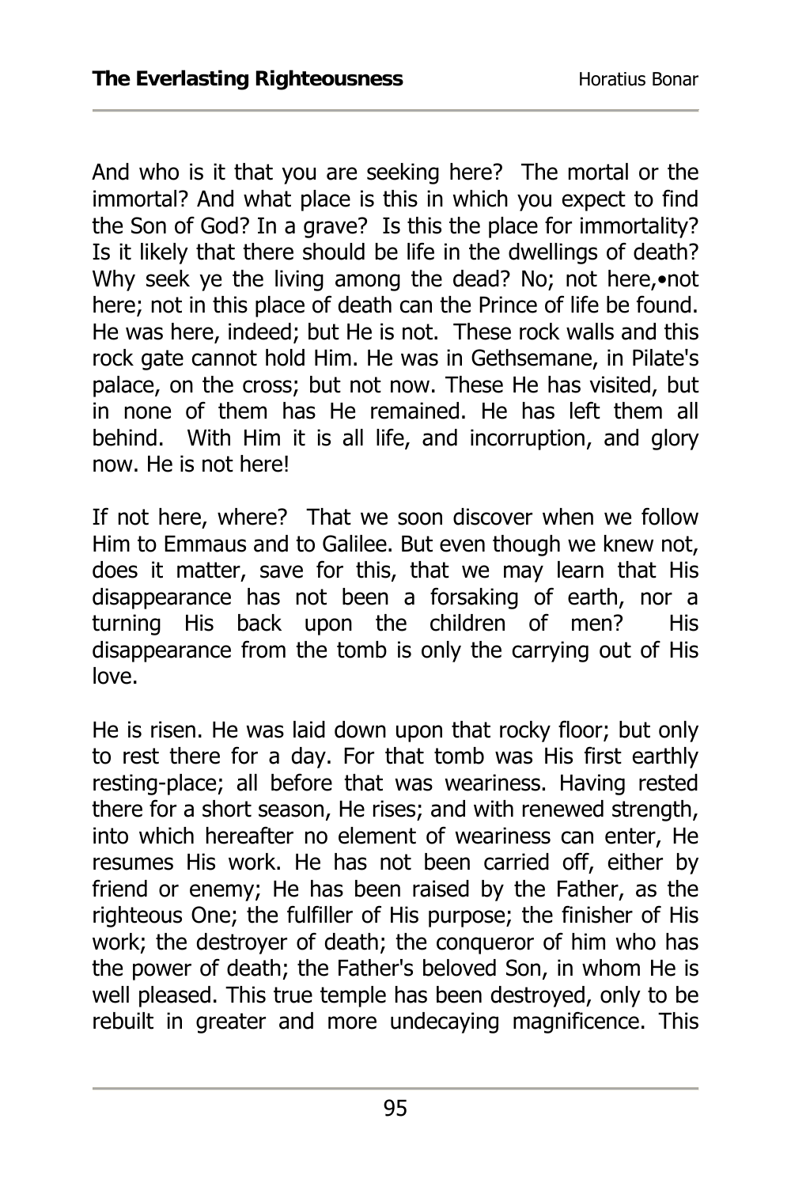And who is it that you are seeking here? The mortal or the immortal? And what place is this in which you expect to find the Son of God? In a grave? Is this the place for immortality? Is it likely that there should be life in the dwellings of death? Why seek ye the living among the dead? No; not here,•not here; not in this place of death can the Prince of life be found. He was here, indeed; but He is not. These rock walls and this rock gate cannot hold Him. He was in Gethsemane, in Pilate's palace, on the cross; but not now. These He has visited, but in none of them has He remained. He has left them all behind. With Him it is all life, and incorruption, and glory now. He is not here!

If not here, where? That we soon discover when we follow Him to Emmaus and to Galilee. But even though we knew not, does it matter, save for this, that we may learn that His disappearance has not been a forsaking of earth, nor a turning His back upon the children of men? His disappearance from the tomb is only the carrying out of His love.

He is risen. He was laid down upon that rocky floor; but only to rest there for a day. For that tomb was His first earthly resting-place; all before that was weariness. Having rested there for a short season, He rises; and with renewed strength, into which hereafter no element of weariness can enter, He resumes His work. He has not been carried off, either by friend or enemy; He has been raised by the Father, as the righteous One; the fulfiller of His purpose; the finisher of His work; the destroyer of death; the conqueror of him who has the power of death; the Father's beloved Son, in whom He is well pleased. This true temple has been destroyed, only to be rebuilt in greater and more undecaying magnificence. This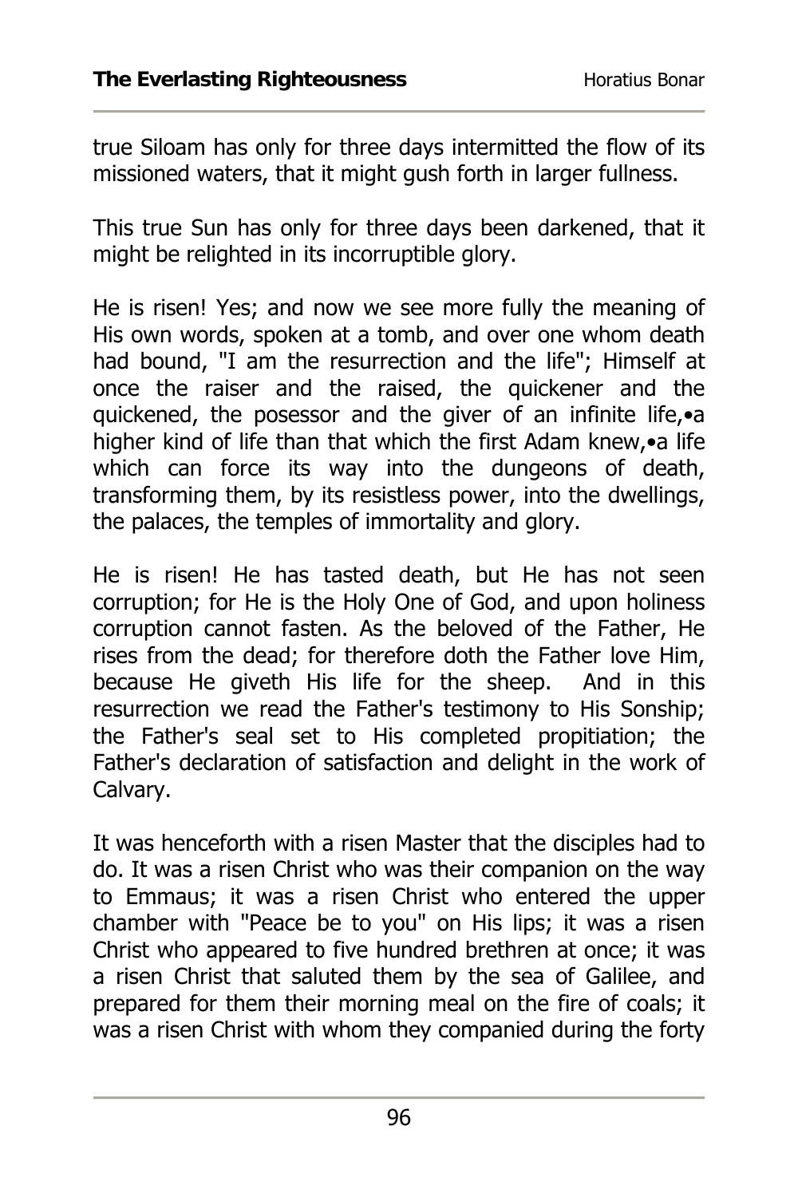true Siloam has only for three days intermitted the flow of its missioned waters, that it might gush forth in larger fullness.

This true Sun has only for three days been darkened, that it might be relighted in its incorruptible glory.

He is risen! Yes; and now we see more fully the meaning of His own words, spoken at a tomb, and over one whom death had bound, "I am the resurrection and the life"; Himself at once the raiser and the raised, the quickener and the quickened, the posessor and the giver of an infinite life,•a higher kind of life than that which the first Adam knew,•a life which can force its way into the dungeons of death, transforming them, by its resistless power, into the dwellings, the palaces, the temples of immortality and glory.

He is risen! He has tasted death, but He has not seen corruption; for He is the Holy One of God, and upon holiness corruption cannot fasten. As the beloved of the Father, He rises from the dead; for therefore doth the Father love Him, because He giveth His life for the sheep. And in this resurrection we read the Father's testimony to His Sonship; the Father's seal set to His completed propitiation; the Father's declaration of satisfaction and delight in the work of Calvary.

It was henceforth with a risen Master that the disciples had to do. It was a risen Christ who was their companion on the way to Emmaus; it was a risen Christ who entered the upper chamber with "Peace be to you" on His lips; it was a risen Christ who appeared to five hundred brethren at once; it was a risen Christ that saluted them by the sea of Galilee, and prepared for them their morning meal on the fire of coals; it was a risen Christ with whom they companied during the forty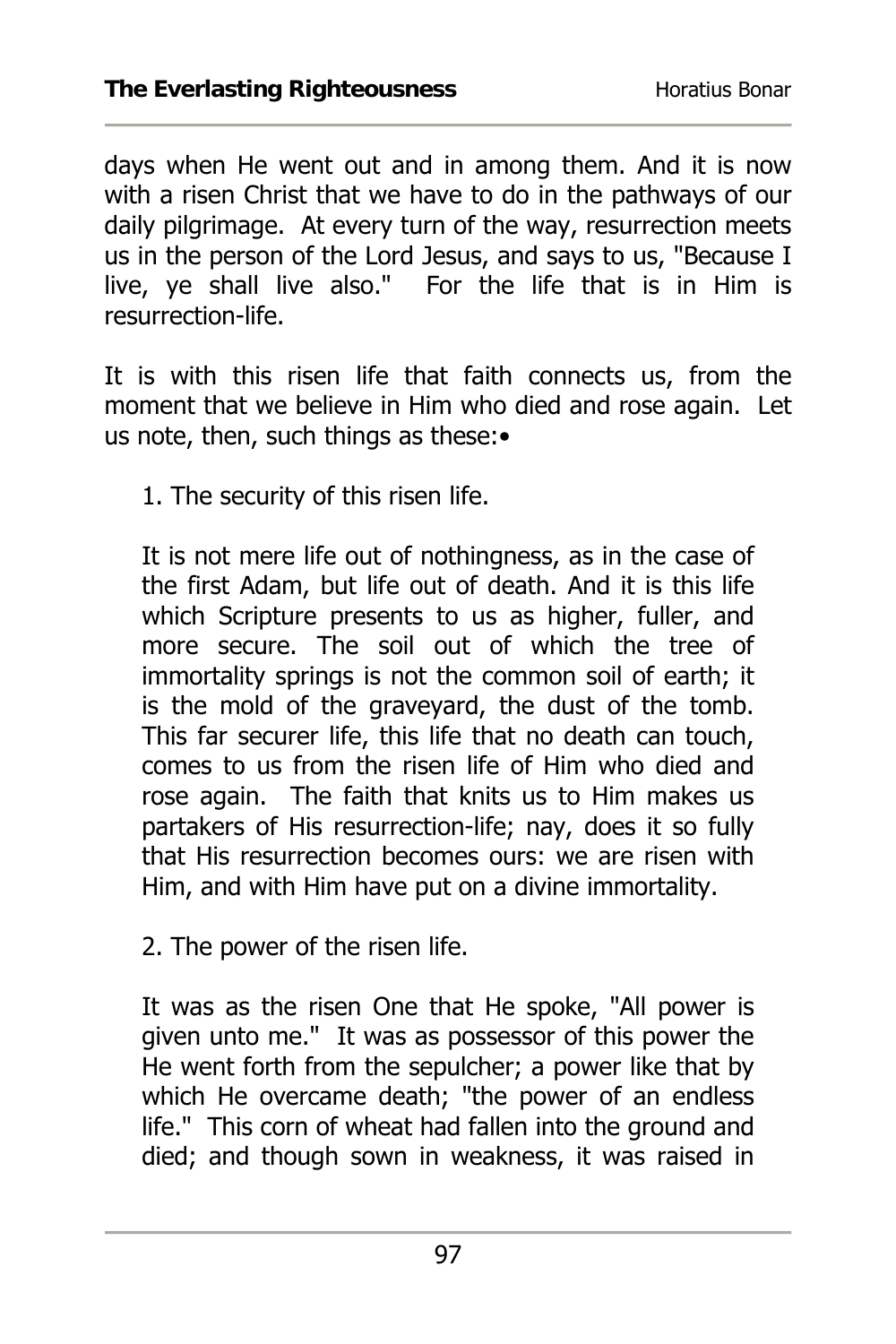days when He went out and in among them. And it is now with a risen Christ that we have to do in the pathways of our daily pilgrimage. At every turn of the way, resurrection meets us in the person of the Lord Jesus, and says to us, "Because I live, ye shall live also." For the life that is in Him is resurrection-life.

It is with this risen life that faith connects us, from the moment that we believe in Him who died and rose again. Let us note, then, such things as these:•

1. The security of this risen life.

   It is not mere life out of nothingness, as in the case of the first Adam, but life out of death. And it is this life which Scripture presents to us as higher, fuller, and more secure. The soil out of which the tree of immortality springs is not the common soil of earth; it is the mold of the graveyard, the dust of the tomb. This far securer life, this life that no death can touch, comes to us from the risen life of Him who died and rose again. The faith that knits us to Him makes us partakers of His resurrection-life; nay, does it so fully that His resurrection becomes ours: we are risen with Him, and with Him have put on a divine immortality.

2. The power of the risen life.

   It was as the risen One that He spoke, "All power is given unto me." It was as possessor of this power the He went forth from the sepulcher; a power like that by which He overcame death; "the power of an endless life." This corn of wheat had fallen into the ground and died; and though sown in weakness, it was raised in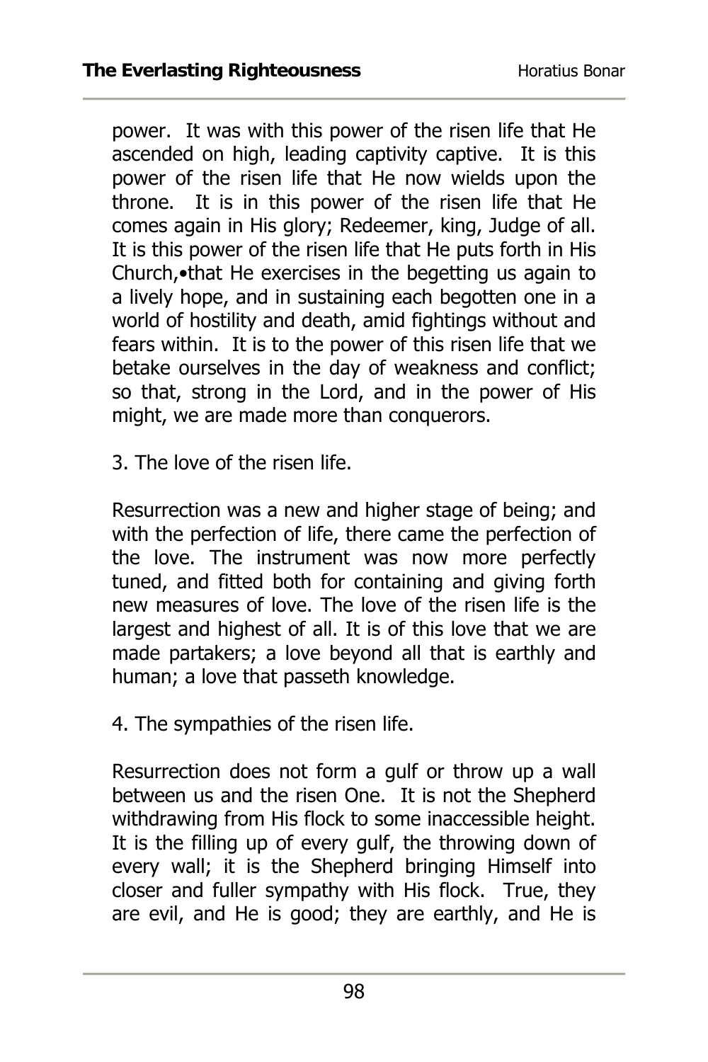power. It was with this power of the risen life that He ascended on high, leading captivity captive. It is this power of the risen life that He now wields upon the throne. It is in this power of the risen life that He comes again in His glory; Redeemer, king, Judge of all. It is this power of the risen life that He puts forth in His Church,•that He exercises in the begetting us again to a lively hope, and in sustaining each begotten one in a world of hostility and death, amid fightings without and fears within. It is to the power of this risen life that we betake ourselves in the day of weakness and conflict; so that, strong in the Lord, and in the power of His might, we are made more than conquerors.

3. The love of the risen life.

Resurrection was a new and higher stage of being; and with the perfection of life, there came the perfection of the love. The instrument was now more perfectly tuned, and fitted both for containing and giving forth new measures of love. The love of the risen life is the largest and highest of all. It is of this love that we are made partakers; a love beyond all that is earthly and human; a love that passeth knowledge.

4. The sympathies of the risen life.

Resurrection does not form a gulf or throw up a wall between us and the risen One. It is not the Shepherd withdrawing from His flock to some inaccessible height. It is the filling up of every gulf, the throwing down of every wall; it is the Shepherd bringing Himself into closer and fuller sympathy with His flock. True, they are evil, and He is good; they are earthly, and He is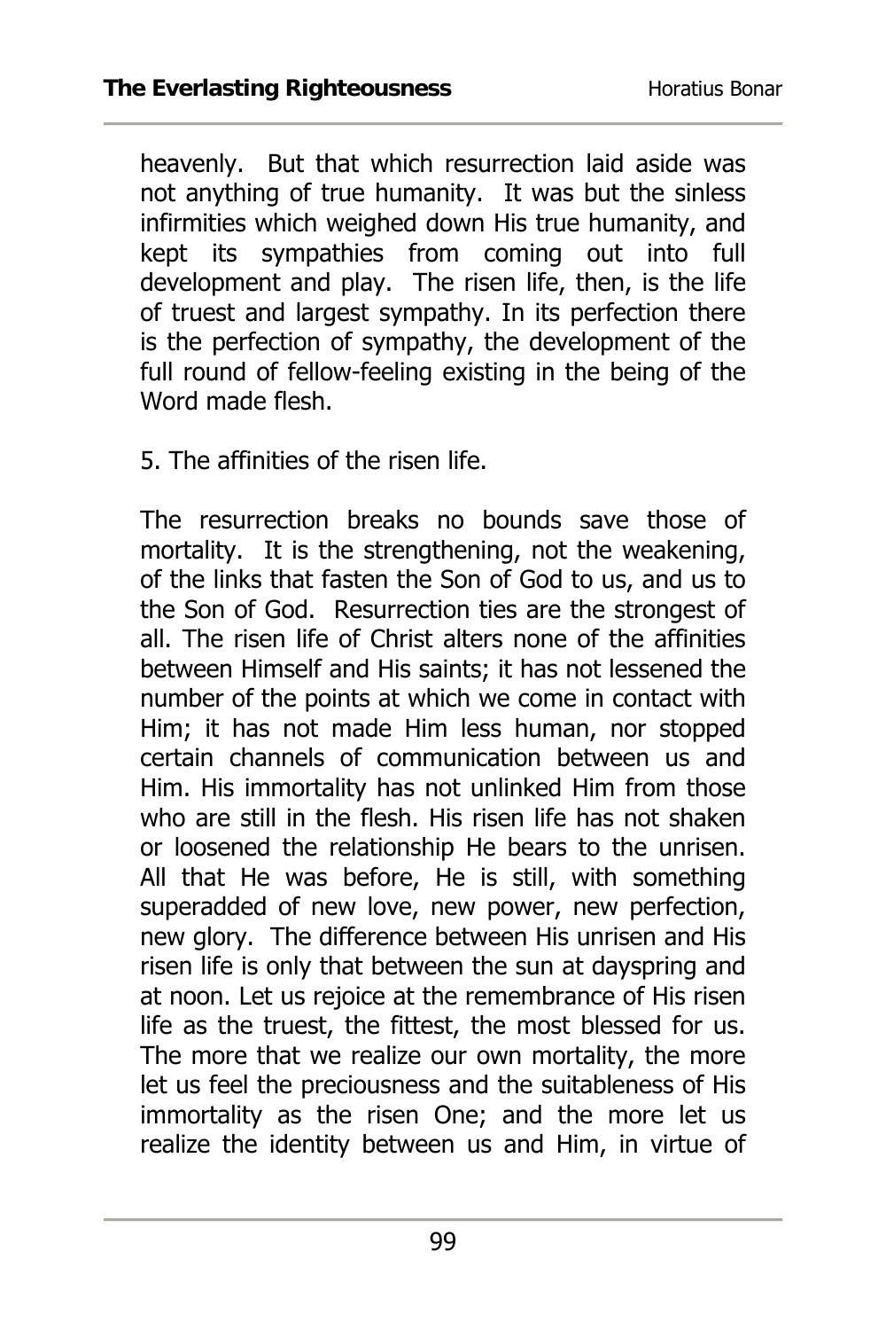heavenly. But that which resurrection laid aside was not anything of true humanity. It was but the sinless infirmities which weighed down His true humanity, and kept its sympathies from coming out into full development and play. The risen life, then, is the life of truest and largest sympathy. In its perfection there is the perfection of sympathy, the development of the full round of fellow-feeling existing in the being of the Word made flesh.

5. The affinities of the risen life.

The resurrection breaks no bounds save those of mortality. It is the strengthening, not the weakening, of the links that fasten the Son of God to us, and us to the Son of God. Resurrection ties are the strongest of all. The risen life of Christ alters none of the affinities between Himself and His saints; it has not lessened the number of the points at which we come in contact with Him; it has not made Him less human, nor stopped certain channels of communication between us and Him. His immortality has not unlinked Him from those who are still in the flesh. His risen life has not shaken or loosened the relationship He bears to the unrisen. All that He was before, He is still, with something superadded of new love, new power, new perfection, new glory. The difference between His unrisen and His risen life is only that between the sun at dayspring and at noon. Let us rejoice at the remembrance of His risen life as the truest, the fittest, the most blessed for us. The more that we realize our own mortality, the more let us feel the preciousness and the suitableness of His immortality as the risen One; and the more let us realize the identity between us and Him, in virtue of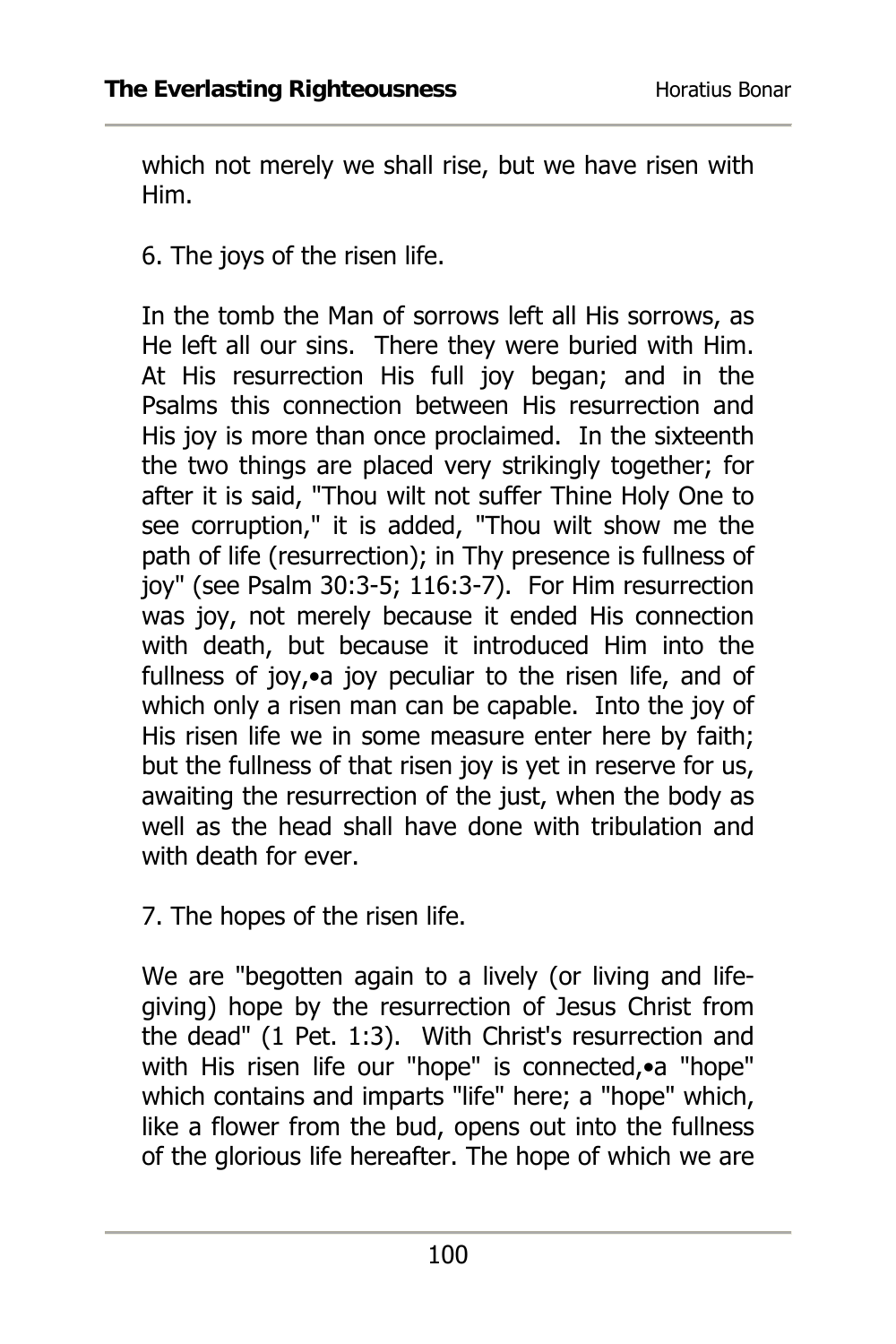which not merely we shall rise, but we have risen with Him.

6. The joys of the risen life.

In the tomb the Man of sorrows left all His sorrows, as He left all our sins. There they were buried with Him. At His resurrection His full joy began; and in the Psalms this connection between His resurrection and His joy is more than once proclaimed. In the sixteenth the two things are placed very strikingly together; for after it is said, "Thou wilt not suffer Thine Holy One to see corruption," it is added, "Thou wilt show me the path of life (resurrection); in Thy presence is fullness of joy" (see Psalm 30:3-5; 116:3-7). For Him resurrection was joy, not merely because it ended His connection with death, but because it introduced Him into the fullness of joy,•a joy peculiar to the risen life, and of which only a risen man can be capable. Into the joy of His risen life we in some measure enter here by faith; but the fullness of that risen joy is yet in reserve for us, awaiting the resurrection of the just, when the body as well as the head shall have done with tribulation and with death for ever.

7. The hopes of the risen life.

We are "begotten again to a lively (or living and life-giving) hope by the resurrection of Jesus Christ from the dead" (1 Pet. 1:3). With Christ's resurrection and with His risen life our "hope" is connected,•a "hope" which contains and imparts "life" here; a "hope" which, like a flower from the bud, opens out into the fullness of the glorious life hereafter. The hope of which we are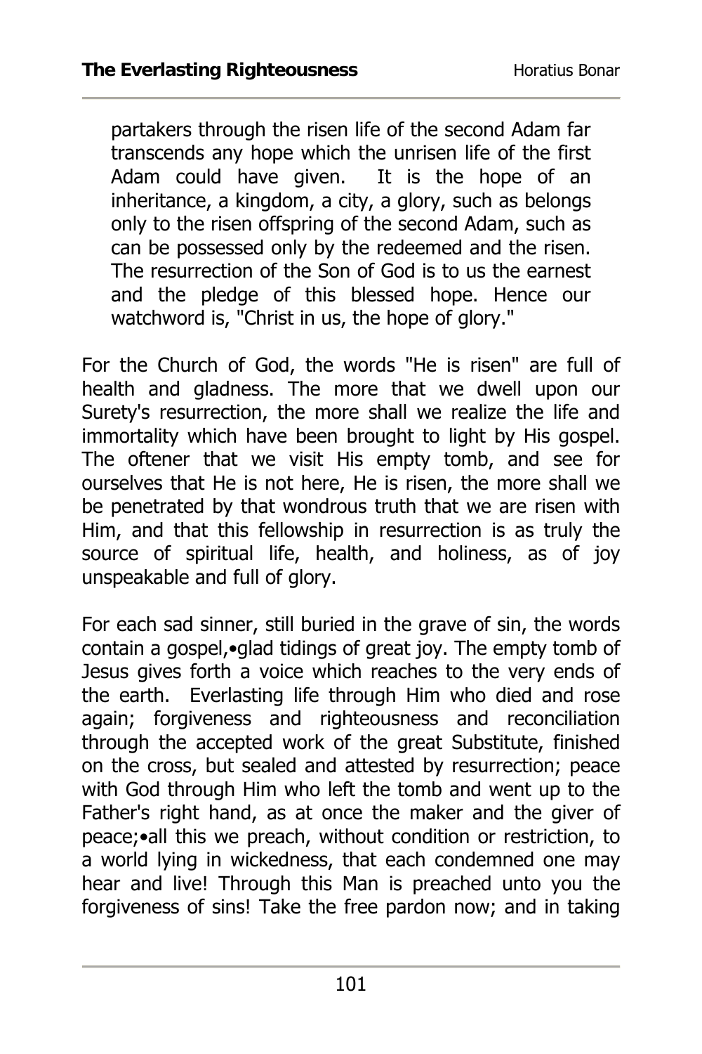> partakers through the risen life of the second Adam far transcends any hope which the unrisen life of the first Adam could have given. It is the hope of an inheritance, a kingdom, a city, a glory, such as belongs only to the risen offspring of the second Adam, such as can be possessed only by the redeemed and the risen. The resurrection of the Son of God is to us the earnest and the pledge of this blessed hope. Hence our watchword is, "Christ in us, the hope of glory."

For the Church of God, the words "He is risen" are full of health and gladness. The more that we dwell upon our Surety's resurrection, the more shall we realize the life and immortality which have been brought to light by His gospel. The oftener that we visit His empty tomb, and see for ourselves that He is not here, He is risen, the more shall we be penetrated by that wondrous truth that we are risen with Him, and that this fellowship in resurrection is as truly the source of spiritual life, health, and holiness, as of joy unspeakable and full of glory.

For each sad sinner, still buried in the grave of sin, the words contain a gospel,•glad tidings of great joy. The empty tomb of Jesus gives forth a voice which reaches to the very ends of the earth. Everlasting life through Him who died and rose again; forgiveness and righteousness and reconciliation through the accepted work of the great Substitute, finished on the cross, but sealed and attested by resurrection; peace with God through Him who left the tomb and went up to the Father's right hand, as at once the maker and the giver of peace;•all this we preach, without condition or restriction, to a world lying in wickedness, that each condemned one may hear and live! Through this Man is preached unto you the forgiveness of sins! Take the free pardon now; and in taking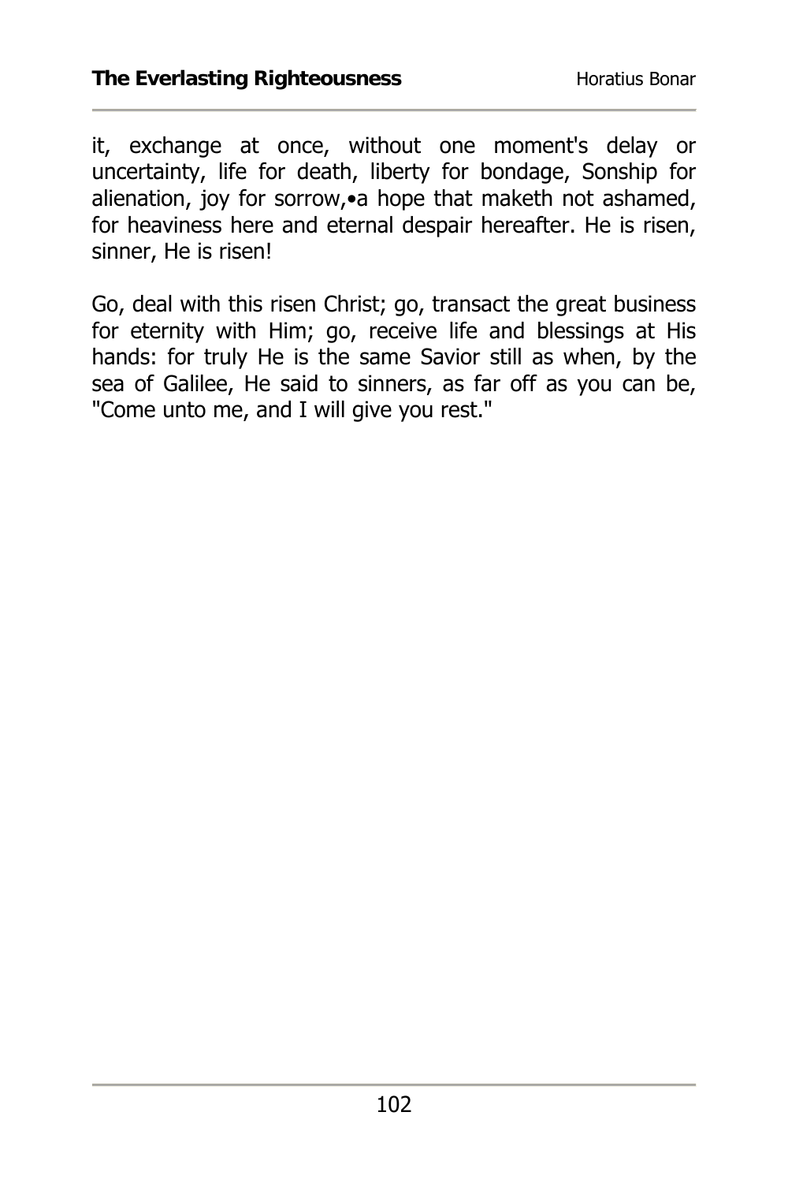it, exchange at once, without one moment's delay or uncertainty, life for death, liberty for bondage, Sonship for alienation, joy for sorrow,•a hope that maketh not ashamed, for heaviness here and eternal despair hereafter. He is risen, sinner, He is risen!

Go, deal with this risen Christ; go, transact the great business for eternity with Him; go, receive life and blessings at His hands: for truly He is the same Savior still as when, by the sea of Galilee, He said to sinners, as far off as you can be, "Come unto me, and I will give you rest."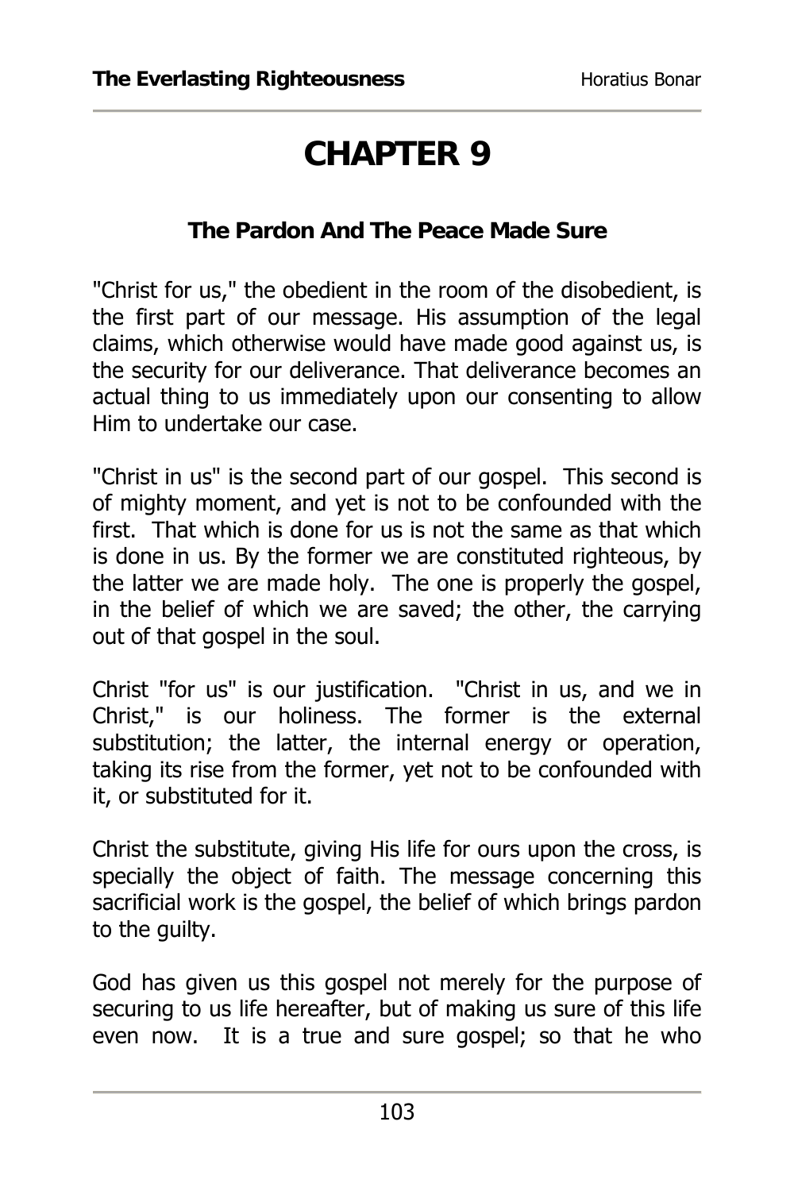# CHAPTER 9

### The Pardon And The Peace Made Sure

"Christ for us," the obedient in the room of the disobedient, is the first part of our message. His assumption of the legal claims, which otherwise would have made good against us, is the security for our deliverance. That deliverance becomes an actual thing to us immediately upon our consenting to allow Him to undertake our case.

"Christ in us" is the second part of our gospel. This second is of mighty moment, and yet is not to be confounded with the first. That which is done for us is not the same as that which is done in us. By the former we are constituted righteous, by the latter we are made holy. The one is properly the gospel, in the belief of which we are saved; the other, the carrying out of that gospel in the soul.

Christ "for us" is our justification. "Christ in us, and we in Christ," is our holiness. The former is the external substitution; the latter, the internal energy or operation, taking its rise from the former, yet not to be confounded with it, or substituted for it.

Christ the substitute, giving His life for ours upon the cross, is specially the object of faith. The message concerning this sacrificial work is the gospel, the belief of which brings pardon to the guilty.

God has given us this gospel not merely for the purpose of securing to us life hereafter, but of making us sure of this life even now. It is a true and sure gospel; so that he who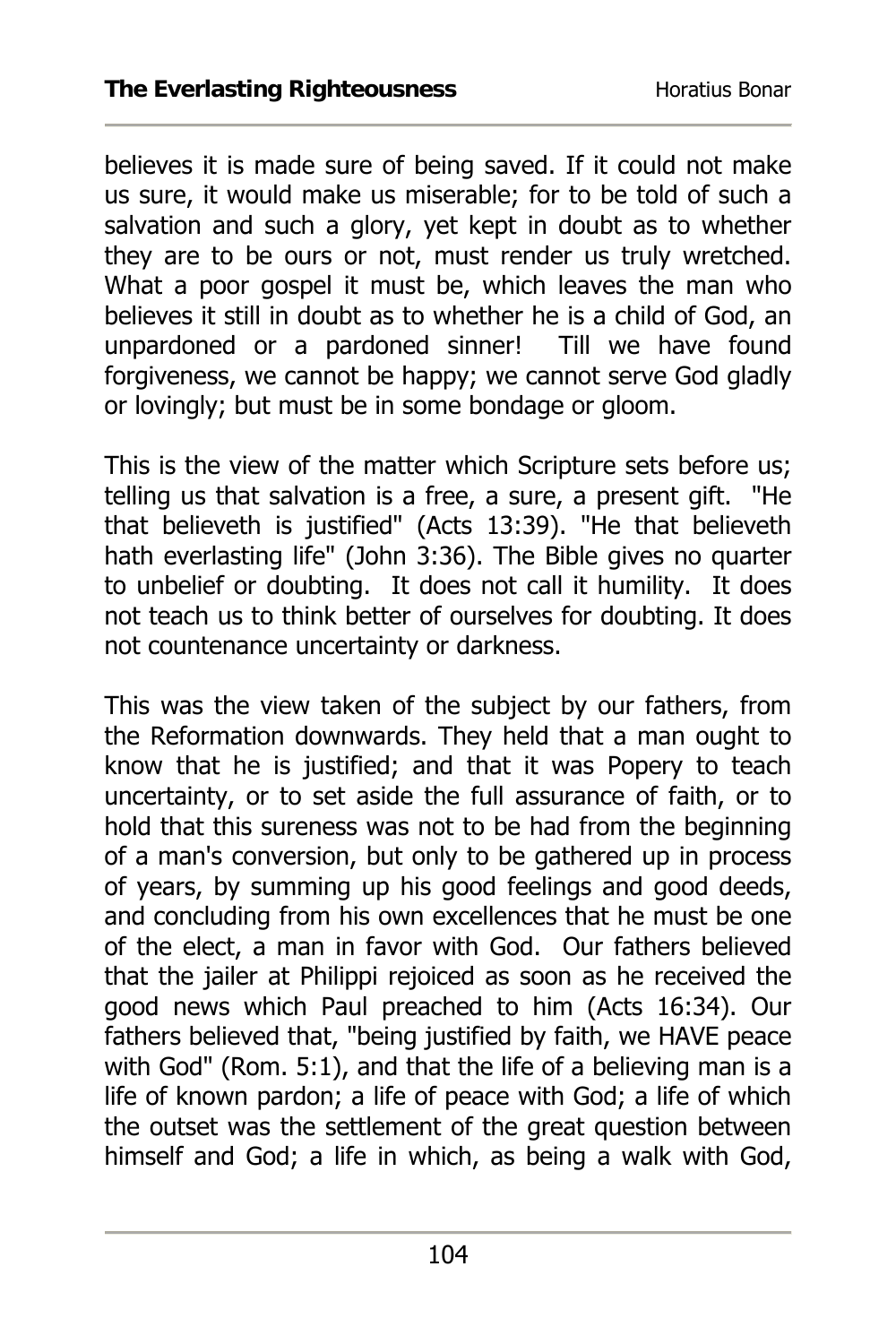believes it is made sure of being saved. If it could not make us sure, it would make us miserable; for to be told of such a salvation and such a glory, yet kept in doubt as to whether they are to be ours or not, must render us truly wretched. What a poor gospel it must be, which leaves the man who believes it still in doubt as to whether he is a child of God, an unpardoned or a pardoned sinner! Till we have found forgiveness, we cannot be happy; we cannot serve God gladly or lovingly; but must be in some bondage or gloom.

This is the view of the matter which Scripture sets before us; telling us that salvation is a free, a sure, a present gift. "He that believeth is justified" (Acts 13:39). "He that believeth hath everlasting life" (John 3:36). The Bible gives no quarter to unbelief or doubting. It does not call it humility. It does not teach us to think better of ourselves for doubting. It does not countenance uncertainty or darkness.

This was the view taken of the subject by our fathers, from the Reformation downwards. They held that a man ought to know that he is justified; and that it was Popery to teach uncertainty, or to set aside the full assurance of faith, or to hold that this sureness was not to be had from the beginning of a man's conversion, but only to be gathered up in process of years, by summing up his good feelings and good deeds, and concluding from his own excellences that he must be one of the elect, a man in favor with God. Our fathers believed that the jailer at Philippi rejoiced as soon as he received the good news which Paul preached to him (Acts 16:34). Our fathers believed that, "being justified by faith, we HAVE peace with God" (Rom. 5:1), and that the life of a believing man is a life of known pardon; a life of peace with God; a life of which the outset was the settlement of the great question between himself and God; a life in which, as being a walk with God,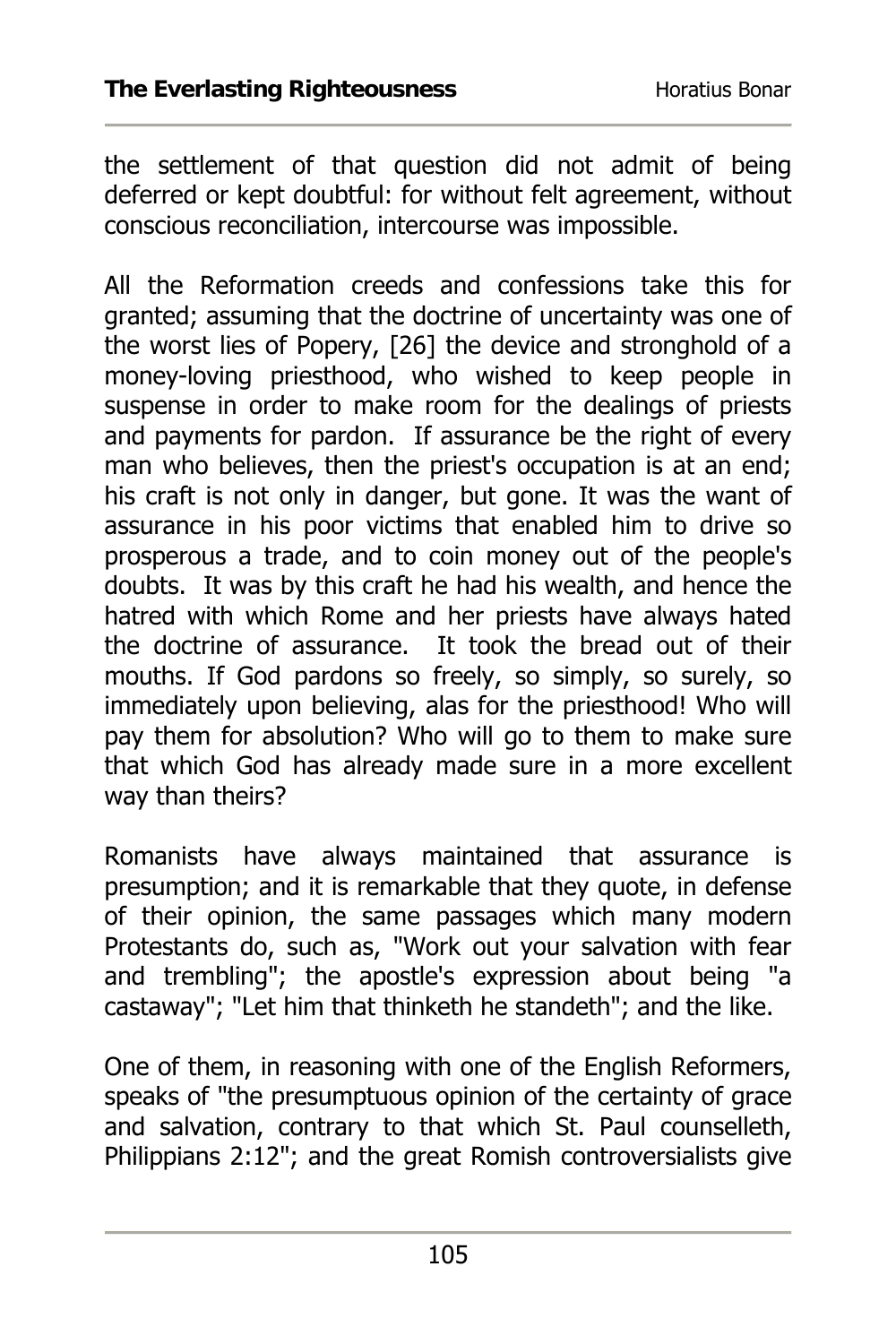the settlement of that question did not admit of being deferred or kept doubtful: for without felt agreement, without conscious reconciliation, intercourse was impossible.

All the Reformation creeds and confessions take this for granted; assuming that the doctrine of uncertainty was one of the worst lies of Popery, [26] the device and stronghold of a money-loving priesthood, who wished to keep people in suspense in order to make room for the dealings of priests and payments for pardon. If assurance be the right of every man who believes, then the priest's occupation is at an end; his craft is not only in danger, but gone. It was the want of assurance in his poor victims that enabled him to drive so prosperous a trade, and to coin money out of the people's doubts. It was by this craft he had his wealth, and hence the hatred with which Rome and her priests have always hated the doctrine of assurance. It took the bread out of their mouths. If God pardons so freely, so simply, so surely, so immediately upon believing, alas for the priesthood! Who will pay them for absolution? Who will go to them to make sure that which God has already made sure in a more excellent way than theirs?

Romanists have always maintained that assurance is presumption; and it is remarkable that they quote, in defense of their opinion, the same passages which many modern Protestants do, such as, "Work out your salvation with fear and trembling"; the apostle's expression about being "a castaway"; "Let him that thinketh he standeth"; and the like.

One of them, in reasoning with one of the English Reformers, speaks of "the presumptuous opinion of the certainty of grace and salvation, contrary to that which St. Paul counselleth, Philippians 2:12"; and the great Romish controversialists give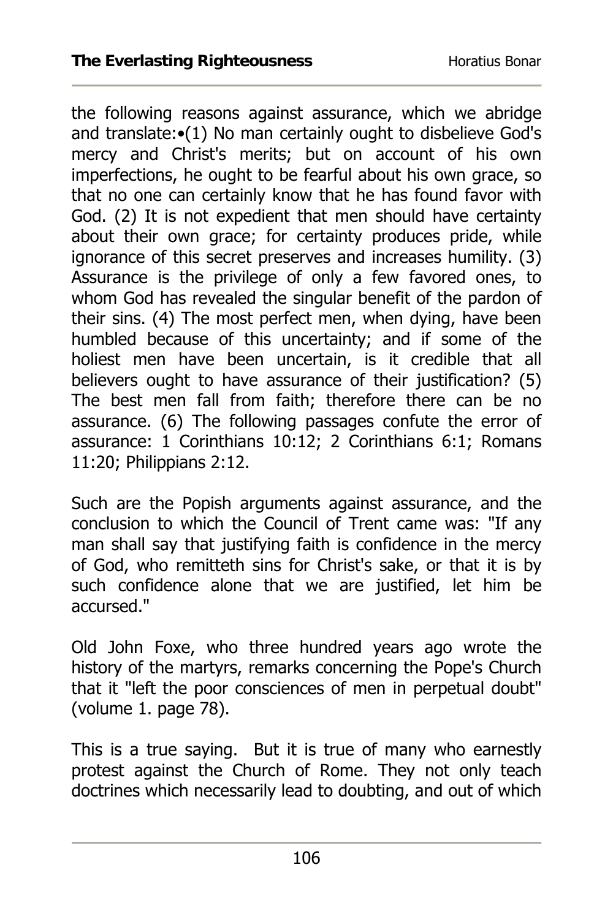the following reasons against assurance, which we abridge and translate:•(1) No man certainly ought to disbelieve God's mercy and Christ's merits; but on account of his own imperfections, he ought to be fearful about his own grace, so that no one can certainly know that he has found favor with God. (2) It is not expedient that men should have certainty about their own grace; for certainty produces pride, while ignorance of this secret preserves and increases humility. (3) Assurance is the privilege of only a few favored ones, to whom God has revealed the singular benefit of the pardon of their sins. (4) The most perfect men, when dying, have been humbled because of this uncertainty; and if some of the holiest men have been uncertain, is it credible that all believers ought to have assurance of their justification? (5) The best men fall from faith; therefore there can be no assurance. (6) The following passages confute the error of assurance: 1 Corinthians 10:12; 2 Corinthians 6:1; Romans 11:20; Philippians 2:12.

Such are the Popish arguments against assurance, and the conclusion to which the Council of Trent came was: "If any man shall say that justifying faith is confidence in the mercy of God, who remitteth sins for Christ's sake, or that it is by such confidence alone that we are justified, let him be accursed."

Old John Foxe, who three hundred years ago wrote the history of the martyrs, remarks concerning the Pope's Church that it "left the poor consciences of men in perpetual doubt" (volume 1. page 78).

This is a true saying. But it is true of many who earnestly protest against the Church of Rome. They not only teach doctrines which necessarily lead to doubting, and out of which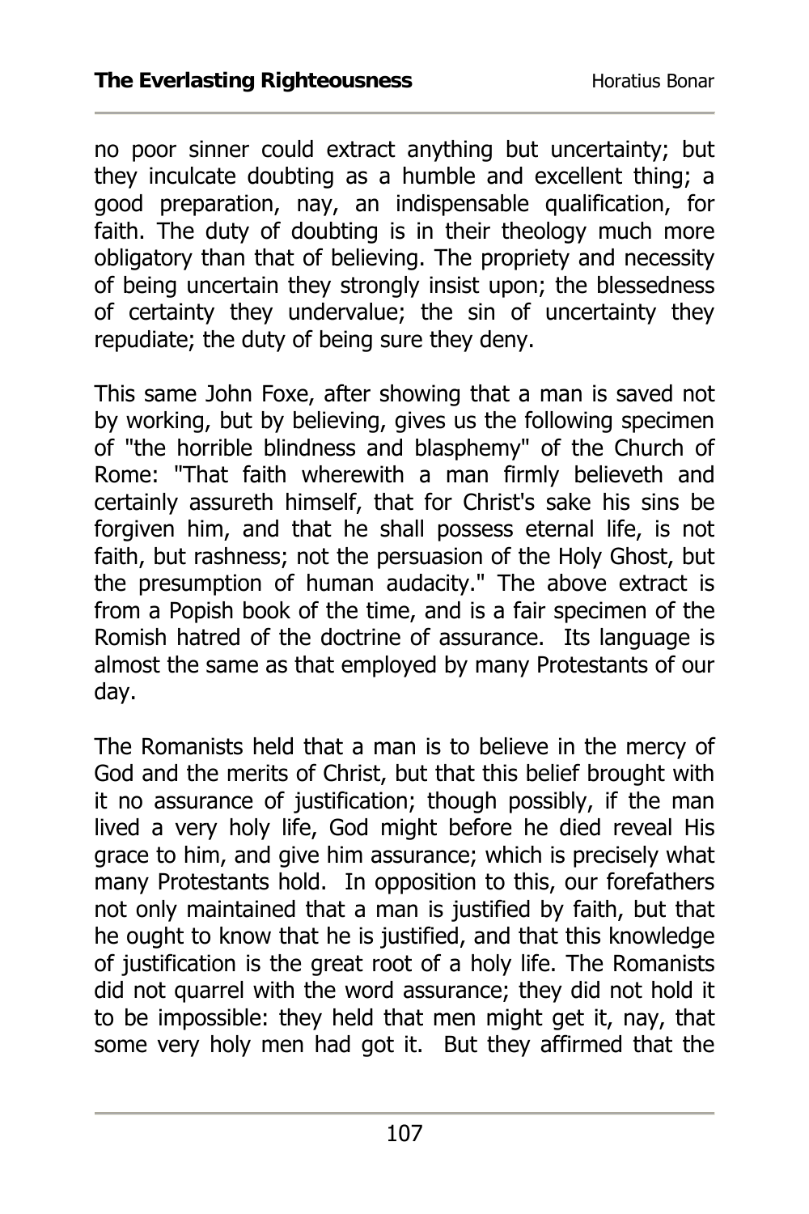no poor sinner could extract anything but uncertainty; but they inculcate doubting as a humble and excellent thing; a good preparation, nay, an indispensable qualification, for faith. The duty of doubting is in their theology much more obligatory than that of believing. The propriety and necessity of being uncertain they strongly insist upon; the blessedness of certainty they undervalue; the sin of uncertainty they repudiate; the duty of being sure they deny.

This same John Foxe, after showing that a man is saved not by working, but by believing, gives us the following specimen of "the horrible blindness and blasphemy" of the Church of Rome: "That faith wherewith a man firmly believeth and certainly assureth himself, that for Christ's sake his sins be forgiven him, and that he shall possess eternal life, is not faith, but rashness; not the persuasion of the Holy Ghost, but the presumption of human audacity." The above extract is from a Popish book of the time, and is a fair specimen of the Romish hatred of the doctrine of assurance. Its language is almost the same as that employed by many Protestants of our day.

The Romanists held that a man is to believe in the mercy of God and the merits of Christ, but that this belief brought with it no assurance of justification; though possibly, if the man lived a very holy life, God might before he died reveal His grace to him, and give him assurance; which is precisely what many Protestants hold. In opposition to this, our forefathers not only maintained that a man is justified by faith, but that he ought to know that he is justified, and that this knowledge of justification is the great root of a holy life. The Romanists did not quarrel with the word assurance; they did not hold it to be impossible: they held that men might get it, nay, that some very holy men had got it. But they affirmed that the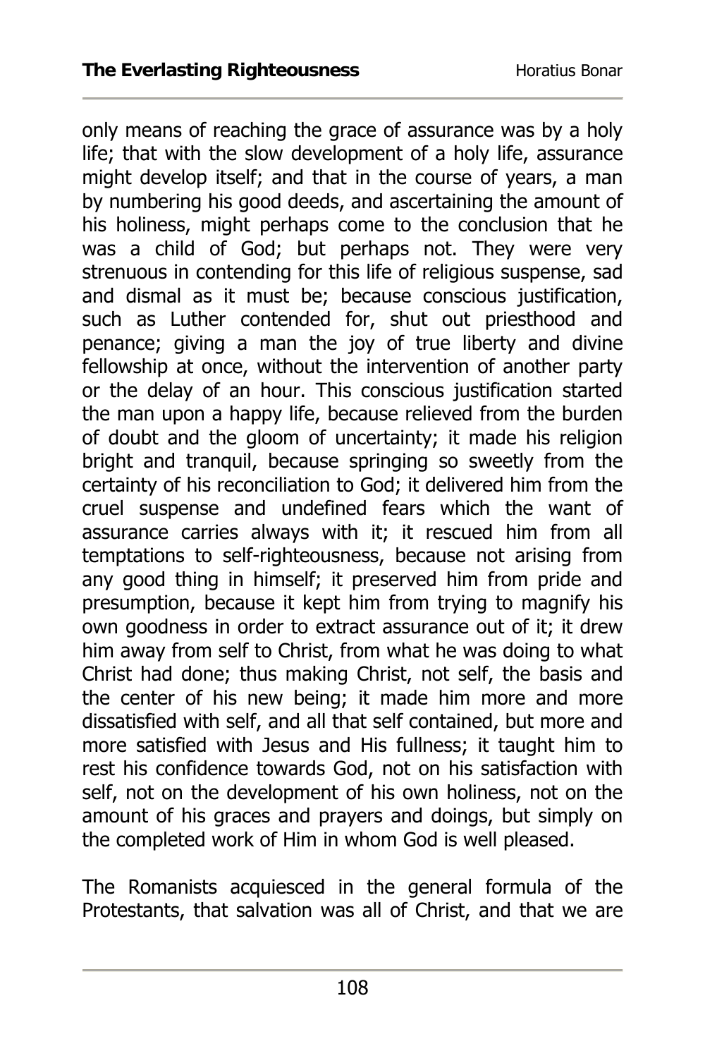only means of reaching the grace of assurance was by a holy life; that with the slow development of a holy life, assurance might develop itself; and that in the course of years, a man by numbering his good deeds, and ascertaining the amount of his holiness, might perhaps come to the conclusion that he was a child of God; but perhaps not. They were very strenuous in contending for this life of religious suspense, sad and dismal as it must be; because conscious justification, such as Luther contended for, shut out priesthood and penance; giving a man the joy of true liberty and divine fellowship at once, without the intervention of another party or the delay of an hour. This conscious justification started the man upon a happy life, because relieved from the burden of doubt and the gloom of uncertainty; it made his religion bright and tranquil, because springing so sweetly from the certainty of his reconciliation to God; it delivered him from the cruel suspense and undefined fears which the want of assurance carries always with it; it rescued him from all temptations to self-righteousness, because not arising from any good thing in himself; it preserved him from pride and presumption, because it kept him from trying to magnify his own goodness in order to extract assurance out of it; it drew him away from self to Christ, from what he was doing to what Christ had done; thus making Christ, not self, the basis and the center of his new being; it made him more and more dissatisfied with self, and all that self contained, but more and more satisfied with Jesus and His fullness; it taught him to rest his confidence towards God, not on his satisfaction with self, not on the development of his own holiness, not on the amount of his graces and prayers and doings, but simply on the completed work of Him in whom God is well pleased.

The Romanists acquiesced in the general formula of the Protestants, that salvation was all of Christ, and that we are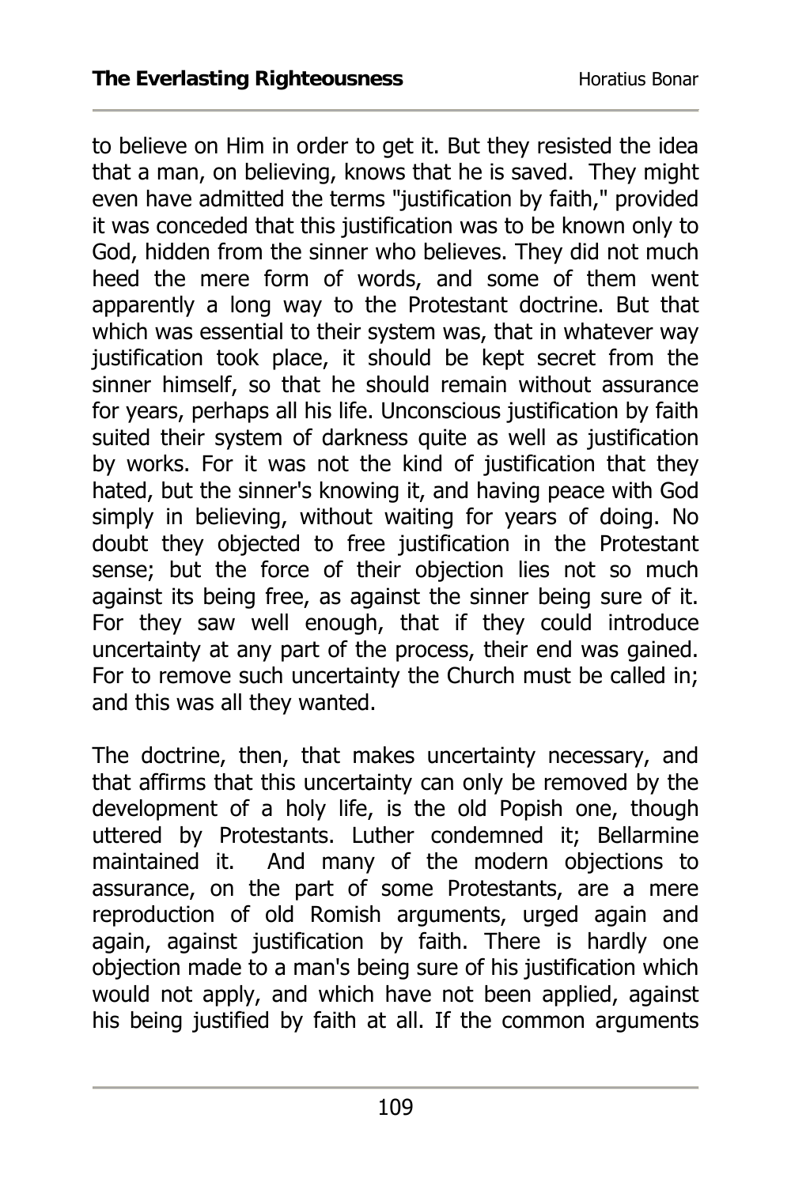to believe on Him in order to get it. But they resisted the idea that a man, on believing, knows that he is saved. They might even have admitted the terms "justification by faith," provided it was conceded that this justification was to be known only to God, hidden from the sinner who believes. They did not much heed the mere form of words, and some of them went apparently a long way to the Protestant doctrine. But that which was essential to their system was, that in whatever way justification took place, it should be kept secret from the sinner himself, so that he should remain without assurance for years, perhaps all his life. Unconscious justification by faith suited their system of darkness quite as well as justification by works. For it was not the kind of justification that they hated, but the sinner's knowing it, and having peace with God simply in believing, without waiting for years of doing. No doubt they objected to free justification in the Protestant sense; but the force of their objection lies not so much against its being free, as against the sinner being sure of it. For they saw well enough, that if they could introduce uncertainty at any part of the process, their end was gained. For to remove such uncertainty the Church must be called in; and this was all they wanted.

The doctrine, then, that makes uncertainty necessary, and that affirms that this uncertainty can only be removed by the development of a holy life, is the old Popish one, though uttered by Protestants. Luther condemned it; Bellarmine maintained it. And many of the modern objections to assurance, on the part of some Protestants, are a mere reproduction of old Romish arguments, urged again and again, against justification by faith. There is hardly one objection made to a man's being sure of his justification which would not apply, and which have not been applied, against his being justified by faith at all. If the common arguments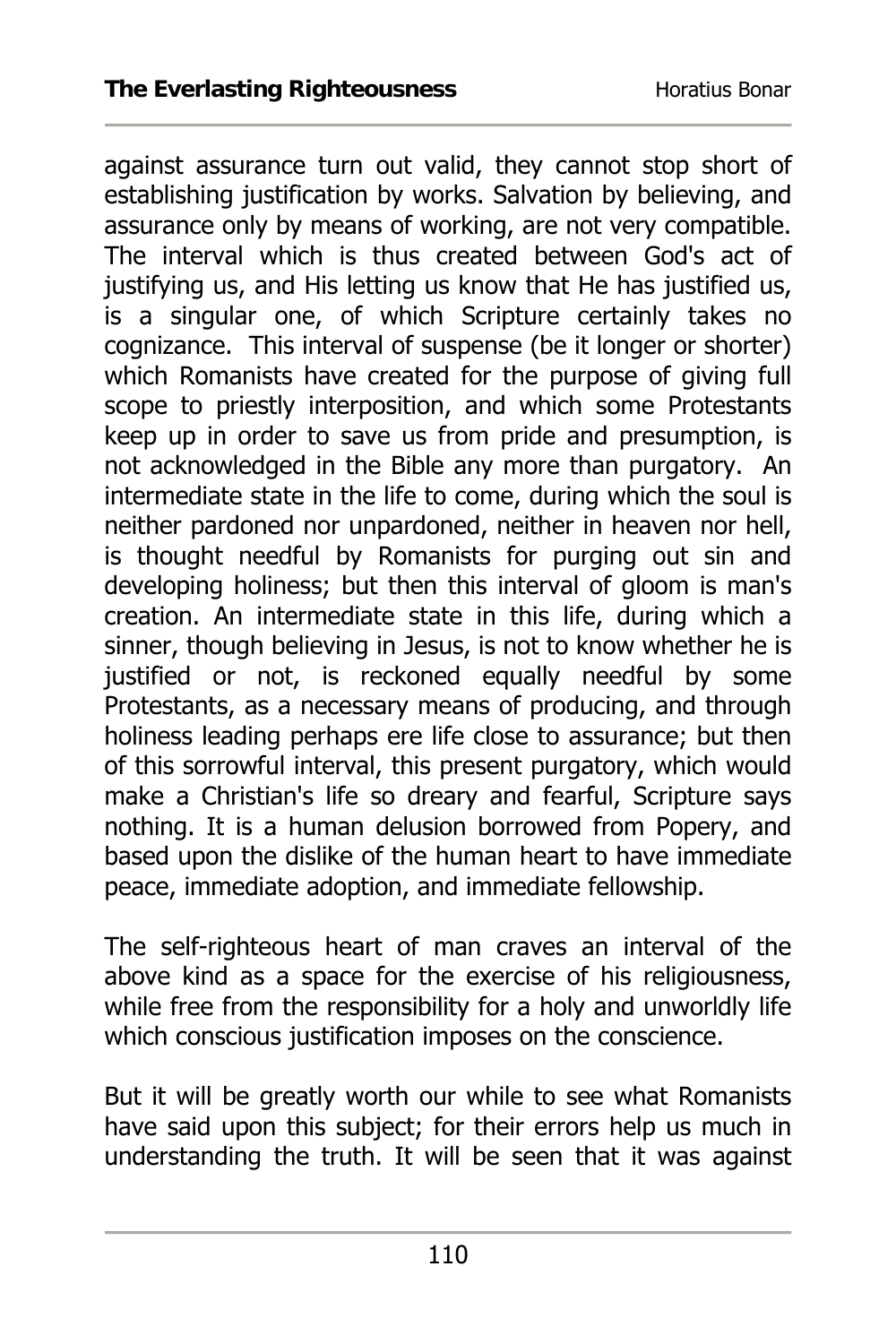against assurance turn out valid, they cannot stop short of establishing justification by works. Salvation by believing, and assurance only by means of working, are not very compatible. The interval which is thus created between God's act of justifying us, and His letting us know that He has justified us, is a singular one, of which Scripture certainly takes no cognizance. This interval of suspense (be it longer or shorter) which Romanists have created for the purpose of giving full scope to priestly interposition, and which some Protestants keep up in order to save us from pride and presumption, is not acknowledged in the Bible any more than purgatory. An intermediate state in the life to come, during which the soul is neither pardoned nor unpardoned, neither in heaven nor hell, is thought needful by Romanists for purging out sin and developing holiness; but then this interval of gloom is man's creation. An intermediate state in this life, during which a sinner, though believing in Jesus, is not to know whether he is justified or not, is reckoned equally needful by some Protestants, as a necessary means of producing, and through holiness leading perhaps ere life close to assurance; but then of this sorrowful interval, this present purgatory, which would make a Christian's life so dreary and fearful, Scripture says nothing. It is a human delusion borrowed from Popery, and based upon the dislike of the human heart to have immediate peace, immediate adoption, and immediate fellowship.

The self-righteous heart of man craves an interval of the above kind as a space for the exercise of his religiousness, while free from the responsibility for a holy and unworldly life which conscious justification imposes on the conscience.

But it will be greatly worth our while to see what Romanists have said upon this subject; for their errors help us much in understanding the truth. It will be seen that it was against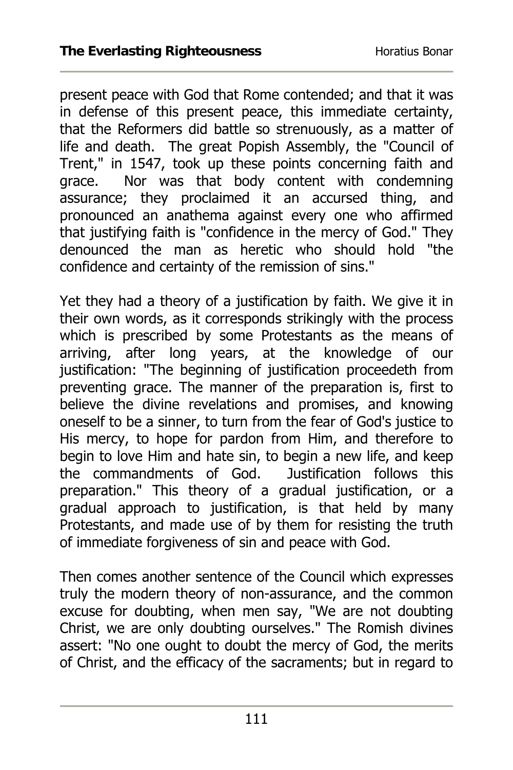present peace with God that Rome contended; and that it was in defense of this present peace, this immediate certainty, that the Reformers did battle so strenuously, as a matter of life and death. The great Popish Assembly, the "Council of Trent," in 1547, took up these points concerning faith and grace. Nor was that body content with condemning assurance; they proclaimed it an accursed thing, and pronounced an anathema against every one who affirmed that justifying faith is "confidence in the mercy of God." They denounced the man as heretic who should hold "the confidence and certainty of the remission of sins."

Yet they had a theory of a justification by faith. We give it in their own words, as it corresponds strikingly with the process which is prescribed by some Protestants as the means of arriving, after long years, at the knowledge of our justification: "The beginning of justification proceedeth from preventing grace. The manner of the preparation is, first to believe the divine revelations and promises, and knowing oneself to be a sinner, to turn from the fear of God's justice to His mercy, to hope for pardon from Him, and therefore to begin to love Him and hate sin, to begin a new life, and keep the commandments of God. Justification follows this preparation." This theory of a gradual justification, or a gradual approach to justification, is that held by many Protestants, and made use of by them for resisting the truth of immediate forgiveness of sin and peace with God.

Then comes another sentence of the Council which expresses truly the modern theory of non-assurance, and the common excuse for doubting, when men say, "We are not doubting Christ, we are only doubting ourselves." The Romish divines assert: "No one ought to doubt the mercy of God, the merits of Christ, and the efficacy of the sacraments; but in regard to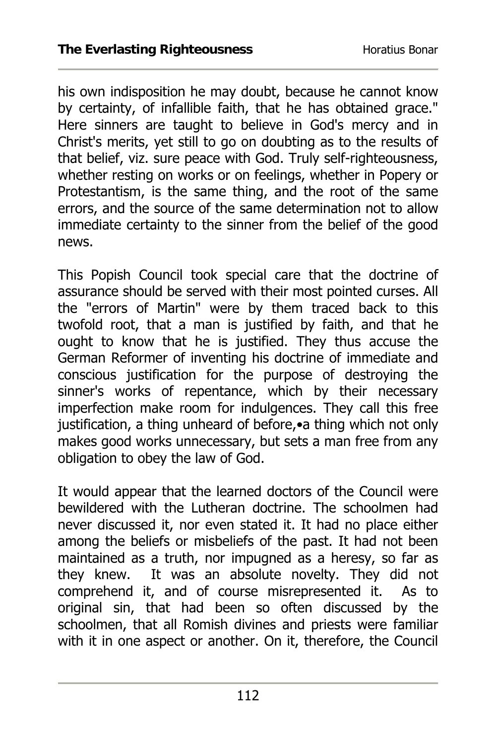his own indisposition he may doubt, because he cannot know by certainty, of infallible faith, that he has obtained grace." Here sinners are taught to believe in God's mercy and in Christ's merits, yet still to go on doubting as to the results of that belief, viz. sure peace with God. Truly self-righteousness, whether resting on works or on feelings, whether in Popery or Protestantism, is the same thing, and the root of the same errors, and the source of the same determination not to allow immediate certainty to the sinner from the belief of the good news.

This Popish Council took special care that the doctrine of assurance should be served with their most pointed curses. All the "errors of Martin" were by them traced back to this twofold root, that a man is justified by faith, and that he ought to know that he is justified. They thus accuse the German Reformer of inventing his doctrine of immediate and conscious justification for the purpose of destroying the sinner's works of repentance, which by their necessary imperfection make room for indulgences. They call this free justification, a thing unheard of before,•a thing which not only makes good works unnecessary, but sets a man free from any obligation to obey the law of God.

It would appear that the learned doctors of the Council were bewildered with the Lutheran doctrine. The schoolmen had never discussed it, nor even stated it. It had no place either among the beliefs or misbeliefs of the past. It had not been maintained as a truth, nor impugned as a heresy, so far as they knew. It was an absolute novelty. They did not comprehend it, and of course misrepresented it. As to original sin, that had been so often discussed by the schoolmen, that all Romish divines and priests were familiar with it in one aspect or another. On it, therefore, the Council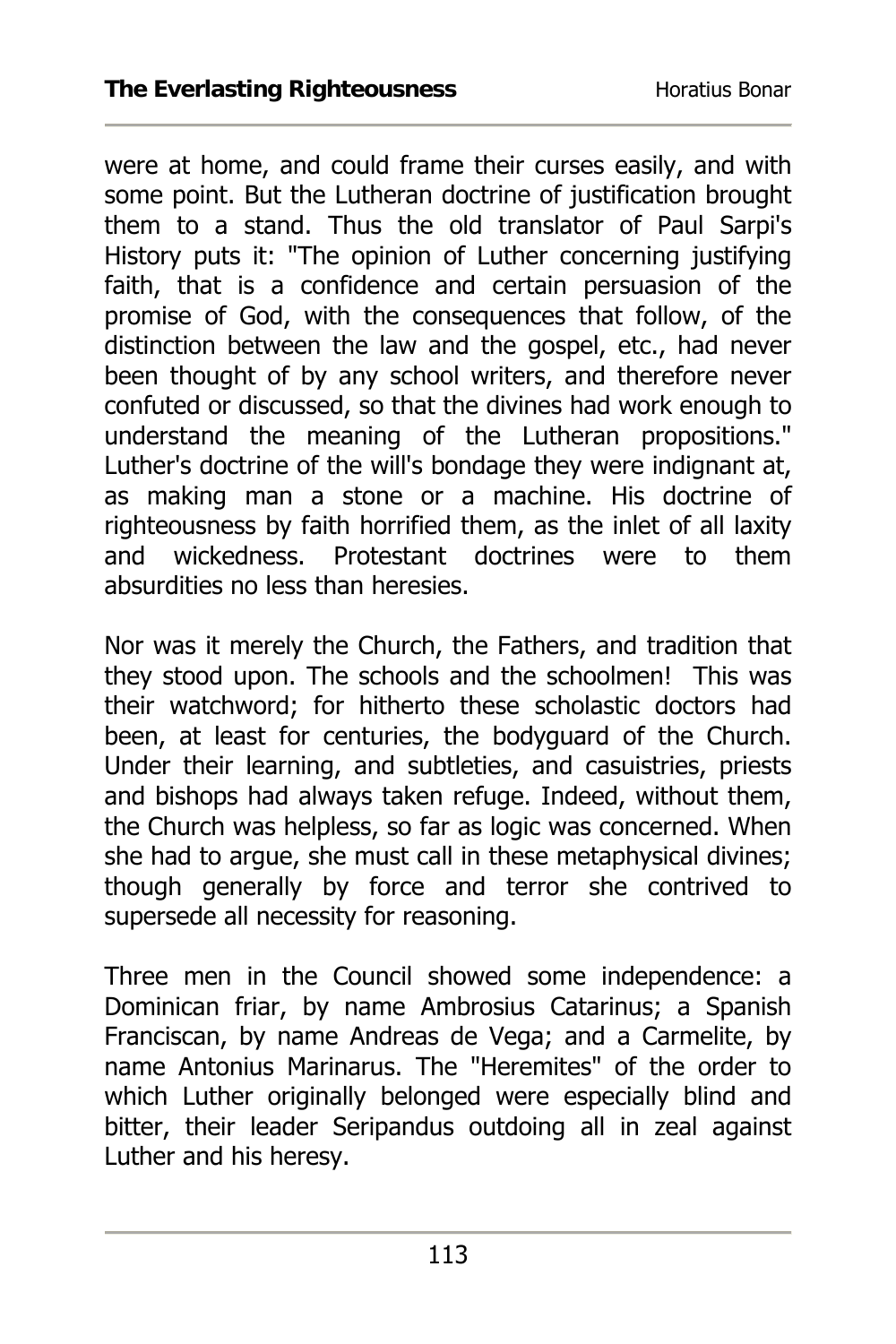were at home, and could frame their curses easily, and with some point. But the Lutheran doctrine of justification brought them to a stand. Thus the old translator of Paul Sarpi's History puts it: "The opinion of Luther concerning justifying faith, that is a confidence and certain persuasion of the promise of God, with the consequences that follow, of the distinction between the law and the gospel, etc., had never been thought of by any school writers, and therefore never confuted or discussed, so that the divines had work enough to understand the meaning of the Lutheran propositions." Luther's doctrine of the will's bondage they were indignant at, as making man a stone or a machine. His doctrine of righteousness by faith horrified them, as the inlet of all laxity and wickedness. Protestant doctrines were to them absurdities no less than heresies.

Nor was it merely the Church, the Fathers, and tradition that they stood upon. The schools and the schoolmen! This was their watchword; for hitherto these scholastic doctors had been, at least for centuries, the bodyguard of the Church. Under their learning, and subtleties, and casuistries, priests and bishops had always taken refuge. Indeed, without them, the Church was helpless, so far as logic was concerned. When she had to argue, she must call in these metaphysical divines; though generally by force and terror she contrived to supersede all necessity for reasoning.

Three men in the Council showed some independence: a Dominican friar, by name Ambrosius Catarinus; a Spanish Franciscan, by name Andreas de Vega; and a Carmelite, by name Antonius Marinarus. The "Heremites" of the order to which Luther originally belonged were especially blind and bitter, their leader Seripandus outdoing all in zeal against Luther and his heresy.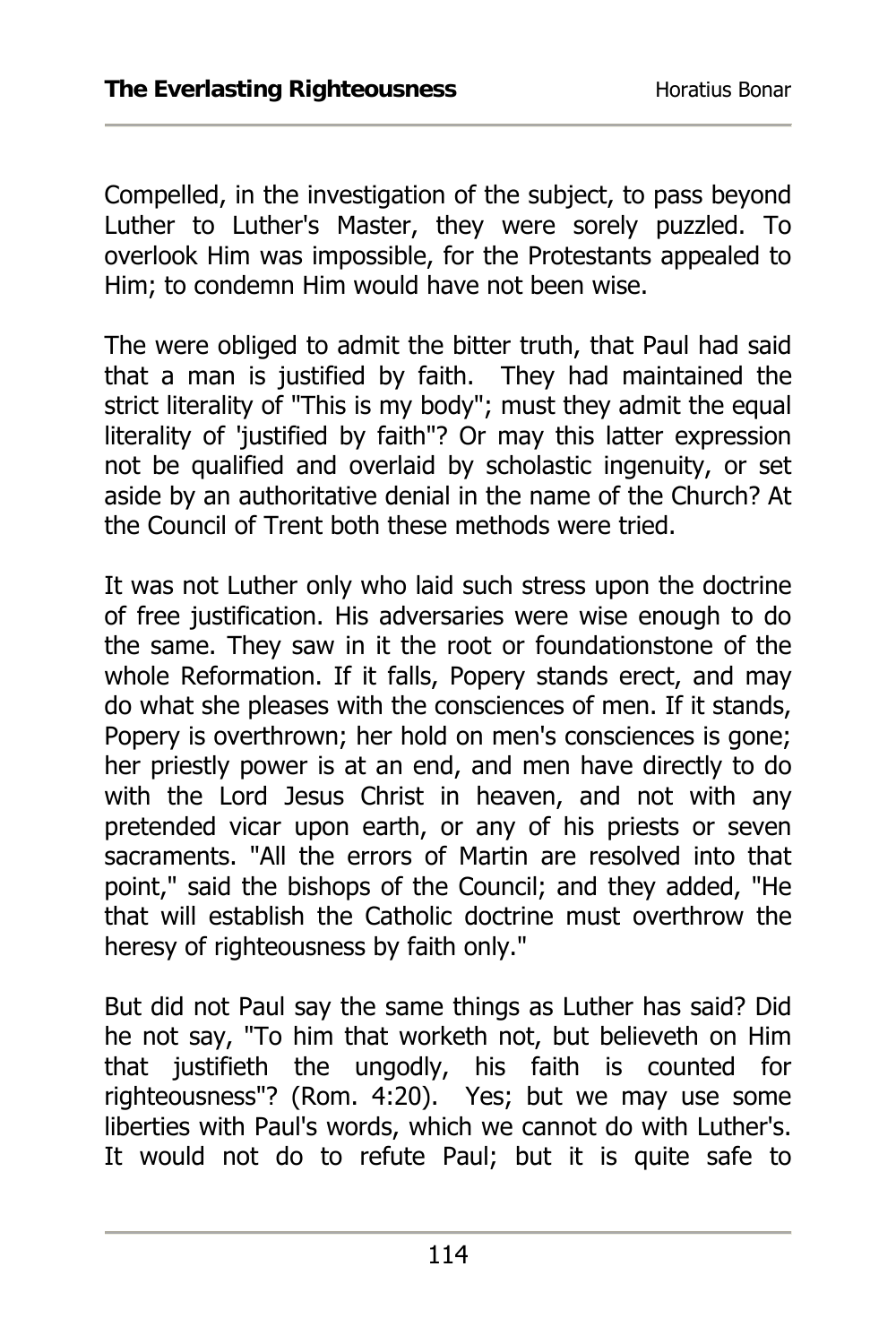Compelled, in the investigation of the subject, to pass beyond Luther to Luther's Master, they were sorely puzzled. To overlook Him was impossible, for the Protestants appealed to Him; to condemn Him would have not been wise.

The were obliged to admit the bitter truth, that Paul had said that a man is justified by faith. They had maintained the strict literality of "This is my body"; must they admit the equal literality of 'justified by faith"? Or may this latter expression not be qualified and overlaid by scholastic ingenuity, or set aside by an authoritative denial in the name of the Church? At the Council of Trent both these methods were tried.

It was not Luther only who laid such stress upon the doctrine of free justification. His adversaries were wise enough to do the same. They saw in it the root or foundationstone of the whole Reformation. If it falls, Popery stands erect, and may do what she pleases with the consciences of men. If it stands, Popery is overthrown; her hold on men's consciences is gone; her priestly power is at an end, and men have directly to do with the Lord Jesus Christ in heaven, and not with any pretended vicar upon earth, or any of his priests or seven sacraments. "All the errors of Martin are resolved into that point," said the bishops of the Council; and they added, "He that will establish the Catholic doctrine must overthrow the heresy of righteousness by faith only."

But did not Paul say the same things as Luther has said? Did he not say, "To him that worketh not, but believeth on Him that justifieth the ungodly, his faith is counted for righteousness"? (Rom. 4:20). Yes; but we may use some liberties with Paul's words, which we cannot do with Luther's. It would not do to refute Paul; but it is quite safe to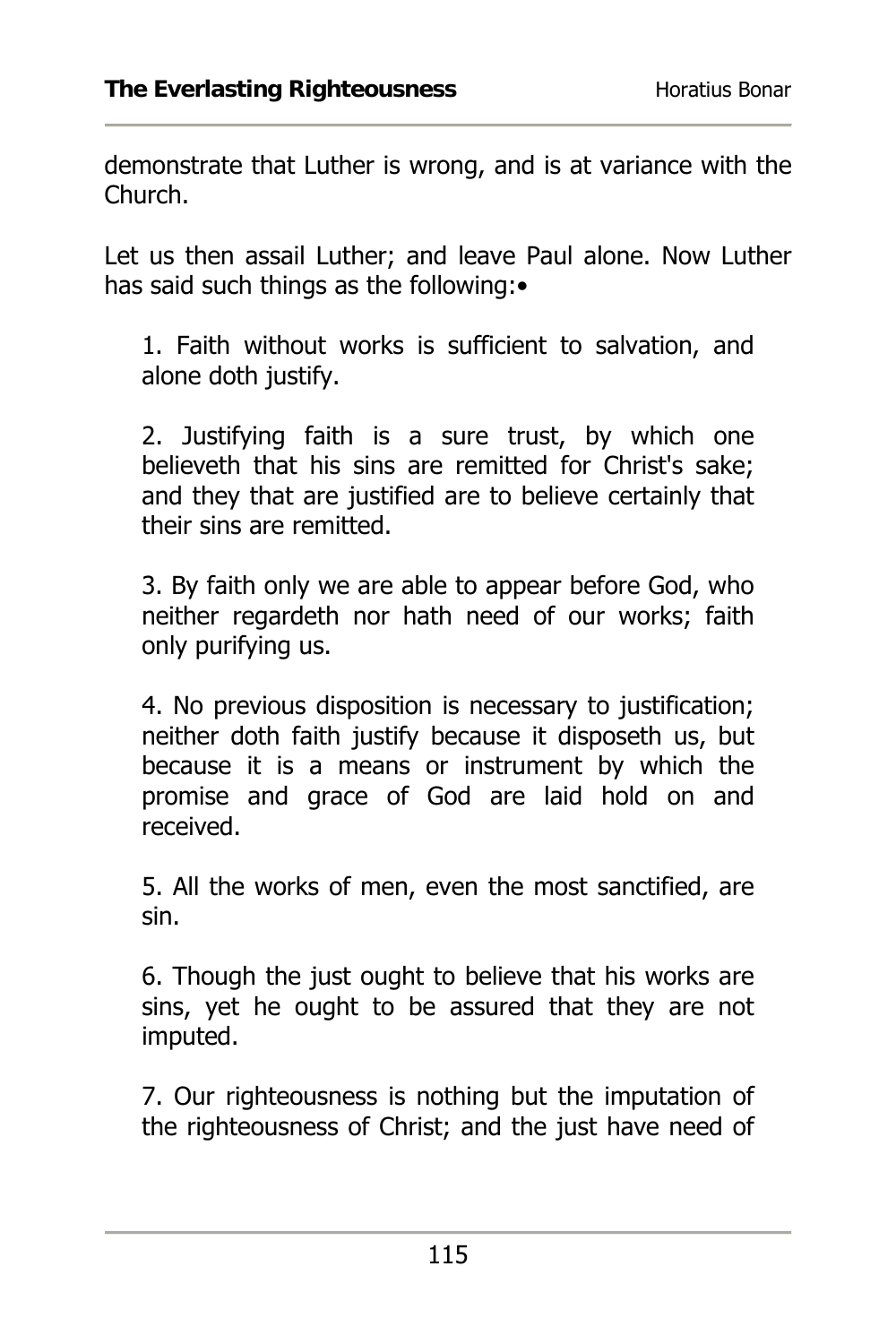demonstrate that Luther is wrong, and is at variance with the Church.

Let us then assail Luther; and leave Paul alone. Now Luther has said such things as the following:•

1. Faith without works is sufficient to salvation, and alone doth justify.

2. Justifying faith is a sure trust, by which one believeth that his sins are remitted for Christ's sake; and they that are justified are to believe certainly that their sins are remitted.

3. By faith only we are able to appear before God, who neither regardeth nor hath need of our works; faith only purifying us.

4. No previous disposition is necessary to justification; neither doth faith justify because it disposeth us, but because it is a means or instrument by which the promise and grace of God are laid hold on and received.

5. All the works of men, even the most sanctified, are sin.

6. Though the just ought to believe that his works are sins, yet he ought to be assured that they are not imputed.

7. Our righteousness is nothing but the imputation of the righteousness of Christ; and the just have need of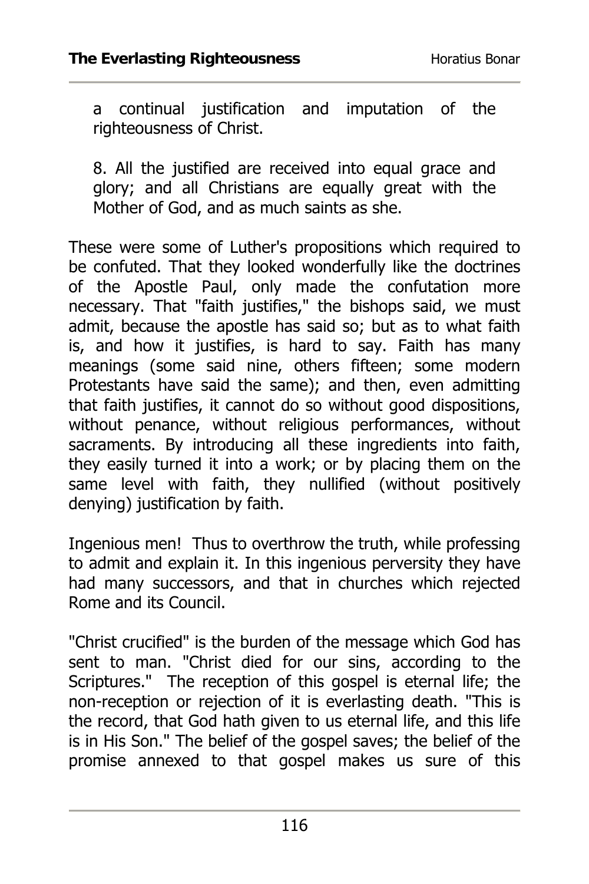a continual justification and imputation of the righteousness of Christ.

8. All the justified are received into equal grace and glory; and all Christians are equally great with the Mother of God, and as much saints as she.

These were some of Luther's propositions which required to be confuted. That they looked wonderfully like the doctrines of the Apostle Paul, only made the confutation more necessary. That "faith justifies," the bishops said, we must admit, because the apostle has said so; but as to what faith is, and how it justifies, is hard to say. Faith has many meanings (some said nine, others fifteen; some modern Protestants have said the same); and then, even admitting that faith justifies, it cannot do so without good dispositions, without penance, without religious performances, without sacraments. By introducing all these ingredients into faith, they easily turned it into a work; or by placing them on the same level with faith, they nullified (without positively denying) justification by faith.

Ingenious men! Thus to overthrow the truth, while professing to admit and explain it. In this ingenious perversity they have had many successors, and that in churches which rejected Rome and its Council.

"Christ crucified" is the burden of the message which God has sent to man. "Christ died for our sins, according to the Scriptures." The reception of this gospel is eternal life; the non-reception or rejection of it is everlasting death. "This is the record, that God hath given to us eternal life, and this life is in His Son." The belief of the gospel saves; the belief of the promise annexed to that gospel makes us sure of this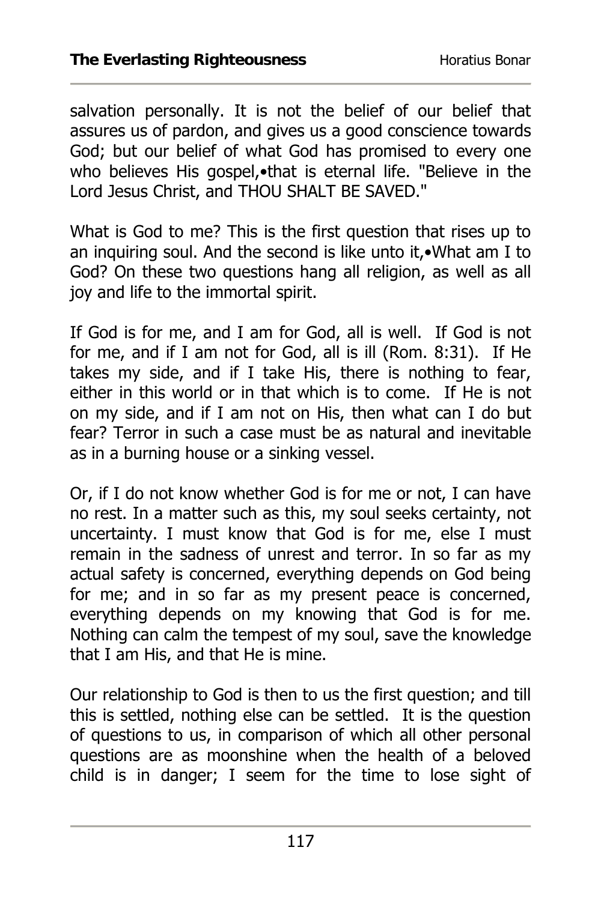salvation personally. It is not the belief of our belief that assures us of pardon, and gives us a good conscience towards God; but our belief of what God has promised to every one who believes His gospel,•that is eternal life. "Believe in the Lord Jesus Christ, and THOU SHALT BE SAVED."

What is God to me? This is the first question that rises up to an inquiring soul. And the second is like unto it,•What am I to God? On these two questions hang all religion, as well as all joy and life to the immortal spirit.

If God is for me, and I am for God, all is well. If God is not for me, and if I am not for God, all is ill (Rom. 8:31). If He takes my side, and if I take His, there is nothing to fear, either in this world or in that which is to come. If He is not on my side, and if I am not on His, then what can I do but fear? Terror in such a case must be as natural and inevitable as in a burning house or a sinking vessel.

Or, if I do not know whether God is for me or not, I can have no rest. In a matter such as this, my soul seeks certainty, not uncertainty. I must know that God is for me, else I must remain in the sadness of unrest and terror. In so far as my actual safety is concerned, everything depends on God being for me; and in so far as my present peace is concerned, everything depends on my knowing that God is for me. Nothing can calm the tempest of my soul, save the knowledge that I am His, and that He is mine.

Our relationship to God is then to us the first question; and till this is settled, nothing else can be settled. It is the question of questions to us, in comparison of which all other personal questions are as moonshine when the health of a beloved child is in danger; I seem for the time to lose sight of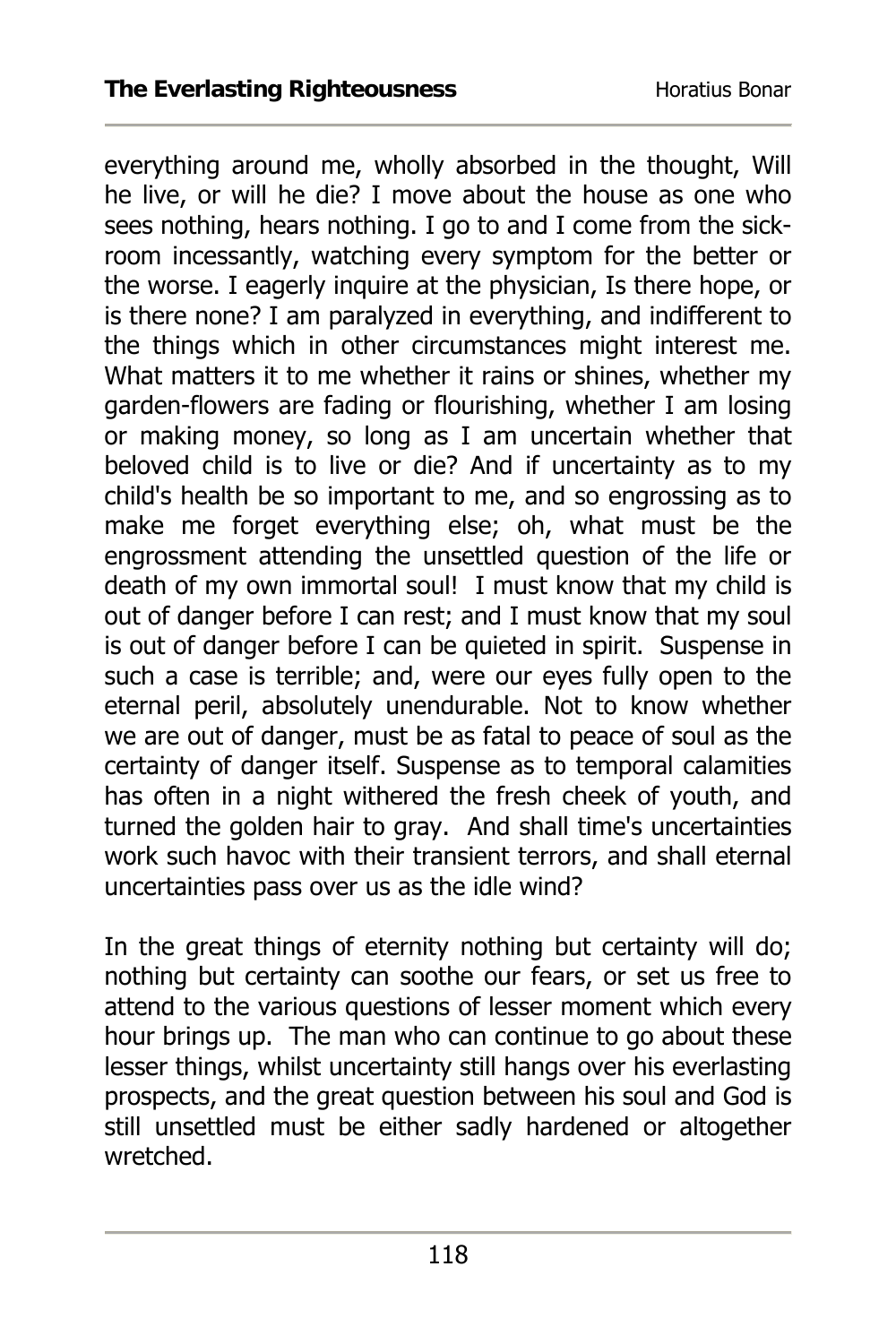everything around me, wholly absorbed in the thought, Will he live, or will he die? I move about the house as one who sees nothing, hears nothing. I go to and I come from the sick-room incessantly, watching every symptom for the better or the worse. I eagerly inquire at the physician, Is there hope, or is there none? I am paralyzed in everything, and indifferent to the things which in other circumstances might interest me. What matters it to me whether it rains or shines, whether my garden-flowers are fading or flourishing, whether I am losing or making money, so long as I am uncertain whether that beloved child is to live or die? And if uncertainty as to my child's health be so important to me, and so engrossing as to make me forget everything else; oh, what must be the engrossment attending the unsettled question of the life or death of my own immortal soul! I must know that my child is out of danger before I can rest; and I must know that my soul is out of danger before I can be quieted in spirit. Suspense in such a case is terrible; and, were our eyes fully open to the eternal peril, absolutely unendurable. Not to know whether we are out of danger, must be as fatal to peace of soul as the certainty of danger itself. Suspense as to temporal calamities has often in a night withered the fresh cheek of youth, and turned the golden hair to gray. And shall time's uncertainties work such havoc with their transient terrors, and shall eternal uncertainties pass over us as the idle wind?

In the great things of eternity nothing but certainty will do; nothing but certainty can soothe our fears, or set us free to attend to the various questions of lesser moment which every hour brings up. The man who can continue to go about these lesser things, whilst uncertainty still hangs over his everlasting prospects, and the great question between his soul and God is still unsettled must be either sadly hardened or altogether wretched.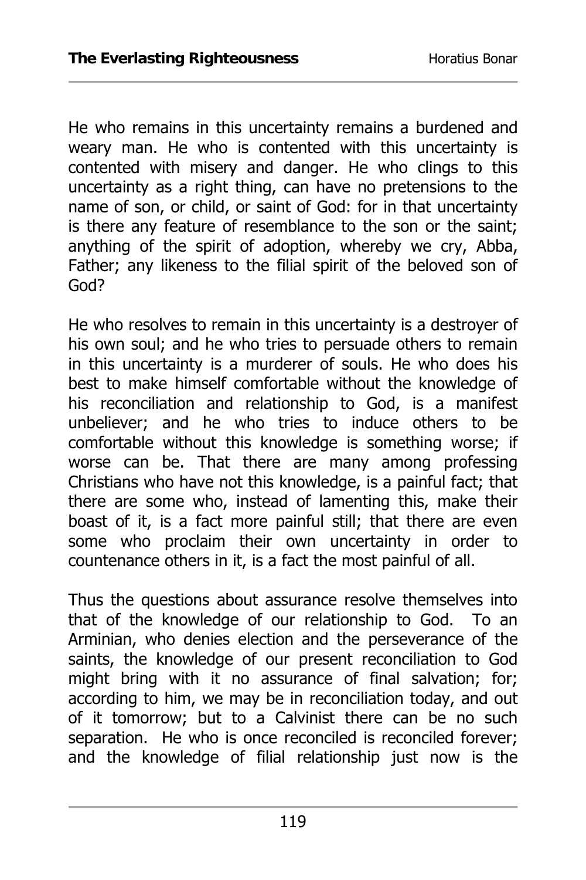He who remains in this uncertainty remains a burdened and weary man. He who is contented with this uncertainty is contented with misery and danger. He who clings to this uncertainty as a right thing, can have no pretensions to the name of son, or child, or saint of God: for in that uncertainty is there any feature of resemblance to the son or the saint; anything of the spirit of adoption, whereby we cry, Abba, Father; any likeness to the filial spirit of the beloved son of God?

He who resolves to remain in this uncertainty is a destroyer of his own soul; and he who tries to persuade others to remain in this uncertainty is a murderer of souls. He who does his best to make himself comfortable without the knowledge of his reconciliation and relationship to God, is a manifest unbeliever; and he who tries to induce others to be comfortable without this knowledge is something worse; if worse can be. That there are many among professing Christians who have not this knowledge, is a painful fact; that there are some who, instead of lamenting this, make their boast of it, is a fact more painful still; that there are even some who proclaim their own uncertainty in order to countenance others in it, is a fact the most painful of all.

Thus the questions about assurance resolve themselves into that of the knowledge of our relationship to God. To an Arminian, who denies election and the perseverance of the saints, the knowledge of our present reconciliation to God might bring with it no assurance of final salvation; for; according to him, we may be in reconciliation today, and out of it tomorrow; but to a Calvinist there can be no such separation. He who is once reconciled is reconciled forever; and the knowledge of filial relationship just now is the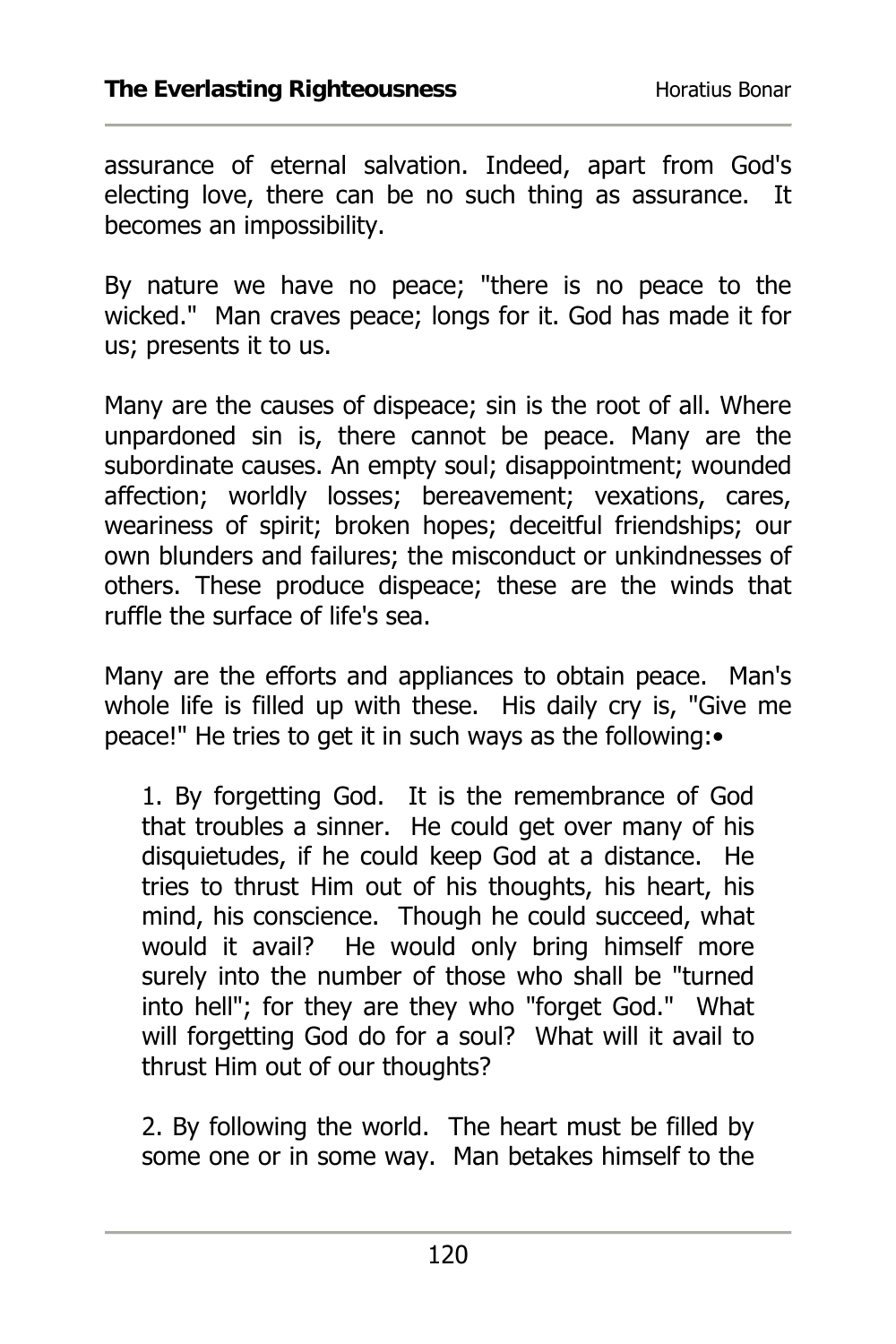assurance of eternal salvation. Indeed, apart from God's electing love, there can be no such thing as assurance. It becomes an impossibility.

By nature we have no peace; "there is no peace to the wicked." Man craves peace; longs for it. God has made it for us; presents it to us.

Many are the causes of dispeace; sin is the root of all. Where unpardoned sin is, there cannot be peace. Many are the subordinate causes. An empty soul; disappointment; wounded affection; worldly losses; bereavement; vexations, cares, weariness of spirit; broken hopes; deceitful friendships; our own blunders and failures; the misconduct or unkindnesses of others. These produce dispeace; these are the winds that ruffle the surface of life's sea.

Many are the efforts and appliances to obtain peace. Man's whole life is filled up with these. His daily cry is, "Give me peace!" He tries to get it in such ways as the following:•

> 1. By forgetting God. It is the remembrance of God that troubles a sinner. He could get over many of his disquietudes, if he could keep God at a distance. He tries to thrust Him out of his thoughts, his heart, his mind, his conscience. Though he could succeed, what would it avail? He would only bring himself more surely into the number of those who shall be "turned into hell"; for they are they who "forget God." What will forgetting God do for a soul? What will it avail to thrust Him out of our thoughts?
>
> 2. By following the world. The heart must be filled by some one or in some way. Man betakes himself to the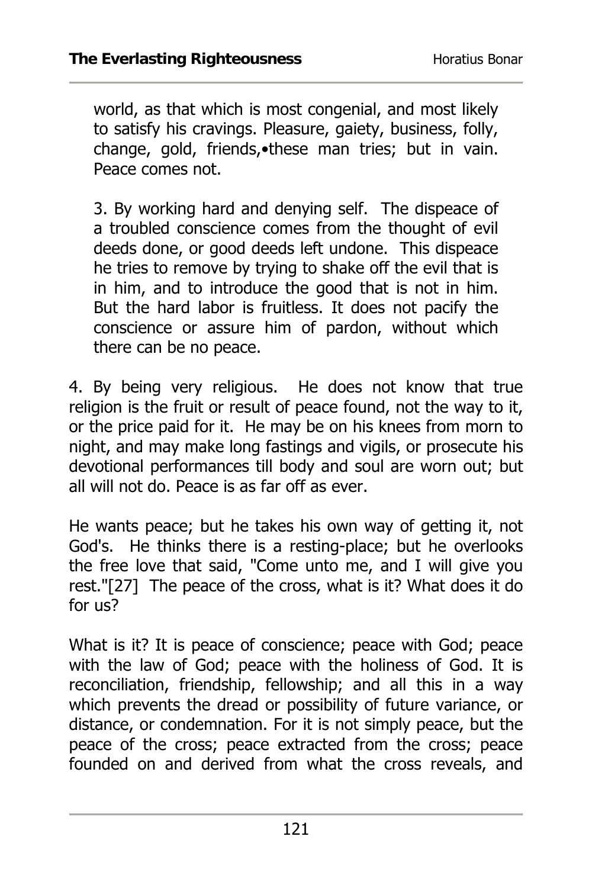world, as that which is most congenial, and most likely to satisfy his cravings. Pleasure, gaiety, business, folly, change, gold, friends,•these man tries; but in vain. Peace comes not.

3. By working hard and denying self. The dispeace of a troubled conscience comes from the thought of evil deeds done, or good deeds left undone. This dispeace he tries to remove by trying to shake off the evil that is in him, and to introduce the good that is not in him. But the hard labor is fruitless. It does not pacify the conscience or assure him of pardon, without which there can be no peace.

4. By being very religious. He does not know that true religion is the fruit or result of peace found, not the way to it, or the price paid for it. He may be on his knees from morn to night, and may make long fastings and vigils, or prosecute his devotional performances till body and soul are worn out; but all will not do. Peace is as far off as ever.

He wants peace; but he takes his own way of getting it, not God's. He thinks there is a resting-place; but he overlooks the free love that said, "Come unto me, and I will give you rest."[27] The peace of the cross, what is it? What does it do for us?

What is it? It is peace of conscience; peace with God; peace with the law of God; peace with the holiness of God. It is reconciliation, friendship, fellowship; and all this in a way which prevents the dread or possibility of future variance, or distance, or condemnation. For it is not simply peace, but the peace of the cross; peace extracted from the cross; peace founded on and derived from what the cross reveals, and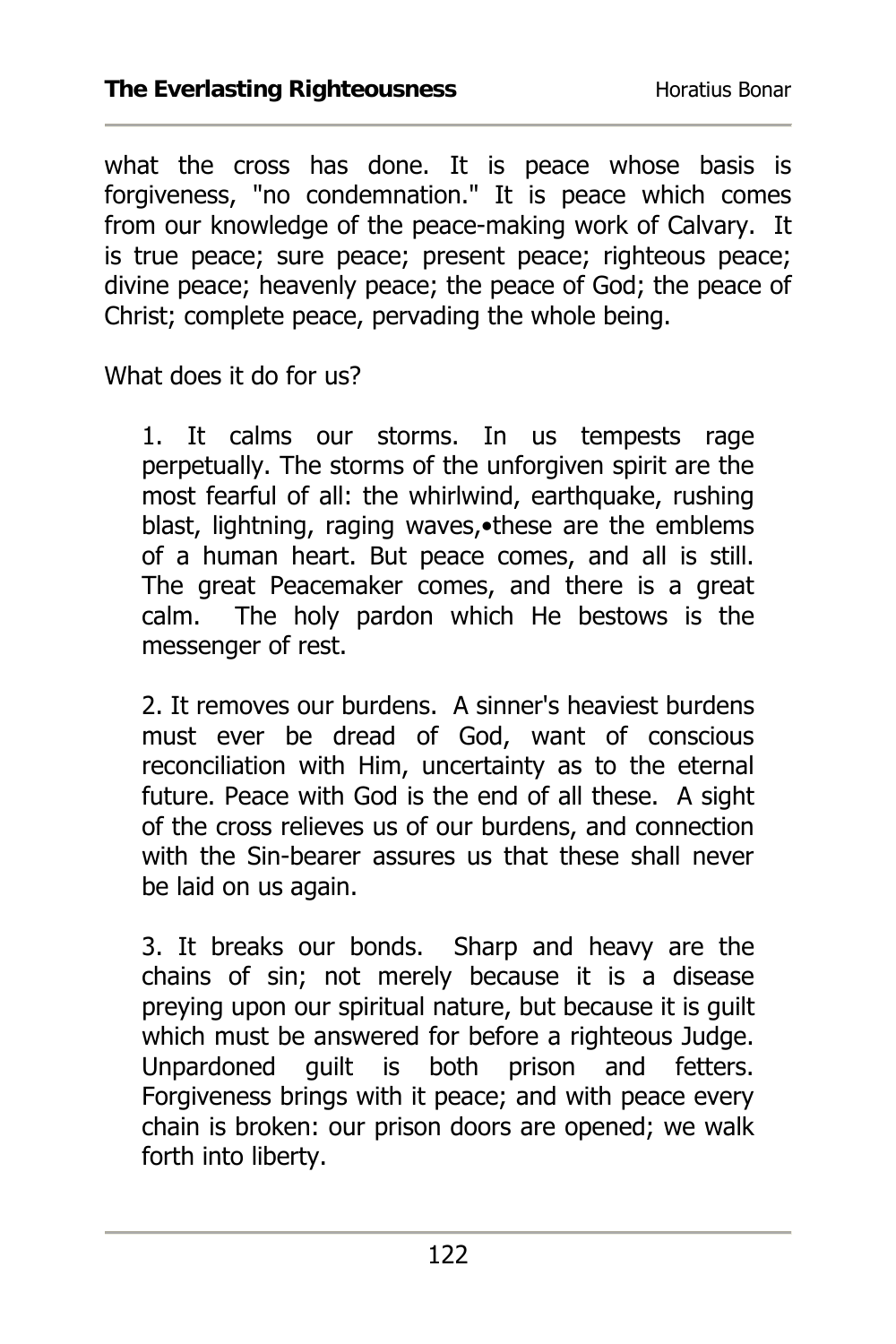what the cross has done. It is peace whose basis is forgiveness, "no condemnation." It is peace which comes from our knowledge of the peace-making work of Calvary. It is true peace; sure peace; present peace; righteous peace; divine peace; heavenly peace; the peace of God; the peace of Christ; complete peace, pervading the whole being.

What does it do for us?

1. It calms our storms. In us tempests rage perpetually. The storms of the unforgiven spirit are the most fearful of all: the whirlwind, earthquake, rushing blast, lightning, raging waves,•these are the emblems of a human heart. But peace comes, and all is still. The great Peacemaker comes, and there is a great calm. The holy pardon which He bestows is the messenger of rest.

2. It removes our burdens. A sinner's heaviest burdens must ever be dread of God, want of conscious reconciliation with Him, uncertainty as to the eternal future. Peace with God is the end of all these. A sight of the cross relieves us of our burdens, and connection with the Sin-bearer assures us that these shall never be laid on us again.

3. It breaks our bonds. Sharp and heavy are the chains of sin; not merely because it is a disease preying upon our spiritual nature, but because it is guilt which must be answered for before a righteous Judge. Unpardoned guilt is both prison and fetters. Forgiveness brings with it peace; and with peace every chain is broken: our prison doors are opened; we walk forth into liberty.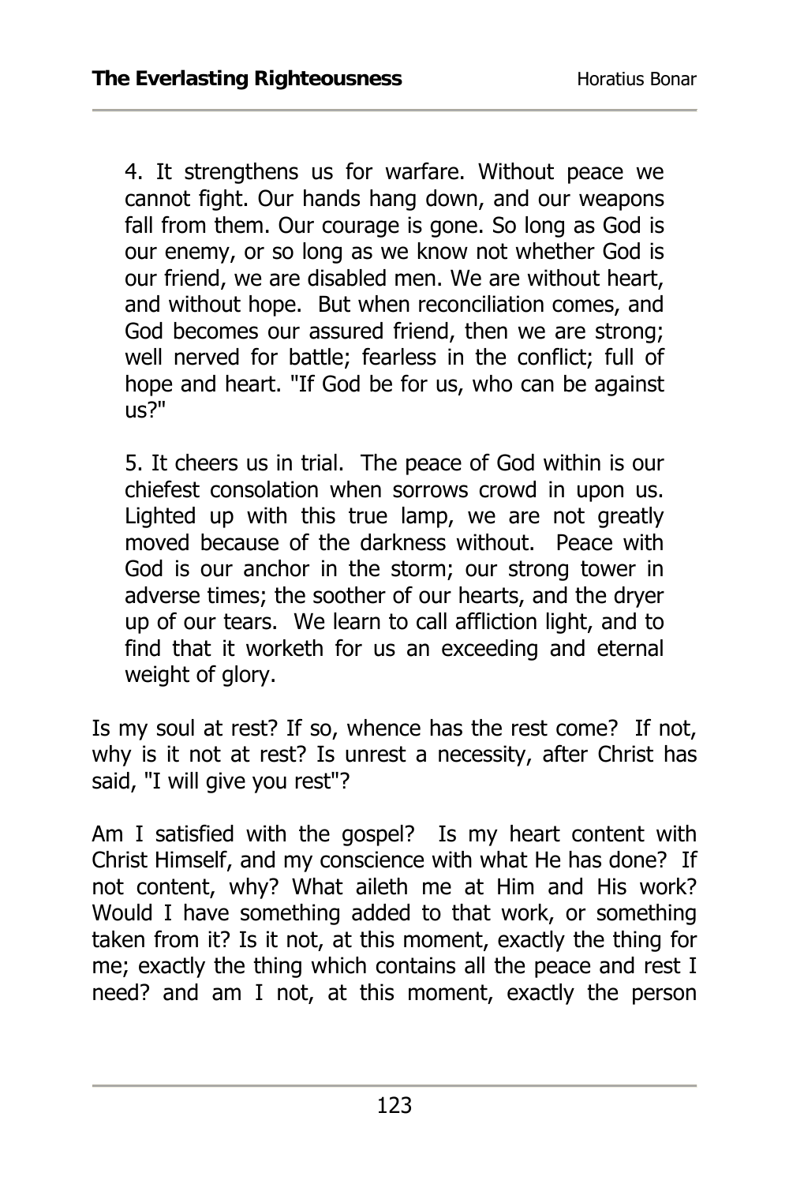4. It strengthens us for warfare. Without peace we cannot fight. Our hands hang down, and our weapons fall from them. Our courage is gone. So long as God is our enemy, or so long as we know not whether God is our friend, we are disabled men. We are without heart, and without hope. But when reconciliation comes, and God becomes our assured friend, then we are strong; well nerved for battle; fearless in the conflict; full of hope and heart. "If God be for us, who can be against us?"

5. It cheers us in trial. The peace of God within is our chiefest consolation when sorrows crowd in upon us. Lighted up with this true lamp, we are not greatly moved because of the darkness without. Peace with God is our anchor in the storm; our strong tower in adverse times; the soother of our hearts, and the dryer up of our tears. We learn to call affliction light, and to find that it worketh for us an exceeding and eternal weight of glory.

Is my soul at rest? If so, whence has the rest come? If not, why is it not at rest? Is unrest a necessity, after Christ has said, "I will give you rest"?

Am I satisfied with the gospel? Is my heart content with Christ Himself, and my conscience with what He has done? If not content, why? What aileth me at Him and His work? Would I have something added to that work, or something taken from it? Is it not, at this moment, exactly the thing for me; exactly the thing which contains all the peace and rest I need? and am I not, at this moment, exactly the person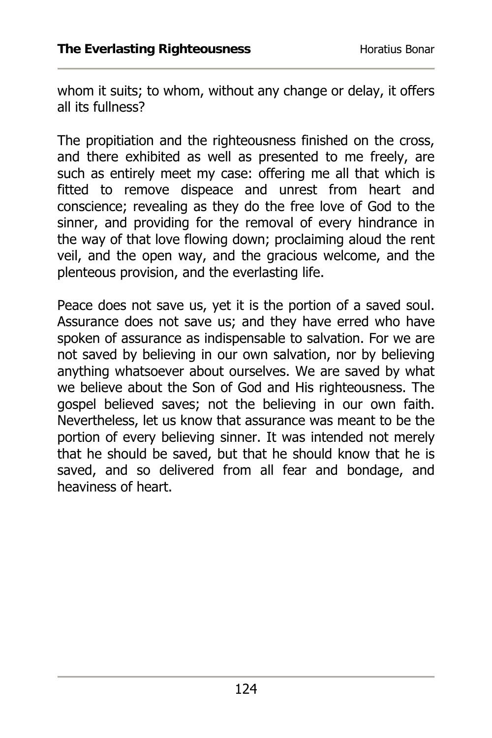whom it suits; to whom, without any change or delay, it offers all its fullness?

The propitiation and the righteousness finished on the cross, and there exhibited as well as presented to me freely, are such as entirely meet my case: offering me all that which is fitted to remove dispeace and unrest from heart and conscience; revealing as they do the free love of God to the sinner, and providing for the removal of every hindrance in the way of that love flowing down; proclaiming aloud the rent veil, and the open way, and the gracious welcome, and the plenteous provision, and the everlasting life.

Peace does not save us, yet it is the portion of a saved soul. Assurance does not save us; and they have erred who have spoken of assurance as indispensable to salvation. For we are not saved by believing in our own salvation, nor by believing anything whatsoever about ourselves. We are saved by what we believe about the Son of God and His righteousness. The gospel believed saves; not the believing in our own faith. Nevertheless, let us know that assurance was meant to be the portion of every believing sinner. It was intended not merely that he should be saved, but that he should know that he is saved, and so delivered from all fear and bondage, and heaviness of heart.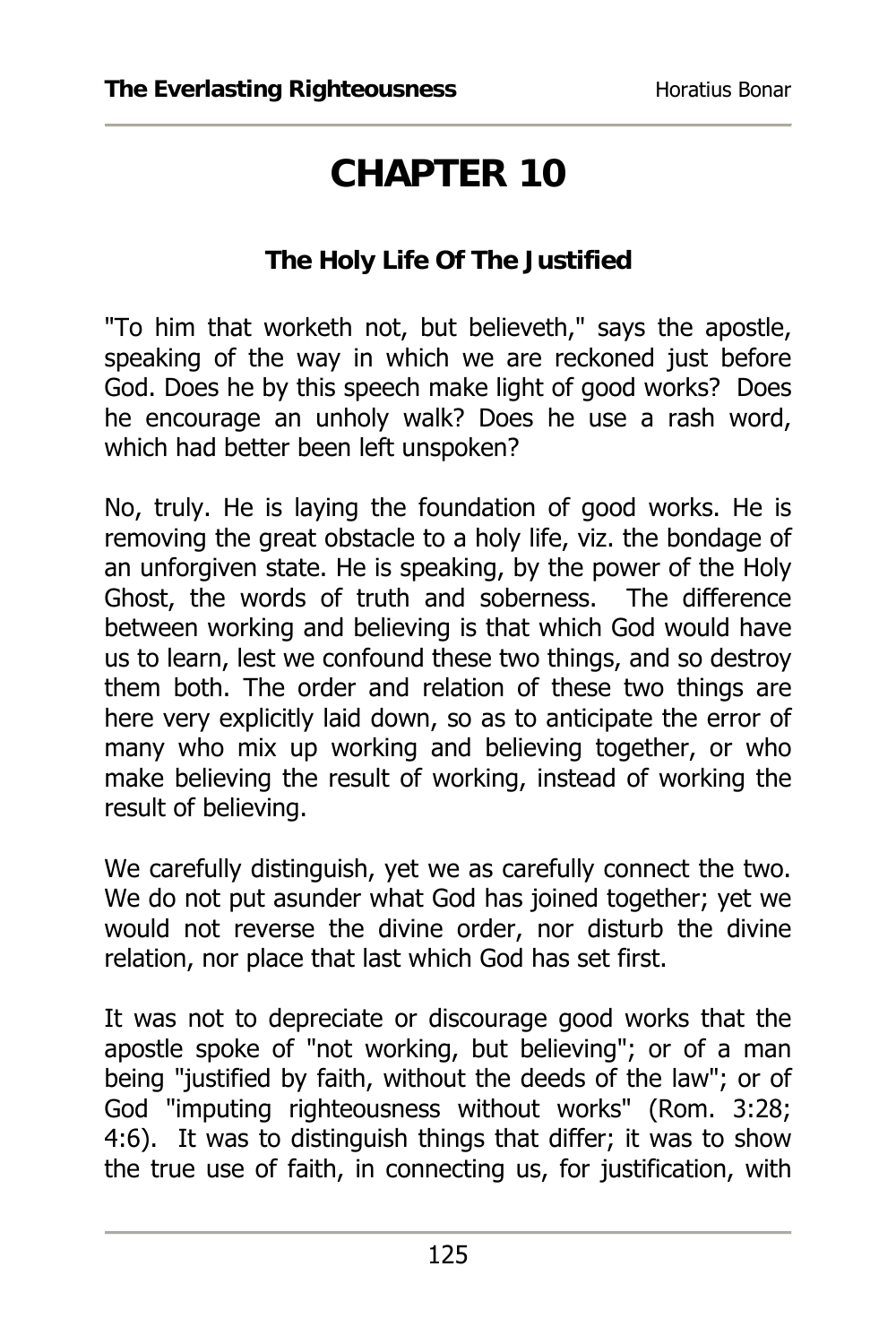# CHAPTER 10

## The Holy Life Of The Justified

"To him that worketh not, but believeth," says the apostle, speaking of the way in which we are reckoned just before God. Does he by this speech make light of good works? Does he encourage an unholy walk? Does he use a rash word, which had better been left unspoken?

No, truly. He is laying the foundation of good works. He is removing the great obstacle to a holy life, viz. the bondage of an unforgiven state. He is speaking, by the power of the Holy Ghost, the words of truth and soberness. The difference between working and believing is that which God would have us to learn, lest we confound these two things, and so destroy them both. The order and relation of these two things are here very explicitly laid down, so as to anticipate the error of many who mix up working and believing together, or who make believing the result of working, instead of working the result of believing.

We carefully distinguish, yet we as carefully connect the two. We do not put asunder what God has joined together; yet we would not reverse the divine order, nor disturb the divine relation, nor place that last which God has set first.

It was not to depreciate or discourage good works that the apostle spoke of "not working, but believing"; or of a man being "justified by faith, without the deeds of the law"; or of God "imputing righteousness without works" (Rom. 3:28; 4:6). It was to distinguish things that differ; it was to show the true use of faith, in connecting us, for justification, with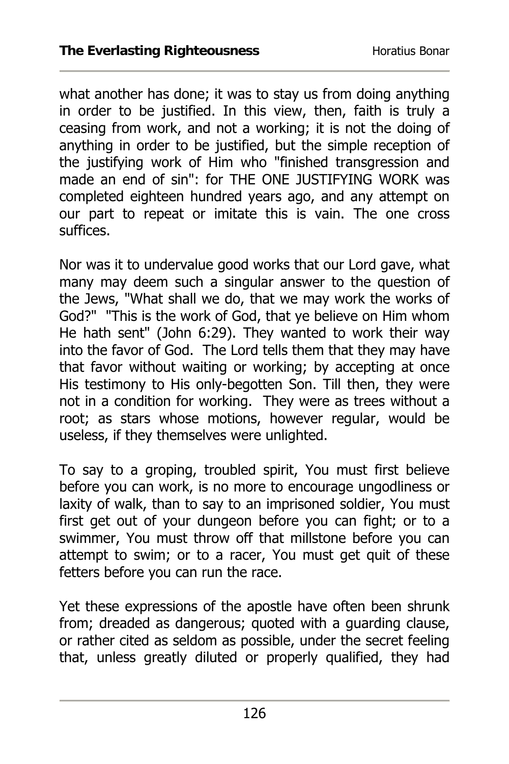what another has done; it was to stay us from doing anything in order to be justified. In this view, then, faith is truly a ceasing from work, and not a working; it is not the doing of anything in order to be justified, but the simple reception of the justifying work of Him who "finished transgression and made an end of sin": for THE ONE JUSTIFYING WORK was completed eighteen hundred years ago, and any attempt on our part to repeat or imitate this is vain. The one cross suffices.

Nor was it to undervalue good works that our Lord gave, what many may deem such a singular answer to the question of the Jews, "What shall we do, that we may work the works of God?" "This is the work of God, that ye believe on Him whom He hath sent" (John 6:29). They wanted to work their way into the favor of God. The Lord tells them that they may have that favor without waiting or working; by accepting at once His testimony to His only-begotten Son. Till then, they were not in a condition for working. They were as trees without a root; as stars whose motions, however regular, would be useless, if they themselves were unlighted.

To say to a groping, troubled spirit, You must first believe before you can work, is no more to encourage ungodliness or laxity of walk, than to say to an imprisoned soldier, You must first get out of your dungeon before you can fight; or to a swimmer, You must throw off that millstone before you can attempt to swim; or to a racer, You must get quit of these fetters before you can run the race.

Yet these expressions of the apostle have often been shrunk from; dreaded as dangerous; quoted with a guarding clause, or rather cited as seldom as possible, under the secret feeling that, unless greatly diluted or properly qualified, they had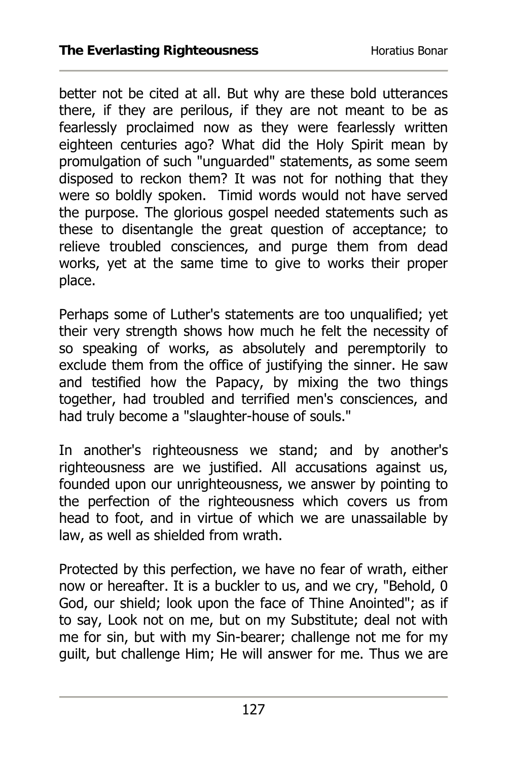better not be cited at all. But why are these bold utterances there, if they are perilous, if they are not meant to be as fearlessly proclaimed now as they were fearlessly written eighteen centuries ago? What did the Holy Spirit mean by promulgation of such "unguarded" statements, as some seem disposed to reckon them? It was not for nothing that they were so boldly spoken. Timid words would not have served the purpose. The glorious gospel needed statements such as these to disentangle the great question of acceptance; to relieve troubled consciences, and purge them from dead works, yet at the same time to give to works their proper place.

Perhaps some of Luther's statements are too unqualified; yet their very strength shows how much he felt the necessity of so speaking of works, as absolutely and peremptorily to exclude them from the office of justifying the sinner. He saw and testified how the Papacy, by mixing the two things together, had troubled and terrified men's consciences, and had truly become a "slaughter-house of souls."

In another's righteousness we stand; and by another's righteousness are we justified. All accusations against us, founded upon our unrighteousness, we answer by pointing to the perfection of the righteousness which covers us from head to foot, and in virtue of which we are unassailable by law, as well as shielded from wrath.

Protected by this perfection, we have no fear of wrath, either now or hereafter. It is a buckler to us, and we cry, "Behold, 0 God, our shield; look upon the face of Thine Anointed"; as if to say, Look not on me, but on my Substitute; deal not with me for sin, but with my Sin-bearer; challenge not me for my guilt, but challenge Him; He will answer for me. Thus we are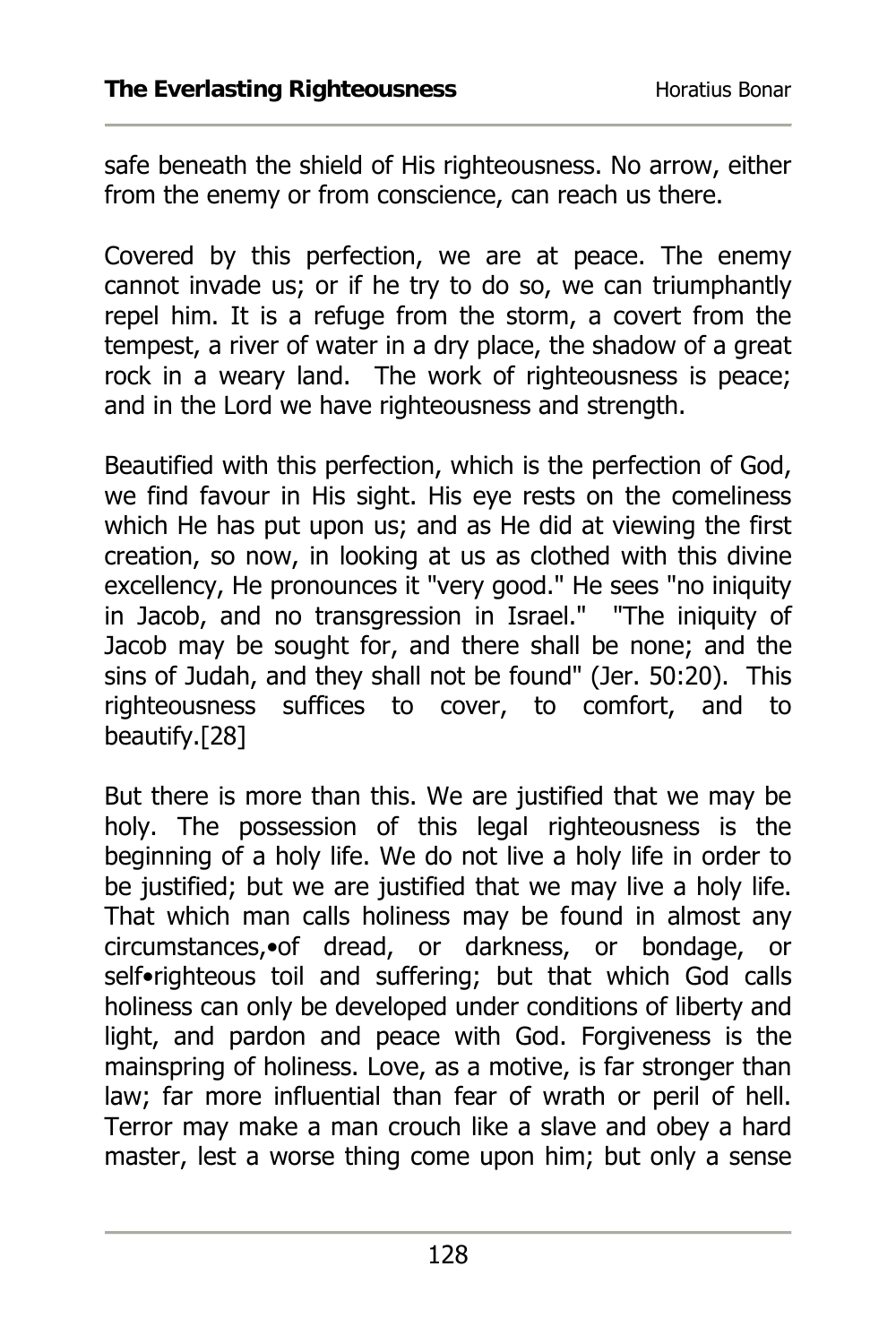safe beneath the shield of His righteousness. No arrow, either from the enemy or from conscience, can reach us there.

Covered by this perfection, we are at peace. The enemy cannot invade us; or if he try to do so, we can triumphantly repel him. It is a refuge from the storm, a covert from the tempest, a river of water in a dry place, the shadow of a great rock in a weary land. The work of righteousness is peace; and in the Lord we have righteousness and strength.

Beautified with this perfection, which is the perfection of God, we find favour in His sight. His eye rests on the comeliness which He has put upon us; and as He did at viewing the first creation, so now, in looking at us as clothed with this divine excellency, He pronounces it "very good." He sees "no iniquity in Jacob, and no transgression in Israel." "The iniquity of Jacob may be sought for, and there shall be none; and the sins of Judah, and they shall not be found" (Jer. 50:20). This righteousness suffices to cover, to comfort, and to beautify.[28]

But there is more than this. We are justified that we may be holy. The possession of this legal righteousness is the beginning of a holy life. We do not live a holy life in order to be justified; but we are justified that we may live a holy life. That which man calls holiness may be found in almost any circumstances,•of dread, or darkness, or bondage, or self•righteous toil and suffering; but that which God calls holiness can only be developed under conditions of liberty and light, and pardon and peace with God. Forgiveness is the mainspring of holiness. Love, as a motive, is far stronger than law; far more influential than fear of wrath or peril of hell. Terror may make a man crouch like a slave and obey a hard master, lest a worse thing come upon him; but only a sense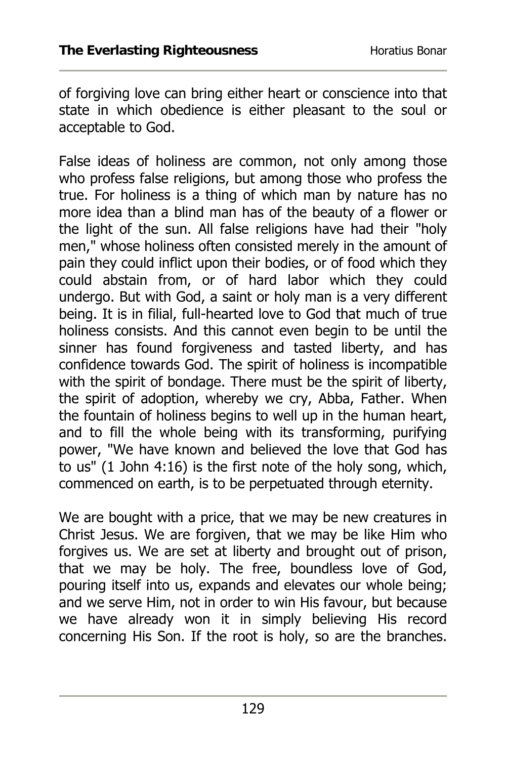of forgiving love can bring either heart or conscience into that state in which obedience is either pleasant to the soul or acceptable to God.

False ideas of holiness are common, not only among those who profess false religions, but among those who profess the true. For holiness is a thing of which man by nature has no more idea than a blind man has of the beauty of a flower or the light of the sun. All false religions have had their "holy men," whose holiness often consisted merely in the amount of pain they could inflict upon their bodies, or of food which they could abstain from, or of hard labor which they could undergo. But with God, a saint or holy man is a very different being. It is in filial, full-hearted love to God that much of true holiness consists. And this cannot even begin to be until the sinner has found forgiveness and tasted liberty, and has confidence towards God. The spirit of holiness is incompatible with the spirit of bondage. There must be the spirit of liberty, the spirit of adoption, whereby we cry, Abba, Father. When the fountain of holiness begins to well up in the human heart, and to fill the whole being with its transforming, purifying power, "We have known and believed the love that God has to us" (1 John 4:16) is the first note of the holy song, which, commenced on earth, is to be perpetuated through eternity.

We are bought with a price, that we may be new creatures in Christ Jesus. We are forgiven, that we may be like Him who forgives us. We are set at liberty and brought out of prison, that we may be holy. The free, boundless love of God, pouring itself into us, expands and elevates our whole being; and we serve Him, not in order to win His favour, but because we have already won it in simply believing His record concerning His Son. If the root is holy, so are the branches.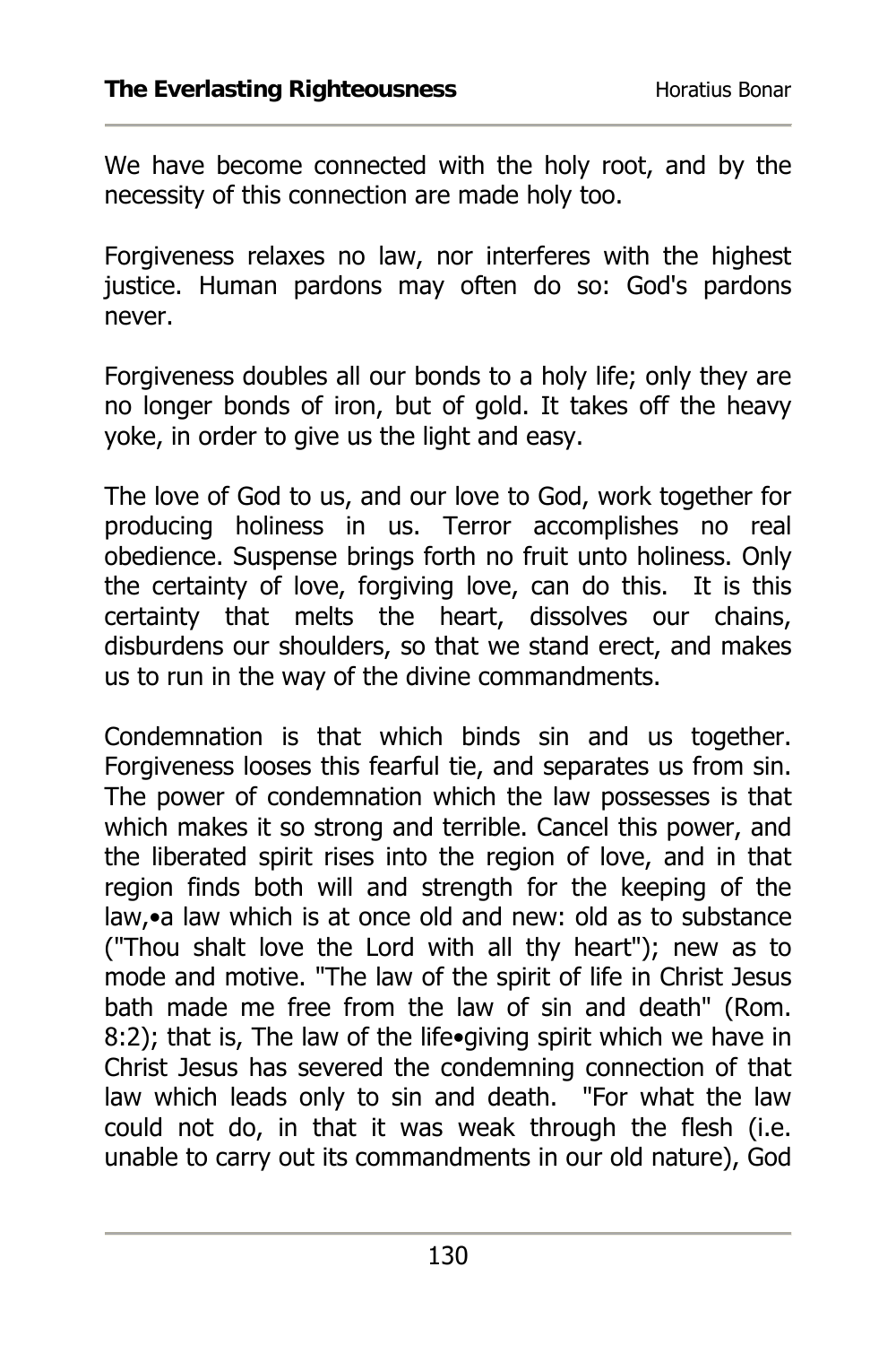We have become connected with the holy root, and by the necessity of this connection are made holy too.

Forgiveness relaxes no law, nor interferes with the highest justice. Human pardons may often do so: God's pardons never.

Forgiveness doubles all our bonds to a holy life; only they are no longer bonds of iron, but of gold. It takes off the heavy yoke, in order to give us the light and easy.

The love of God to us, and our love to God, work together for producing holiness in us. Terror accomplishes no real obedience. Suspense brings forth no fruit unto holiness. Only the certainty of love, forgiving love, can do this. It is this certainty that melts the heart, dissolves our chains, disburdens our shoulders, so that we stand erect, and makes us to run in the way of the divine commandments.

Condemnation is that which binds sin and us together. Forgiveness looses this fearful tie, and separates us from sin. The power of condemnation which the law possesses is that which makes it so strong and terrible. Cancel this power, and the liberated spirit rises into the region of love, and in that region finds both will and strength for the keeping of the law,•a law which is at once old and new: old as to substance ("Thou shalt love the Lord with all thy heart"); new as to mode and motive. "The law of the spirit of life in Christ Jesus bath made me free from the law of sin and death" (Rom. 8:2); that is, The law of the life•giving spirit which we have in Christ Jesus has severed the condemning connection of that law which leads only to sin and death. "For what the law could not do, in that it was weak through the flesh (i.e. unable to carry out its commandments in our old nature), God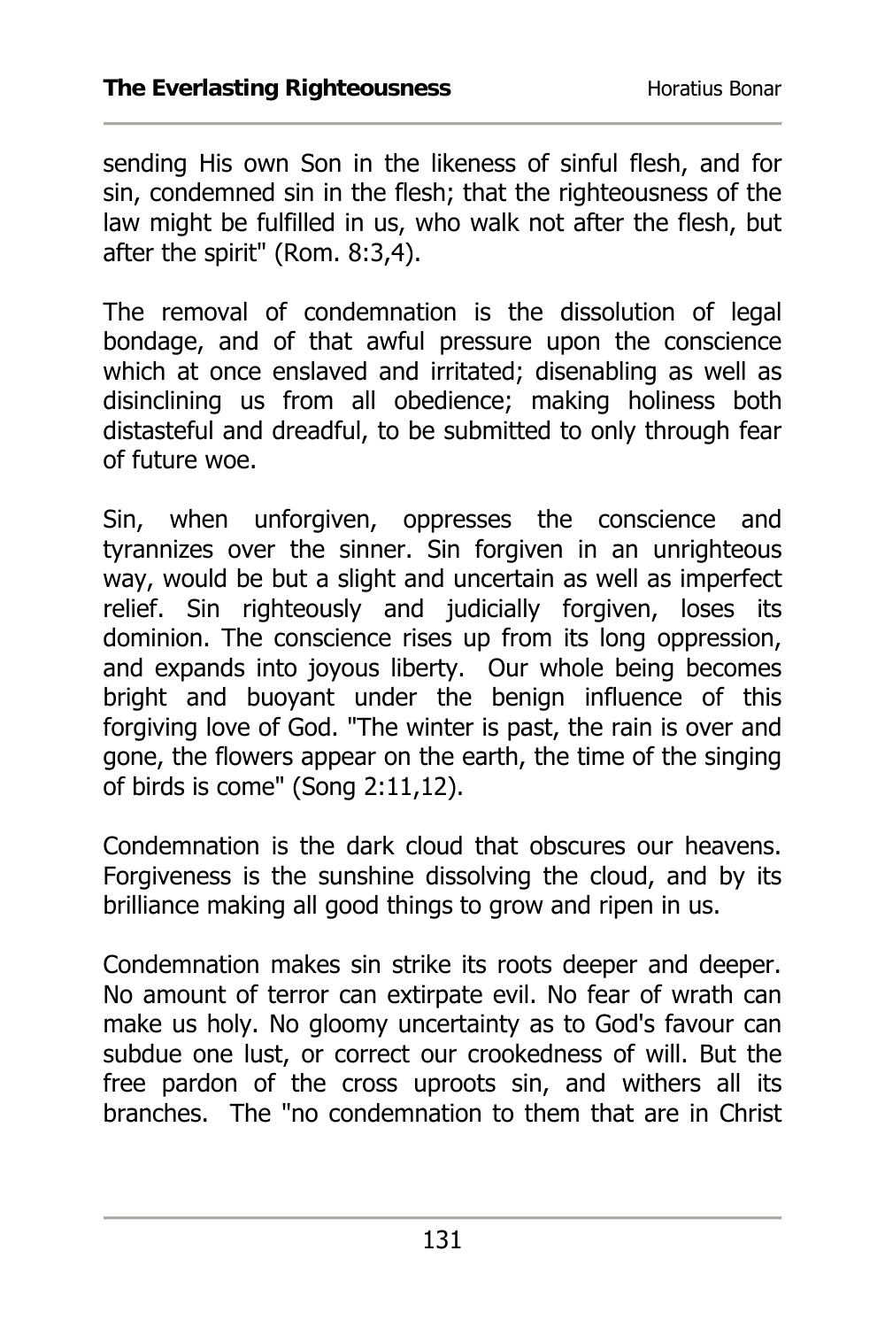sending His own Son in the likeness of sinful flesh, and for sin, condemned sin in the flesh; that the righteousness of the law might be fulfilled in us, who walk not after the flesh, but after the spirit" (Rom. 8:3,4).

The removal of condemnation is the dissolution of legal bondage, and of that awful pressure upon the conscience which at once enslaved and irritated; disenabling as well as disinclining us from all obedience; making holiness both distasteful and dreadful, to be submitted to only through fear of future woe.

Sin, when unforgiven, oppresses the conscience and tyrannizes over the sinner. Sin forgiven in an unrighteous way, would be but a slight and uncertain as well as imperfect relief. Sin righteously and judicially forgiven, loses its dominion. The conscience rises up from its long oppression, and expands into joyous liberty. Our whole being becomes bright and buoyant under the benign influence of this forgiving love of God. "The winter is past, the rain is over and gone, the flowers appear on the earth, the time of the singing of birds is come" (Song 2:11,12).

Condemnation is the dark cloud that obscures our heavens. Forgiveness is the sunshine dissolving the cloud, and by its brilliance making all good things to grow and ripen in us.

Condemnation makes sin strike its roots deeper and deeper. No amount of terror can extirpate evil. No fear of wrath can make us holy. No gloomy uncertainty as to God's favour can subdue one lust, or correct our crookedness of will. But the free pardon of the cross uproots sin, and withers all its branches. The "no condemnation to them that are in Christ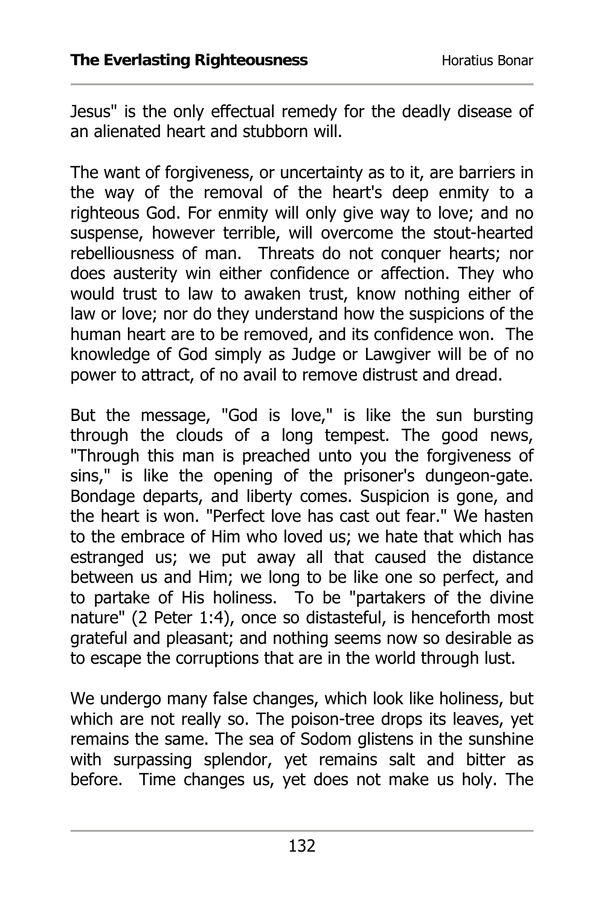Jesus" is the only effectual remedy for the deadly disease of an alienated heart and stubborn will.

The want of forgiveness, or uncertainty as to it, are barriers in the way of the removal of the heart's deep enmity to a righteous God. For enmity will only give way to love; and no suspense, however terrible, will overcome the stout-hearted rebelliousness of man. Threats do not conquer hearts; nor does austerity win either confidence or affection. They who would trust to law to awaken trust, know nothing either of law or love; nor do they understand how the suspicions of the human heart are to be removed, and its confidence won. The knowledge of God simply as Judge or Lawgiver will be of no power to attract, of no avail to remove distrust and dread.

But the message, "God is love," is like the sun bursting through the clouds of a long tempest. The good news, "Through this man is preached unto you the forgiveness of sins," is like the opening of the prisoner's dungeon-gate. Bondage departs, and liberty comes. Suspicion is gone, and the heart is won. "Perfect love has cast out fear." We hasten to the embrace of Him who loved us; we hate that which has estranged us; we put away all that caused the distance between us and Him; we long to be like one so perfect, and to partake of His holiness. To be "partakers of the divine nature" (2 Peter 1:4), once so distasteful, is henceforth most grateful and pleasant; and nothing seems now so desirable as to escape the corruptions that are in the world through lust.

We undergo many false changes, which look like holiness, but which are not really so. The poison-tree drops its leaves, yet remains the same. The sea of Sodom glistens in the sunshine with surpassing splendor, yet remains salt and bitter as before. Time changes us, yet does not make us holy. The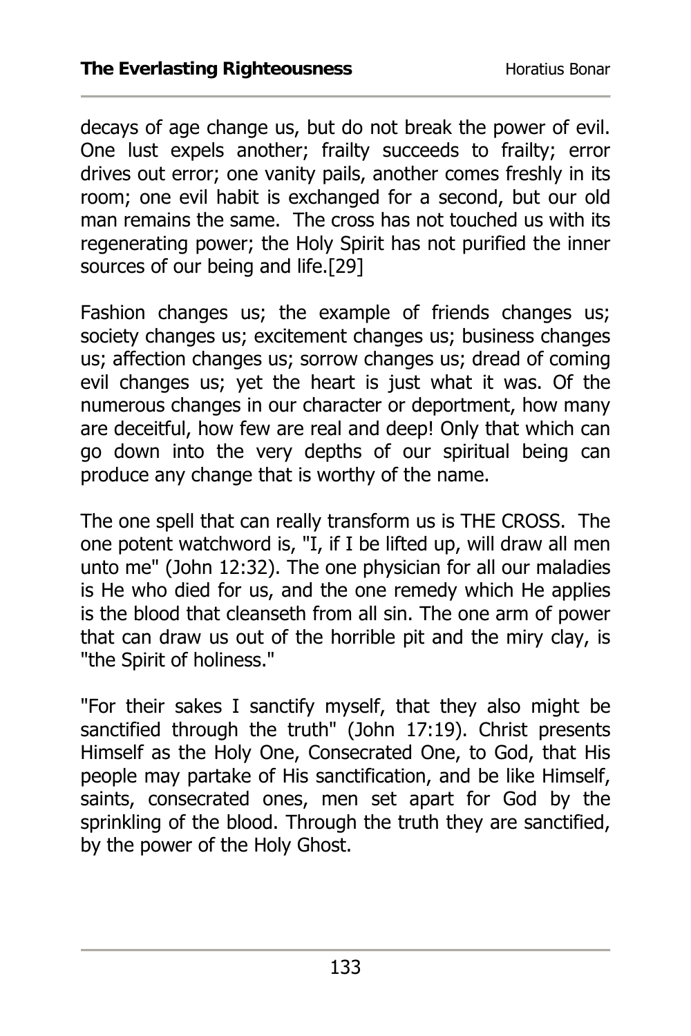decays of age change us, but do not break the power of evil. One lust expels another; frailty succeeds to frailty; error drives out error; one vanity pails, another comes freshly in its room; one evil habit is exchanged for a second, but our old man remains the same. The cross has not touched us with its regenerating power; the Holy Spirit has not purified the inner sources of our being and life.[29]

Fashion changes us; the example of friends changes us; society changes us; excitement changes us; business changes us; affection changes us; sorrow changes us; dread of coming evil changes us; yet the heart is just what it was. Of the numerous changes in our character or deportment, how many are deceitful, how few are real and deep! Only that which can go down into the very depths of our spiritual being can produce any change that is worthy of the name.

The one spell that can really transform us is THE CROSS. The one potent watchword is, "I, if I be lifted up, will draw all men unto me" (John 12:32). The one physician for all our maladies is He who died for us, and the one remedy which He applies is the blood that cleanseth from all sin. The one arm of power that can draw us out of the horrible pit and the miry clay, is "the Spirit of holiness."

"For their sakes I sanctify myself, that they also might be sanctified through the truth" (John 17:19). Christ presents Himself as the Holy One, Consecrated One, to God, that His people may partake of His sanctification, and be like Himself, saints, consecrated ones, men set apart for God by the sprinkling of the blood. Through the truth they are sanctified, by the power of the Holy Ghost.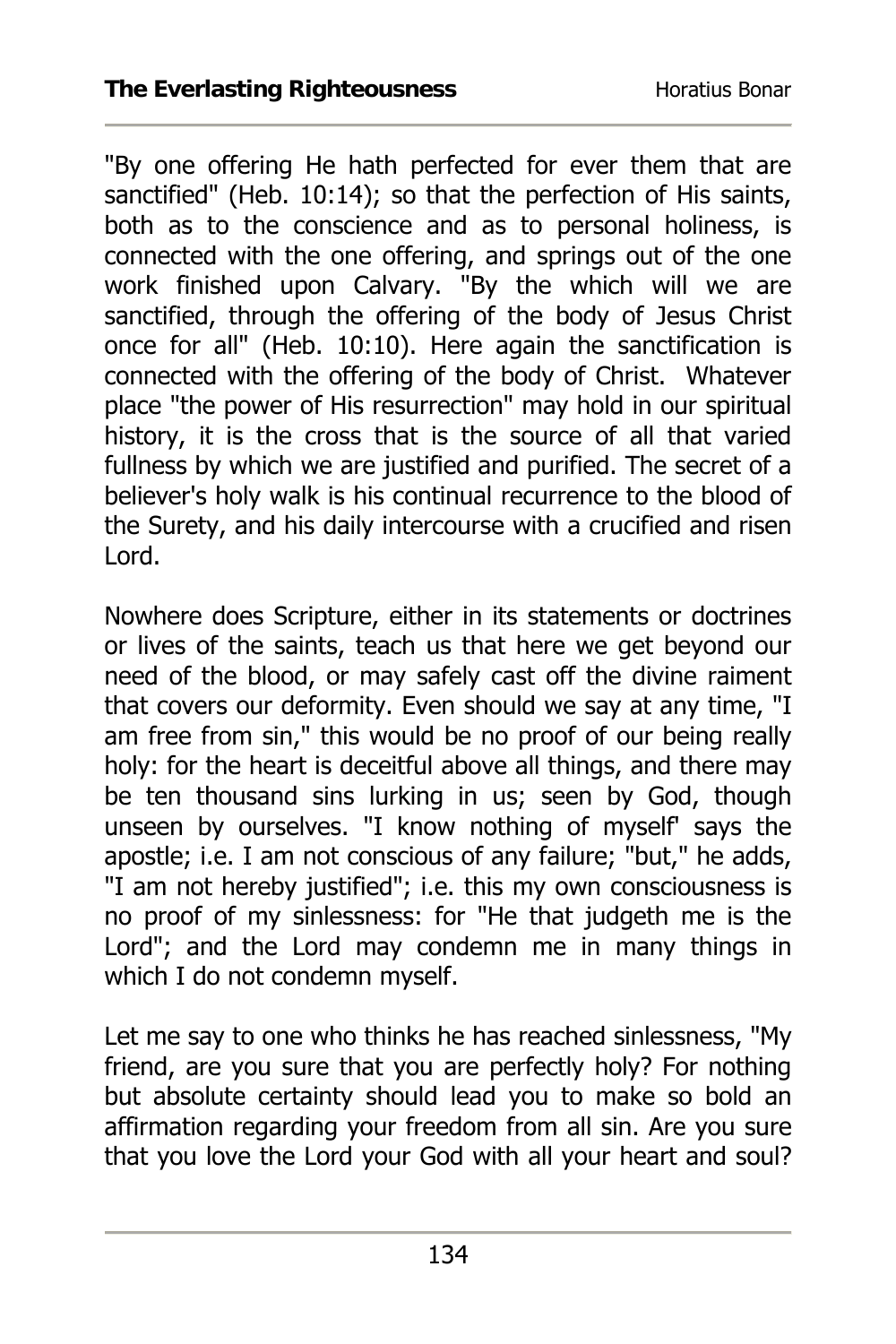"By one offering He hath perfected for ever them that are sanctified" (Heb. 10:14); so that the perfection of His saints, both as to the conscience and as to personal holiness, is connected with the one offering, and springs out of the one work finished upon Calvary. "By the which will we are sanctified, through the offering of the body of Jesus Christ once for all" (Heb. 10:10). Here again the sanctification is connected with the offering of the body of Christ. Whatever place "the power of His resurrection" may hold in our spiritual history, it is the cross that is the source of all that varied fullness by which we are justified and purified. The secret of a believer's holy walk is his continual recurrence to the blood of the Surety, and his daily intercourse with a crucified and risen Lord.

Nowhere does Scripture, either in its statements or doctrines or lives of the saints, teach us that here we get beyond our need of the blood, or may safely cast off the divine raiment that covers our deformity. Even should we say at any time, "I am free from sin," this would be no proof of our being really holy: for the heart is deceitful above all things, and there may be ten thousand sins lurking in us; seen by God, though unseen by ourselves. "I know nothing of myself' says the apostle; i.e. I am not conscious of any failure; "but," he adds, "I am not hereby justified"; i.e. this my own consciousness is no proof of my sinlessness: for "He that judgeth me is the Lord"; and the Lord may condemn me in many things in which I do not condemn myself.

Let me say to one who thinks he has reached sinlessness, "My friend, are you sure that you are perfectly holy? For nothing but absolute certainty should lead you to make so bold an affirmation regarding your freedom from all sin. Are you sure that you love the Lord your God with all your heart and soul?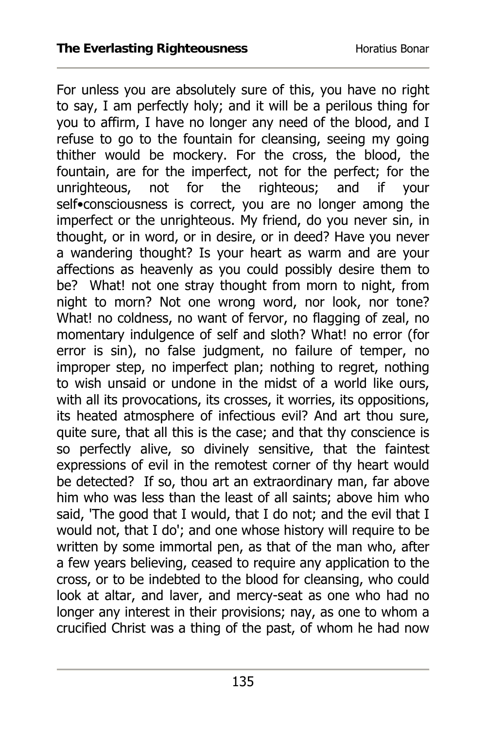For unless you are absolutely sure of this, you have no right to say, I am perfectly holy; and it will be a perilous thing for you to affirm, I have no longer any need of the blood, and I refuse to go to the fountain for cleansing, seeing my going thither would be mockery. For the cross, the blood, the fountain, are for the imperfect, not for the perfect; for the unrighteous, not for the righteous; and if your self•consciousness is correct, you are no longer among the imperfect or the unrighteous. My friend, do you never sin, in thought, or in word, or in desire, or in deed? Have you never a wandering thought? Is your heart as warm and are your affections as heavenly as you could possibly desire them to be? What! not one stray thought from morn to night, from night to morn? Not one wrong word, nor look, nor tone? What! no coldness, no want of fervor, no flagging of zeal, no momentary indulgence of self and sloth? What! no error (for error is sin), no false judgment, no failure of temper, no improper step, no imperfect plan; nothing to regret, nothing to wish unsaid or undone in the midst of a world like ours, with all its provocations, its crosses, it worries, its oppositions, its heated atmosphere of infectious evil? And art thou sure, quite sure, that all this is the case; and that thy conscience is so perfectly alive, so divinely sensitive, that the faintest expressions of evil in the remotest corner of thy heart would be detected? If so, thou art an extraordinary man, far above him who was less than the least of all saints; above him who said, 'The good that I would, that I do not; and the evil that I would not, that I do'; and one whose history will require to be written by some immortal pen, as that of the man who, after a few years believing, ceased to require any application to the cross, or to be indebted to the blood for cleansing, who could look at altar, and laver, and mercy-seat as one who had no longer any interest in their provisions; nay, as one to whom a crucified Christ was a thing of the past, of whom he had now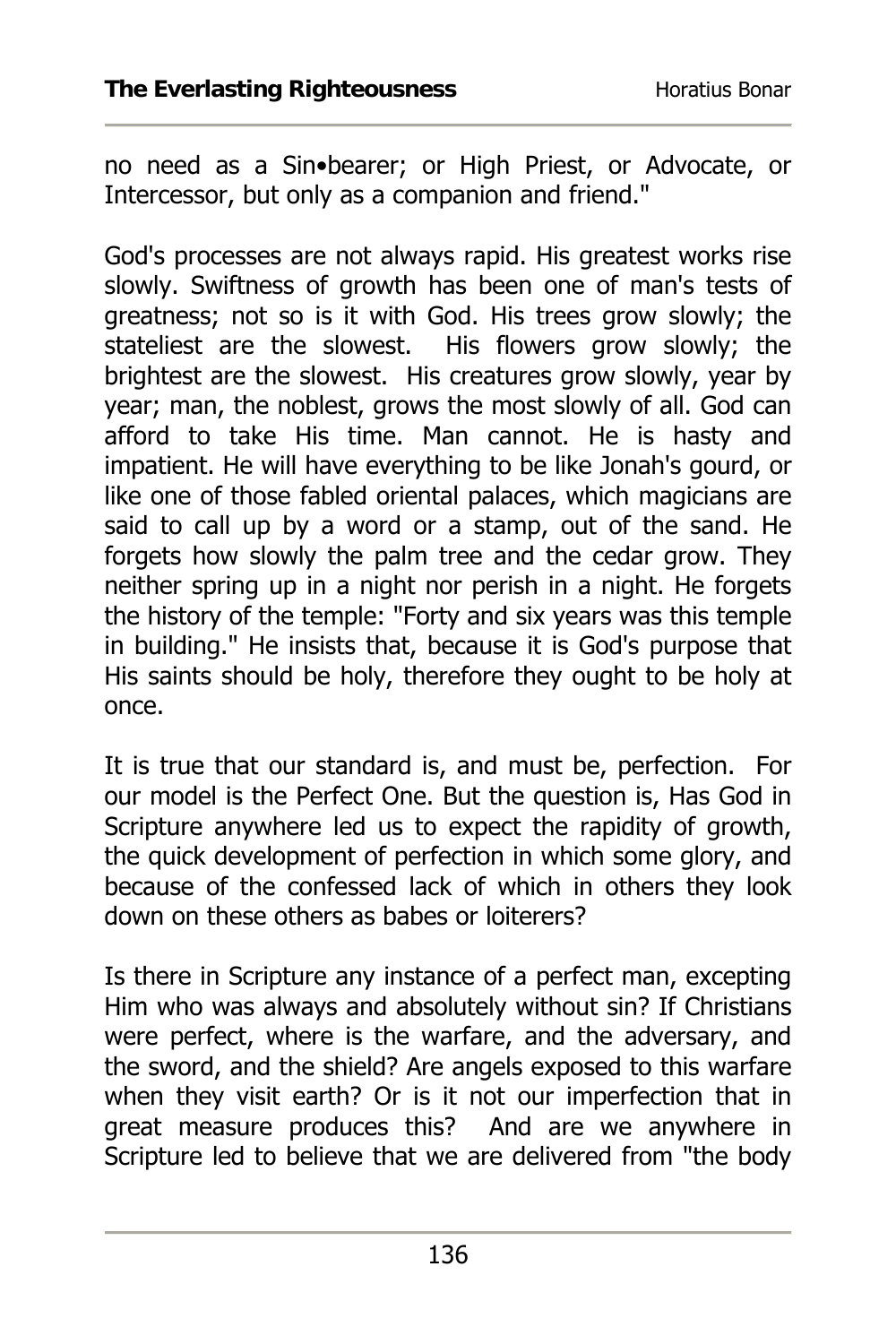no need as a Sin•bearer; or High Priest, or Advocate, or Intercessor, but only as a companion and friend."

God's processes are not always rapid. His greatest works rise slowly. Swiftness of growth has been one of man's tests of greatness; not so is it with God. His trees grow slowly; the stateliest are the slowest. His flowers grow slowly; the brightest are the slowest. His creatures grow slowly, year by year; man, the noblest, grows the most slowly of all. God can afford to take His time. Man cannot. He is hasty and impatient. He will have everything to be like Jonah's gourd, or like one of those fabled oriental palaces, which magicians are said to call up by a word or a stamp, out of the sand. He forgets how slowly the palm tree and the cedar grow. They neither spring up in a night nor perish in a night. He forgets the history of the temple: "Forty and six years was this temple in building." He insists that, because it is God's purpose that His saints should be holy, therefore they ought to be holy at once.

It is true that our standard is, and must be, perfection. For our model is the Perfect One. But the question is, Has God in Scripture anywhere led us to expect the rapidity of growth, the quick development of perfection in which some glory, and because of the confessed lack of which in others they look down on these others as babes or loiterers?

Is there in Scripture any instance of a perfect man, excepting Him who was always and absolutely without sin? If Christians were perfect, where is the warfare, and the adversary, and the sword, and the shield? Are angels exposed to this warfare when they visit earth? Or is it not our imperfection that in great measure produces this? And are we anywhere in Scripture led to believe that we are delivered from "the body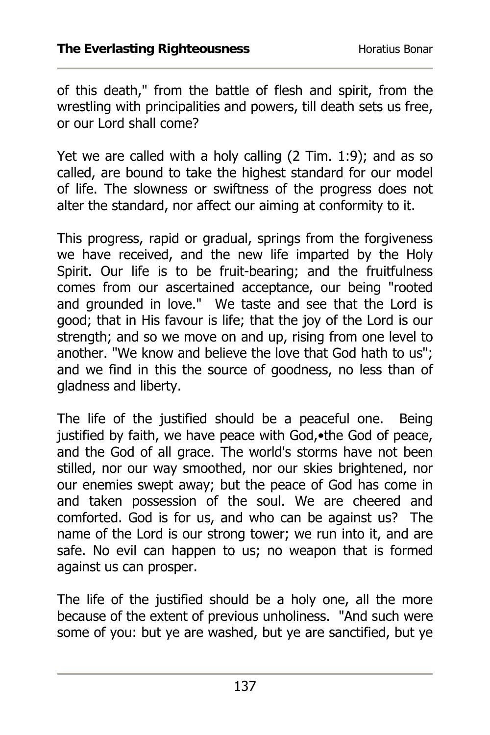of this death," from the battle of flesh and spirit, from the wrestling with principalities and powers, till death sets us free, or our Lord shall come?

Yet we are called with a holy calling (2 Tim. 1:9); and as so called, are bound to take the highest standard for our model of life. The slowness or swiftness of the progress does not alter the standard, nor affect our aiming at conformity to it.

This progress, rapid or gradual, springs from the forgiveness we have received, and the new life imparted by the Holy Spirit. Our life is to be fruit-bearing; and the fruitfulness comes from our ascertained acceptance, our being "rooted and grounded in love." We taste and see that the Lord is good; that in His favour is life; that the joy of the Lord is our strength; and so we move on and up, rising from one level to another. "We know and believe the love that God hath to us"; and we find in this the source of goodness, no less than of gladness and liberty.

The life of the justified should be a peaceful one. Being justified by faith, we have peace with God,•the God of peace, and the God of all grace. The world's storms have not been stilled, nor our way smoothed, nor our skies brightened, nor our enemies swept away; but the peace of God has come in and taken possession of the soul. We are cheered and comforted. God is for us, and who can be against us? The name of the Lord is our strong tower; we run into it, and are safe. No evil can happen to us; no weapon that is formed against us can prosper.

The life of the justified should be a holy one, all the more because of the extent of previous unholiness. "And such were some of you: but ye are washed, but ye are sanctified, but ye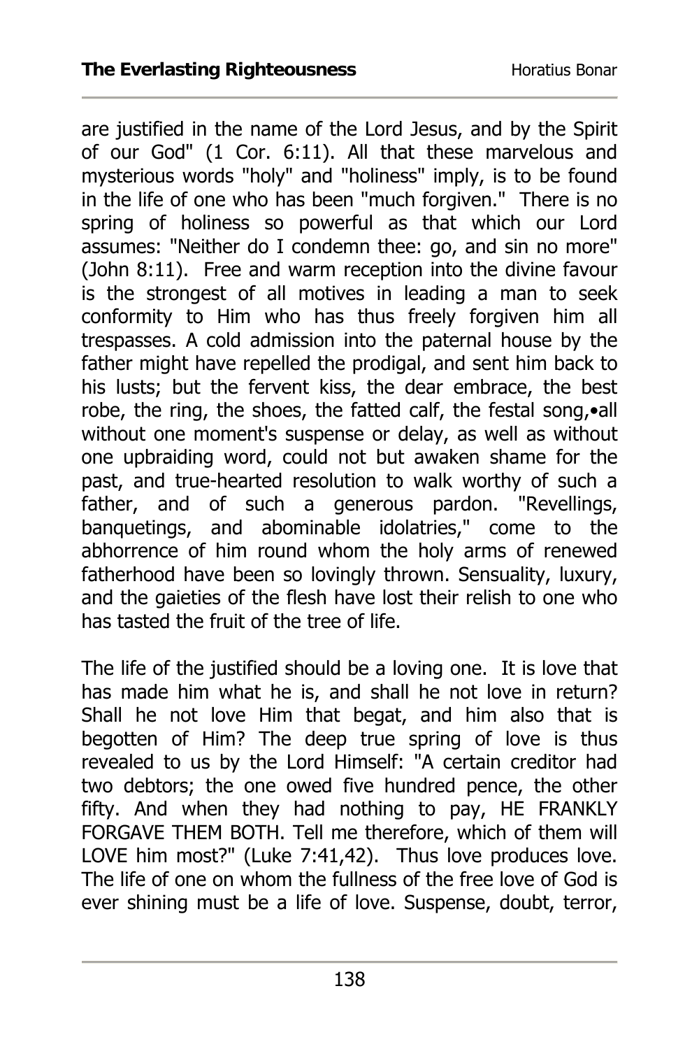are justified in the name of the Lord Jesus, and by the Spirit of our God" (1 Cor. 6:11). All that these marvelous and mysterious words "holy" and "holiness" imply, is to be found in the life of one who has been "much forgiven." There is no spring of holiness so powerful as that which our Lord assumes: "Neither do I condemn thee: go, and sin no more" (John 8:11). Free and warm reception into the divine favour is the strongest of all motives in leading a man to seek conformity to Him who has thus freely forgiven him all trespasses. A cold admission into the paternal house by the father might have repelled the prodigal, and sent him back to his lusts; but the fervent kiss, the dear embrace, the best robe, the ring, the shoes, the fatted calf, the festal song,•all without one moment's suspense or delay, as well as without one upbraiding word, could not but awaken shame for the past, and true-hearted resolution to walk worthy of such a father, and of such a generous pardon. "Revellings, banquetings, and abominable idolatries," come to the abhorrence of him round whom the holy arms of renewed fatherhood have been so lovingly thrown. Sensuality, luxury, and the gaieties of the flesh have lost their relish to one who has tasted the fruit of the tree of life.

The life of the justified should be a loving one. It is love that has made him what he is, and shall he not love in return? Shall he not love Him that begat, and him also that is begotten of Him? The deep true spring of love is thus revealed to us by the Lord Himself: "A certain creditor had two debtors; the one owed five hundred pence, the other fifty. And when they had nothing to pay, HE FRANKLY FORGAVE THEM BOTH. Tell me therefore, which of them will LOVE him most?" (Luke 7:41,42). Thus love produces love. The life of one on whom the fullness of the free love of God is ever shining must be a life of love. Suspense, doubt, terror,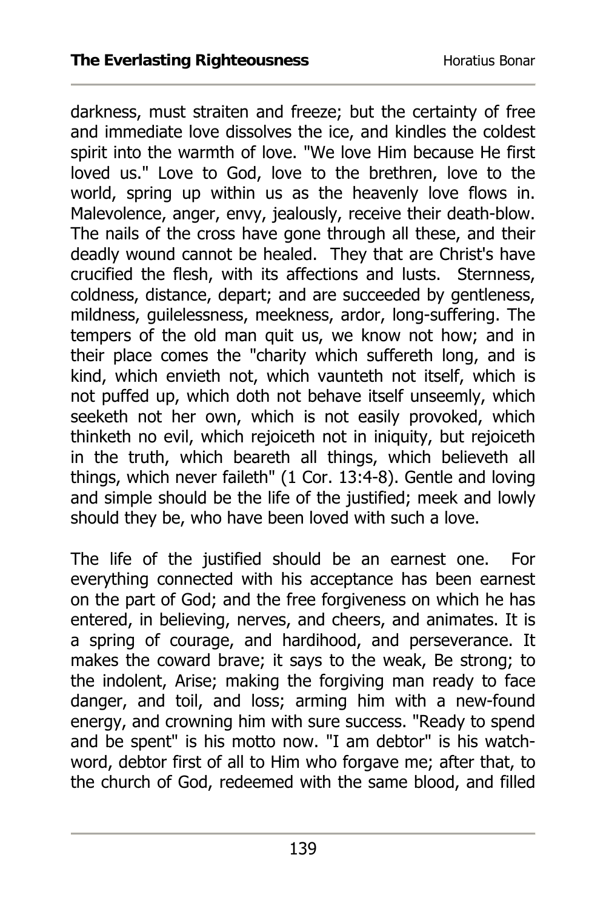darkness, must straiten and freeze; but the certainty of free and immediate love dissolves the ice, and kindles the coldest spirit into the warmth of love. "We love Him because He first loved us." Love to God, love to the brethren, love to the world, spring up within us as the heavenly love flows in. Malevolence, anger, envy, jealously, receive their death-blow. The nails of the cross have gone through all these, and their deadly wound cannot be healed. They that are Christ's have crucified the flesh, with its affections and lusts. Sternness, coldness, distance, depart; and are succeeded by gentleness, mildness, guilelessness, meekness, ardor, long-suffering. The tempers of the old man quit us, we know not how; and in their place comes the "charity which suffereth long, and is kind, which envieth not, which vaunteth not itself, which is not puffed up, which doth not behave itself unseemly, which seeketh not her own, which is not easily provoked, which thinketh no evil, which rejoiceth not in iniquity, but rejoiceth in the truth, which beareth all things, which believeth all things, which never faileth" (1 Cor. 13:4-8). Gentle and loving and simple should be the life of the justified; meek and lowly should they be, who have been loved with such a love.

The life of the justified should be an earnest one. For everything connected with his acceptance has been earnest on the part of God; and the free forgiveness on which he has entered, in believing, nerves, and cheers, and animates. It is a spring of courage, and hardihood, and perseverance. It makes the coward brave; it says to the weak, Be strong; to the indolent, Arise; making the forgiving man ready to face danger, and toil, and loss; arming him with a new-found energy, and crowning him with sure success. "Ready to spend and be spent" is his motto now. "I am debtor" is his watch-word, debtor first of all to Him who forgave me; after that, to the church of God, redeemed with the same blood, and filled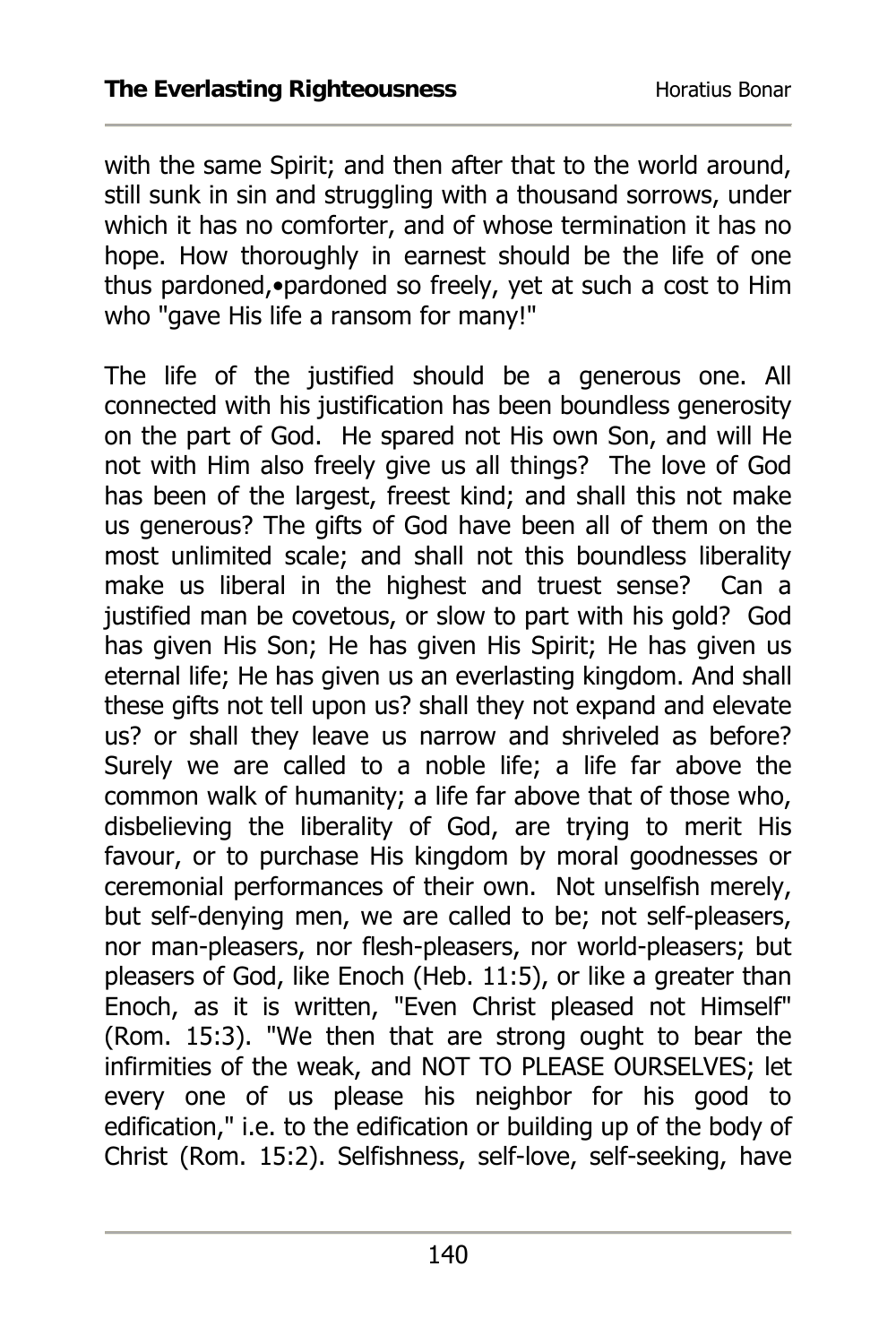with the same Spirit; and then after that to the world around, still sunk in sin and struggling with a thousand sorrows, under which it has no comforter, and of whose termination it has no hope. How thoroughly in earnest should be the life of one thus pardoned,•pardoned so freely, yet at such a cost to Him who "gave His life a ransom for many!"

The life of the justified should be a generous one. All connected with his justification has been boundless generosity on the part of God. He spared not His own Son, and will He not with Him also freely give us all things? The love of God has been of the largest, freest kind; and shall this not make us generous? The gifts of God have been all of them on the most unlimited scale; and shall not this boundless liberality make us liberal in the highest and truest sense? Can a justified man be covetous, or slow to part with his gold? God has given His Son; He has given His Spirit; He has given us eternal life; He has given us an everlasting kingdom. And shall these gifts not tell upon us? shall they not expand and elevate us? or shall they leave us narrow and shriveled as before? Surely we are called to a noble life; a life far above the common walk of humanity; a life far above that of those who, disbelieving the liberality of God, are trying to merit His favour, or to purchase His kingdom by moral goodnesses or ceremonial performances of their own. Not unselfish merely, but self-denying men, we are called to be; not self-pleasers, nor man-pleasers, nor flesh-pleasers, nor world-pleasers; but pleasers of God, like Enoch (Heb. 11:5), or like a greater than Enoch, as it is written, "Even Christ pleased not Himself" (Rom. 15:3). "We then that are strong ought to bear the infirmities of the weak, and NOT TO PLEASE OURSELVES; let every one of us please his neighbor for his good to edification," i.e. to the edification or building up of the body of Christ (Rom. 15:2). Selfishness, self-love, self-seeking, have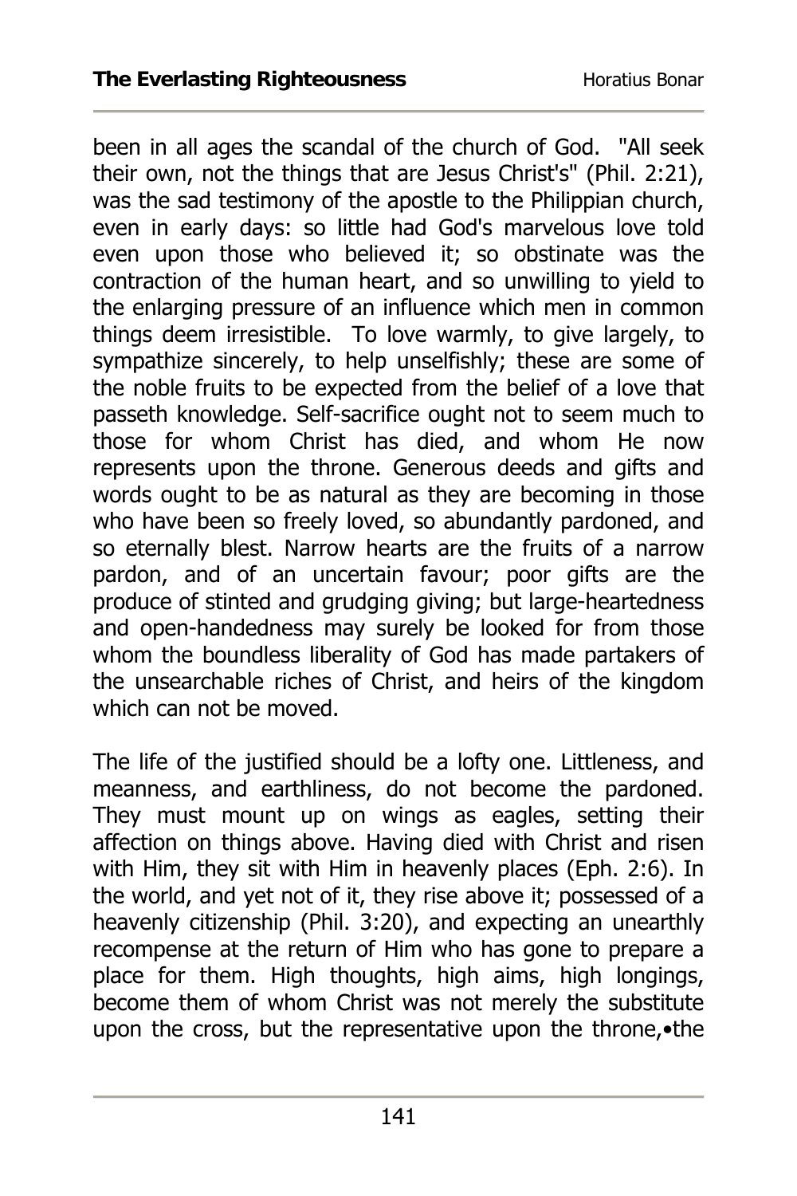been in all ages the scandal of the church of God. "All seek their own, not the things that are Jesus Christ's" (Phil. 2:21), was the sad testimony of the apostle to the Philippian church, even in early days: so little had God's marvelous love told even upon those who believed it; so obstinate was the contraction of the human heart, and so unwilling to yield to the enlarging pressure of an influence which men in common things deem irresistible. To love warmly, to give largely, to sympathize sincerely, to help unselfishly; these are some of the noble fruits to be expected from the belief of a love that passeth knowledge. Self-sacrifice ought not to seem much to those for whom Christ has died, and whom He now represents upon the throne. Generous deeds and gifts and words ought to be as natural as they are becoming in those who have been so freely loved, so abundantly pardoned, and so eternally blest. Narrow hearts are the fruits of a narrow pardon, and of an uncertain favour; poor gifts are the produce of stinted and grudging giving; but large-heartedness and open-handedness may surely be looked for from those whom the boundless liberality of God has made partakers of the unsearchable riches of Christ, and heirs of the kingdom which can not be moved.

The life of the justified should be a lofty one. Littleness, and meanness, and earthliness, do not become the pardoned. They must mount up on wings as eagles, setting their affection on things above. Having died with Christ and risen with Him, they sit with Him in heavenly places (Eph. 2:6). In the world, and yet not of it, they rise above it; possessed of a heavenly citizenship (Phil. 3:20), and expecting an unearthly recompense at the return of Him who has gone to prepare a place for them. High thoughts, high aims, high longings, become them of whom Christ was not merely the substitute upon the cross, but the representative upon the throne,•the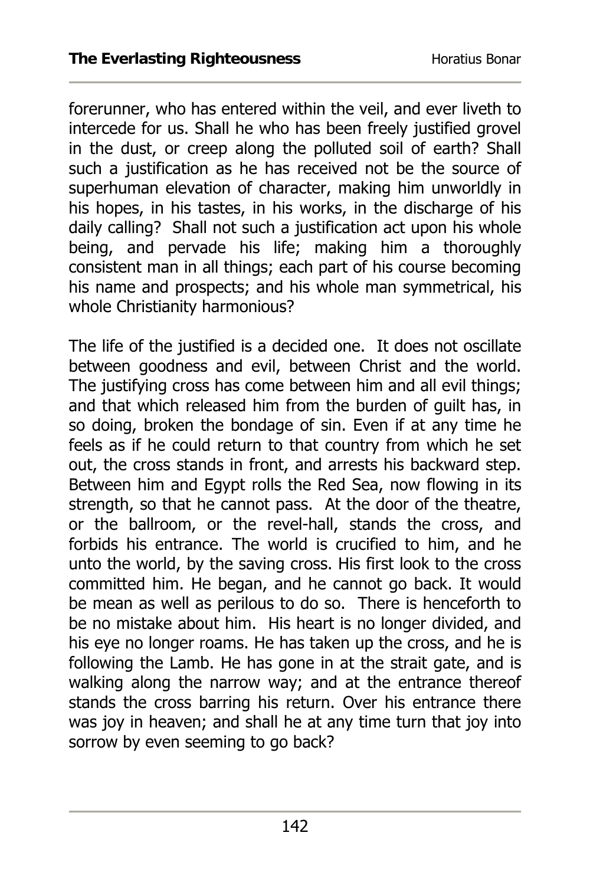forerunner, who has entered within the veil, and ever liveth to intercede for us. Shall he who has been freely justified grovel in the dust, or creep along the polluted soil of earth? Shall such a justification as he has received not be the source of superhuman elevation of character, making him unworldly in his hopes, in his tastes, in his works, in the discharge of his daily calling? Shall not such a justification act upon his whole being, and pervade his life; making him a thoroughly consistent man in all things; each part of his course becoming his name and prospects; and his whole man symmetrical, his whole Christianity harmonious?

The life of the justified is a decided one. It does not oscillate between goodness and evil, between Christ and the world. The justifying cross has come between him and all evil things; and that which released him from the burden of guilt has, in so doing, broken the bondage of sin. Even if at any time he feels as if he could return to that country from which he set out, the cross stands in front, and arrests his backward step. Between him and Egypt rolls the Red Sea, now flowing in its strength, so that he cannot pass. At the door of the theatre, or the ballroom, or the revel-hall, stands the cross, and forbids his entrance. The world is crucified to him, and he unto the world, by the saving cross. His first look to the cross committed him. He began, and he cannot go back. It would be mean as well as perilous to do so. There is henceforth to be no mistake about him. His heart is no longer divided, and his eye no longer roams. He has taken up the cross, and he is following the Lamb. He has gone in at the strait gate, and is walking along the narrow way; and at the entrance thereof stands the cross barring his return. Over his entrance there was joy in heaven; and shall he at any time turn that joy into sorrow by even seeming to go back?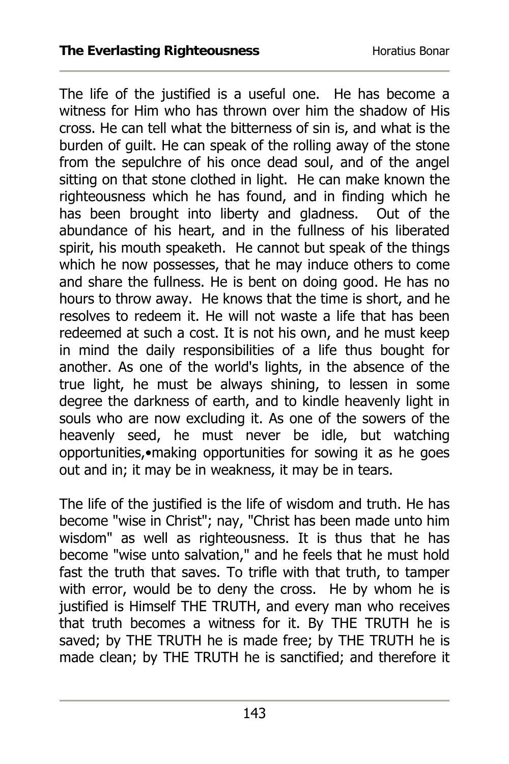The life of the justified is a useful one. He has become a witness for Him who has thrown over him the shadow of His cross. He can tell what the bitterness of sin is, and what is the burden of guilt. He can speak of the rolling away of the stone from the sepulchre of his once dead soul, and of the angel sitting on that stone clothed in light. He can make known the righteousness which he has found, and in finding which he has been brought into liberty and gladness. Out of the abundance of his heart, and in the fullness of his liberated spirit, his mouth speaketh. He cannot but speak of the things which he now possesses, that he may induce others to come and share the fullness. He is bent on doing good. He has no hours to throw away. He knows that the time is short, and he resolves to redeem it. He will not waste a life that has been redeemed at such a cost. It is not his own, and he must keep in mind the daily responsibilities of a life thus bought for another. As one of the world's lights, in the absence of the true light, he must be always shining, to lessen in some degree the darkness of earth, and to kindle heavenly light in souls who are now excluding it. As one of the sowers of the heavenly seed, he must never be idle, but watching opportunities,•making opportunities for sowing it as he goes out and in; it may be in weakness, it may be in tears.

The life of the justified is the life of wisdom and truth. He has become "wise in Christ"; nay, "Christ has been made unto him wisdom" as well as righteousness. It is thus that he has become "wise unto salvation," and he feels that he must hold fast the truth that saves. To trifle with that truth, to tamper with error, would be to deny the cross. He by whom he is justified is Himself THE TRUTH, and every man who receives that truth becomes a witness for it. By THE TRUTH he is saved; by THE TRUTH he is made free; by THE TRUTH he is made clean; by THE TRUTH he is sanctified; and therefore it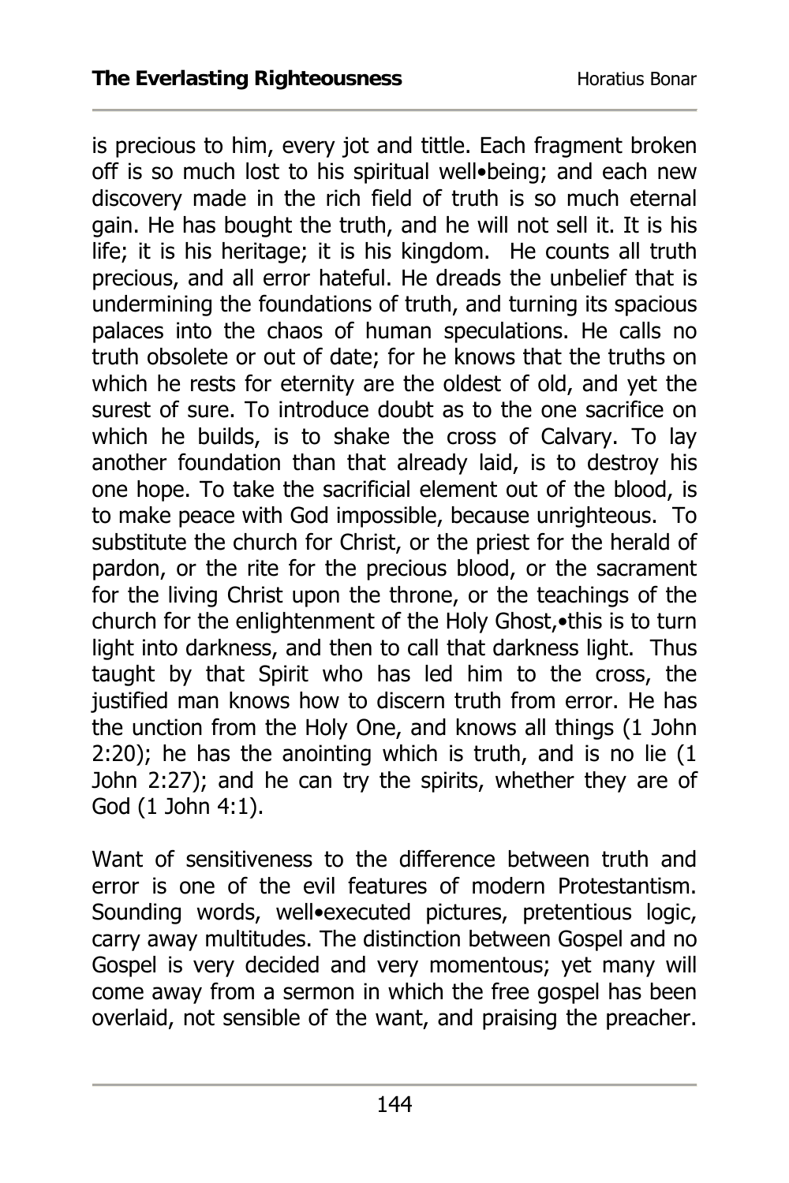is precious to him, every jot and tittle. Each fragment broken off is so much lost to his spiritual well•being; and each new discovery made in the rich field of truth is so much eternal gain. He has bought the truth, and he will not sell it. It is his life; it is his heritage; it is his kingdom. He counts all truth precious, and all error hateful. He dreads the unbelief that is undermining the foundations of truth, and turning its spacious palaces into the chaos of human speculations. He calls no truth obsolete or out of date; for he knows that the truths on which he rests for eternity are the oldest of old, and yet the surest of sure. To introduce doubt as to the one sacrifice on which he builds, is to shake the cross of Calvary. To lay another foundation than that already laid, is to destroy his one hope. To take the sacrificial element out of the blood, is to make peace with God impossible, because unrighteous. To substitute the church for Christ, or the priest for the herald of pardon, or the rite for the precious blood, or the sacrament for the living Christ upon the throne, or the teachings of the church for the enlightenment of the Holy Ghost,•this is to turn light into darkness, and then to call that darkness light. Thus taught by that Spirit who has led him to the cross, the justified man knows how to discern truth from error. He has the unction from the Holy One, and knows all things (1 John 2:20); he has the anointing which is truth, and is no lie (1 John 2:27); and he can try the spirits, whether they are of God (1 John 4:1).

Want of sensitiveness to the difference between truth and error is one of the evil features of modern Protestantism. Sounding words, well•executed pictures, pretentious logic, carry away multitudes. The distinction between Gospel and no Gospel is very decided and very momentous; yet many will come away from a sermon in which the free gospel has been overlaid, not sensible of the want, and praising the preacher.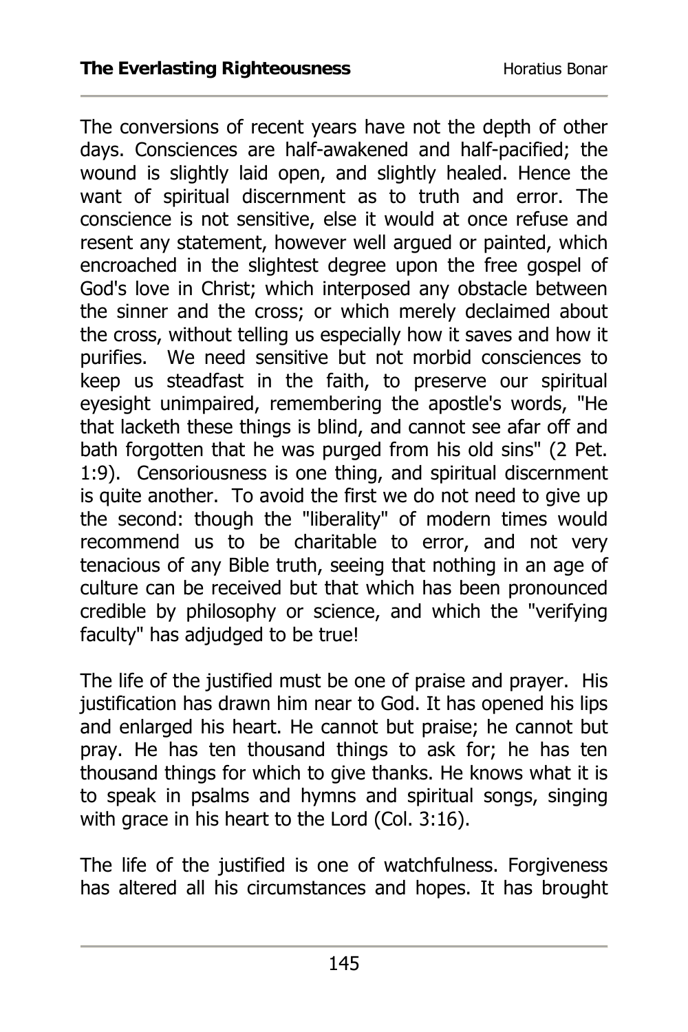The conversions of recent years have not the depth of other days. Consciences are half-awakened and half-pacified; the wound is slightly laid open, and slightly healed. Hence the want of spiritual discernment as to truth and error. The conscience is not sensitive, else it would at once refuse and resent any statement, however well argued or painted, which encroached in the slightest degree upon the free gospel of God's love in Christ; which interposed any obstacle between the sinner and the cross; or which merely declaimed about the cross, without telling us especially how it saves and how it purifies. We need sensitive but not morbid consciences to keep us steadfast in the faith, to preserve our spiritual eyesight unimpaired, remembering the apostle's words, "He that lacketh these things is blind, and cannot see afar off and bath forgotten that he was purged from his old sins" (2 Pet. 1:9). Censoriousness is one thing, and spiritual discernment is quite another. To avoid the first we do not need to give up the second: though the "liberality" of modern times would recommend us to be charitable to error, and not very tenacious of any Bible truth, seeing that nothing in an age of culture can be received but that which has been pronounced credible by philosophy or science, and which the "verifying faculty" has adjudged to be true!

The life of the justified must be one of praise and prayer. His justification has drawn him near to God. It has opened his lips and enlarged his heart. He cannot but praise; he cannot but pray. He has ten thousand things to ask for; he has ten thousand things for which to give thanks. He knows what it is to speak in psalms and hymns and spiritual songs, singing with grace in his heart to the Lord (Col. 3:16).

The life of the justified is one of watchfulness. Forgiveness has altered all his circumstances and hopes. It has brought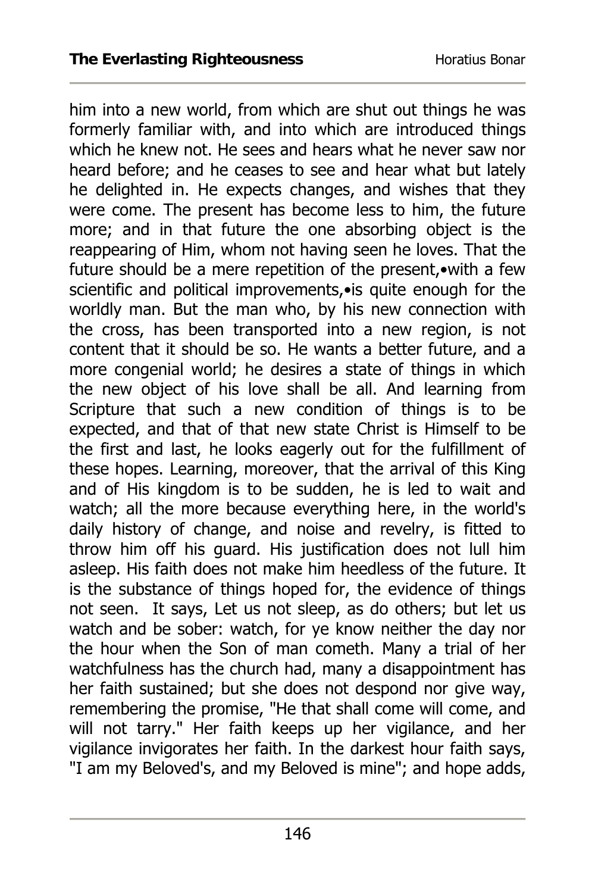him into a new world, from which are shut out things he was formerly familiar with, and into which are introduced things which he knew not. He sees and hears what he never saw nor heard before; and he ceases to see and hear what but lately he delighted in. He expects changes, and wishes that they were come. The present has become less to him, the future more; and in that future the one absorbing object is the reappearing of Him, whom not having seen he loves. That the future should be a mere repetition of the present,•with a few scientific and political improvements,•is quite enough for the worldly man. But the man who, by his new connection with the cross, has been transported into a new region, is not content that it should be so. He wants a better future, and a more congenial world; he desires a state of things in which the new object of his love shall be all. And learning from Scripture that such a new condition of things is to be expected, and that of that new state Christ is Himself to be the first and last, he looks eagerly out for the fulfillment of these hopes. Learning, moreover, that the arrival of this King and of His kingdom is to be sudden, he is led to wait and watch; all the more because everything here, in the world's daily history of change, and noise and revelry, is fitted to throw him off his guard. His justification does not lull him asleep. His faith does not make him heedless of the future. It is the substance of things hoped for, the evidence of things not seen. It says, Let us not sleep, as do others; but let us watch and be sober: watch, for ye know neither the day nor the hour when the Son of man cometh. Many a trial of her watchfulness has the church had, many a disappointment has her faith sustained; but she does not despond nor give way, remembering the promise, "He that shall come will come, and will not tarry." Her faith keeps up her vigilance, and her vigilance invigorates her faith. In the darkest hour faith says, "I am my Beloved's, and my Beloved is mine"; and hope adds,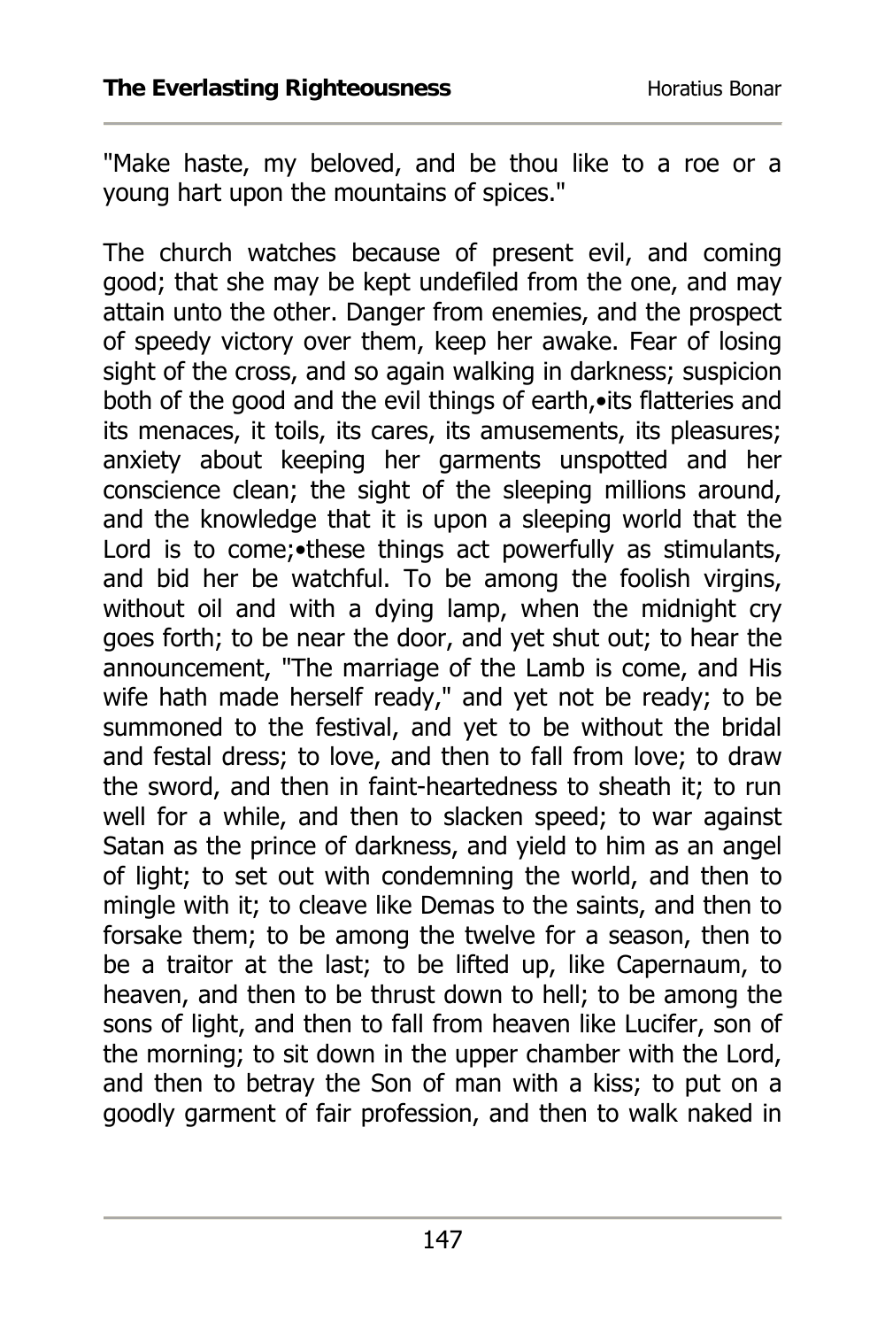"Make haste, my beloved, and be thou like to a roe or a young hart upon the mountains of spices."

The church watches because of present evil, and coming good; that she may be kept undefiled from the one, and may attain unto the other. Danger from enemies, and the prospect of speedy victory over them, keep her awake. Fear of losing sight of the cross, and so again walking in darkness; suspicion both of the good and the evil things of earth,•its flatteries and its menaces, it toils, its cares, its amusements, its pleasures; anxiety about keeping her garments unspotted and her conscience clean; the sight of the sleeping millions around, and the knowledge that it is upon a sleeping world that the Lord is to come;•these things act powerfully as stimulants, and bid her be watchful. To be among the foolish virgins, without oil and with a dying lamp, when the midnight cry goes forth; to be near the door, and yet shut out; to hear the announcement, "The marriage of the Lamb is come, and His wife hath made herself ready," and yet not be ready; to be summoned to the festival, and yet to be without the bridal and festal dress; to love, and then to fall from love; to draw the sword, and then in faint-heartedness to sheath it; to run well for a while, and then to slacken speed; to war against Satan as the prince of darkness, and yield to him as an angel of light; to set out with condemning the world, and then to mingle with it; to cleave like Demas to the saints, and then to forsake them; to be among the twelve for a season, then to be a traitor at the last; to be lifted up, like Capernaum, to heaven, and then to be thrust down to hell; to be among the sons of light, and then to fall from heaven like Lucifer, son of the morning; to sit down in the upper chamber with the Lord, and then to betray the Son of man with a kiss; to put on a goodly garment of fair profession, and then to walk naked in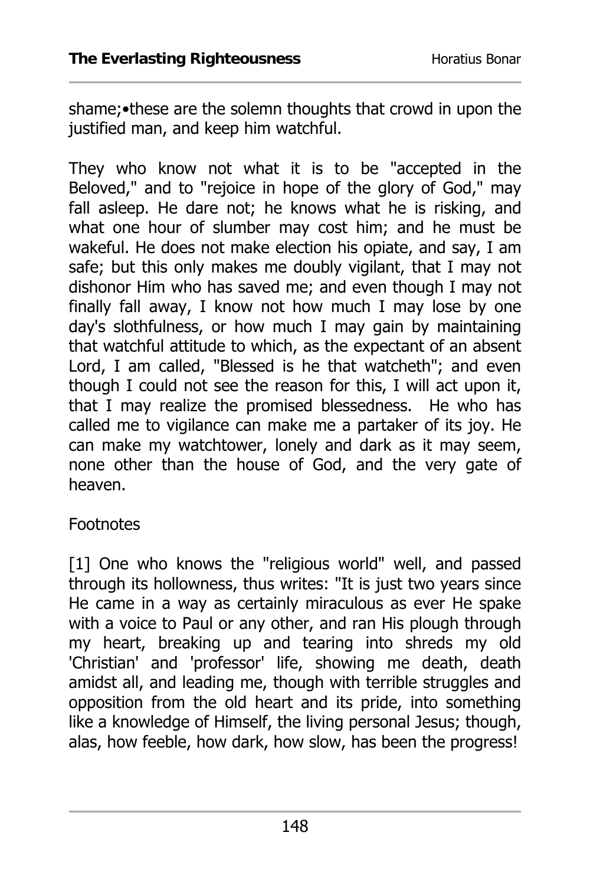shame;•these are the solemn thoughts that crowd in upon the justified man, and keep him watchful.

They who know not what it is to be "accepted in the Beloved," and to "rejoice in hope of the glory of God," may fall asleep. He dare not; he knows what he is risking, and what one hour of slumber may cost him; and he must be wakeful. He does not make election his opiate, and say, I am safe; but this only makes me doubly vigilant, that I may not dishonor Him who has saved me; and even though I may not finally fall away, I know not how much I may lose by one day's slothfulness, or how much I may gain by maintaining that watchful attitude to which, as the expectant of an absent Lord, I am called, "Blessed is he that watcheth"; and even though I could not see the reason for this, I will act upon it, that I may realize the promised blessedness. He who has called me to vigilance can make me a partaker of its joy. He can make my watchtower, lonely and dark as it may seem, none other than the house of God, and the very gate of heaven.

Footnotes

[1] One who knows the "religious world" well, and passed through its hollowness, thus writes: "It is just two years since He came in a way as certainly miraculous as ever He spake with a voice to Paul or any other, and ran His plough through my heart, breaking up and tearing into shreds my old 'Christian' and 'professor' life, showing me death, death amidst all, and leading me, though with terrible struggles and opposition from the old heart and its pride, into something like a knowledge of Himself, the living personal Jesus; though, alas, how feeble, how dark, how slow, has been the progress!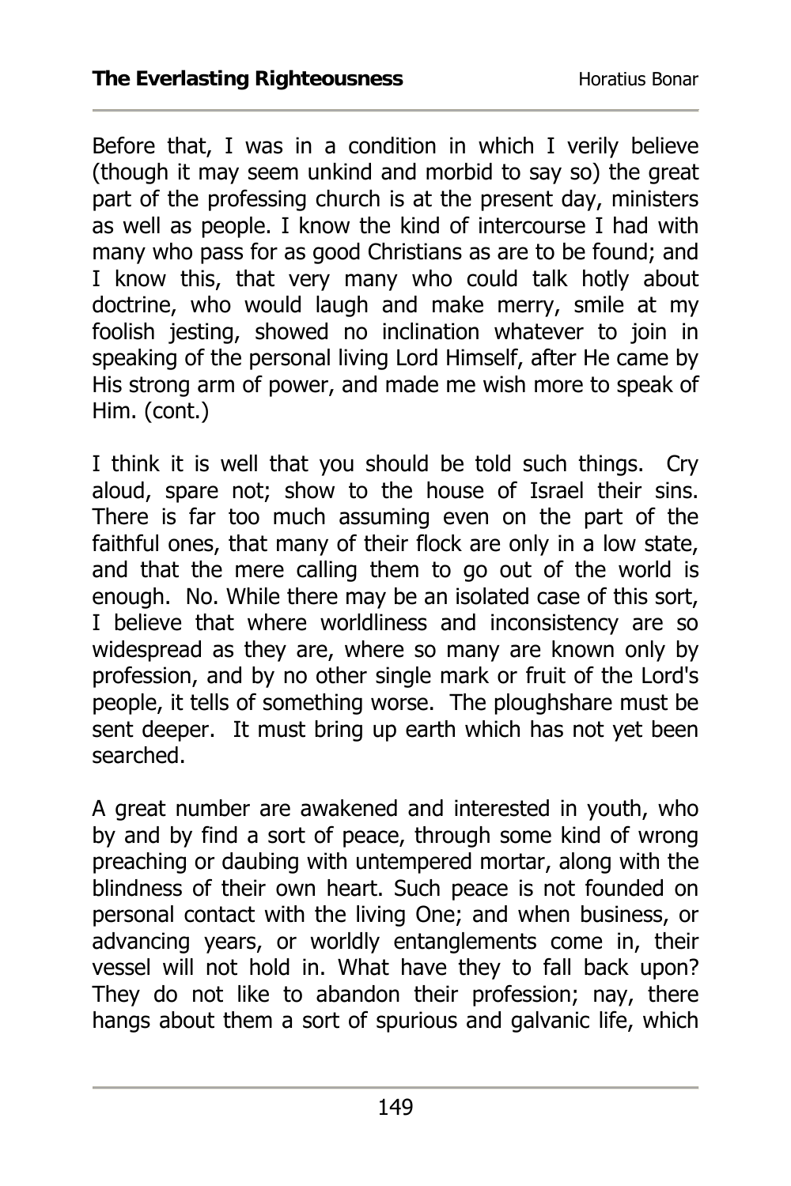Before that, I was in a condition in which I verily believe (though it may seem unkind and morbid to say so) the great part of the professing church is at the present day, ministers as well as people. I know the kind of intercourse I had with many who pass for as good Christians as are to be found; and I know this, that very many who could talk hotly about doctrine, who would laugh and make merry, smile at my foolish jesting, showed no inclination whatever to join in speaking of the personal living Lord Himself, after He came by His strong arm of power, and made me wish more to speak of Him. (cont.)

I think it is well that you should be told such things. Cry aloud, spare not; show to the house of Israel their sins. There is far too much assuming even on the part of the faithful ones, that many of their flock are only in a low state, and that the mere calling them to go out of the world is enough. No. While there may be an isolated case of this sort, I believe that where worldliness and inconsistency are so widespread as they are, where so many are known only by profession, and by no other single mark or fruit of the Lord's people, it tells of something worse. The ploughshare must be sent deeper. It must bring up earth which has not yet been searched.

A great number are awakened and interested in youth, who by and by find a sort of peace, through some kind of wrong preaching or daubing with untempered mortar, along with the blindness of their own heart. Such peace is not founded on personal contact with the living One; and when business, or advancing years, or worldly entanglements come in, their vessel will not hold in. What have they to fall back upon? They do not like to abandon their profession; nay, there hangs about them a sort of spurious and galvanic life, which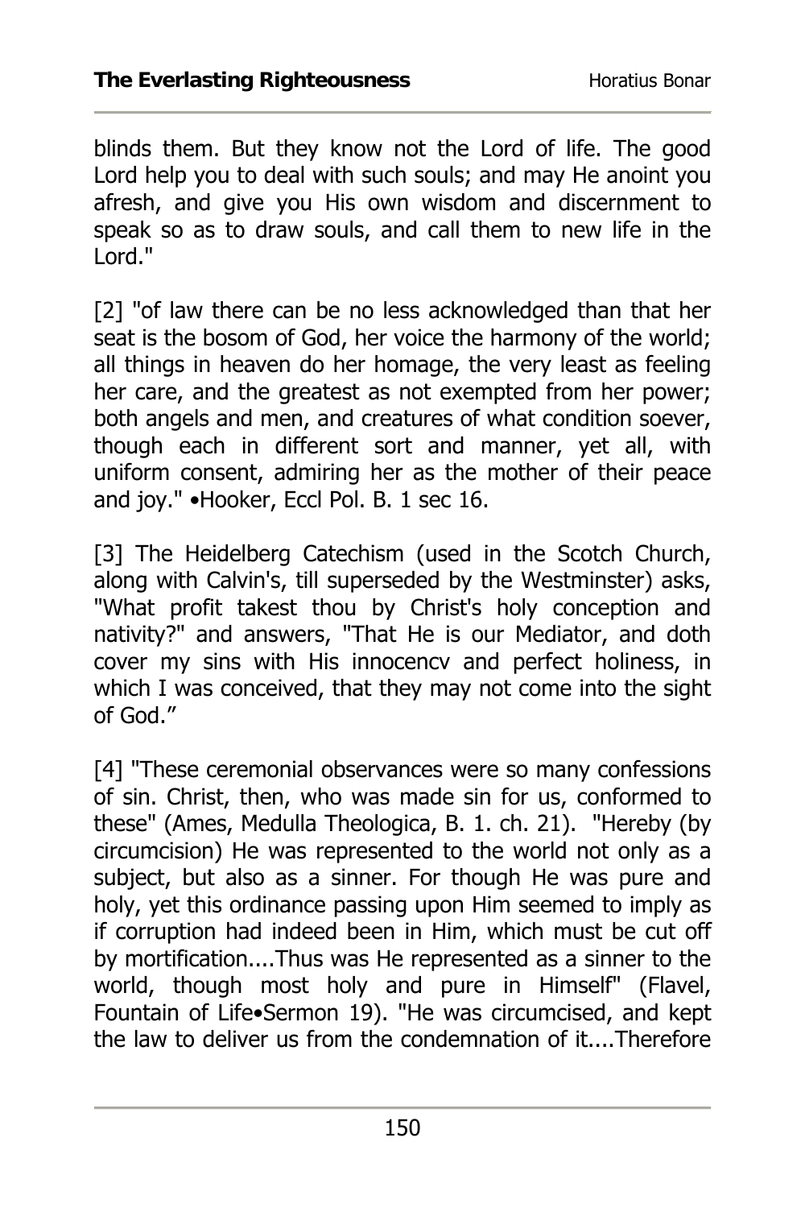blinds them. But they know not the Lord of life. The good Lord help you to deal with such souls; and may He anoint you afresh, and give you His own wisdom and discernment to speak so as to draw souls, and call them to new life in the Lord."

[2] "of law there can be no less acknowledged than that her seat is the bosom of God, her voice the harmony of the world; all things in heaven do her homage, the very least as feeling her care, and the greatest as not exempted from her power; both angels and men, and creatures of what condition soever, though each in different sort and manner, yet all, with uniform consent, admiring her as the mother of their peace and joy." •Hooker, Eccl Pol. B. 1 sec 16.

[3] The Heidelberg Catechism (used in the Scotch Church, along with Calvin's, till superseded by the Westminster) asks, "What profit takest thou by Christ's holy conception and nativity?" and answers, "That He is our Mediator, and doth cover my sins with His innocencv and perfect holiness, in which I was conceived, that they may not come into the sight of God."

[4] "These ceremonial observances were so many confessions of sin. Christ, then, who was made sin for us, conformed to these" (Ames, Medulla Theologica, B. 1. ch. 21). "Hereby (by circumcision) He was represented to the world not only as a subject, but also as a sinner. For though He was pure and holy, yet this ordinance passing upon Him seemed to imply as if corruption had indeed been in Him, which must be cut off by mortification....Thus was He represented as a sinner to the world, though most holy and pure in Himself" (Flavel, Fountain of Life•Sermon 19). "He was circumcised, and kept the law to deliver us from the condemnation of it....Therefore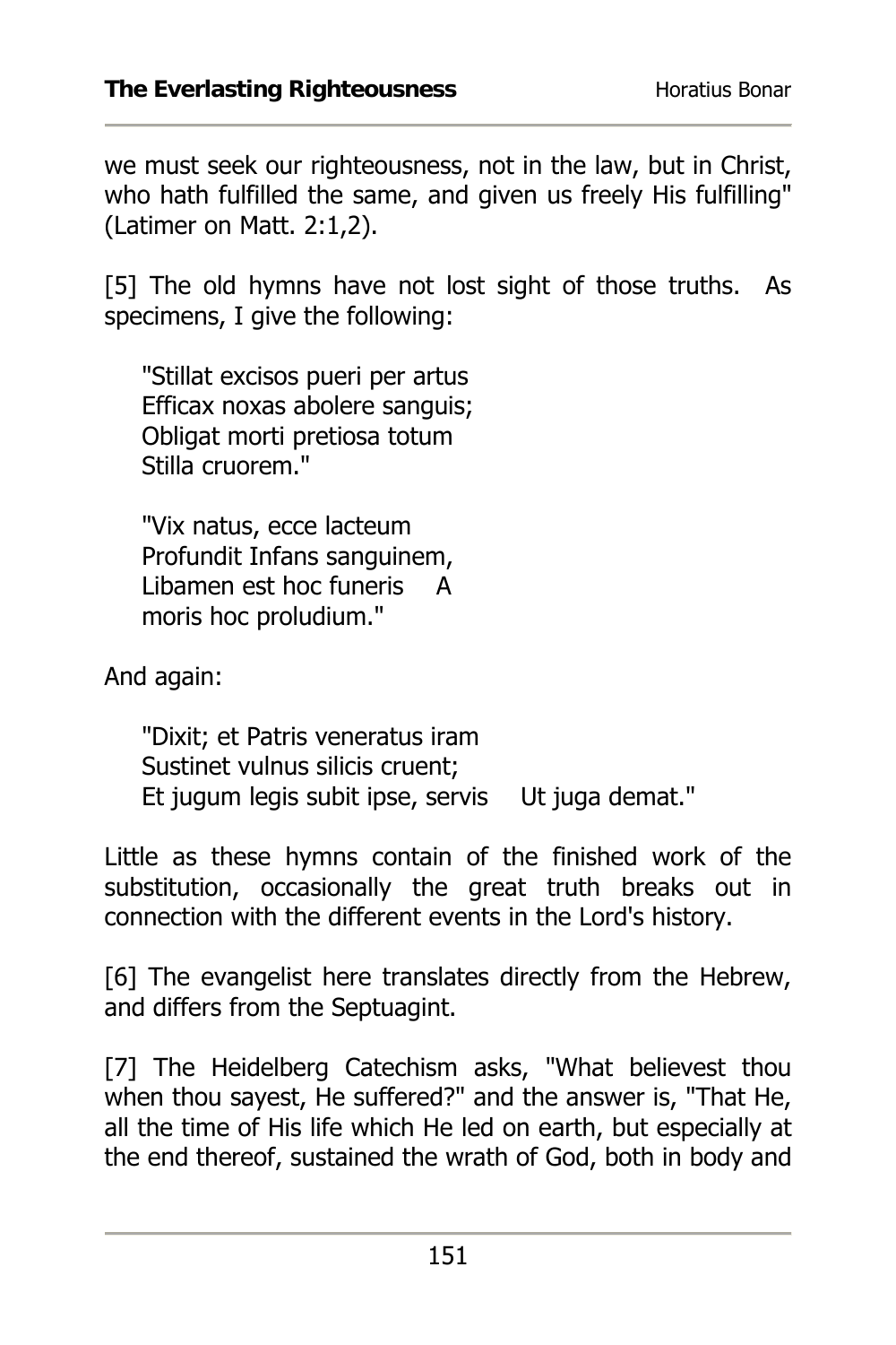we must seek our righteousness, not in the law, but in Christ, who hath fulfilled the same, and given us freely His fulfilling" (Latimer on Matt. 2:1,2).

[5] The old hymns have not lost sight of those truths. As specimens, I give the following:

> "Stillat excisos pueri per artus
> Efficax noxas abolere sanguis;
> Obligat morti pretiosa totum
> Stilla cruorem."

> "Vix natus, ecce lacteum
> Profundit Infans sanguinem,
> Libamen est hoc funeris A
> moris hoc proludium."

And again:

> "Dixit; et Patris veneratus iram
> Sustinet vulnus silicis cruent;
> Et jugum legis subit ipse, servis Ut juga demat."

Little as these hymns contain of the finished work of the substitution, occasionally the great truth breaks out in connection with the different events in the Lord's history.

[6] The evangelist here translates directly from the Hebrew, and differs from the Septuagint.

[7] The Heidelberg Catechism asks, "What believest thou when thou sayest, He suffered?" and the answer is, "That He, all the time of His life which He led on earth, but especially at the end thereof, sustained the wrath of God, both in body and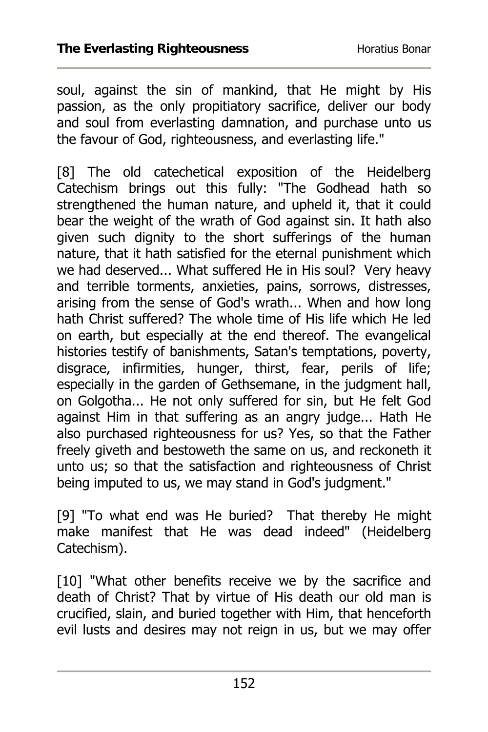soul, against the sin of mankind, that He might by His passion, as the only propitiatory sacrifice, deliver our body and soul from everlasting damnation, and purchase unto us the favour of God, righteousness, and everlasting life."

[8] The old catechetical exposition of the Heidelberg Catechism brings out this fully: "The Godhead hath so strengthened the human nature, and upheld it, that it could bear the weight of the wrath of God against sin. It hath also given such dignity to the short sufferings of the human nature, that it hath satisfied for the eternal punishment which we had deserved... What suffered He in His soul? Very heavy and terrible torments, anxieties, pains, sorrows, distresses, arising from the sense of God's wrath... When and how long hath Christ suffered? The whole time of His life which He led on earth, but especially at the end thereof. The evangelical histories testify of banishments, Satan's temptations, poverty, disgrace, infirmities, hunger, thirst, fear, perils of life; especially in the garden of Gethsemane, in the judgment hall, on Golgotha... He not only suffered for sin, but He felt God against Him in that suffering as an angry judge... Hath He also purchased righteousness for us? Yes, so that the Father freely giveth and bestoweth the same on us, and reckoneth it unto us; so that the satisfaction and righteousness of Christ being imputed to us, we may stand in God's judgment."

[9] "To what end was He buried? That thereby He might make manifest that He was dead indeed" (Heidelberg Catechism).

[10] "What other benefits receive we by the sacrifice and death of Christ? That by virtue of His death our old man is crucified, slain, and buried together with Him, that henceforth evil lusts and desires may not reign in us, but we may offer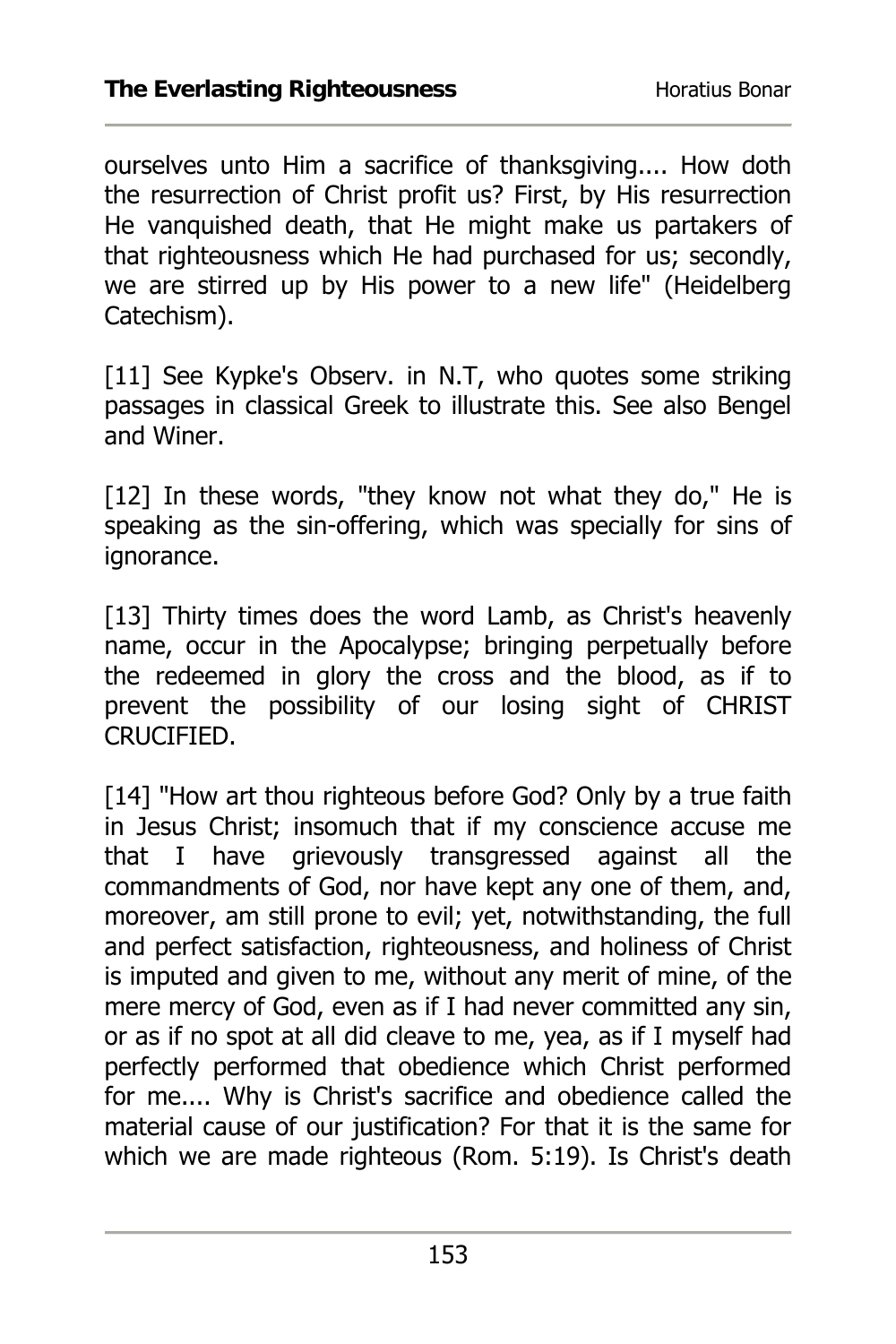ourselves unto Him a sacrifice of thanksgiving.... How doth the resurrection of Christ profit us? First, by His resurrection He vanquished death, that He might make us partakers of that righteousness which He had purchased for us; secondly, we are stirred up by His power to a new life" (Heidelberg Catechism).

[11] See Kypke's Observ. in N.T, who quotes some striking passages in classical Greek to illustrate this. See also Bengel and Winer.

[12] In these words, "they know not what they do," He is speaking as the sin-offering, which was specially for sins of ignorance.

[13] Thirty times does the word Lamb, as Christ's heavenly name, occur in the Apocalypse; bringing perpetually before the redeemed in glory the cross and the blood, as if to prevent the possibility of our losing sight of CHRIST CRUCIFIED.

[14] "How art thou righteous before God? Only by a true faith in Jesus Christ; insomuch that if my conscience accuse me that I have grievously transgressed against all the commandments of God, nor have kept any one of them, and, moreover, am still prone to evil; yet, notwithstanding, the full and perfect satisfaction, righteousness, and holiness of Christ is imputed and given to me, without any merit of mine, of the mere mercy of God, even as if I had never committed any sin, or as if no spot at all did cleave to me, yea, as if I myself had perfectly performed that obedience which Christ performed for me.... Why is Christ's sacrifice and obedience called the material cause of our justification? For that it is the same for which we are made righteous (Rom. 5:19). Is Christ's death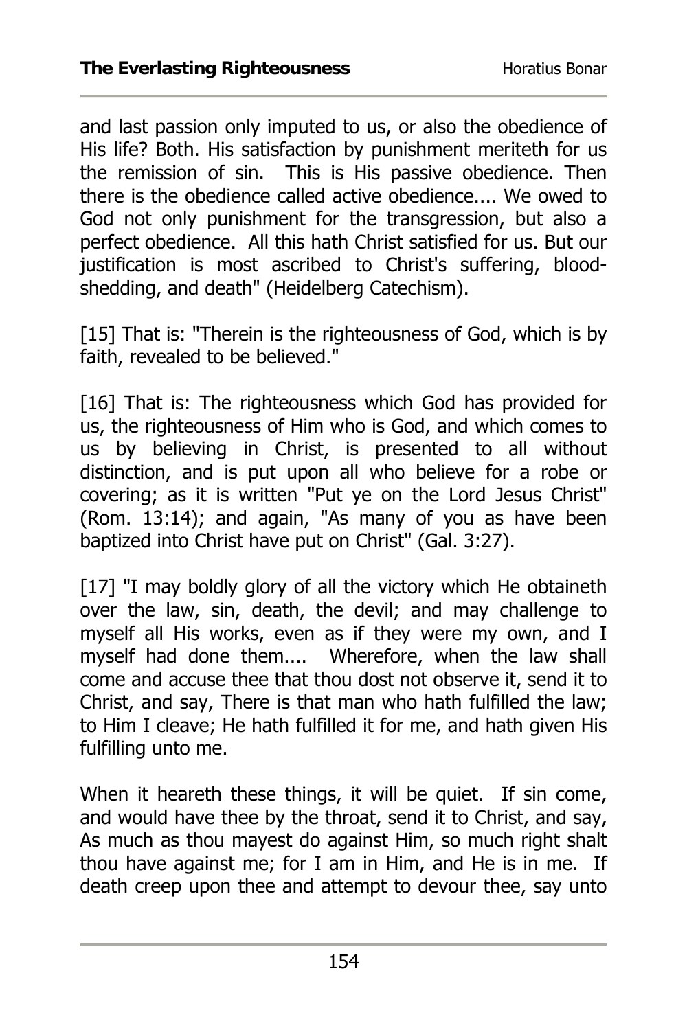and last passion only imputed to us, or also the obedience of His life? Both. His satisfaction by punishment meriteth for us the remission of sin. This is His passive obedience. Then there is the obedience called active obedience.... We owed to God not only punishment for the transgression, but also a perfect obedience. All this hath Christ satisfied for us. But our justification is most ascribed to Christ's suffering, blood-shedding, and death" (Heidelberg Catechism).

[15] That is: "Therein is the righteousness of God, which is by faith, revealed to be believed."

[16] That is: The righteousness which God has provided for us, the righteousness of Him who is God, and which comes to us by believing in Christ, is presented to all without distinction, and is put upon all who believe for a robe or covering; as it is written "Put ye on the Lord Jesus Christ" (Rom. 13:14); and again, "As many of you as have been baptized into Christ have put on Christ" (Gal. 3:27).

[17] "I may boldly glory of all the victory which He obtaineth over the law, sin, death, the devil; and may challenge to myself all His works, even as if they were my own, and I myself had done them.... Wherefore, when the law shall come and accuse thee that thou dost not observe it, send it to Christ, and say, There is that man who hath fulfilled the law; to Him I cleave; He hath fulfilled it for me, and hath given His fulfilling unto me.

When it heareth these things, it will be quiet. If sin come, and would have thee by the throat, send it to Christ, and say, As much as thou mayest do against Him, so much right shalt thou have against me; for I am in Him, and He is in me. If death creep upon thee and attempt to devour thee, say unto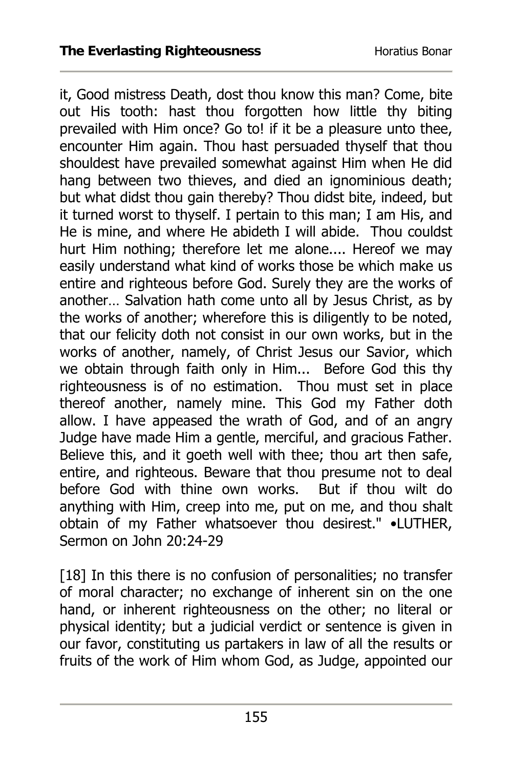it, Good mistress Death, dost thou know this man? Come, bite out His tooth: hast thou forgotten how little thy biting prevailed with Him once? Go to! if it be a pleasure unto thee, encounter Him again. Thou hast persuaded thyself that thou shouldest have prevailed somewhat against Him when He did hang between two thieves, and died an ignominious death; but what didst thou gain thereby? Thou didst bite, indeed, but it turned worst to thyself. I pertain to this man; I am His, and He is mine, and where He abideth I will abide. Thou couldst hurt Him nothing; therefore let me alone.... Hereof we may easily understand what kind of works those be which make us entire and righteous before God. Surely they are the works of another… Salvation hath come unto all by Jesus Christ, as by the works of another; wherefore this is diligently to be noted, that our felicity doth not consist in our own works, but in the works of another, namely, of Christ Jesus our Savior, which we obtain through faith only in Him... Before God this thy righteousness is of no estimation. Thou must set in place thereof another, namely mine. This God my Father doth allow. I have appeased the wrath of God, and of an angry Judge have made Him a gentle, merciful, and gracious Father. Believe this, and it goeth well with thee; thou art then safe, entire, and righteous. Beware that thou presume not to deal before God with thine own works. But if thou wilt do anything with Him, creep into me, put on me, and thou shalt obtain of my Father whatsoever thou desirest." •LUTHER, Sermon on John 20:24-29

[18] In this there is no confusion of personalities; no transfer of moral character; no exchange of inherent sin on the one hand, or inherent righteousness on the other; no literal or physical identity; but a judicial verdict or sentence is given in our favor, constituting us partakers in law of all the results or fruits of the work of Him whom God, as Judge, appointed our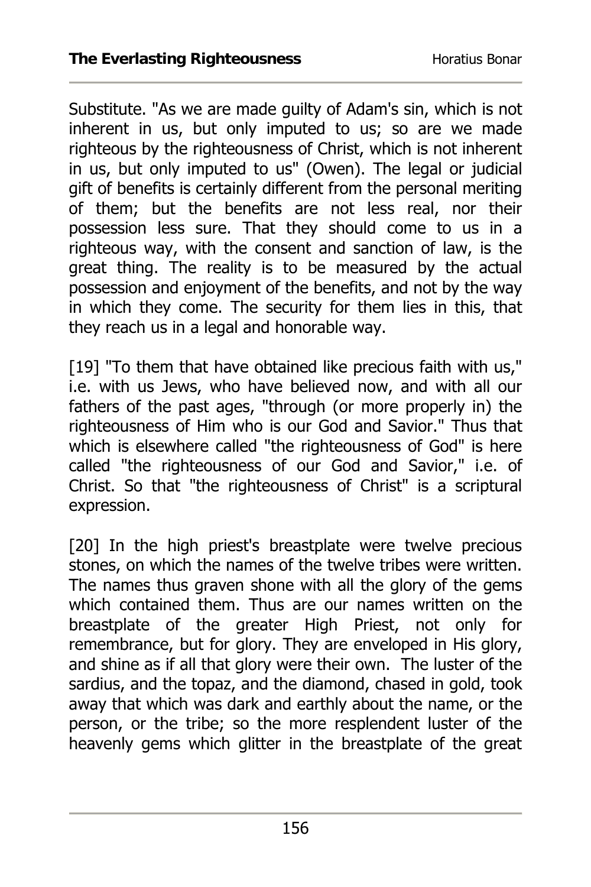Substitute. "As we are made guilty of Adam's sin, which is not inherent in us, but only imputed to us; so are we made righteous by the righteousness of Christ, which is not inherent in us, but only imputed to us" (Owen). The legal or judicial gift of benefits is certainly different from the personal meriting of them; but the benefits are not less real, nor their possession less sure. That they should come to us in a righteous way, with the consent and sanction of law, is the great thing. The reality is to be measured by the actual possession and enjoyment of the benefits, and not by the way in which they come. The security for them lies in this, that they reach us in a legal and honorable way.

[19] "To them that have obtained like precious faith with us," i.e. with us Jews, who have believed now, and with all our fathers of the past ages, "through (or more properly in) the righteousness of Him who is our God and Savior." Thus that which is elsewhere called "the righteousness of God" is here called "the righteousness of our God and Savior," i.e. of Christ. So that "the righteousness of Christ" is a scriptural expression.

[20] In the high priest's breastplate were twelve precious stones, on which the names of the twelve tribes were written. The names thus graven shone with all the glory of the gems which contained them. Thus are our names written on the breastplate of the greater High Priest, not only for remembrance, but for glory. They are enveloped in His glory, and shine as if all that glory were their own. The luster of the sardius, and the topaz, and the diamond, chased in gold, took away that which was dark and earthly about the name, or the person, or the tribe; so the more resplendent luster of the heavenly gems which glitter in the breastplate of the great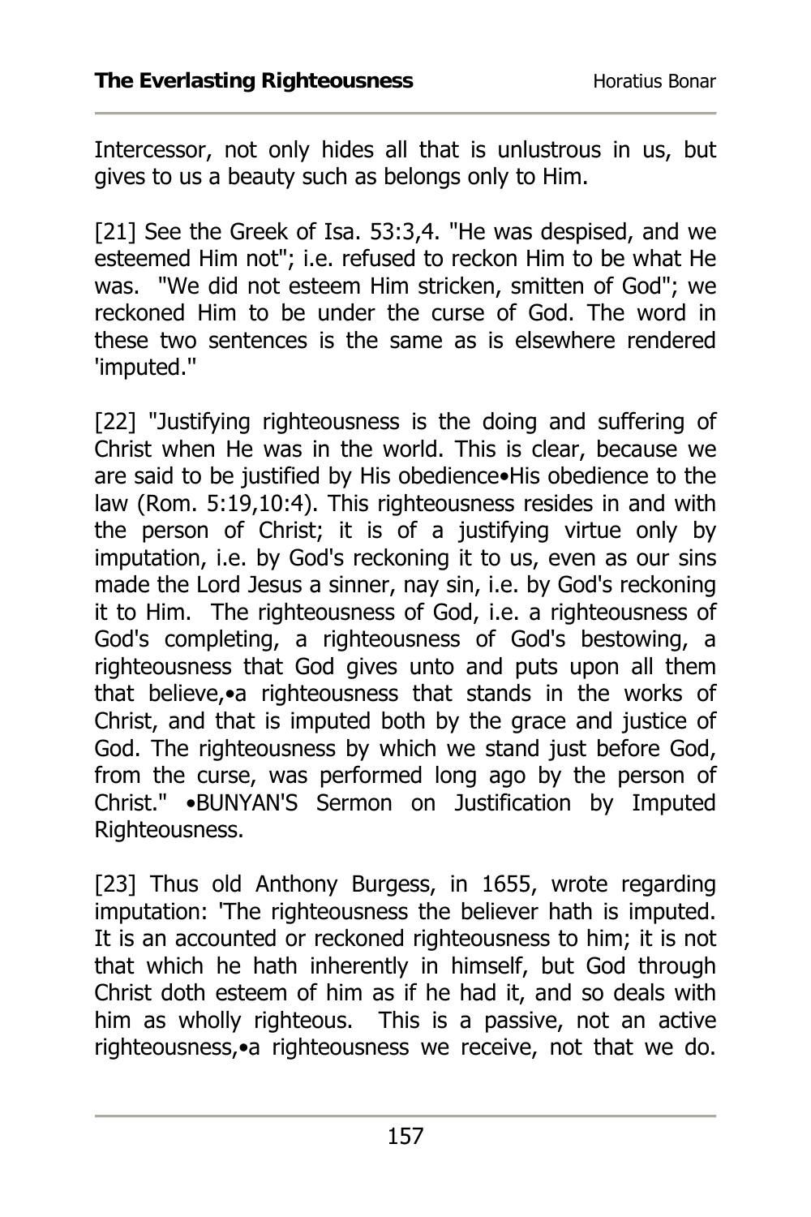Intercessor, not only hides all that is unlustrous in us, but gives to us a beauty such as belongs only to Him.

[21] See the Greek of Isa. 53:3,4. "He was despised, and we esteemed Him not"; i.e. refused to reckon Him to be what He was. "We did not esteem Him stricken, smitten of God"; we reckoned Him to be under the curse of God. The word in these two sentences is the same as is elsewhere rendered 'imputed."

[22] "Justifying righteousness is the doing and suffering of Christ when He was in the world. This is clear, because we are said to be justified by His obedience•His obedience to the law (Rom. 5:19,10:4). This righteousness resides in and with the person of Christ; it is of a justifying virtue only by imputation, i.e. by God's reckoning it to us, even as our sins made the Lord Jesus a sinner, nay sin, i.e. by God's reckoning it to Him. The righteousness of God, i.e. a righteousness of God's completing, a righteousness of God's bestowing, a righteousness that God gives unto and puts upon all them that believe,•a righteousness that stands in the works of Christ, and that is imputed both by the grace and justice of God. The righteousness by which we stand just before God, from the curse, was performed long ago by the person of Christ." •BUNYAN'S Sermon on Justification by Imputed Righteousness.

[23] Thus old Anthony Burgess, in 1655, wrote regarding imputation: 'The righteousness the believer hath is imputed. It is an accounted or reckoned righteousness to him; it is not that which he hath inherently in himself, but God through Christ doth esteem of him as if he had it, and so deals with him as wholly righteous. This is a passive, not an active righteousness,•a righteousness we receive, not that we do.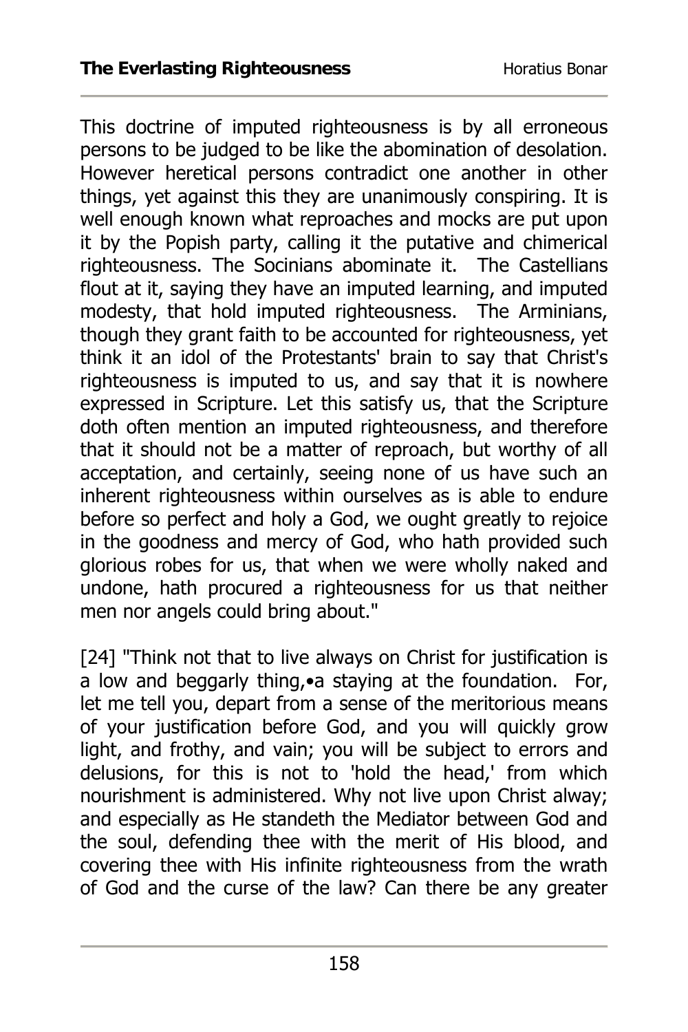This doctrine of imputed righteousness is by all erroneous persons to be judged to be like the abomination of desolation. However heretical persons contradict one another in other things, yet against this they are unanimously conspiring. It is well enough known what reproaches and mocks are put upon it by the Popish party, calling it the putative and chimerical righteousness. The Socinians abominate it. The Castellians flout at it, saying they have an imputed learning, and imputed modesty, that hold imputed righteousness. The Arminians, though they grant faith to be accounted for righteousness, yet think it an idol of the Protestants' brain to say that Christ's righteousness is imputed to us, and say that it is nowhere expressed in Scripture. Let this satisfy us, that the Scripture doth often mention an imputed righteousness, and therefore that it should not be a matter of reproach, but worthy of all acceptation, and certainly, seeing none of us have such an inherent righteousness within ourselves as is able to endure before so perfect and holy a God, we ought greatly to rejoice in the goodness and mercy of God, who hath provided such glorious robes for us, that when we were wholly naked and undone, hath procured a righteousness for us that neither men nor angels could bring about."

[24] "Think not that to live always on Christ for justification is a low and beggarly thing,•a staying at the foundation. For, let me tell you, depart from a sense of the meritorious means of your justification before God, and you will quickly grow light, and frothy, and vain; you will be subject to errors and delusions, for this is not to 'hold the head,' from which nourishment is administered. Why not live upon Christ alway; and especially as He standeth the Mediator between God and the soul, defending thee with the merit of His blood, and covering thee with His infinite righteousness from the wrath of God and the curse of the law? Can there be any greater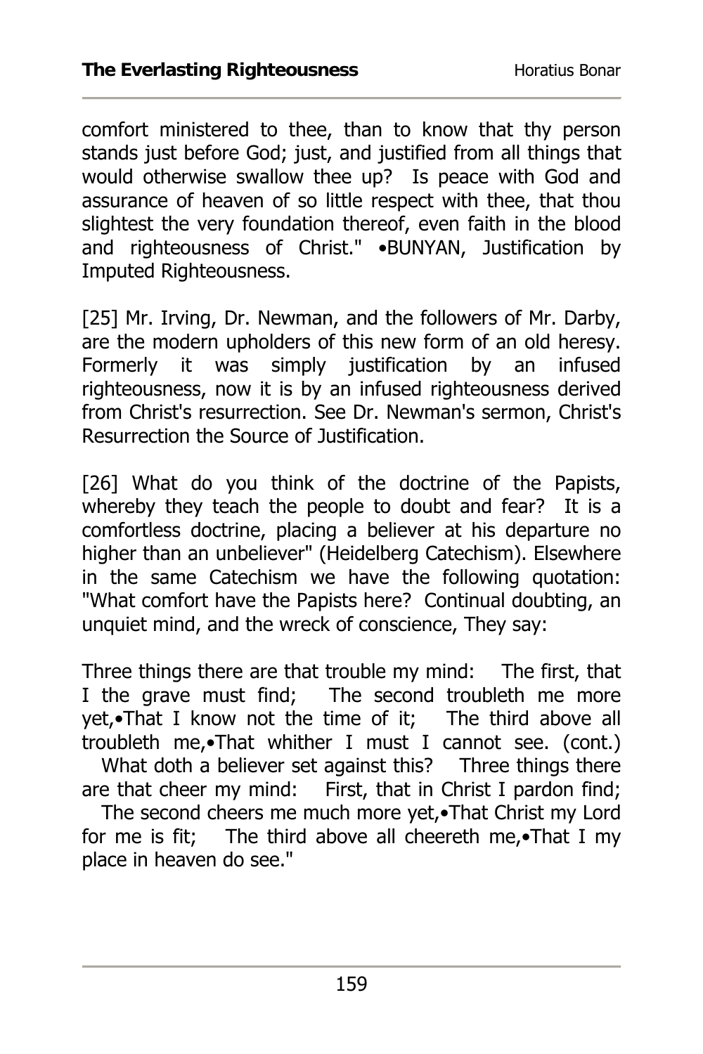comfort ministered to thee, than to know that thy person stands just before God; just, and justified from all things that would otherwise swallow thee up? Is peace with God and assurance of heaven of so little respect with thee, that thou slightest the very foundation thereof, even faith in the blood and righteousness of Christ." •BUNYAN, Justification by Imputed Righteousness.

[25] Mr. Irving, Dr. Newman, and the followers of Mr. Darby, are the modern upholders of this new form of an old heresy. Formerly it was simply justification by an infused righteousness, now it is by an infused righteousness derived from Christ's resurrection. See Dr. Newman's sermon, Christ's Resurrection the Source of Justification.

[26] What do you think of the doctrine of the Papists, whereby they teach the people to doubt and fear? It is a comfortless doctrine, placing a believer at his departure no higher than an unbeliever" (Heidelberg Catechism). Elsewhere in the same Catechism we have the following quotation: "What comfort have the Papists here? Continual doubting, an unquiet mind, and the wreck of conscience, They say:

Three things there are that trouble my mind: The first, that I the grave must find; The second troubleth me more yet,•That I know not the time of it; The third above all troubleth me,•That whither I must I cannot see. (cont.)
What doth a believer set against this? Three things there are that cheer my mind: First, that in Christ I pardon find;
The second cheers me much more yet,•That Christ my Lord for me is fit; The third above all cheereth me,•That I my place in heaven do see."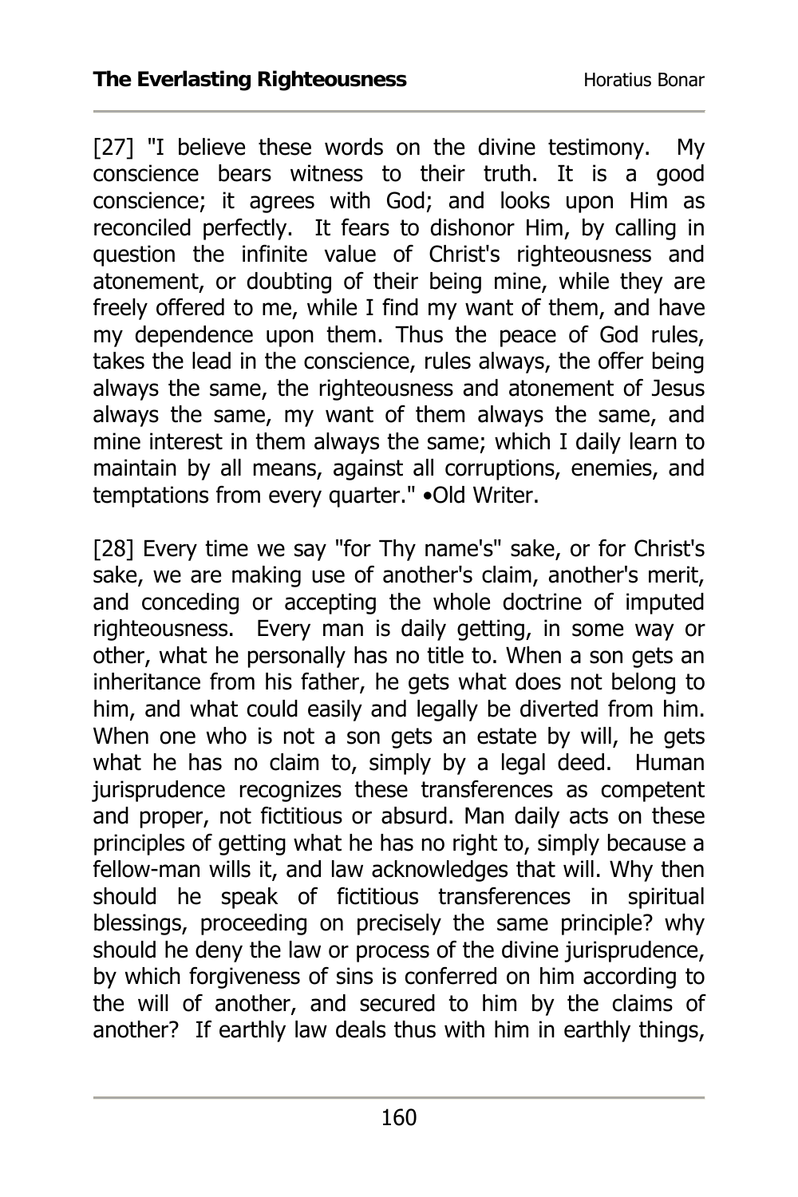[27] "I believe these words on the divine testimony. My conscience bears witness to their truth. It is a good conscience; it agrees with God; and looks upon Him as reconciled perfectly. It fears to dishonor Him, by calling in question the infinite value of Christ's righteousness and atonement, or doubting of their being mine, while they are freely offered to me, while I find my want of them, and have my dependence upon them. Thus the peace of God rules, takes the lead in the conscience, rules always, the offer being always the same, the righteousness and atonement of Jesus always the same, my want of them always the same, and mine interest in them always the same; which I daily learn to maintain by all means, against all corruptions, enemies, and temptations from every quarter." •Old Writer.

[28] Every time we say "for Thy name's" sake, or for Christ's sake, we are making use of another's claim, another's merit, and conceding or accepting the whole doctrine of imputed righteousness. Every man is daily getting, in some way or other, what he personally has no title to. When a son gets an inheritance from his father, he gets what does not belong to him, and what could easily and legally be diverted from him. When one who is not a son gets an estate by will, he gets what he has no claim to, simply by a legal deed. Human jurisprudence recognizes these transferences as competent and proper, not fictitious or absurd. Man daily acts on these principles of getting what he has no right to, simply because a fellow-man wills it, and law acknowledges that will. Why then should he speak of fictitious transferences in spiritual blessings, proceeding on precisely the same principle? why should he deny the law or process of the divine jurisprudence, by which forgiveness of sins is conferred on him according to the will of another, and secured to him by the claims of another? If earthly law deals thus with him in earthly things,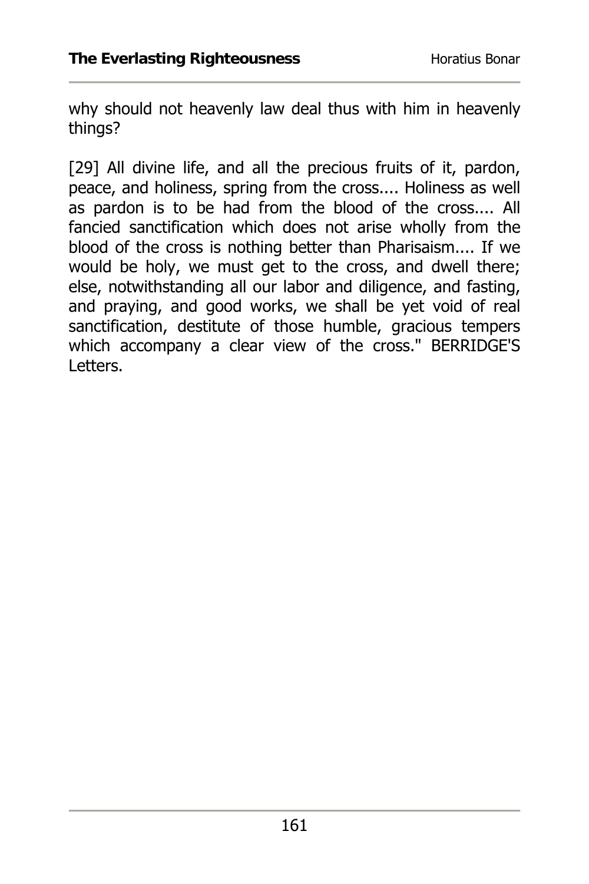why should not heavenly law deal thus with him in heavenly things?

[29] All divine life, and all the precious fruits of it, pardon, peace, and holiness, spring from the cross.... Holiness as well as pardon is to be had from the blood of the cross.... All fancied sanctification which does not arise wholly from the blood of the cross is nothing better than Pharisaism.... If we would be holy, we must get to the cross, and dwell there; else, notwithstanding all our labor and diligence, and fasting, and praying, and good works, we shall be yet void of real sanctification, destitute of those humble, gracious tempers which accompany a clear view of the cross." BERRIDGE'S Letters.